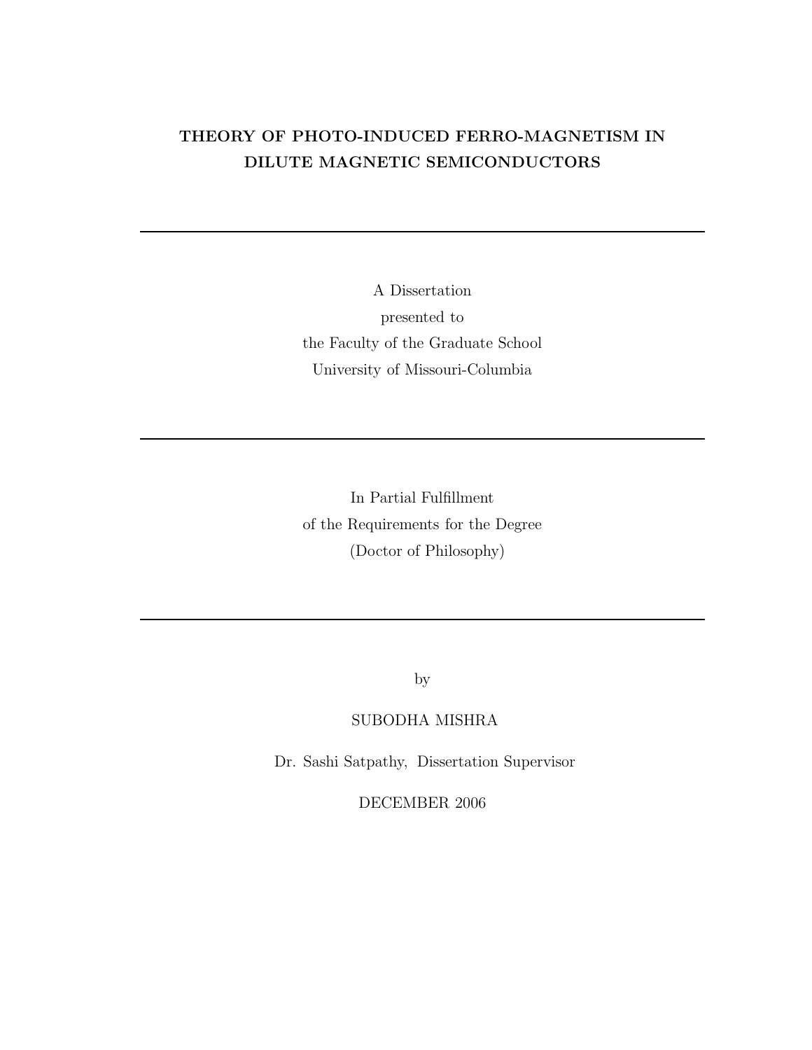# THEORY OF PHOTO-INDUCED FERRO-MAGNETISM IN DILUTE MAGNETIC SEMICONDUCTORS

---

A Dissertation
presented to
the Faculty of the Graduate School
University of Missouri-Columbia

---

In Partial Fulfillment
of the Requirements for the Degree
(Doctor of Philosophy)

---

by

SUBODHA MISHRA

Dr. Sashi Satpathy, Dissertation Supervisor

DECEMBER 2006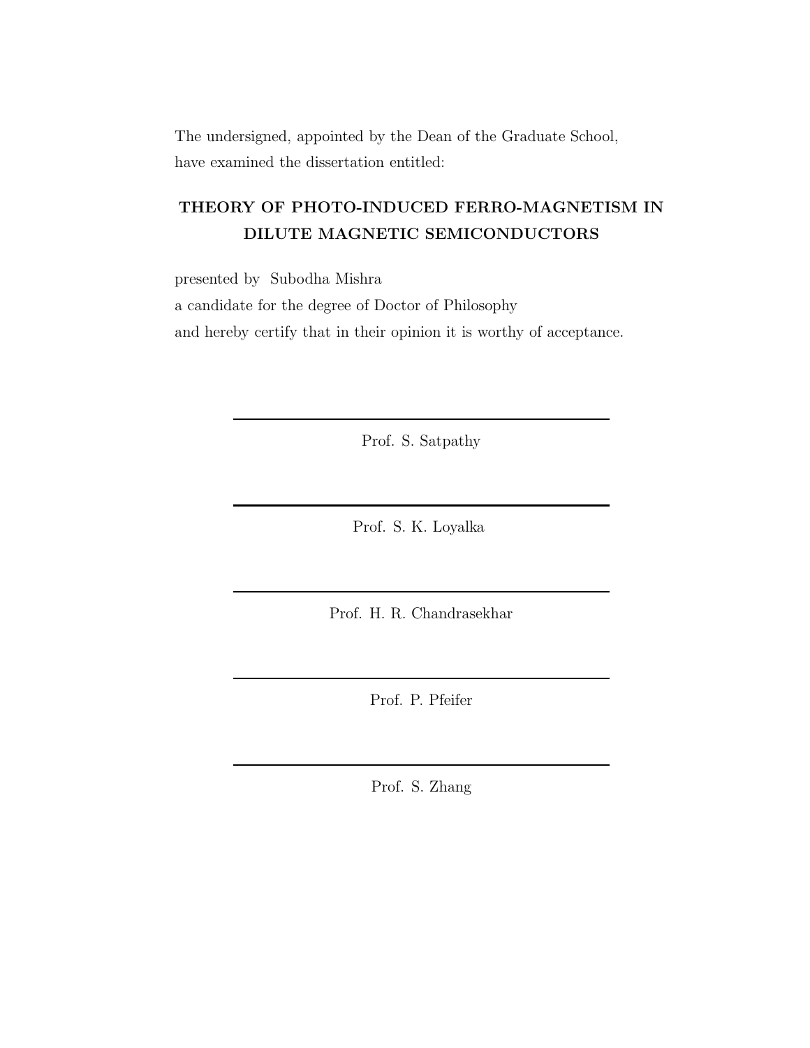The undersigned, appointed by the Dean of the Graduate School, have examined the dissertation entitled:

**THEORY OF PHOTO-INDUCED FERRO-MAGNETISM IN DILUTE MAGNETIC SEMICONDUCTORS**

presented by Subodha Mishra

a candidate for the degree of Doctor of Philosophy

and hereby certify that in their opinion it is worthy of acceptance.

---

Prof. S. Satpathy

---

Prof. S. K. Loyalka

---

Prof. H. R. Chandrasekhar

---

Prof. P. Pfeifer

---

Prof. S. Zhang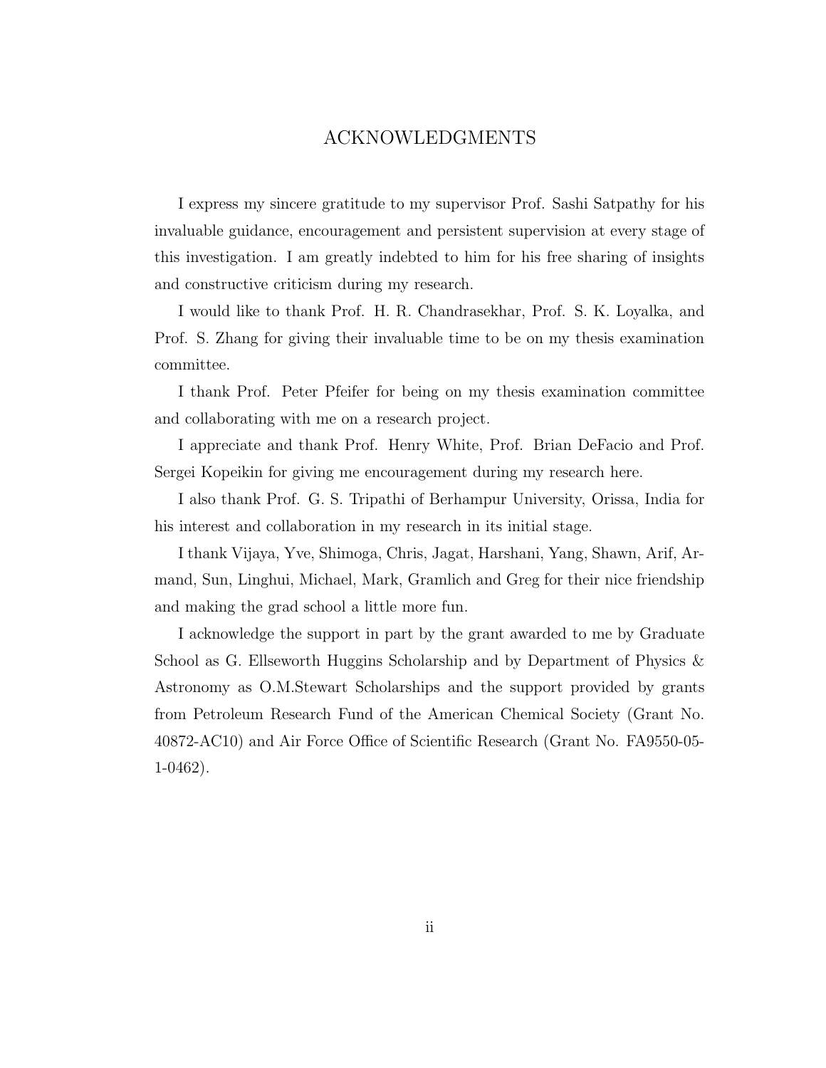# ACKNOWLEDGMENTS

I express my sincere gratitude to my supervisor Prof. Sashi Satpathy for his invaluable guidance, encouragement and persistent supervision at every stage of this investigation. I am greatly indebted to him for his free sharing of insights and constructive criticism during my research.

I would like to thank Prof. H. R. Chandrasekhar, Prof. S. K. Loyalka, and Prof. S. Zhang for giving their invaluable time to be on my thesis examination committee.

I thank Prof. Peter Pfeifer for being on my thesis examination committee and collaborating with me on a research project.

I appreciate and thank Prof. Henry White, Prof. Brian DeFacio and Prof. Sergei Kopeikin for giving me encouragement during my research here.

I also thank Prof. G. S. Tripathi of Berhampur University, Orissa, India for his interest and collaboration in my research in its initial stage.

I thank Vijaya, Yve, Shimoga, Chris, Jagat, Harshani, Yang, Shawn, Arif, Armand, Sun, Linghui, Michael, Mark, Gramlich and Greg for their nice friendship and making the grad school a little more fun.

I acknowledge the support in part by the grant awarded to me by Graduate School as G. Ellseworth Huggins Scholarship and by Department of Physics & Astronomy as O.M.Stewart Scholarships and the support provided by grants from Petroleum Research Fund of the American Chemical Society (Grant No. 40872-AC10) and Air Force Office of Scientific Research (Grant No. FA9550-05-1-0462).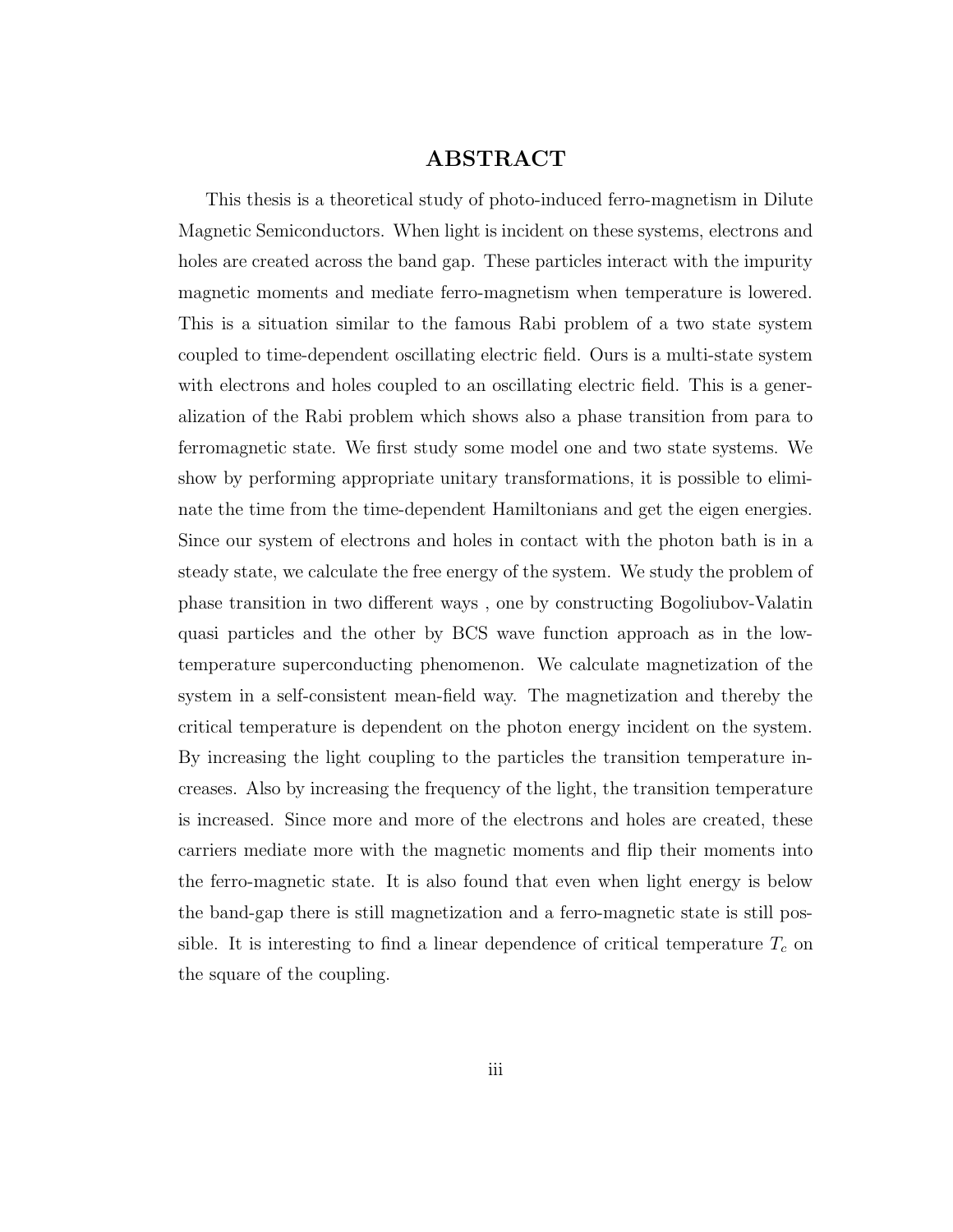## ABSTRACT

This thesis is a theoretical study of photo-induced ferro-magnetism in Dilute Magnetic Semiconductors. When light is incident on these systems, electrons and holes are created across the band gap. These particles interact with the impurity magnetic moments and mediate ferro-magnetism when temperature is lowered. This is a situation similar to the famous Rabi problem of a two state system coupled to time-dependent oscillating electric field. Ours is a multi-state system with electrons and holes coupled to an oscillating electric field. This is a generalization of the Rabi problem which shows also a phase transition from para to ferromagnetic state. We first study some model one and two state systems. We show by performing appropriate unitary transformations, it is possible to eliminate the time from the time-dependent Hamiltonians and get the eigen energies. Since our system of electrons and holes in contact with the photon bath is in a steady state, we calculate the free energy of the system. We study the problem of phase transition in two different ways , one by constructing Bogoliubov-Valatin quasi particles and the other by BCS wave function approach as in the low-temperature superconducting phenomenon. We calculate magnetization of the system in a self-consistent mean-field way. The magnetization and thereby the critical temperature is dependent on the photon energy incident on the system. By increasing the light coupling to the particles the transition temperature increases. Also by increasing the frequency of the light, the transition temperature is increased. Since more and more of the electrons and holes are created, these carriers mediate more with the magnetic moments and flip their moments into the ferro-magnetic state. It is also found that even when light energy is below the band-gap there is still magnetization and a ferro-magnetic state is still possible. It is interesting to find a linear dependence of critical temperature $T_c$ on the square of the coupling.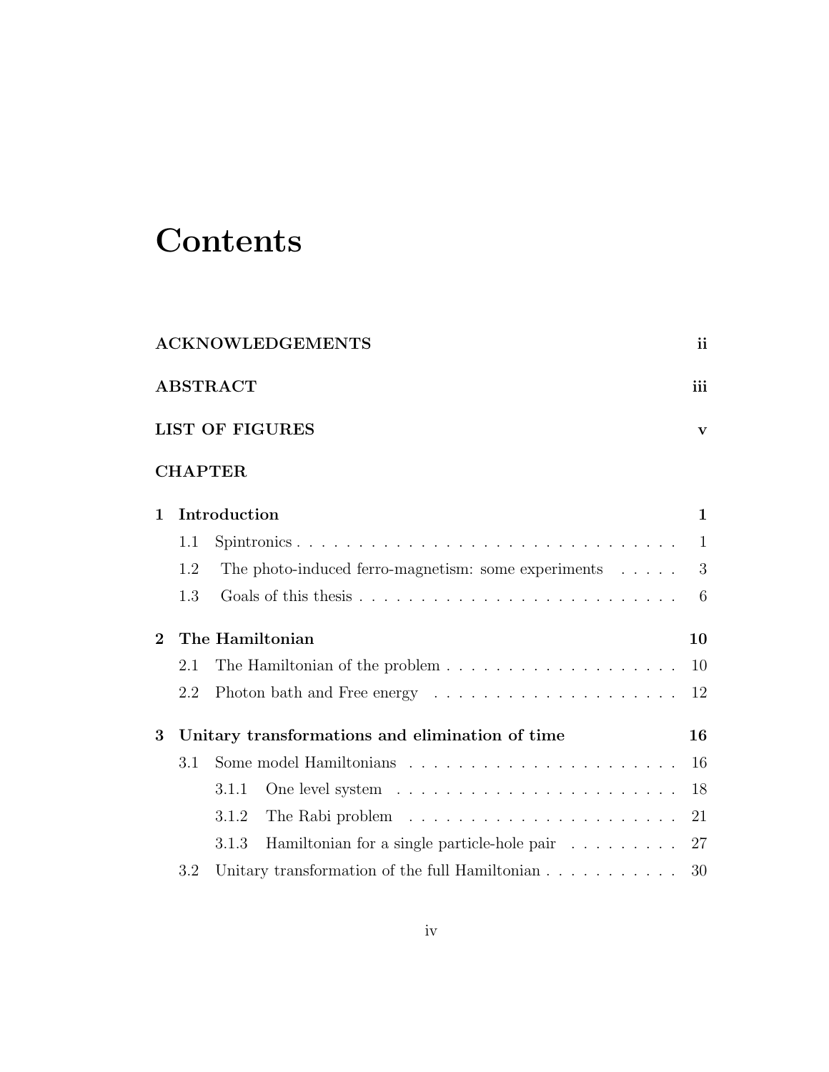# Contents

**ACKNOWLEDGEMENTS** **ii**

**ABSTRACT** **iii**

**LIST OF FIGURES** **v**

**CHAPTER**

**1 Introduction** **1**

- 1.1 Spintronics . . . . . . . . . . . . . . . . . . . . . . . . . . . . . . . 1
- 1.2 The photo-induced ferro-magnetism: some experiments . . . . . 3
- 1.3 Goals of this thesis . . . . . . . . . . . . . . . . . . . . . . . . . . 6

**2 The Hamiltonian** **10**

- 2.1 The Hamiltonian of the problem . . . . . . . . . . . . . . . . . . . 10
- 2.2 Photon bath and Free energy . . . . . . . . . . . . . . . . . . . . . 12

**3 Unitary transformations and elimination of time** **16**

- 3.1 Some model Hamiltonians . . . . . . . . . . . . . . . . . . . . . . 16
  - 3.1.1 One level system . . . . . . . . . . . . . . . . . . . . . . . 18
  - 3.1.2 The Rabi problem . . . . . . . . . . . . . . . . . . . . . . 21
  - 3.1.3 Hamiltonian for a single particle-hole pair . . . . . . . . . 27
- 3.2 Unitary transformation of the full Hamiltonian . . . . . . . . . . . 30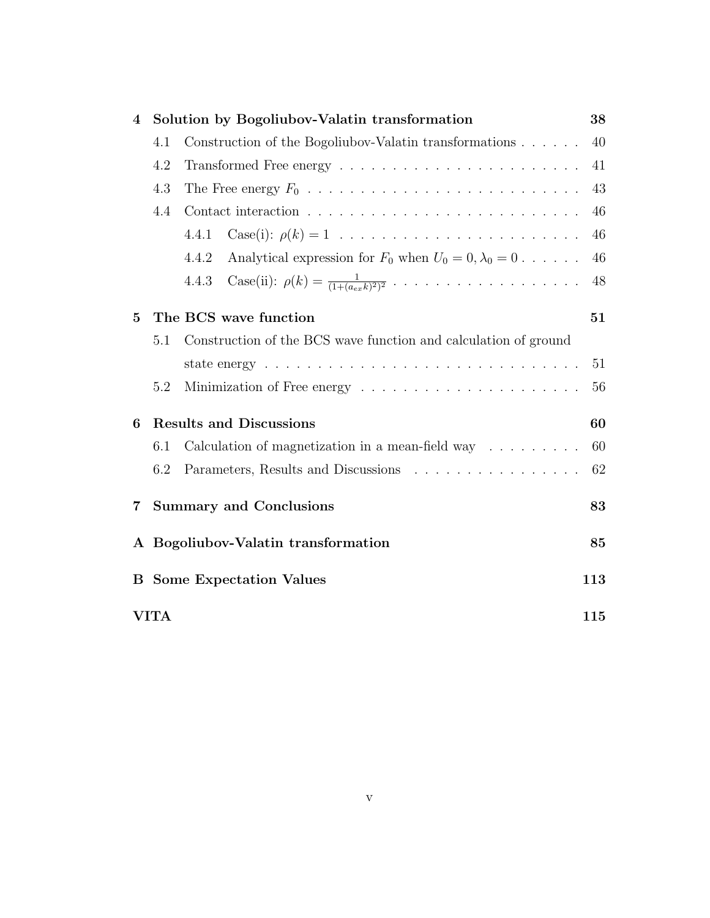**4 Solution by Bogoliubov-Valatin transformation** **38**

- 4.1 Construction of the Bogoliubov-Valatin transformations . . . . . . 40
- 4.2 Transformed Free energy . . . . . . . . . . . . . . . . . . . . . . . . 41
- 4.3 The Free energy $F_0$ . . . . . . . . . . . . . . . . . . . . . . . . . . 43
- 4.4 Contact interaction . . . . . . . . . . . . . . . . . . . . . . . . . . . 46
  - 4.4.1 Case(i): $\rho(k) = 1$ . . . . . . . . . . . . . . . . . . . . . . . 46
  - 4.4.2 Analytical expression for $F_0$ when $U_0 = 0, \lambda_0 = 0$ . . . . . . 46
  - 4.4.3 Case(ii): $\rho(k) = \frac{1}{(1+(a_{ex}k)^2)^2}$ . . . . . . . . . . . . . . . . . 48

**5 The BCS wave function** **51**

- 5.1 Construction of the BCS wave function and calculation of ground state energy . . . . . . . . . . . . . . . . . . . . . . . . . . . . . . . 51
- 5.2 Minimization of Free energy . . . . . . . . . . . . . . . . . . . . . 56

**6 Results and Discussions** **60**

- 6.1 Calculation of magnetization in a mean-field way . . . . . . . . . 60
- 6.2 Parameters, Results and Discussions . . . . . . . . . . . . . . . . 62

**7 Summary and Conclusions** **83**

**A Bogoliubov-Valatin transformation** **85**

**B Some Expectation Values** **113**

**VITA** **115**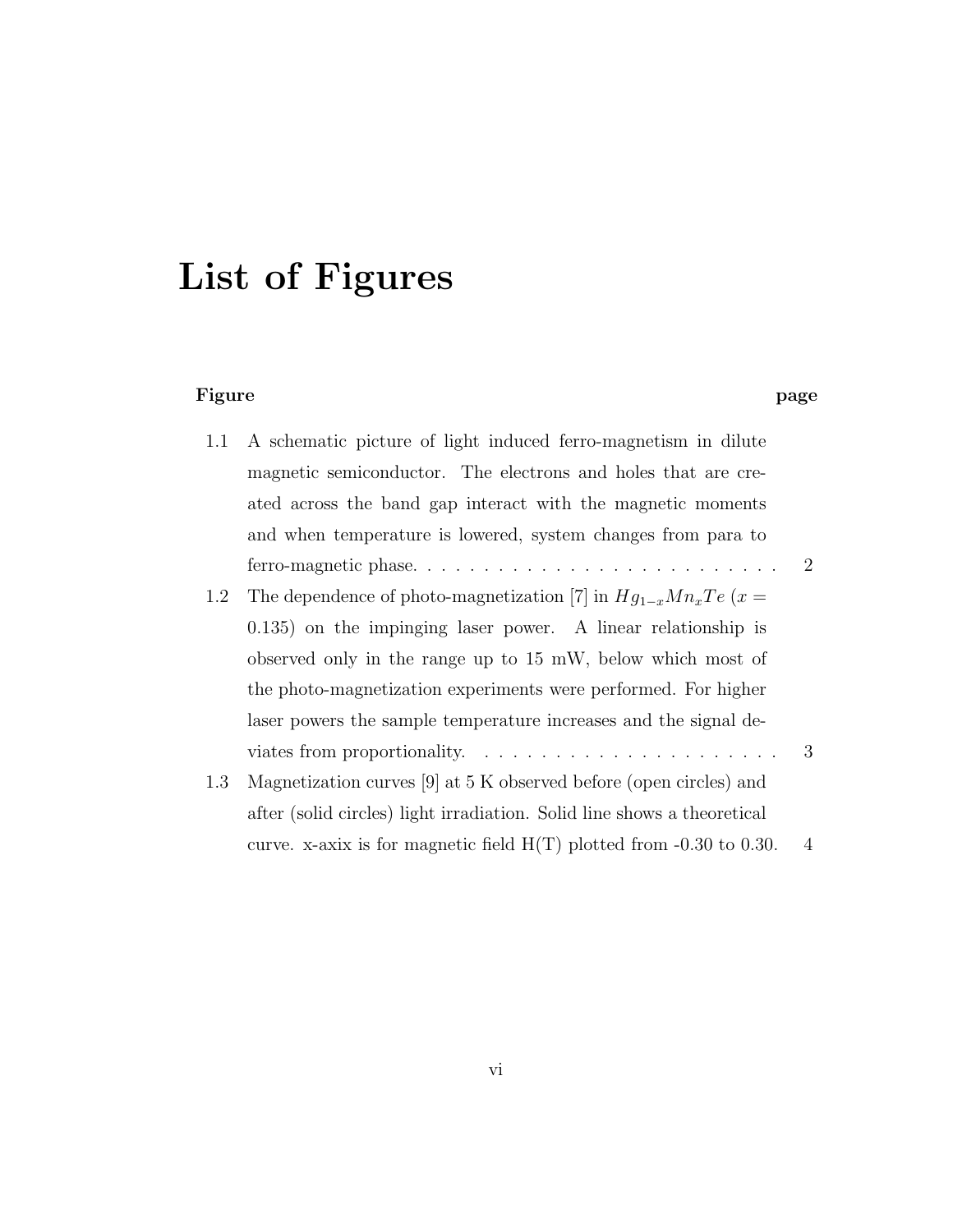# List of Figures

| Figure | | page |
|---|---|---|
| 1.1 | A schematic picture of light induced ferro-magnetism in dilute magnetic semiconductor. The electrons and holes that are created across the band gap interact with the magnetic moments and when temperature is lowered, system changes from para to ferro-magnetic phase. | 2 |
| 1.2 | The dependence of photo-magnetization [7] in $Hg_{1-x}Mn_xTe$ ($x = 0.135$) on the impinging laser power. A linear relationship is observed only in the range up to 15 mW, below which most of the photo-magnetization experiments were performed. For higher laser powers the sample temperature increases and the signal deviates from proportionality. | 3 |
| 1.3 | Magnetization curves [9] at 5 K observed before (open circles) and after (solid circles) light irradiation. Solid line shows a theoretical curve. x-axix is for magnetic field H(T) plotted from -0.30 to 0.30. | 4 |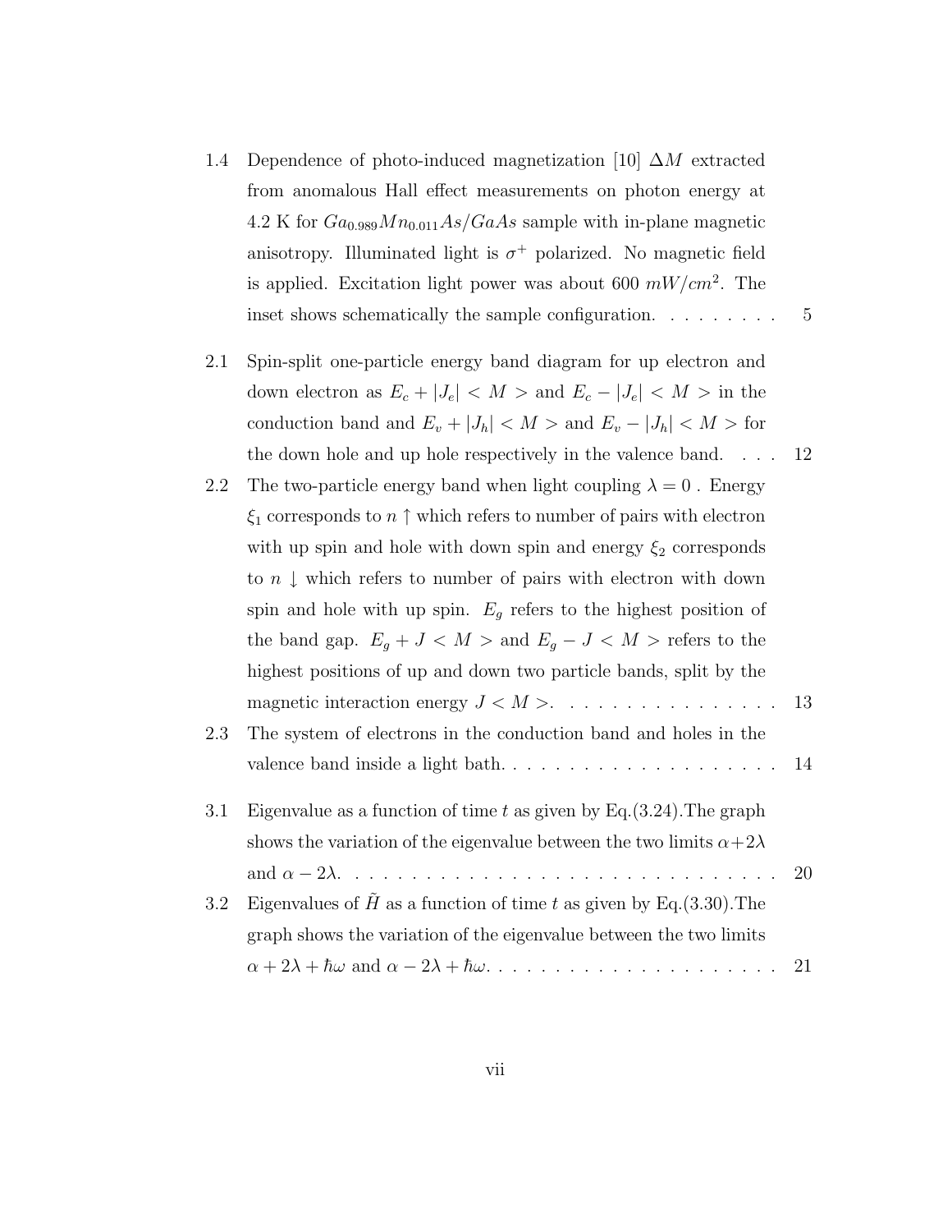1.4 Dependence of photo-induced magnetization [10] $\Delta M$ extracted from anomalous Hall effect measurements on photon energy at 4.2 K for $Ga_{0.989}Mn_{0.011}As/GaAs$ sample with in-plane magnetic anisotropy. Illuminated light is $\sigma^+$ polarized. No magnetic field is applied. Excitation light power was about 600 $mW/cm^2$. The inset shows schematically the sample configuration. . . . . . . . . 5

2.1 Spin-split one-particle energy band diagram for up electron and down electron as $E_c + |J_e| < M >$ and $E_c - |J_e| < M >$ in the conduction band and $E_v + |J_h| < M >$ and $E_v - |J_h| < M >$ for the down hole and up hole respectively in the valence band. . . . 12

2.2 The two-particle energy band when light coupling $\lambda = 0$ . Energy $\xi_1$ corresponds to $n \uparrow$ which refers to number of pairs with electron with up spin and hole with down spin and energy $\xi_2$ corresponds to $n \downarrow$ which refers to number of pairs with electron with down spin and hole with up spin. $E_g$ refers to the highest position of the band gap. $E_g + J < M >$ and $E_g - J < M >$ refers to the highest positions of up and down two particle bands, split by the magnetic interaction energy $J < M >$. . . . . . . . . . . . . . . . 13

2.3 The system of electrons in the conduction band and holes in the valence band inside a light bath. . . . . . . . . . . . . . . . . . . . 14

3.1 Eigenvalue as a function of time $t$ as given by Eq.(3.24).The graph shows the variation of the eigenvalue between the two limits $\alpha+2\lambda$ and $\alpha - 2\lambda$. . . . . . . . . . . . . . . . . . . . . . . . . . . . . . . . 20

3.2 Eigenvalues of $\tilde{H}$ as a function of time $t$ as given by Eq.(3.30).The graph shows the variation of the eigenvalue between the two limits $\alpha + 2\lambda + \hbar\omega$ and $\alpha - 2\lambda + \hbar\omega$. . . . . . . . . . . . . . . . . . . . . 21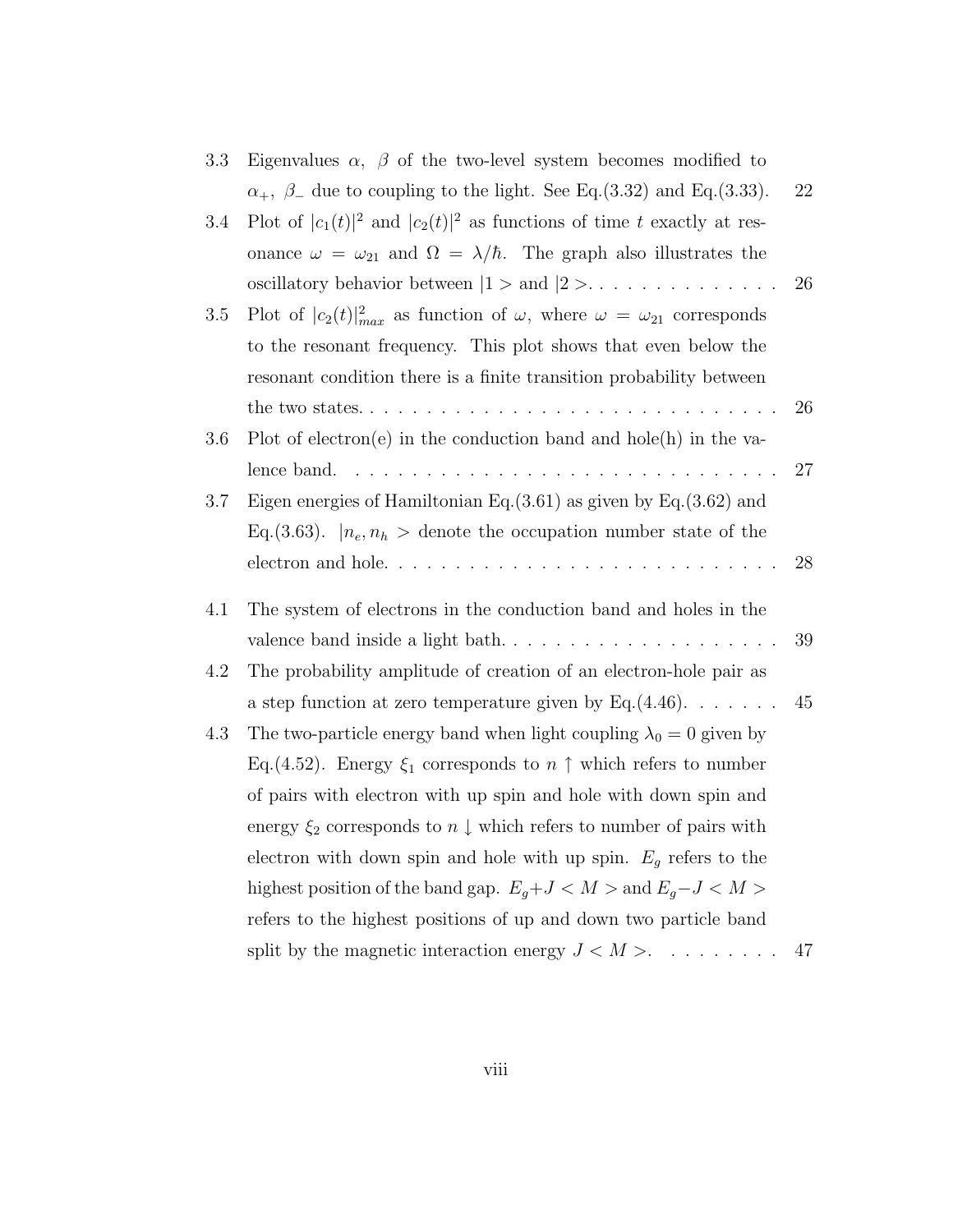3.3 Eigenvalues $\alpha$, $\beta$ of the two-level system becomes modified to $\alpha_+$, $\beta_-$ due to coupling to the light. See Eq.(3.32) and Eq.(3.33). 22

3.4 Plot of $|c_1(t)|^2$ and $|c_2(t)|^2$ as functions of time $t$ exactly at resonance $\omega = \omega_{21}$ and $\Omega = \lambda/\hbar$. The graph also illustrates the oscillatory behavior between $|1>$ and $|2>$. . . . . . . . . . . . . . . 26

3.5 Plot of $|c_2(t)|^2_{max}$ as function of $\omega$, where $\omega = \omega_{21}$ corresponds to the resonant frequency. This plot shows that even below the resonant condition there is a finite transition probability between the two states. . . . . . . . . . . . . . . . . . . . . . . . . . . . . . 26

3.6 Plot of electron(e) in the conduction band and hole(h) in the valence band. . . . . . . . . . . . . . . . . . . . . . . . . . . . . . . 27

3.7 Eigen energies of Hamiltonian Eq.(3.61) as given by Eq.(3.62) and Eq.(3.63). $|n_e, n_h>$ denote the occupation number state of the electron and hole. . . . . . . . . . . . . . . . . . . . . . . . . . . . 28

4.1 The system of electrons in the conduction band and holes in the valence band inside a light bath. . . . . . . . . . . . . . . . . . . . . 39

4.2 The probability amplitude of creation of an electron-hole pair as a step function at zero temperature given by Eq.(4.46). . . . . . . 45

4.3 The two-particle energy band when light coupling $\lambda_0 = 0$ given by Eq.(4.52). Energy $\xi_1$ corresponds to $n \uparrow$ which refers to number of pairs with electron with up spin and hole with down spin and energy $\xi_2$ corresponds to $n \downarrow$ which refers to number of pairs with electron with down spin and hole with up spin. $E_g$ refers to the highest position of the band gap. $E_g + J < M >$ and $E_g - J < M >$ refers to the highest positions of up and down two particle band split by the magnetic interaction energy $J < M >$. . . . . . . . . 47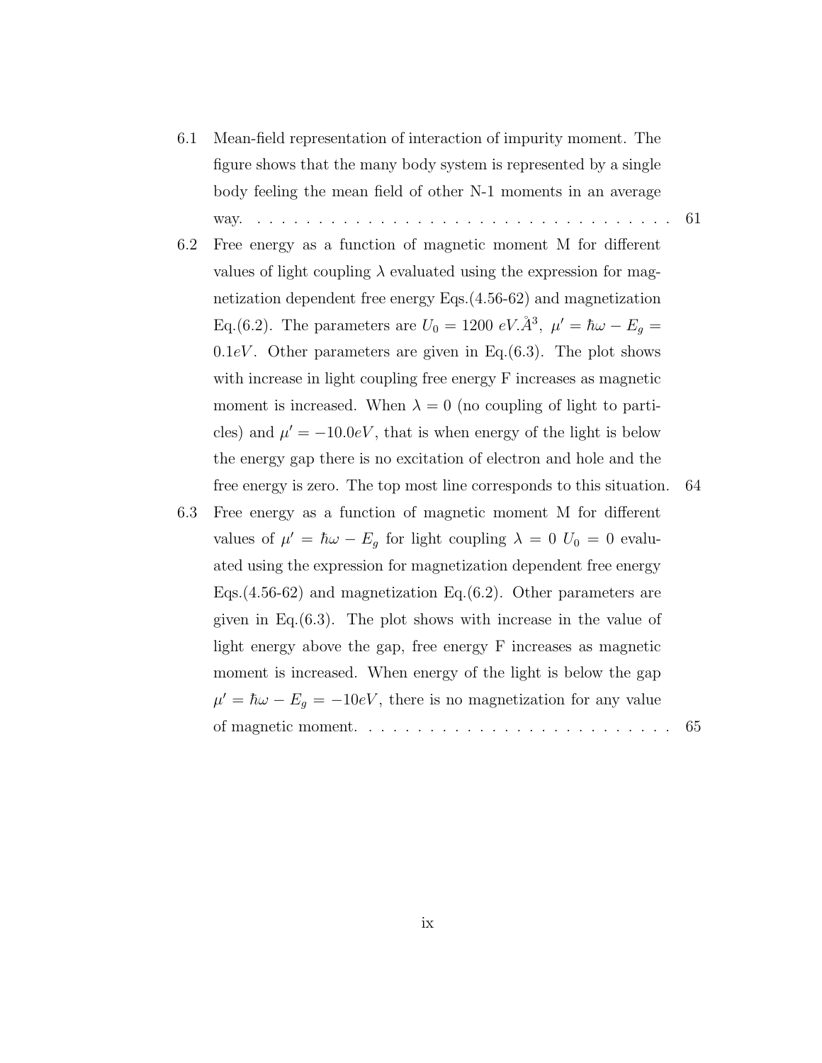6.1 Mean-field representation of interaction of impurity moment. The figure shows that the many body system is represented by a single body feeling the mean field of other N-1 moments in an average way. . . . . . . . . . . . . . . . . . . . . . . . . . . . . . . . . . . . 61

6.2 Free energy as a function of magnetic moment M for different values of light coupling $\lambda$ evaluated using the expression for magnetization dependent free energy Eqs.(4.56-62) and magnetization Eq.(6.2). The parameters are $U_0 = 1200\ eV.\mathring{A}^3$, $\mu' = \hbar\omega - E_g = 0.1eV$. Other parameters are given in Eq.(6.3). The plot shows with increase in light coupling free energy F increases as magnetic moment is increased. When $\lambda = 0$ (no coupling of light to particles) and $\mu' = -10.0eV$, that is when energy of the light is below the energy gap there is no excitation of electron and hole and the free energy is zero. The top most line corresponds to this situation. 64

6.3 Free energy as a function of magnetic moment M for different values of $\mu' = \hbar\omega - E_g$ for light coupling $\lambda = 0$ $U_0 = 0$ evaluated using the expression for magnetization dependent free energy Eqs.(4.56-62) and magnetization Eq.(6.2). Other parameters are given in Eq.(6.3). The plot shows with increase in the value of light energy above the gap, free energy F increases as magnetic moment is increased. When energy of the light is below the gap $\mu' = \hbar\omega - E_g = -10eV$, there is no magnetization for any value of magnetic moment. . . . . . . . . . . . . . . . . . . . . . . . . . 65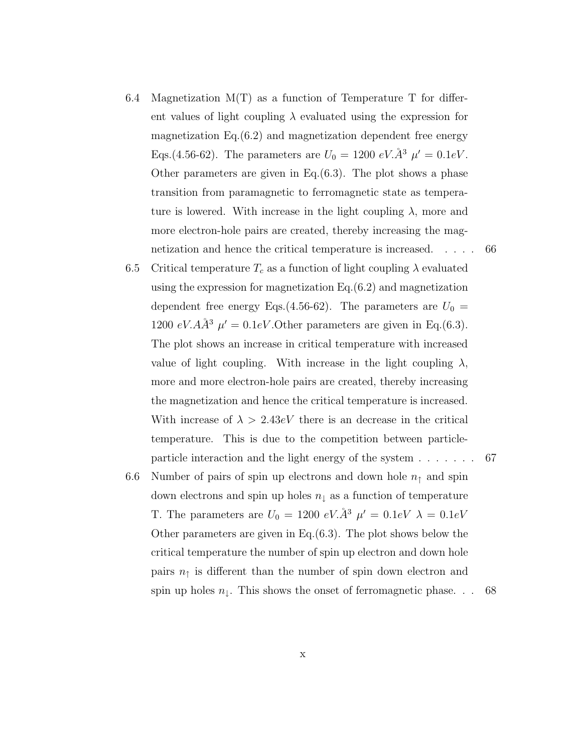6.4 Magnetization M(T) as a function of Temperature T for different values of light coupling $\lambda$ evaluated using the expression for magnetization Eq.(6.2) and magnetization dependent free energy Eqs.(4.56-62). The parameters are $U_0 = 1200\ eV.\mathring{A}^3$ $\mu' = 0.1eV$. Other parameters are given in Eq.(6.3). The plot shows a phase transition from paramagnetic to ferromagnetic state as temperature is lowered. With increase in the light coupling $\lambda$, more and more electron-hole pairs are created, thereby increasing the magnetization and hence the critical temperature is increased. . . . . 66

6.5 Critical temperature $T_c$ as a function of light coupling $\lambda$ evaluated using the expression for magnetization Eq.(6.2) and magnetization dependent free energy Eqs.(4.56-62). The parameters are $U_0 = 1200\ eV.A\mathring{A}^3$ $\mu' = 0.1eV$.Other parameters are given in Eq.(6.3). The plot shows an increase in critical temperature with increased value of light coupling. With increase in the light coupling $\lambda$, more and more electron-hole pairs are created, thereby increasing the magnetization and hence the critical temperature is increased. With increase of $\lambda > 2.43eV$ there is an decrease in the critical temperature. This is due to the competition between particle-particle interaction and the light energy of the system . . . . . . . 67

6.6 Number of pairs of spin up electrons and down hole $n_\uparrow$ and spin down electrons and spin up holes $n_\downarrow$ as a function of temperature T. The parameters are $U_0 = 1200\ eV.\mathring{A}^3$ $\mu' = 0.1eV$ $\lambda = 0.1eV$ Other parameters are given in Eq.(6.3). The plot shows below the critical temperature the number of spin up electron and down hole pairs $n_\uparrow$ is different than the number of spin down electron and spin up holes $n_\downarrow$. This shows the onset of ferromagnetic phase. . . 68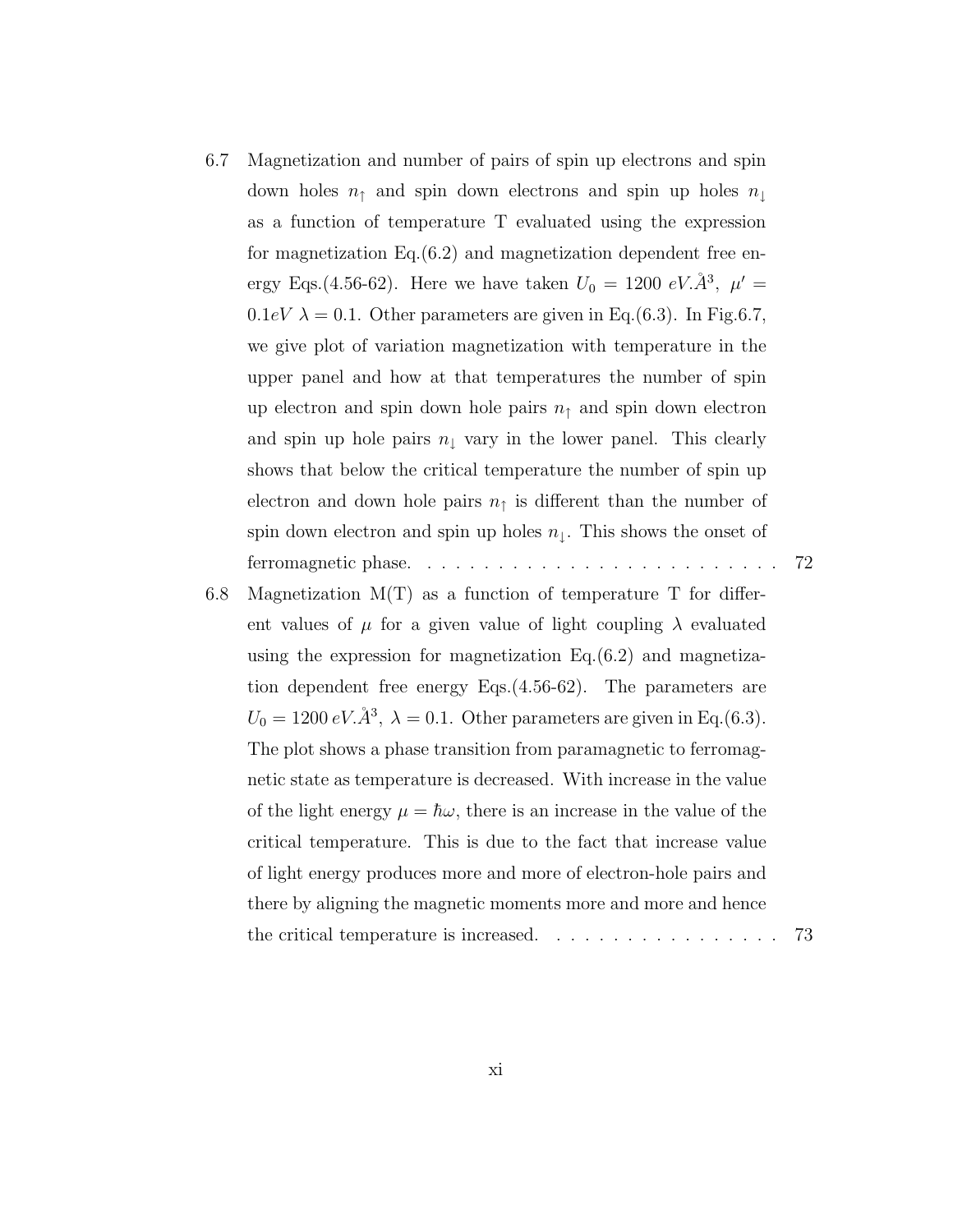6.7 Magnetization and number of pairs of spin up electrons and spin down holes $n_\uparrow$ and spin down electrons and spin up holes $n_\downarrow$ as a function of temperature T evaluated using the expression for magnetization Eq.(6.2) and magnetization dependent free energy Eqs.(4.56-62). Here we have taken $U_0 = 1200\ eV.\mathring{A}^3,\ \mu' = 0.1eV\ \lambda = 0.1$. Other parameters are given in Eq.(6.3). In Fig.6.7, we give plot of variation magnetization with temperature in the upper panel and how at that temperatures the number of spin up electron and spin down hole pairs $n_\uparrow$ and spin down electron and spin up hole pairs $n_\downarrow$ vary in the lower panel. This clearly shows that below the critical temperature the number of spin up electron and down hole pairs $n_\uparrow$ is different than the number of spin down electron and spin up holes $n_\downarrow$. This shows the onset of ferromagnetic phase. . . . . . . . . . . . . . . . . . . . . . . . . . 72

6.8 Magnetization M(T) as a function of temperature T for different values of $\mu$ for a given value of light coupling $\lambda$ evaluated using the expression for magnetization Eq.(6.2) and magnetization dependent free energy Eqs.(4.56-62). The parameters are $U_0 = 1200\, eV.\mathring{A}^3,\ \lambda = 0.1$. Other parameters are given in Eq.(6.3). The plot shows a phase transition from paramagnetic to ferromagnetic state as temperature is decreased. With increase in the value of the light energy $\mu = \hbar\omega$, there is an increase in the value of the critical temperature. This is due to the fact that increase value of light energy produces more and more of electron-hole pairs and there by aligning the magnetic moments more and more and hence the critical temperature is increased. . . . . . . . . . . . . . . . . . 73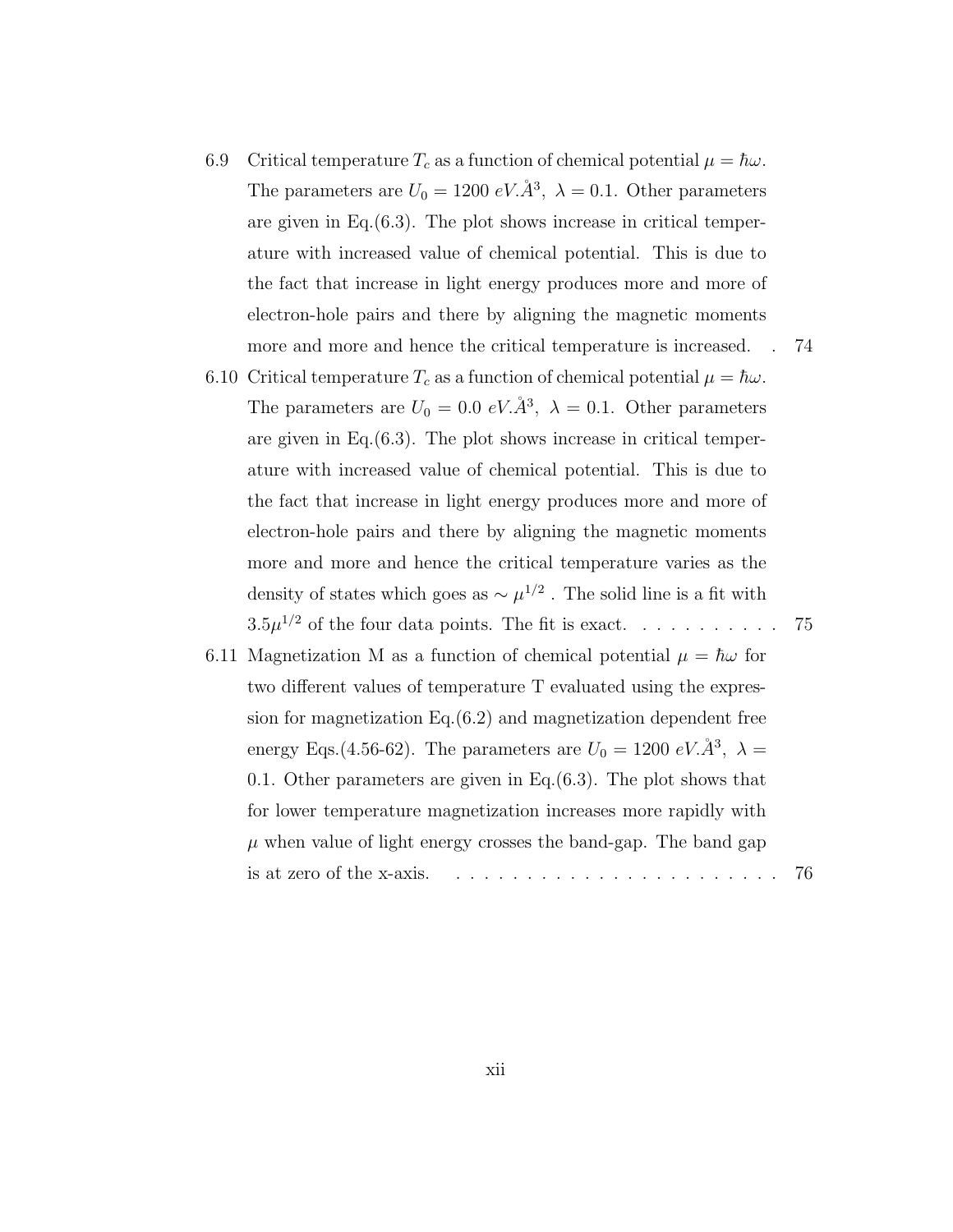6.9 Critical temperature $T_c$ as a function of chemical potential $\mu = \hbar\omega$. The parameters are $U_0 = 1200\ eV.\mathring{A}^3,\ \lambda = 0.1$. Other parameters are given in Eq.(6.3). The plot shows increase in critical temperature with increased value of chemical potential. This is due to the fact that increase in light energy produces more and more of electron-hole pairs and there by aligning the magnetic moments more and more and hence the critical temperature is increased. . 74

6.10 Critical temperature $T_c$ as a function of chemical potential $\mu = \hbar\omega$. The parameters are $U_0 = 0.0\ eV.\mathring{A}^3,\ \lambda = 0.1$. Other parameters are given in Eq.(6.3). The plot shows increase in critical temperature with increased value of chemical potential. This is due to the fact that increase in light energy produces more and more of electron-hole pairs and there by aligning the magnetic moments more and more and hence the critical temperature varies as the density of states which goes as $\sim \mu^{1/2}$ . The solid line is a fit with $3.5\mu^{1/2}$ of the four data points. The fit is exact. . . . . . . . . . . 75

6.11 Magnetization M as a function of chemical potential $\mu = \hbar\omega$ for two different values of temperature T evaluated using the expression for magnetization Eq.(6.2) and magnetization dependent free energy Eqs.(4.56-62). The parameters are $U_0 = 1200\ eV.\mathring{A}^3,\ \lambda = 0.1$. Other parameters are given in Eq.(6.3). The plot shows that for lower temperature magnetization increases more rapidly with $\mu$ when value of light energy crosses the band-gap. The band gap is at zero of the x-axis. . . . . . . . . . . . . . . . . . . . . . . . 76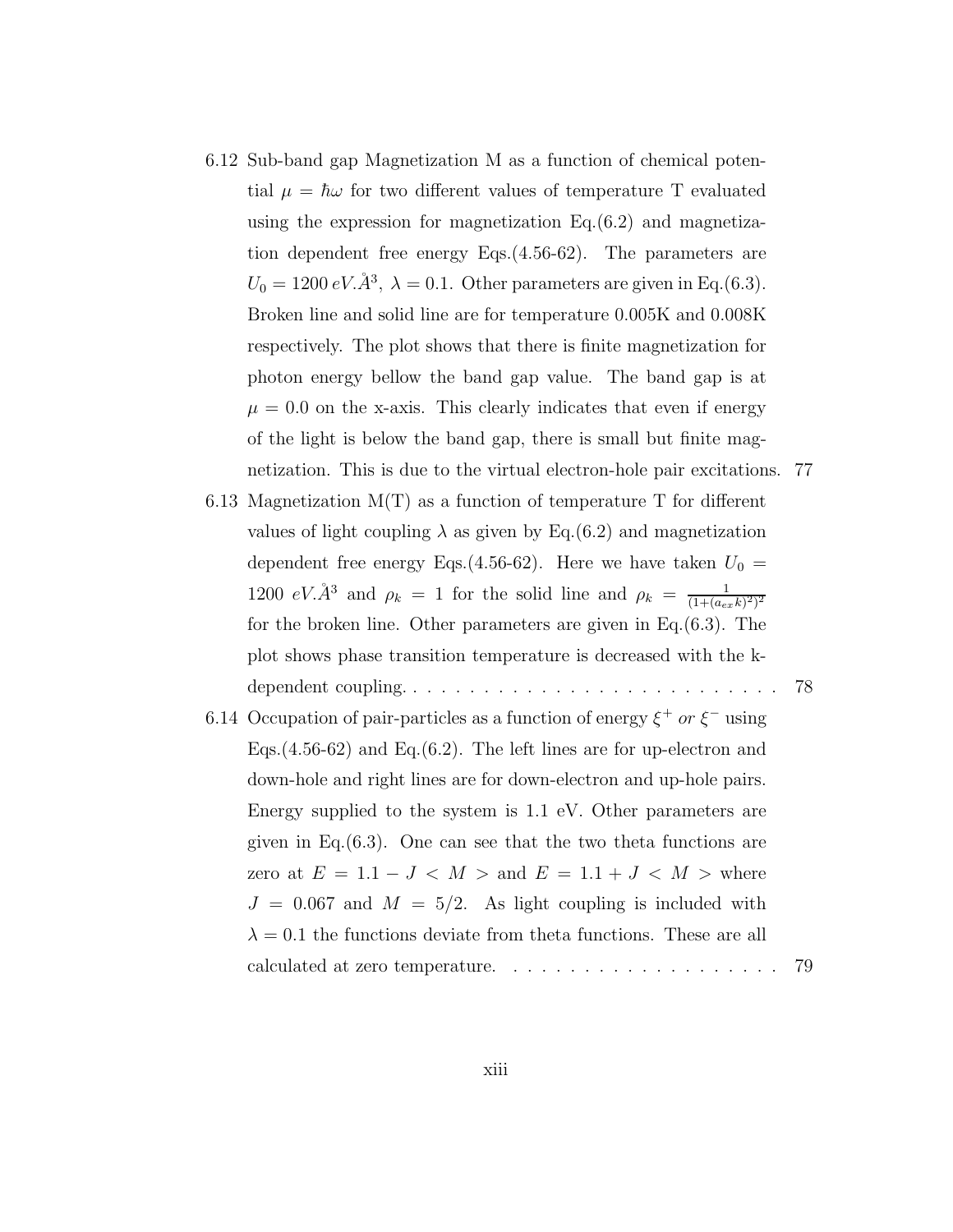6.12 Sub-band gap Magnetization M as a function of chemical potential $\mu = \hbar\omega$ for two different values of temperature T evaluated using the expression for magnetization Eq.(6.2) and magnetization dependent free energy Eqs.(4.56-62). The parameters are $U_0 = 1200\, eV.\mathring{A}^3$, $\lambda = 0.1$. Other parameters are given in Eq.(6.3). Broken line and solid line are for temperature 0.005K and 0.008K respectively. The plot shows that there is finite magnetization for photon energy bellow the band gap value. The band gap is at $\mu = 0.0$ on the x-axis. This clearly indicates that even if energy of the light is below the band gap, there is small but finite magnetization. This is due to the virtual electron-hole pair excitations. 77

6.13 Magnetization M(T) as a function of temperature T for different values of light coupling $\lambda$ as given by Eq.(6.2) and magnetization dependent free energy Eqs.(4.56-62). Here we have taken $U_0 = 1200\ eV.\mathring{A}^3$ and $\rho_k = 1$ for the solid line and $\rho_k = \frac{1}{(1+(a_{ex}k)^2)^2}$ for the broken line. Other parameters are given in Eq.(6.3). The plot shows phase transition temperature is decreased with the k-dependent coupling. . . . . . . . . . . . . . . . . . . . . . . . . . . 78

6.14 Occupation of pair-particles as a function of energy $\xi^+$ *or* $\xi^-$ using Eqs.(4.56-62) and Eq.(6.2). The left lines are for up-electron and down-hole and right lines are for down-electron and up-hole pairs. Energy supplied to the system is 1.1 eV. Other parameters are given in Eq.(6.3). One can see that the two theta functions are zero at $E = 1.1 - J < M >$ and $E = 1.1 + J < M >$ where $J = 0.067$ and $M = 5/2$. As light coupling is included with $\lambda = 0.1$ the functions deviate from theta functions. These are all calculated at zero temperature. . . . . . . . . . . . . . . . . . . . 79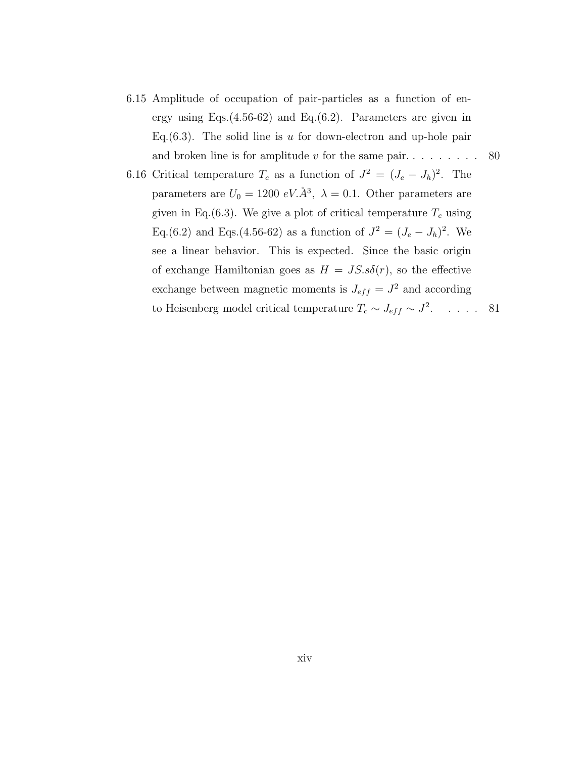6.15 Amplitude of occupation of pair-particles as a function of energy using Eqs.(4.56-62) and Eq.(6.2). Parameters are given in Eq.(6.3). The solid line is $u$ for down-electron and up-hole pair and broken line is for amplitude $v$ for the same pair. . . . . . . . . 80

6.16 Critical temperature $T_c$ as a function of $J^2 = (J_e - J_h)^2$. The parameters are $U_0 = 1200\ eV.\mathring{A}^3,\ \lambda = 0.1$. Other parameters are given in Eq.(6.3). We give a plot of critical temperature $T_c$ using Eq.(6.2) and Eqs.(4.56-62) as a function of $J^2 = (J_e - J_h)^2$. We see a linear behavior. This is expected. Since the basic origin of exchange Hamiltonian goes as $H = JS.s\delta(r)$, so the effective exchange between magnetic moments is $J_{eff} = J^2$ and according to Heisenberg model critical temperature $T_c \sim J_{eff} \sim J^2$. . . . . 81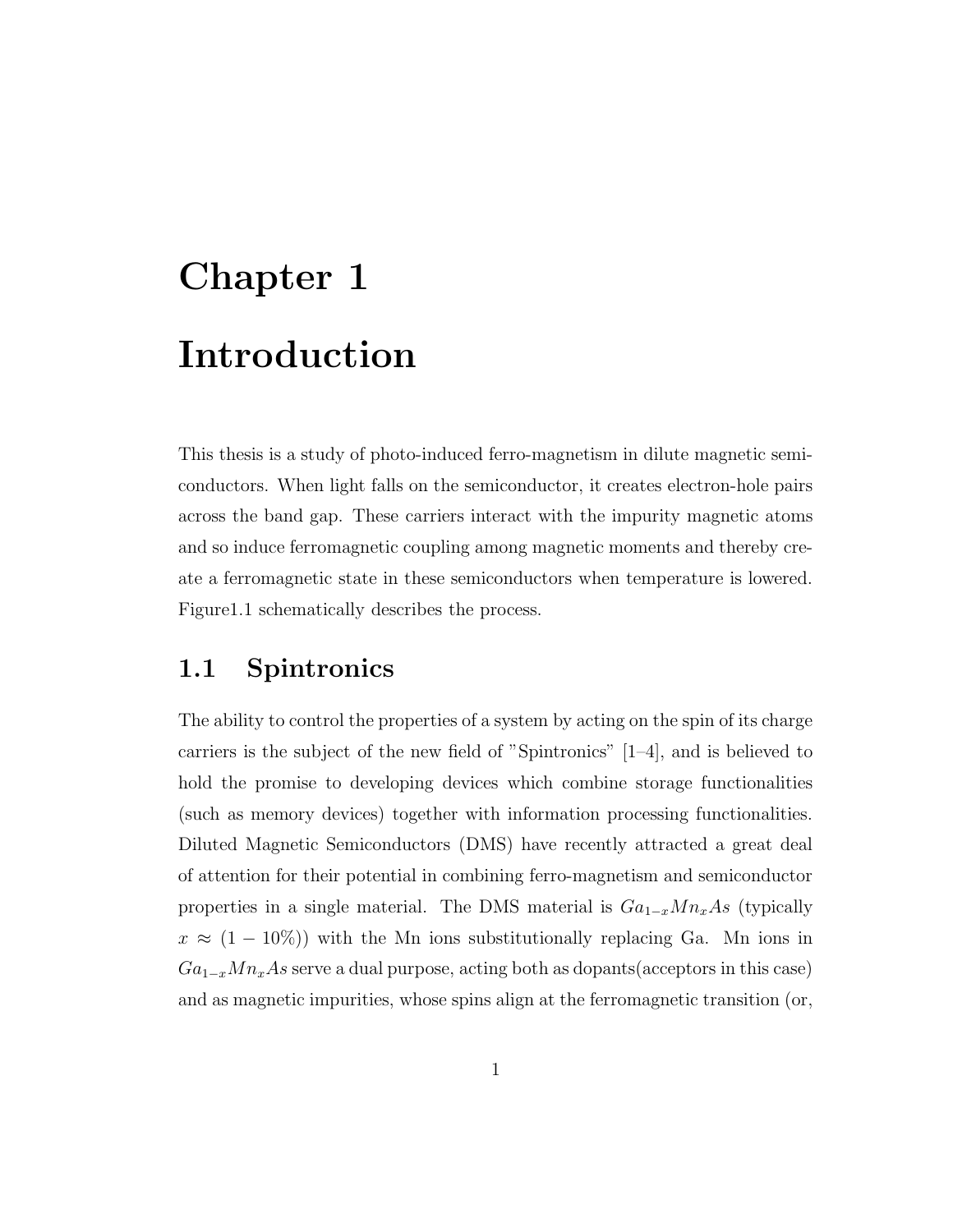# Chapter 1

# Introduction

This thesis is a study of photo-induced ferro-magnetism in dilute magnetic semiconductors. When light falls on the semiconductor, it creates electron-hole pairs across the band gap. These carriers interact with the impurity magnetic atoms and so induce ferromagnetic coupling among magnetic moments and thereby create a ferromagnetic state in these semiconductors when temperature is lowered. Figure1.1 schematically describes the process.

## 1.1 Spintronics

The ability to control the properties of a system by acting on the spin of its charge carriers is the subject of the new field of "Spintronics" [1–4], and is believed to hold the promise to developing devices which combine storage functionalities (such as memory devices) together with information processing functionalities. Diluted Magnetic Semiconductors (DMS) have recently attracted a great deal of attention for their potential in combining ferro-magnetism and semiconductor properties in a single material. The DMS material is $Ga_{1-x}Mn_xAs$ (typically $x \approx (1 - 10\%)$) with the Mn ions substitutionally replacing Ga. Mn ions in $Ga_{1-x}Mn_xAs$ serve a dual purpose, acting both as dopants(acceptors in this case) and as magnetic impurities, whose spins align at the ferromagnetic transition (or,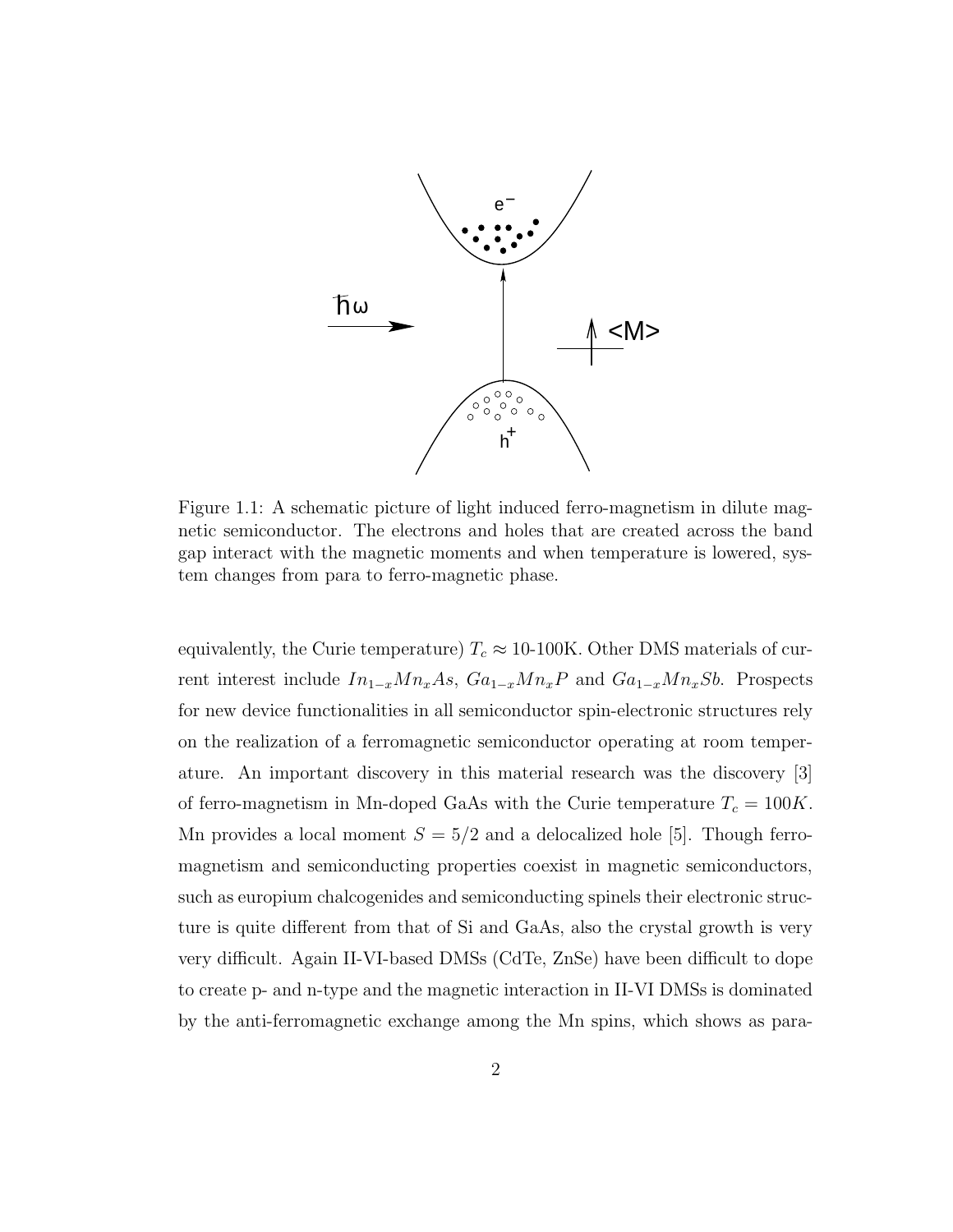ħω

e⁻

h⁺

<M>

Figure 1.1: A schematic picture of light induced ferro-magnetism in dilute magnetic semiconductor. The electrons and holes that are created across the band gap interact with the magnetic moments and when temperature is lowered, system changes from para to ferro-magnetic phase.

equivalently, the Curie temperature) $T_c \approx$ 10-100K. Other DMS materials of current interest include $In_{1-x}Mn_xAs$, $Ga_{1-x}Mn_xP$ and $Ga_{1-x}Mn_xSb$. Prospects for new device functionalities in all semiconductor spin-electronic structures rely on the realization of a ferromagnetic semiconductor operating at room temperature. An important discovery in this material research was the discovery [3] of ferro-magnetism in Mn-doped GaAs with the Curie temperature $T_c = 100K$. Mn provides a local moment $S = 5/2$ and a delocalized hole [5]. Though ferromagnetism and semiconducting properties coexist in magnetic semiconductors, such as europium chalcogenides and semiconducting spinels their electronic structure is quite different from that of Si and GaAs, also the crystal growth is very very difficult. Again II-VI-based DMSs (CdTe, ZnSe) have been difficult to dope to create p- and n-type and the magnetic interaction in II-VI DMSs is dominated by the anti-ferromagnetic exchange among the Mn spins, which shows as para-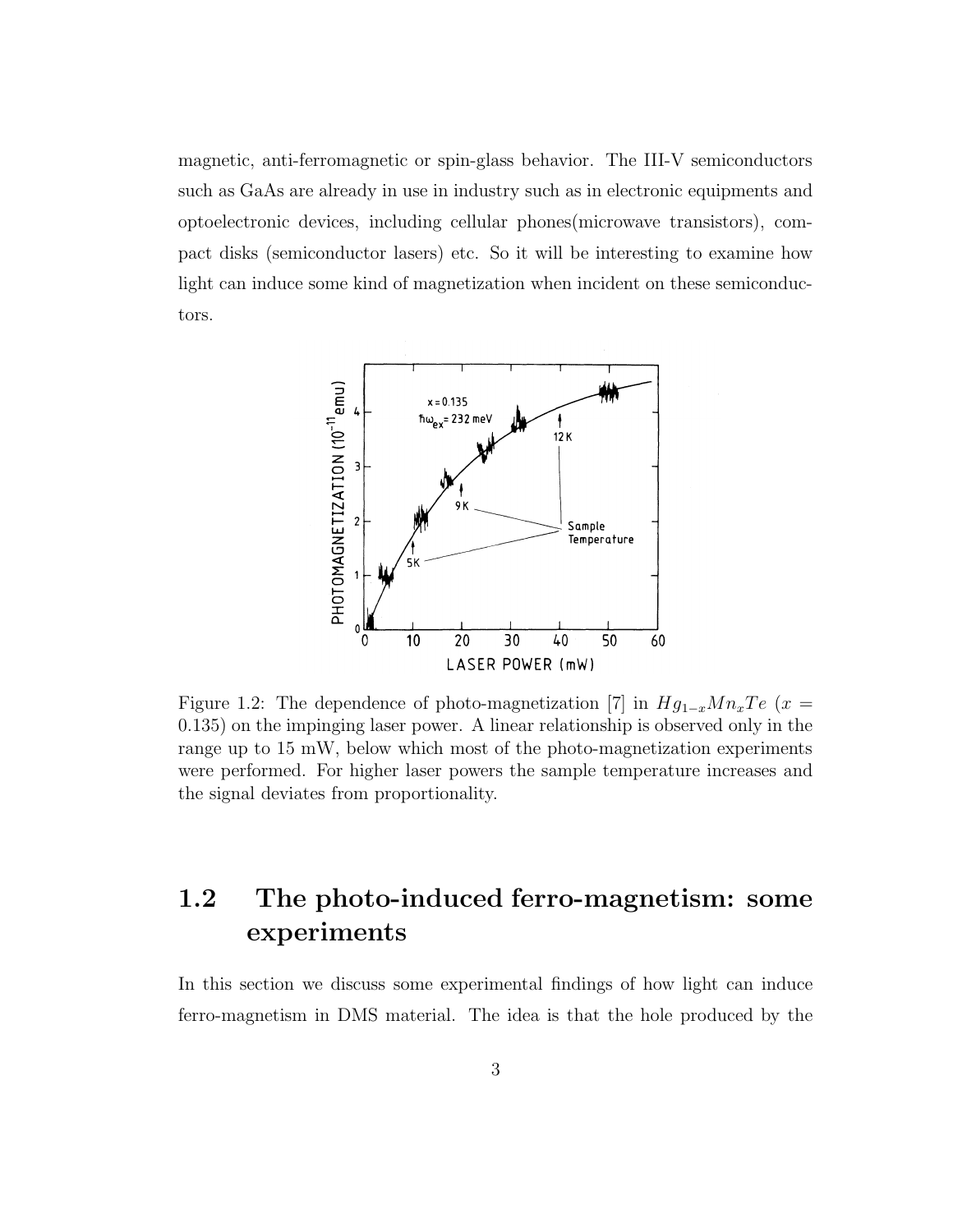magnetic, anti-ferromagnetic or spin-glass behavior. The III-V semiconductors such as GaAs are already in use in industry such as in electronic equipments and optoelectronic devices, including cellular phones(microwave transistors), compact disks (semiconductor lasers) etc. So it will be interesting to examine how light can induce some kind of magnetization when incident on these semiconductors.

PHOTOMAGNETIZATION ($10^{-11}$ emu)

LASER POWER (mW)

x = 0.135

$\hbar\omega_{ex}$ = 232 meV

12 K

9 K

5 K

Sample Temperature

0 1 2 3 4

0 10 20 30 40 50 60

Figure 1.2: The dependence of photo-magnetization [7] in $Hg_{1-x}Mn_xTe$ ($x = 0.135$) on the impinging laser power. A linear relationship is observed only in the range up to 15 mW, below which most of the photo-magnetization experiments were performed. For higher laser powers the sample temperature increases and the signal deviates from proportionality.

## 1.2 The photo-induced ferro-magnetism: some experiments

In this section we discuss some experimental findings of how light can induce ferro-magnetism in DMS material. The idea is that the hole produced by the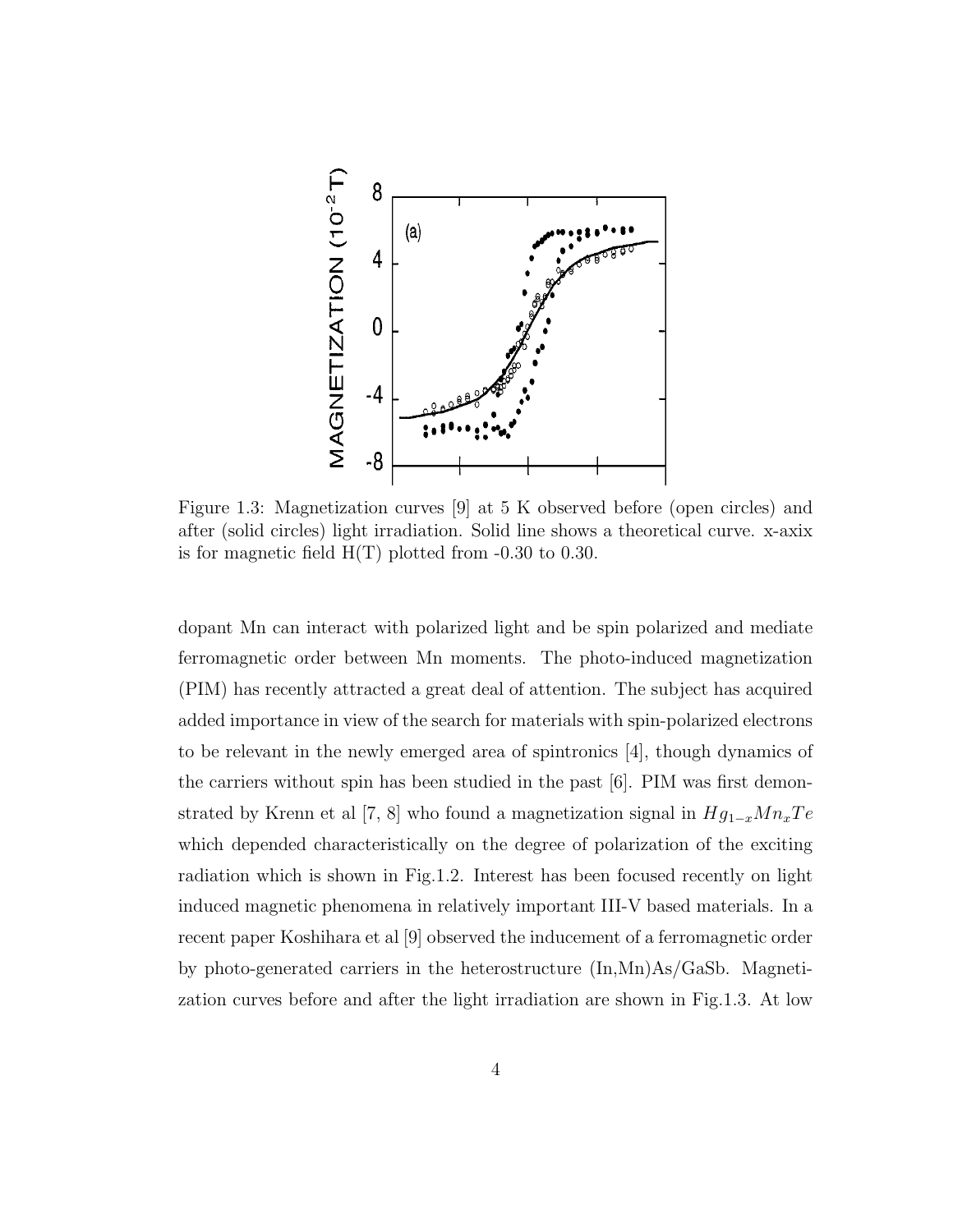MAGNETIZATION ($10^{-2}$T)

8

4

0

-4

-8

(a)

Figure 1.3: Magnetization curves [9] at 5 K observed before (open circles) and after (solid circles) light irradiation. Solid line shows a theoretical curve. x-axix is for magnetic field H(T) plotted from -0.30 to 0.30.

dopant Mn can interact with polarized light and be spin polarized and mediate ferromagnetic order between Mn moments. The photo-induced magnetization (PIM) has recently attracted a great deal of attention. The subject has acquired added importance in view of the search for materials with spin-polarized electrons to be relevant in the newly emerged area of spintronics [4], though dynamics of the carriers without spin has been studied in the past [6]. PIM was first demonstrated by Krenn et al [7, 8] who found a magnetization signal in $Hg_{1-x}Mn_xTe$ which depended characteristically on the degree of polarization of the exciting radiation which is shown in Fig.1.2. Interest has been focused recently on light induced magnetic phenomena in relatively important III-V based materials. In a recent paper Koshihara et al [9] observed the inducement of a ferromagnetic order by photo-generated carriers in the heterostructure (In,Mn)As/GaSb. Magnetization curves before and after the light irradiation are shown in Fig.1.3. At low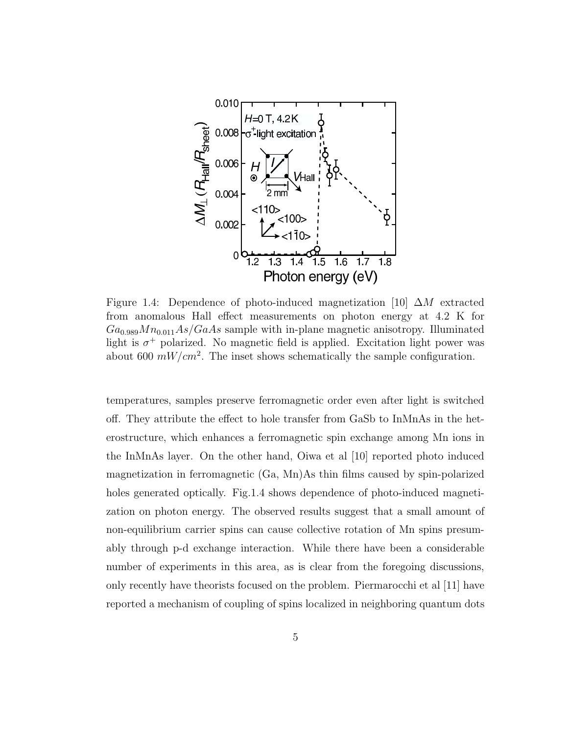H=0 T, 4.2 K

$\sigma^+$-light excitation

$H$

$I$

$V_{Hall}$

2 mm

<110>

<100>

<1$\bar{1}$0>

$\Delta M_\perp$ ($R_{Hall}/R_{sheet}$)

0.010

0.008

0.006

0.004

0.002

0

1.2 1.3 1.4 1.5 1.6 1.7 1.8

Photon energy (eV)

Figure 1.4: Dependence of photo-induced magnetization [10] $\Delta M$ extracted from anomalous Hall effect measurements on photon energy at 4.2 K for $Ga_{0.989}Mn_{0.011}As/GaAs$ sample with in-plane magnetic anisotropy. Illuminated light is $\sigma^+$ polarized. No magnetic field is applied. Excitation light power was about 600 $mW/cm^2$. The inset shows schematically the sample configuration.

temperatures, samples preserve ferromagnetic order even after light is switched off. They attribute the effect to hole transfer from GaSb to InMnAs in the heterostructure, which enhances a ferromagnetic spin exchange among Mn ions in the InMnAs layer. On the other hand, Oiwa et al [10] reported photo induced magnetization in ferromagnetic (Ga, Mn)As thin films caused by spin-polarized holes generated optically. Fig.1.4 shows dependence of photo-induced magnetization on photon energy. The observed results suggest that a small amount of non-equilibrium carrier spins can cause collective rotation of Mn spins presumably through p-d exchange interaction. While there have been a considerable number of experiments in this area, as is clear from the foregoing discussions, only recently have theorists focused on the problem. Piermarocchi et al [11] have reported a mechanism of coupling of spins localized in neighboring quantum dots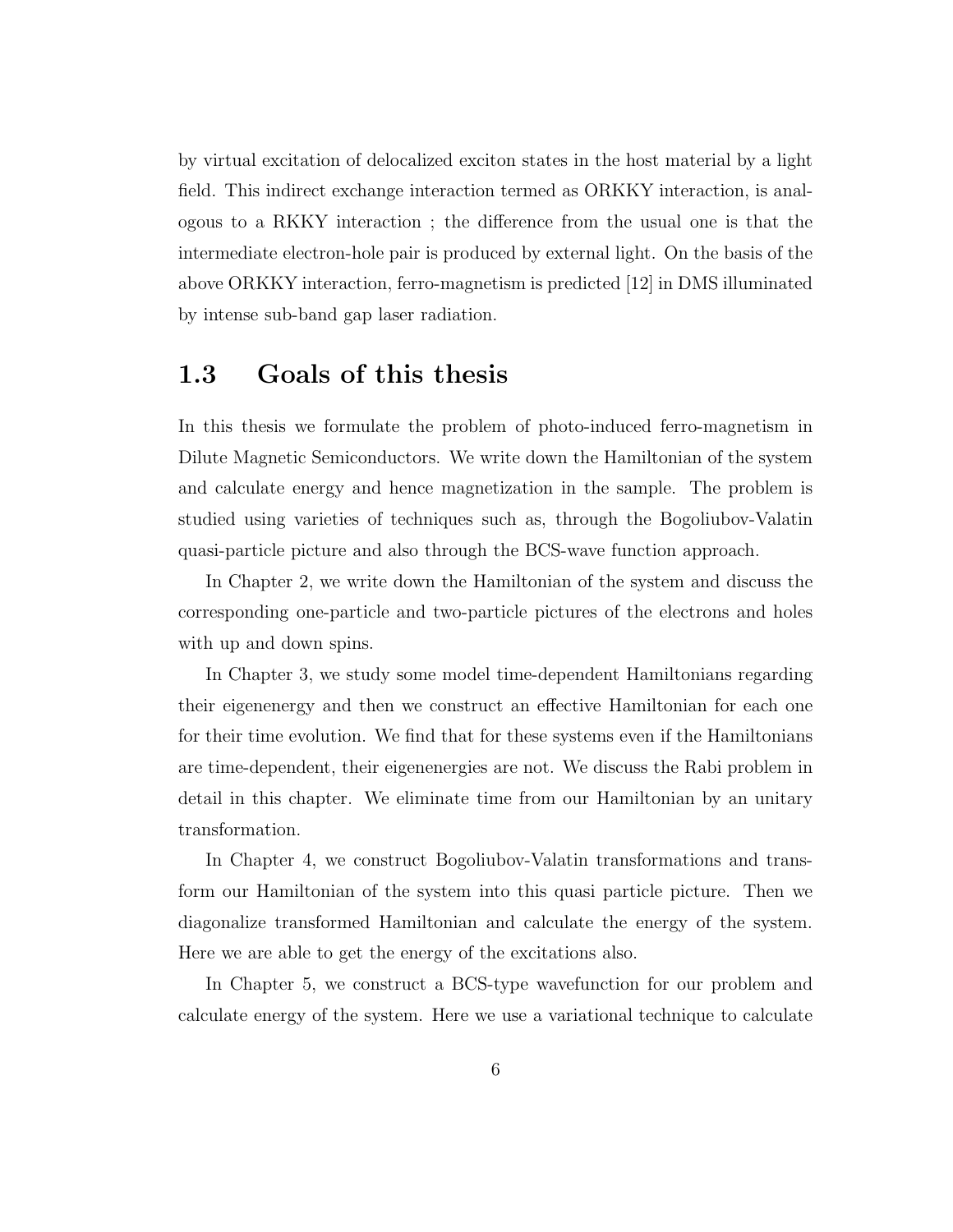by virtual excitation of delocalized exciton states in the host material by a light field. This indirect exchange interaction termed as ORKKY interaction, is analogous to a RKKY interaction ; the difference from the usual one is that the intermediate electron-hole pair is produced by external light. On the basis of the above ORKKY interaction, ferro-magnetism is predicted [12] in DMS illuminated by intense sub-band gap laser radiation.

## 1.3 Goals of this thesis

In this thesis we formulate the problem of photo-induced ferro-magnetism in Dilute Magnetic Semiconductors. We write down the Hamiltonian of the system and calculate energy and hence magnetization in the sample. The problem is studied using varieties of techniques such as, through the Bogoliubov-Valatin quasi-particle picture and also through the BCS-wave function approach.

In Chapter 2, we write down the Hamiltonian of the system and discuss the corresponding one-particle and two-particle pictures of the electrons and holes with up and down spins.

In Chapter 3, we study some model time-dependent Hamiltonians regarding their eigenenergy and then we construct an effective Hamiltonian for each one for their time evolution. We find that for these systems even if the Hamiltonians are time-dependent, their eigenenergies are not. We discuss the Rabi problem in detail in this chapter. We eliminate time from our Hamiltonian by an unitary transformation.

In Chapter 4, we construct Bogoliubov-Valatin transformations and transform our Hamiltonian of the system into this quasi particle picture. Then we diagonalize transformed Hamiltonian and calculate the energy of the system. Here we are able to get the energy of the excitations also.

In Chapter 5, we construct a BCS-type wavefunction for our problem and calculate energy of the system. Here we use a variational technique to calculate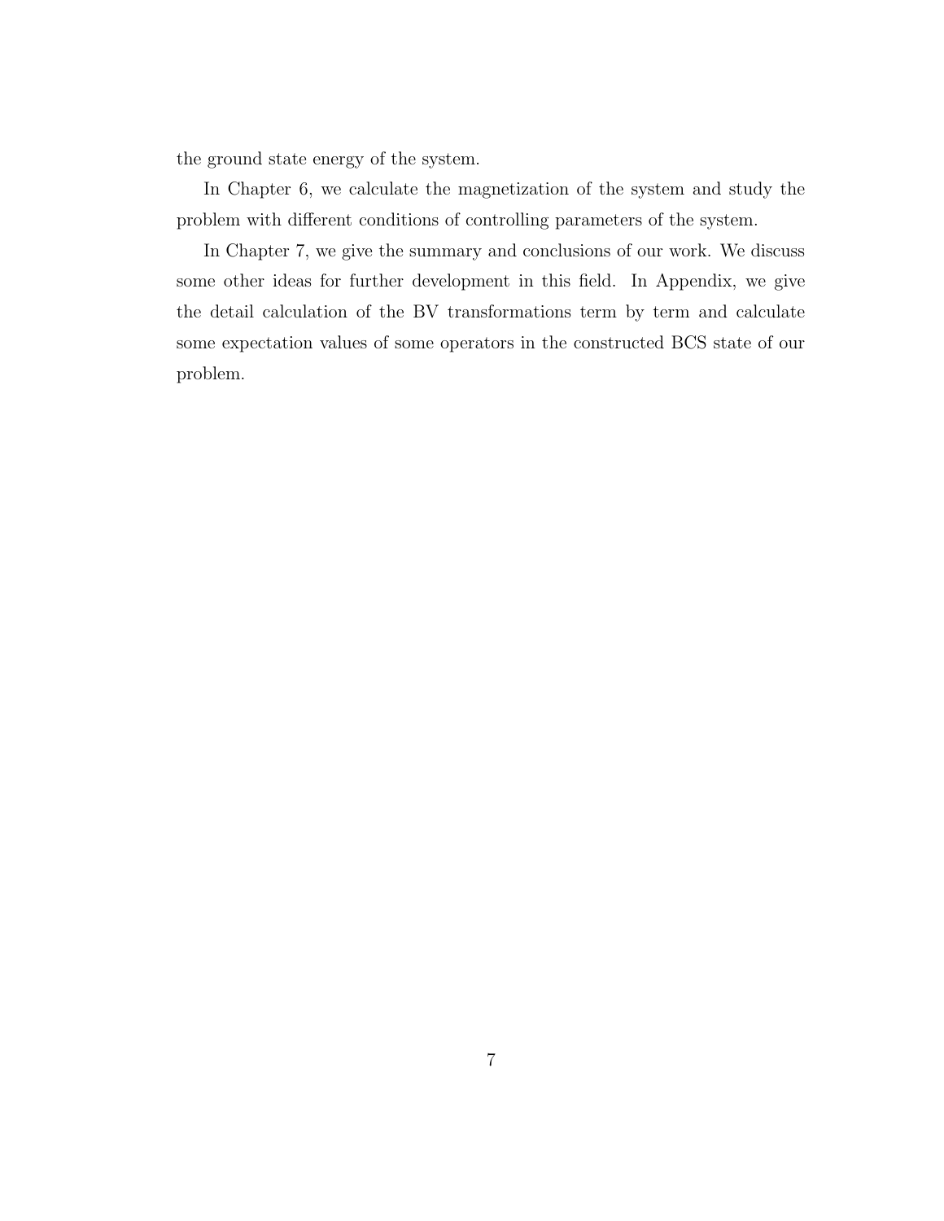the ground state energy of the system.

In Chapter 6, we calculate the magnetization of the system and study the problem with different conditions of controlling parameters of the system.

In Chapter 7, we give the summary and conclusions of our work. We discuss some other ideas for further development in this field. In Appendix, we give the detail calculation of the BV transformations term by term and calculate some expectation values of some operators in the constructed BCS state of our problem.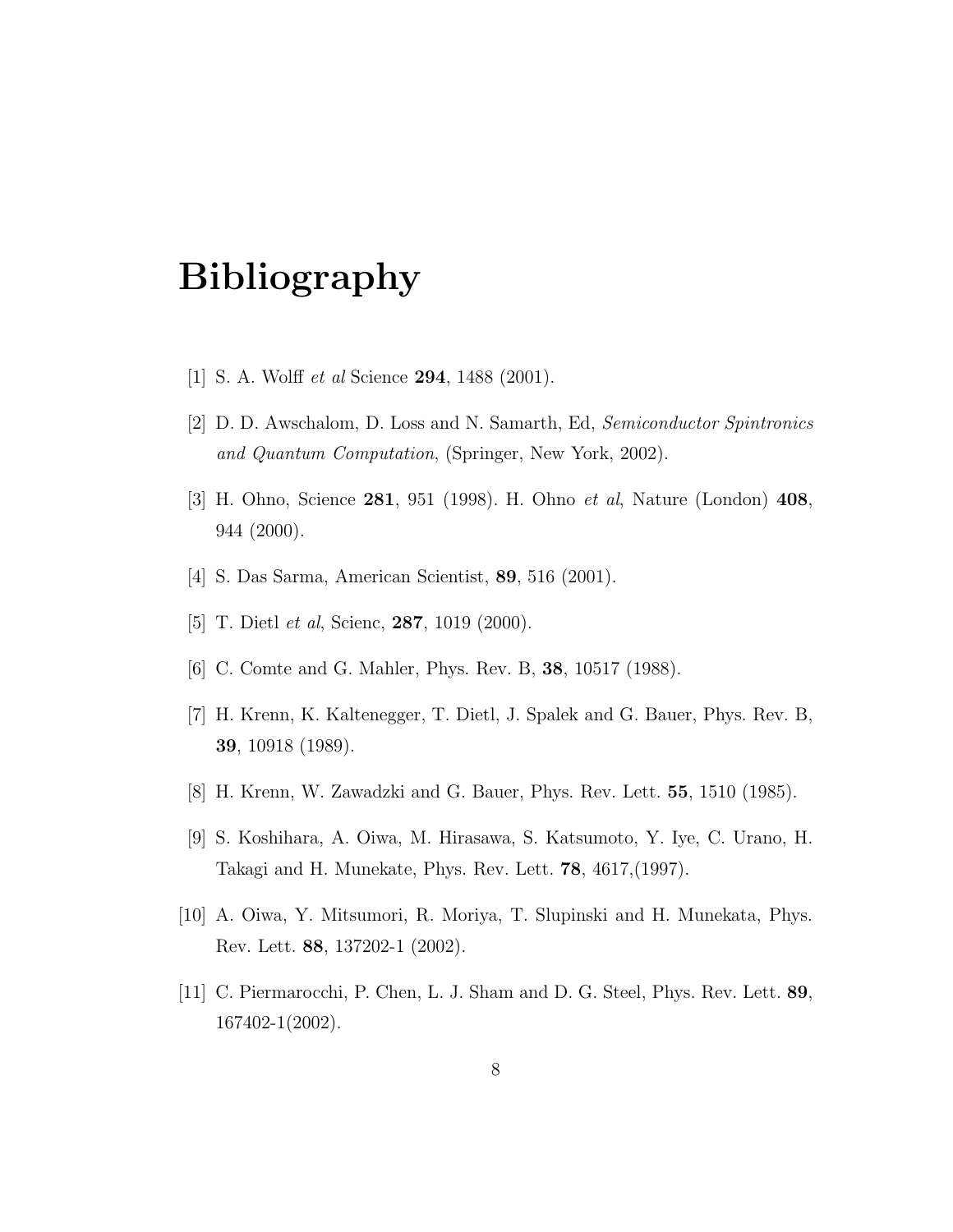# Bibliography

[1] S. A. Wolff *et al* Science **294**, 1488 (2001).

[2] D. D. Awschalom, D. Loss and N. Samarth, Ed, *Semiconductor Spintronics and Quantum Computation*, (Springer, New York, 2002).

[3] H. Ohno, Science **281**, 951 (1998). H. Ohno *et al*, Nature (London) **408**, 944 (2000).

[4] S. Das Sarma, American Scientist, **89**, 516 (2001).

[5] T. Dietl *et al*, Scienc, **287**, 1019 (2000).

[6] C. Comte and G. Mahler, Phys. Rev. B, **38**, 10517 (1988).

[7] H. Krenn, K. Kaltenegger, T. Dietl, J. Spalek and G. Bauer, Phys. Rev. B, **39**, 10918 (1989).

[8] H. Krenn, W. Zawadzki and G. Bauer, Phys. Rev. Lett. **55**, 1510 (1985).

[9] S. Koshihara, A. Oiwa, M. Hirasawa, S. Katsumoto, Y. Iye, C. Urano, H. Takagi and H. Munekate, Phys. Rev. Lett. **78**, 4617,(1997).

[10] A. Oiwa, Y. Mitsumori, R. Moriya, T. Slupinski and H. Munekata, Phys. Rev. Lett. **88**, 137202-1 (2002).

[11] C. Piermarocchi, P. Chen, L. J. Sham and D. G. Steel, Phys. Rev. Lett. **89**, 167402-1(2002).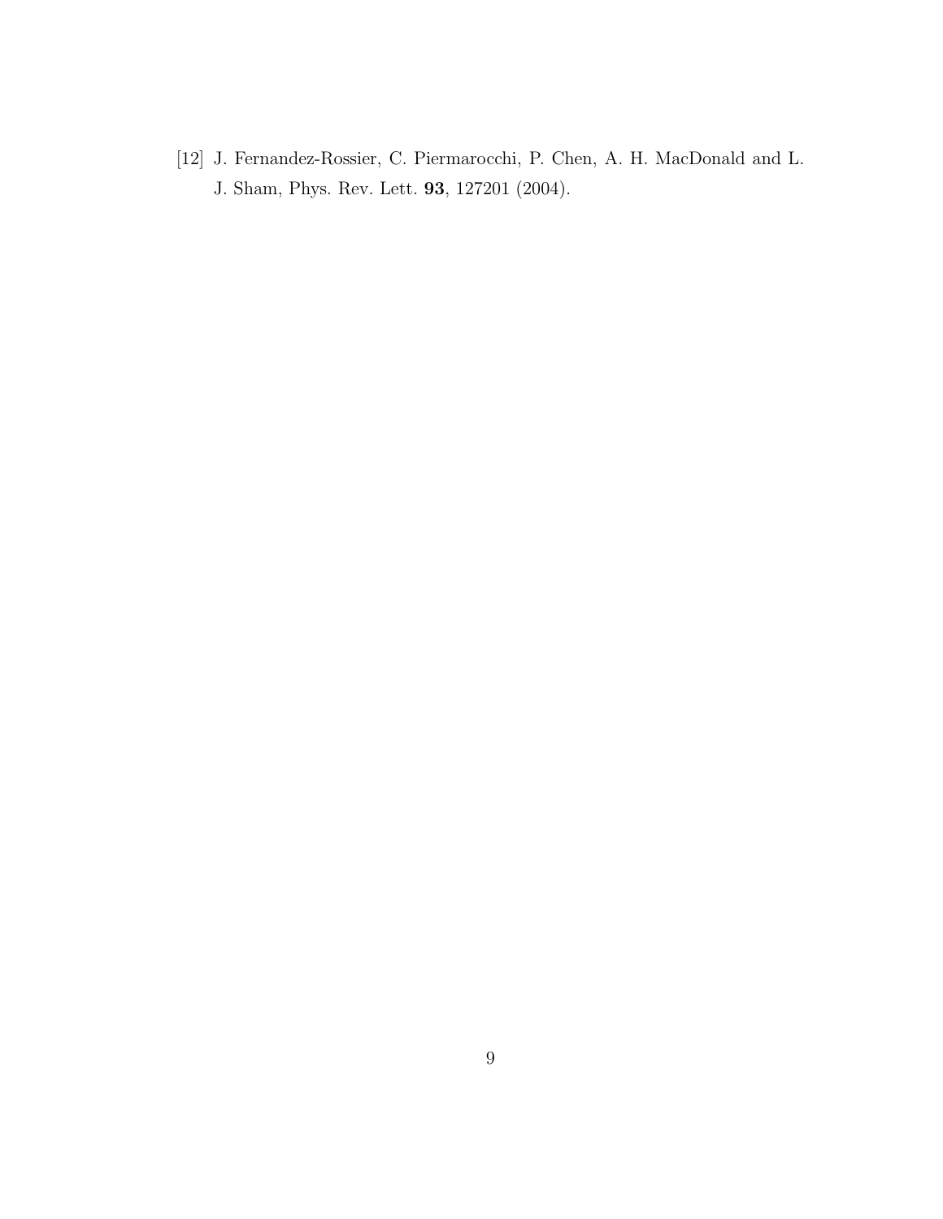[12] J. Fernandez-Rossier, C. Piermarocchi, P. Chen, A. H. MacDonald and L. J. Sham, Phys. Rev. Lett. **93**, 127201 (2004).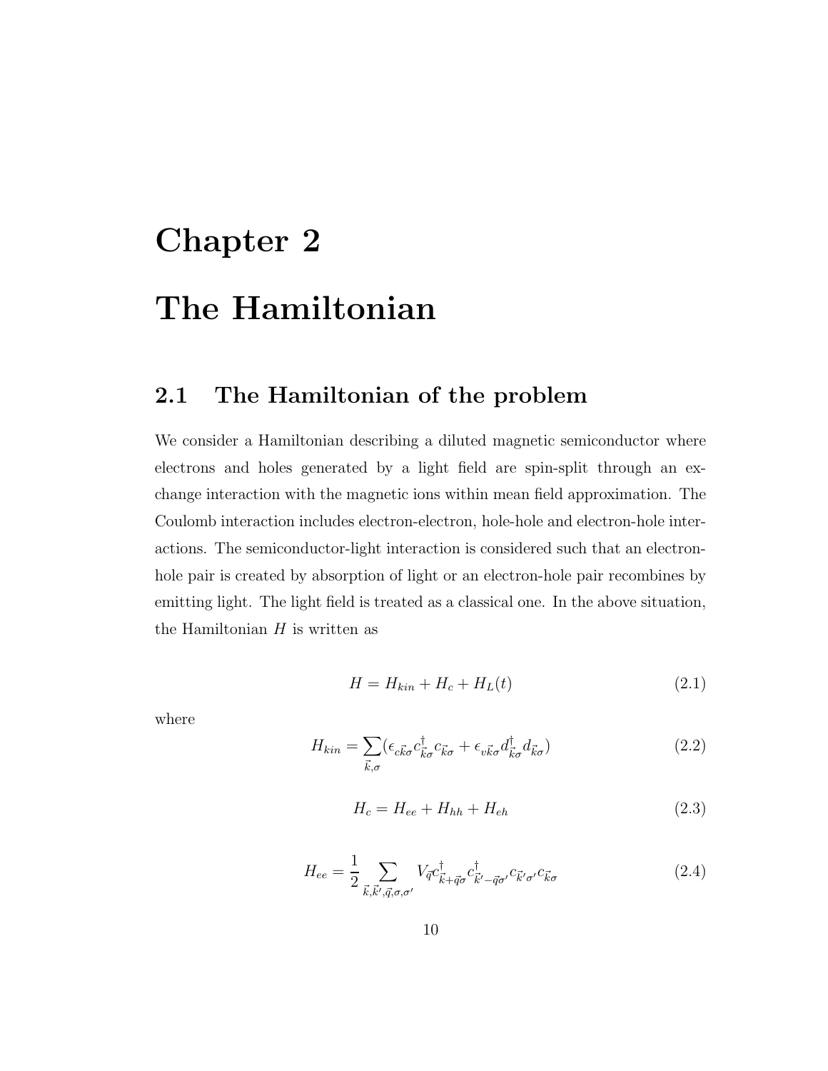# Chapter 2

# The Hamiltonian

## 2.1 The Hamiltonian of the problem

We consider a Hamiltonian describing a diluted magnetic semiconductor where electrons and holes generated by a light field are spin-split through an exchange interaction with the magnetic ions within mean field approximation. The Coulomb interaction includes electron-electron, hole-hole and electron-hole interactions. The semiconductor-light interaction is considered such that an electron-hole pair is created by absorption of light or an electron-hole pair recombines by emitting light. The light field is treated as a classical one. In the above situation, the Hamiltonian $H$ is written as

$$H = H_{kin} + H_c + H_L(t) \tag{2.1}$$

where

$$H_{kin} = \sum_{\vec{k},\sigma} (\epsilon_{c\vec{k}\sigma} c^{\dagger}_{\vec{k}\sigma} c_{\vec{k}\sigma} + \epsilon_{v\vec{k}\sigma} d^{\dagger}_{\vec{k}\sigma} d_{\vec{k}\sigma}) \tag{2.2}$$

$$H_c = H_{ee} + H_{hh} + H_{eh} \tag{2.3}$$

$$H_{ee} = \frac{1}{2} \sum_{\vec{k},\vec{k}',\vec{q},\sigma,\sigma'} V_{\vec{q}} c^{\dagger}_{\vec{k}+\vec{q}\sigma} c^{\dagger}_{\vec{k}'-\vec{q}\sigma'} c_{\vec{k}'\sigma'} c_{\vec{k}\sigma} \tag{2.4}$$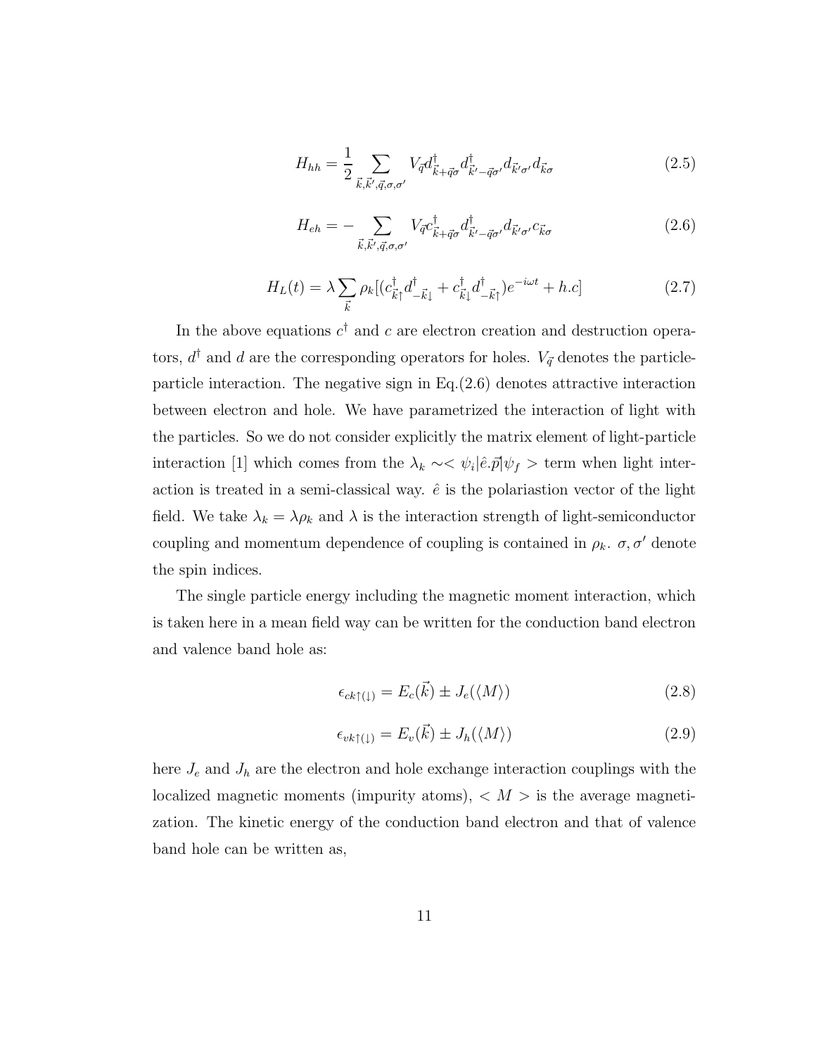$$H_{hh} = \frac{1}{2} \sum_{\vec{k},\vec{k}',\vec{q},\sigma,\sigma'} V_{\vec{q}} d^{\dagger}_{\vec{k}+\vec{q}\sigma} d^{\dagger}_{\vec{k}'-\vec{q}\sigma'} d_{\vec{k}'\sigma'} d_{\vec{k}\sigma} \tag{2.5}$$

$$H_{eh} = - \sum_{\vec{k},\vec{k}',\vec{q},\sigma,\sigma'} V_{\vec{q}} c^{\dagger}_{\vec{k}+\vec{q}\sigma} d^{\dagger}_{\vec{k}'-\vec{q}\sigma'} d_{\vec{k}'\sigma'} c_{\vec{k}\sigma} \tag{2.6}$$

$$H_L(t) = \lambda \sum_{\vec{k}} \rho_k [(c^{\dagger}_{\vec{k}\uparrow} d^{\dagger}_{-\vec{k}\downarrow} + c^{\dagger}_{\vec{k}\downarrow} d^{\dagger}_{-\vec{k}\uparrow}) e^{-i\omega t} + h.c] \tag{2.7}$$

In the above equations $c^{\dagger}$ and $c$ are electron creation and destruction operators, $d^{\dagger}$ and $d$ are the corresponding operators for holes. $V_{\vec{q}}$ denotes the particle-particle interaction. The negative sign in Eq.(2.6) denotes attractive interaction between electron and hole. We have parametrized the interaction of light with the particles. So we do not consider explicitly the matrix element of light-particle interaction [1] which comes from the $\lambda_k \sim <\psi_i|\hat{e}.\vec{p}|\psi_f>$ term when light interaction is treated in a semi-classical way. $\hat{e}$ is the polariastion vector of the light field. We take $\lambda_k = \lambda\rho_k$ and $\lambda$ is the interaction strength of light-semiconductor coupling and momentum dependence of coupling is contained in $\rho_k$. $\sigma, \sigma'$ denote the spin indices.

The single particle energy including the magnetic moment interaction, which is taken here in a mean field way can be written for the conduction band electron and valence band hole as:

$$\epsilon_{ck\uparrow(\downarrow)} = E_c(\vec{k}) \pm J_e(\langle M \rangle) \tag{2.8}$$

$$\epsilon_{vk\uparrow(\downarrow)} = E_v(\vec{k}) \pm J_h(\langle M \rangle) \tag{2.9}$$

here $J_e$ and $J_h$ are the electron and hole exchange interaction couplings with the localized magnetic moments (impurity atoms), $< M >$ is the average magnetization. The kinetic energy of the conduction band electron and that of valence band hole can be written as,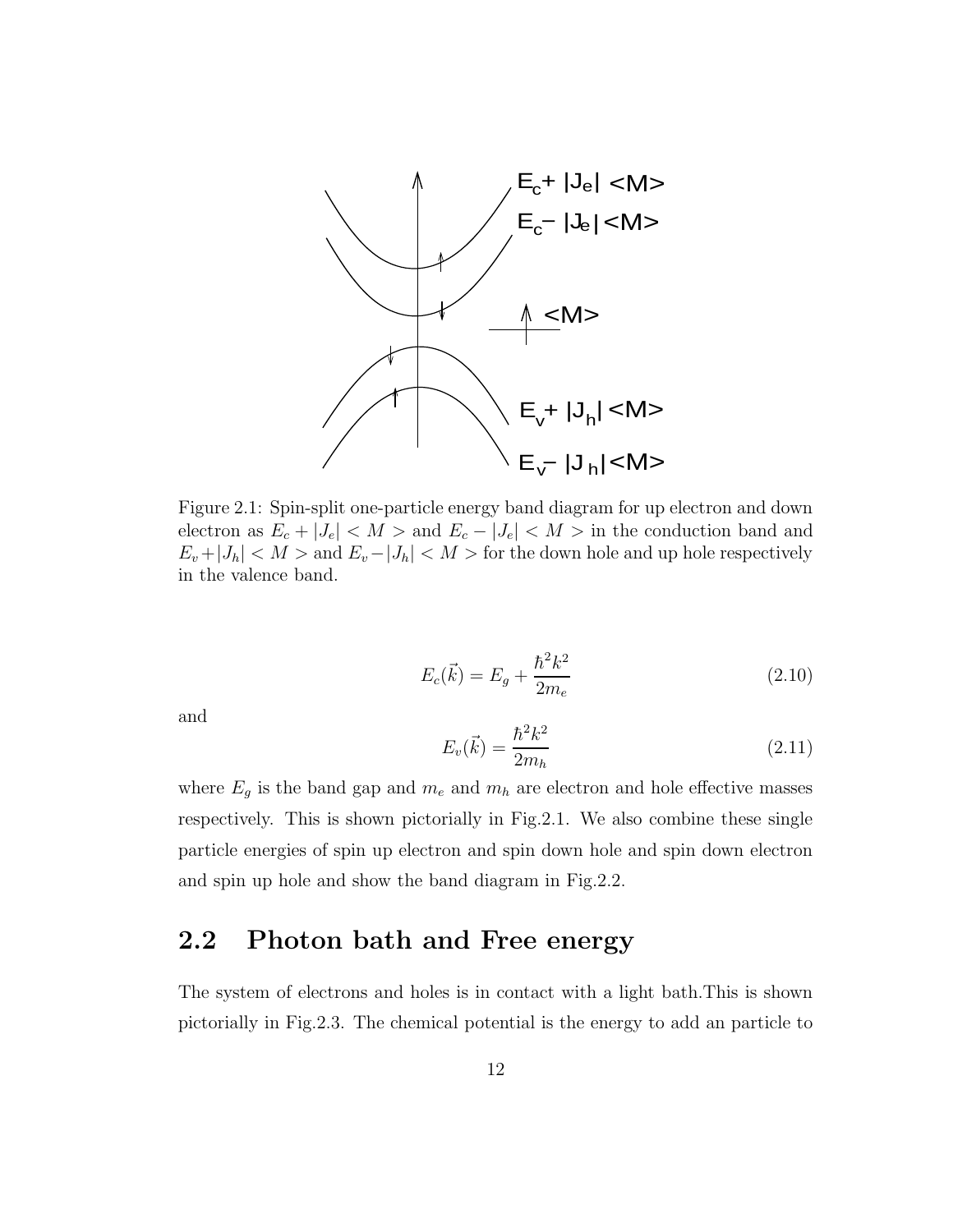$E_c + |J_e| <M>$

$E_c - |J_e| <M>$

$<M>$

$E_v + |J_h| <M>$

$E_v - |J_h| <M>$

Figure 2.1: Spin-split one-particle energy band diagram for up electron and down electron as $E_c + |J_e| < M >$ and $E_c - |J_e| < M >$ in the conduction band and $E_v + |J_h| < M >$ and $E_v - |J_h| < M >$ for the down hole and up hole respectively in the valence band.

$$E_c(\vec{k}) = E_g + \frac{\hbar^2 k^2}{2m_e} \tag{2.10}$$

and

$$E_v(\vec{k}) = \frac{\hbar^2 k^2}{2m_h} \tag{2.11}$$

where $E_g$ is the band gap and $m_e$ and $m_h$ are electron and hole effective masses respectively. This is shown pictorially in Fig.2.1. We also combine these single particle energies of spin up electron and spin down hole and spin down electron and spin up hole and show the band diagram in Fig.2.2.

## 2.2 Photon bath and Free energy

The system of electrons and holes is in contact with a light bath.This is shown pictorially in Fig.2.3. The chemical potential is the energy to add an particle to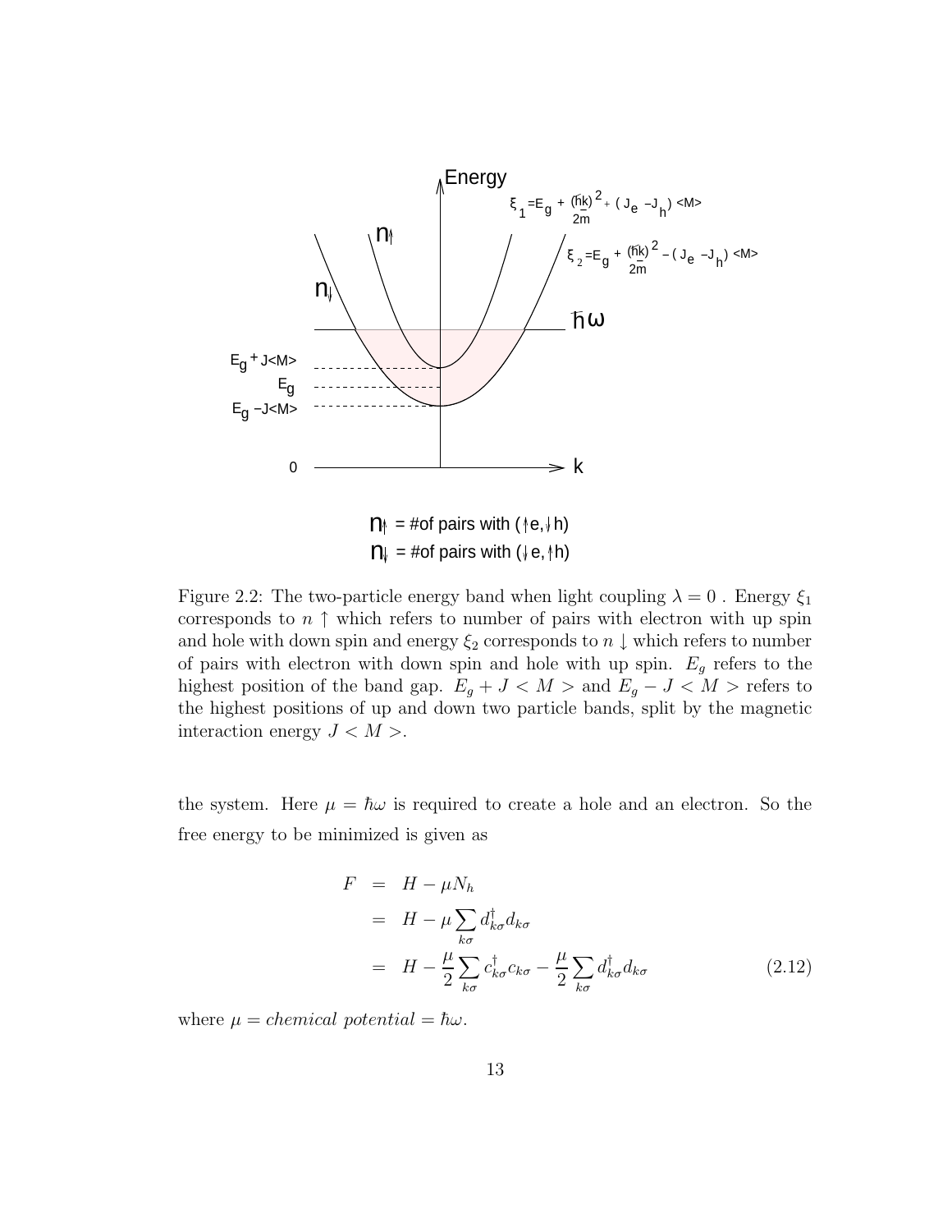Energy

$\xi_1 = E_g + \frac{(\hbar k)^2}{2m} + (J_e - J_h) <M>$

$\xi_2 = E_g + \frac{(\hbar k)^2}{2m} - (J_e - J_h) <M>$

$n_\uparrow$

$n_\downarrow$

$\hbar\omega$

$E_g + J<M>$

$E_g$

$E_g - J<M>$

0

k

$n_\uparrow$ = #of pairs with ($\uparrow$e,$\downarrow$h)

$n_\downarrow$ = #of pairs with ($\downarrow$e,$\uparrow$h)

Figure 2.2: The two-particle energy band when light coupling $\lambda = 0$ . Energy $\xi_1$ corresponds to $n \uparrow$ which refers to number of pairs with electron with up spin and hole with down spin and energy $\xi_2$ corresponds to $n \downarrow$ which refers to number of pairs with electron with down spin and hole with up spin. $E_g$ refers to the highest position of the band gap. $E_g + J < M >$ and $E_g - J < M >$ refers to the highest positions of up and down two particle bands, split by the magnetic interaction energy $J < M >$.

the system. Here $\mu = \hbar\omega$ is required to create a hole and an electron. So the free energy to be minimized is given as

$$
\begin{aligned}
F &= H - \mu N_h \\
&= H - \mu \sum_{k\sigma} d^\dagger_{k\sigma} d_{k\sigma} \\
&= H - \frac{\mu}{2} \sum_{k\sigma} c^\dagger_{k\sigma} c_{k\sigma} - \frac{\mu}{2} \sum_{k\sigma} d^\dagger_{k\sigma} d_{k\sigma} \qquad (2.12)
\end{aligned}
$$

where $\mu = \textit{chemical potential} = \hbar\omega$.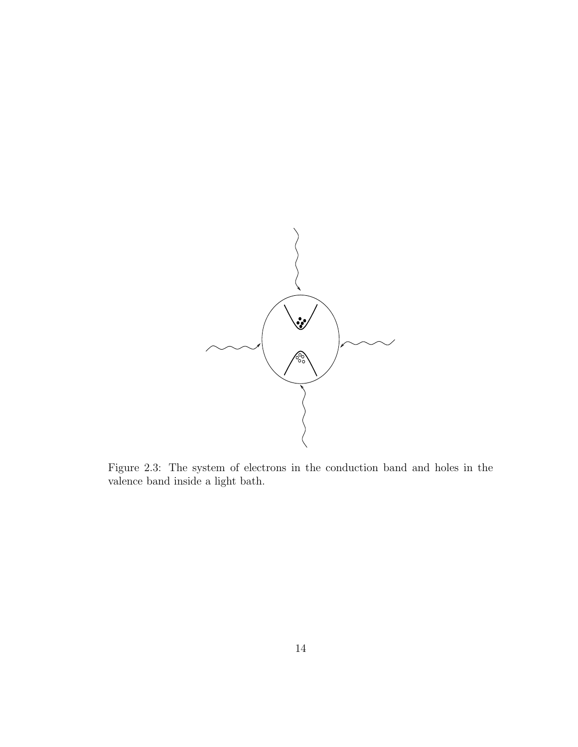Figure 2.3: The system of electrons in the conduction band and holes in the valence band inside a light bath.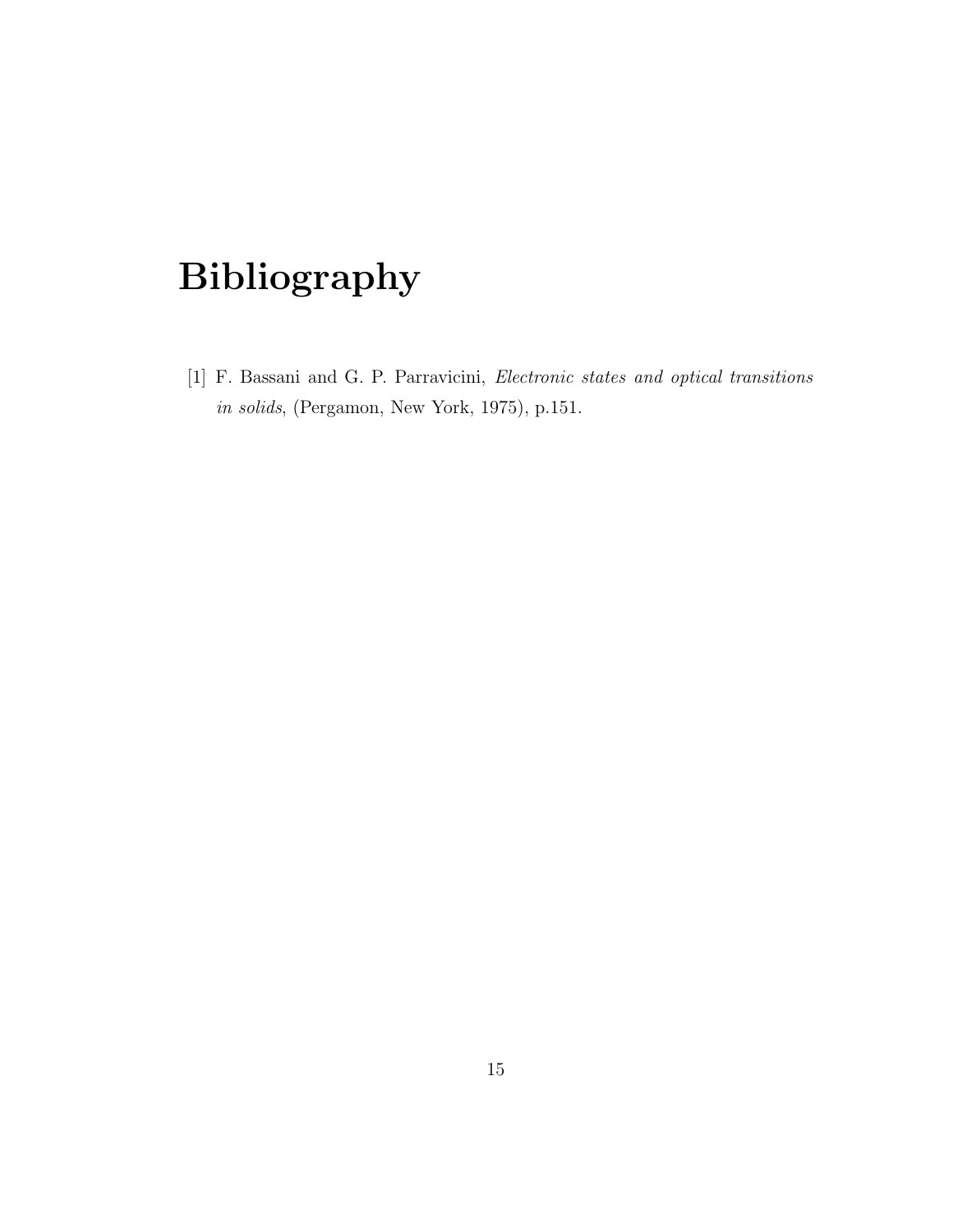# Bibliography

[1] F. Bassani and G. P. Parravicini, *Electronic states and optical transitions in solids*, (Pergamon, New York, 1975), p.151.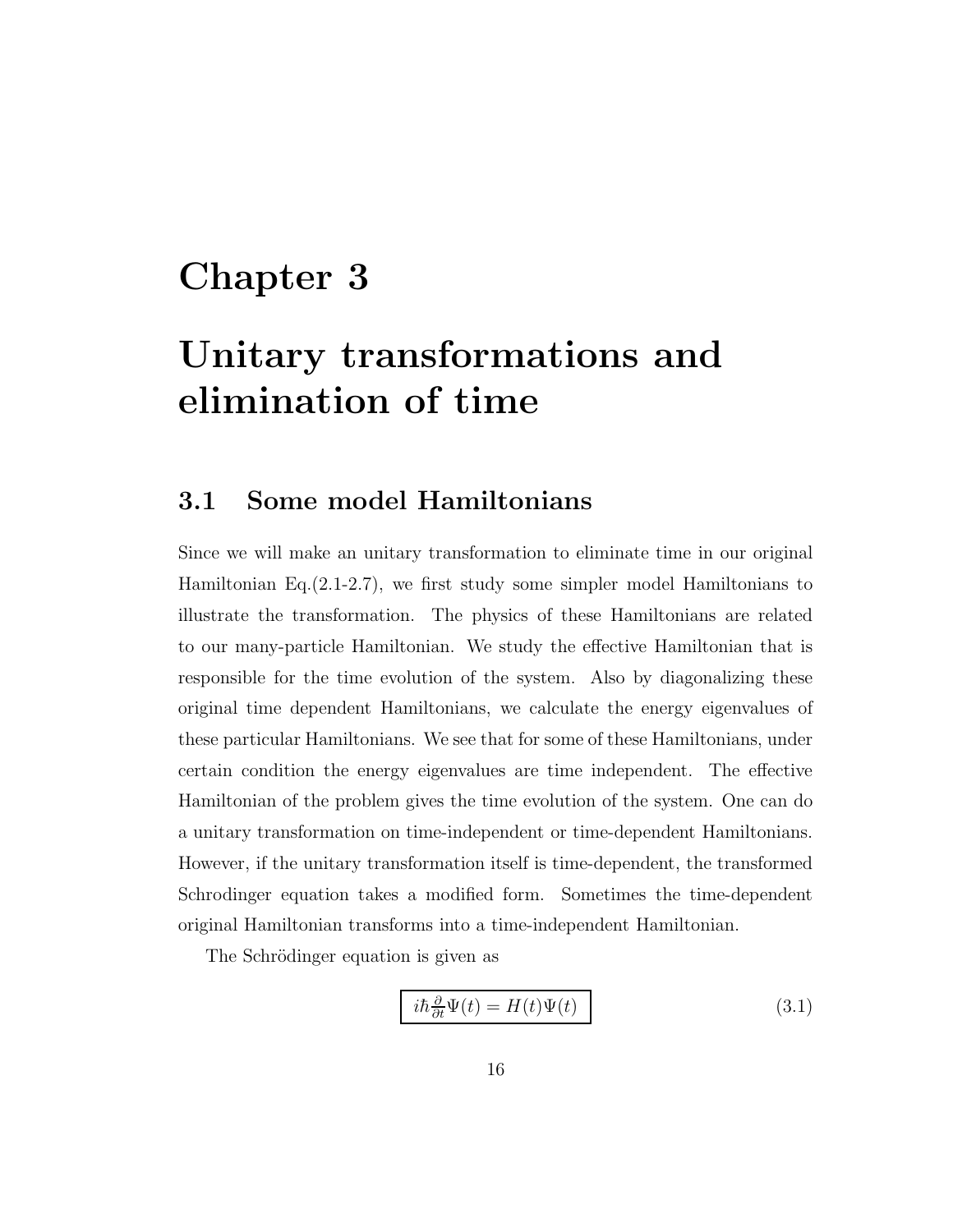# Chapter 3

# Unitary transformations and elimination of time

## 3.1 Some model Hamiltonians

Since we will make an unitary transformation to eliminate time in our original Hamiltonian Eq.(2.1-2.7), we first study some simpler model Hamiltonians to illustrate the transformation. The physics of these Hamiltonians are related to our many-particle Hamiltonian. We study the effective Hamiltonian that is responsible for the time evolution of the system. Also by diagonalizing these original time dependent Hamiltonians, we calculate the energy eigenvalues of these particular Hamiltonians. We see that for some of these Hamiltonians, under certain condition the energy eigenvalues are time independent. The effective Hamiltonian of the problem gives the time evolution of the system. One can do a unitary transformation on time-independent or time-dependent Hamiltonians. However, if the unitary transformation itself is time-dependent, the transformed Schrodinger equation takes a modified form. Sometimes the time-dependent original Hamiltonian transforms into a time-independent Hamiltonian.

The Schrödinger equation is given as

$$\boxed{i\hbar\frac{\partial}{\partial t}\Psi(t) = H(t)\Psi(t)} \tag{3.1}$$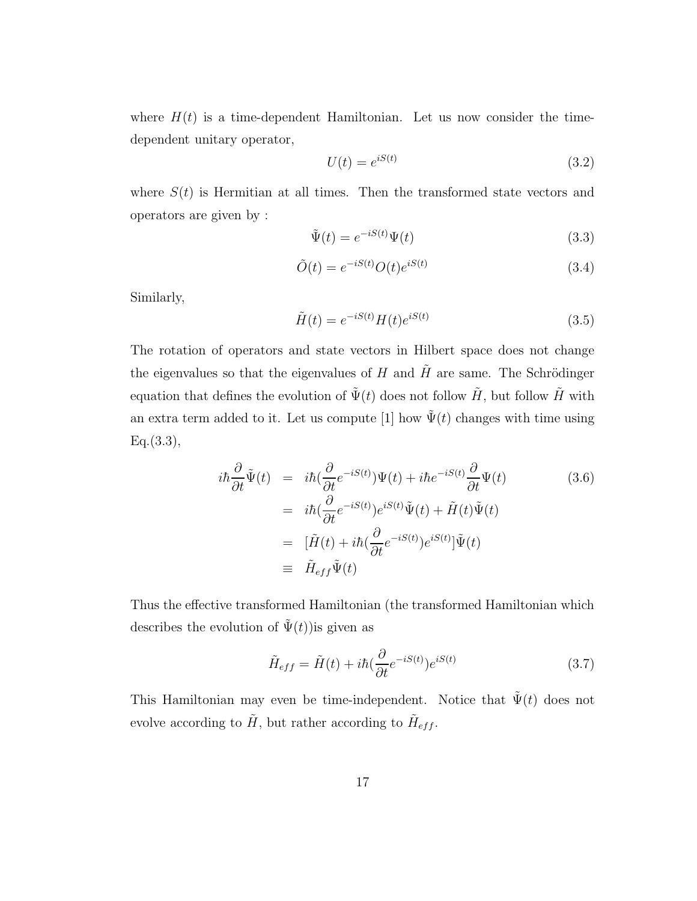where $H(t)$ is a time-dependent Hamiltonian. Let us now consider the time-dependent unitary operator,

$$U(t) = e^{iS(t)} \tag{3.2}$$

where $S(t)$ is Hermitian at all times. Then the transformed state vectors and operators are given by :

$$\tilde{\Psi}(t) = e^{-iS(t)}\Psi(t) \tag{3.3}$$

$$\tilde{O}(t) = e^{-iS(t)}O(t)e^{iS(t)} \tag{3.4}$$

Similarly,

$$\tilde{H}(t) = e^{-iS(t)}H(t)e^{iS(t)} \tag{3.5}$$

The rotation of operators and state vectors in Hilbert space does not change the eigenvalues so that the eigenvalues of $H$ and $\tilde{H}$ are same. The Schrödinger equation that defines the evolution of $\tilde{\Psi}(t)$ does not follow $\tilde{H}$, but follow $\tilde{H}$ with an extra term added to it. Let us compute [1] how $\tilde{\Psi}(t)$ changes with time using Eq.(3.3),

$$\begin{aligned}
i\hbar\frac{\partial}{\partial t}\tilde{\Psi}(t) &= i\hbar(\frac{\partial}{\partial t}e^{-iS(t)})\Psi(t) + i\hbar e^{-iS(t)}\frac{\partial}{\partial t}\Psi(t) \\
&= i\hbar(\frac{\partial}{\partial t}e^{-iS(t)})e^{iS(t)}\tilde{\Psi}(t) + \tilde{H}(t)\tilde{\Psi}(t) \\
&= [\tilde{H}(t) + i\hbar(\frac{\partial}{\partial t}e^{-iS(t)})e^{iS(t)}]\tilde{\Psi}(t) \\
&\equiv \tilde{H}_{eff}\tilde{\Psi}(t)
\end{aligned} \tag{3.6}$$

Thus the effective transformed Hamiltonian (the transformed Hamiltonian which describes the evolution of $\tilde{\Psi}(t)$)is given as

$$\tilde{H}_{eff} = \tilde{H}(t) + i\hbar(\frac{\partial}{\partial t}e^{-iS(t)})e^{iS(t)} \tag{3.7}$$

This Hamiltonian may even be time-independent. Notice that $\tilde{\Psi}(t)$ does not evolve according to $\tilde{H}$, but rather according to $\tilde{H}_{eff}$.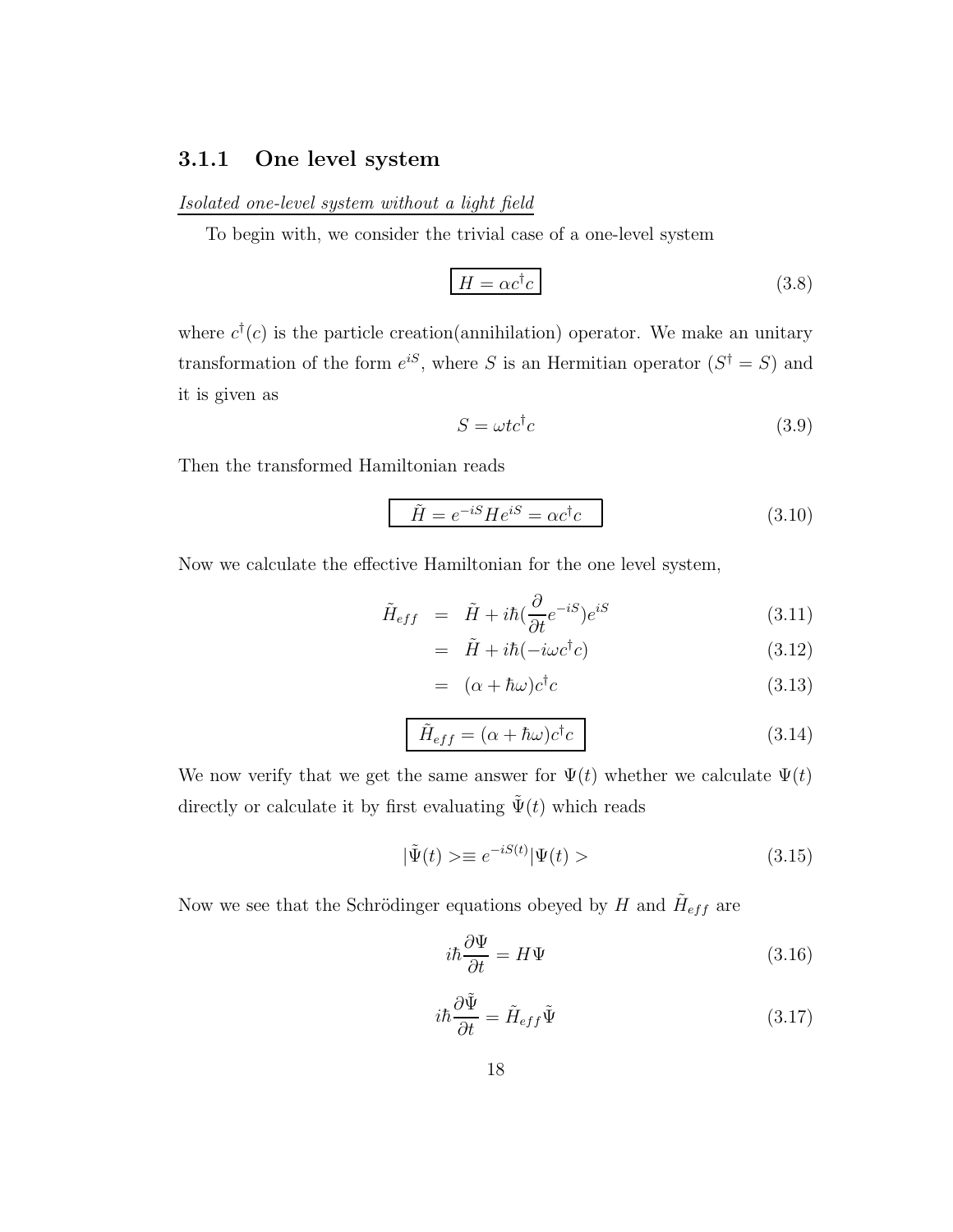### 3.1.1 One level system

<u>*Isolated one-level system without a light field*</u>

To begin with, we consider the trivial case of a one-level system

$$\boxed{H = \alpha c^{\dagger} c} \tag{3.8}$$

where $c^{\dagger}(c)$ is the particle creation(annihilation) operator. We make an unitary transformation of the form $e^{iS}$, where $S$ is an Hermitian operator ($S^{\dagger} = S$) and it is given as

$$S = \omega t c^{\dagger} c \tag{3.9}$$

Then the transformed Hamiltonian reads

$$\boxed{\tilde{H} = e^{-iS} H e^{iS} = \alpha c^{\dagger} c} \tag{3.10}$$

Now we calculate the effective Hamiltonian for the one level system,

$$\begin{aligned}
\tilde{H}_{eff} &= \tilde{H} + i\hbar\left(\frac{\partial}{\partial t} e^{-iS}\right) e^{iS} & (3.11)\\
&= \tilde{H} + i\hbar(-i\omega c^{\dagger} c) & (3.12)\\
&= (\alpha + \hbar\omega) c^{\dagger} c & (3.13)
\end{aligned}$$

$$\boxed{\tilde{H}_{eff} = (\alpha + \hbar\omega) c^{\dagger} c} \tag{3.14}$$

We now verify that we get the same answer for $\Psi(t)$ whether we calculate $\Psi(t)$ directly or calculate it by first evaluating $\tilde{\Psi}(t)$ which reads

$$|\tilde{\Psi}(t) > \equiv e^{-iS(t)} |\Psi(t) > \tag{3.15}$$

Now we see that the Schrödinger equations obeyed by $H$ and $\tilde{H}_{eff}$ are

$$i\hbar \frac{\partial \Psi}{\partial t} = H \Psi \tag{3.16}$$

$$i\hbar \frac{\partial \tilde{\Psi}}{\partial t} = \tilde{H}_{eff} \tilde{\Psi} \tag{3.17}$$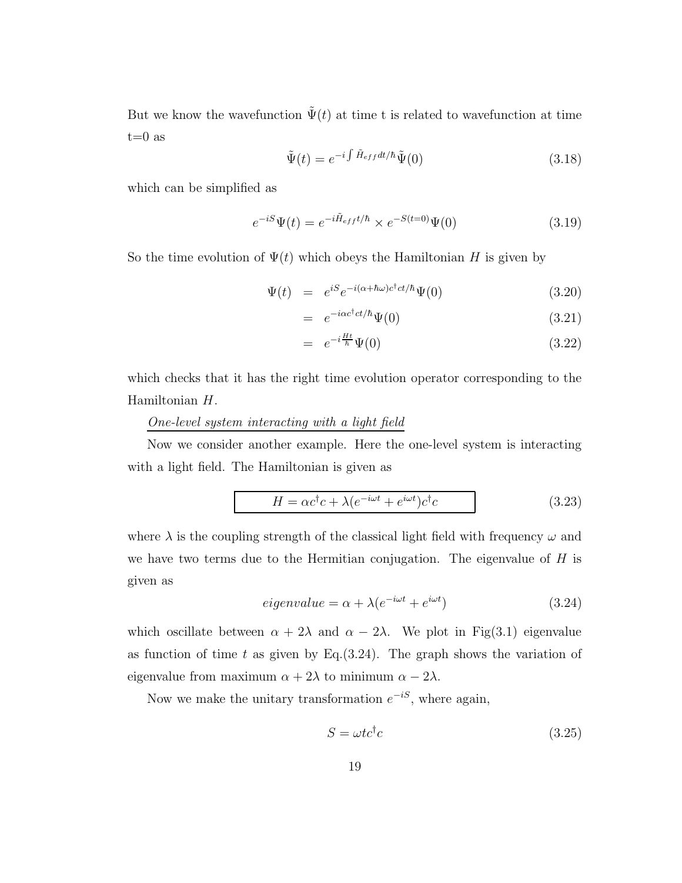But we know the wavefunction $\tilde{\Psi}(t)$ at time t is related to wavefunction at time t=0 as

$$\tilde{\Psi}(t) = e^{-i\int \tilde{H}_{eff} dt/\hbar} \tilde{\Psi}(0) \tag{3.18}$$

which can be simplified as

$$e^{-iS}\Psi(t) = e^{-i\tilde{H}_{eff}t/\hbar} \times e^{-S(t=0)}\Psi(0) \tag{3.19}$$

So the time evolution of $\Psi(t)$ which obeys the Hamiltonian $H$ is given by

$$\begin{aligned}
\Psi(t) &= e^{iS} e^{-i(\alpha+\hbar\omega)c^\dagger c t/\hbar}\Psi(0) &(3.20)\\
&= e^{-i\alpha c^\dagger c t/\hbar}\Psi(0) &(3.21)\\
&= e^{-i\frac{Ht}{\hbar}}\Psi(0) &(3.22)
\end{aligned}$$

which checks that it has the right time evolution operator corresponding to the Hamiltonian $H$.

*One-level system interacting with a light field*

Now we consider another example. Here the one-level system is interacting with a light field. The Hamiltonian is given as

$$\boxed{H = \alpha c^\dagger c + \lambda(e^{-i\omega t} + e^{i\omega t})c^\dagger c} \tag{3.23}$$

where $\lambda$ is the coupling strength of the classical light field with frequency $\omega$ and we have two terms due to the Hermitian conjugation. The eigenvalue of $H$ is given as

$$eigenvalue = \alpha + \lambda(e^{-i\omega t} + e^{i\omega t}) \tag{3.24}$$

which oscillate between $\alpha + 2\lambda$ and $\alpha - 2\lambda$. We plot in Fig(3.1) eigenvalue as function of time $t$ as given by Eq.(3.24). The graph shows the variation of eigenvalue from maximum $\alpha + 2\lambda$ to minimum $\alpha - 2\lambda$.

Now we make the unitary transformation $e^{-iS}$, where again,

$$S = \omega t c^\dagger c \tag{3.25}$$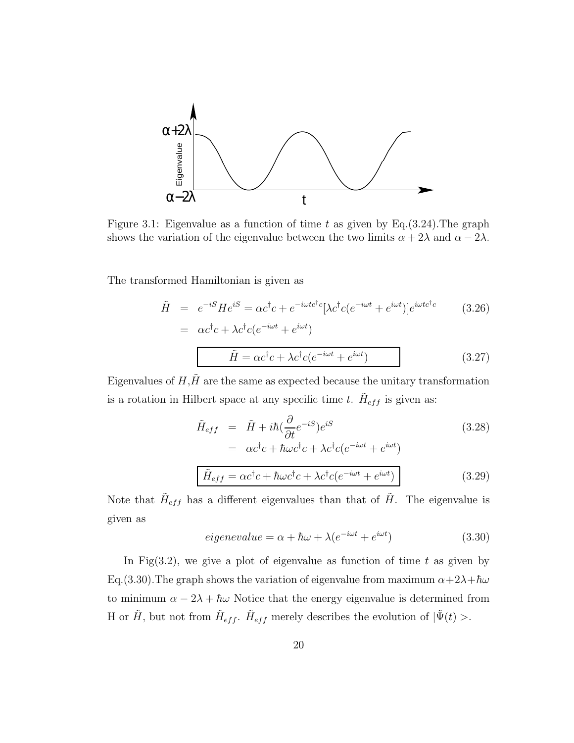Figure 3.1: Eigenvalue as a function of time $t$ as given by Eq.(3.24).The graph shows the variation of the eigenvalue between the two limits $\alpha + 2\lambda$ and $\alpha - 2\lambda$.

The transformed Hamiltonian is given as

$$\begin{aligned}
\tilde{H} &= e^{-iS} H e^{iS} = \alpha c^\dagger c + e^{-i\omega t c^\dagger c}[\lambda c^\dagger c(e^{-i\omega t} + e^{i\omega t})]e^{i\omega t c^\dagger c} \qquad (3.26) \\
&= \alpha c^\dagger c + \lambda c^\dagger c(e^{-i\omega t} + e^{i\omega t})
\end{aligned}$$

$$\boxed{\tilde{H} = \alpha c^\dagger c + \lambda c^\dagger c(e^{-i\omega t} + e^{i\omega t})} \qquad (3.27)$$

Eigenvalues of $H$,$\tilde{H}$ are the same as expected because the unitary transformation is a rotation in Hilbert space at any specific time $t$. $\tilde{H}_{eff}$ is given as:

$$\begin{aligned}
\tilde{H}_{eff} &= \tilde{H} + i\hbar(\frac{\partial}{\partial t} e^{-iS})e^{iS} \qquad (3.28) \\
&= \alpha c^\dagger c + \hbar\omega c^\dagger c + \lambda c^\dagger c(e^{-i\omega t} + e^{i\omega t})
\end{aligned}$$

$$\boxed{\tilde{H}_{eff} = \alpha c^\dagger c + \hbar\omega c^\dagger c + \lambda c^\dagger c(e^{-i\omega t} + e^{i\omega t})} \qquad (3.29)$$

Note that $\tilde{H}_{eff}$ has a different eigenvalues than that of $\tilde{H}$. The eigenvalue is given as

$$eigenevalue = \alpha + \hbar\omega + \lambda(e^{-i\omega t} + e^{i\omega t}) \qquad (3.30)$$

In Fig(3.2), we give a plot of eigenvalue as function of time $t$ as given by Eq.(3.30).The graph shows the variation of eigenvalue from maximum $\alpha + 2\lambda + \hbar\omega$ to minimum $\alpha - 2\lambda + \hbar\omega$ Notice that the energy eigenvalue is determined from H or $\tilde{H}$, but not from $\tilde{H}_{eff}$. $\tilde{H}_{eff}$ merely describes the evolution of $|\tilde{\Psi}(t)>$.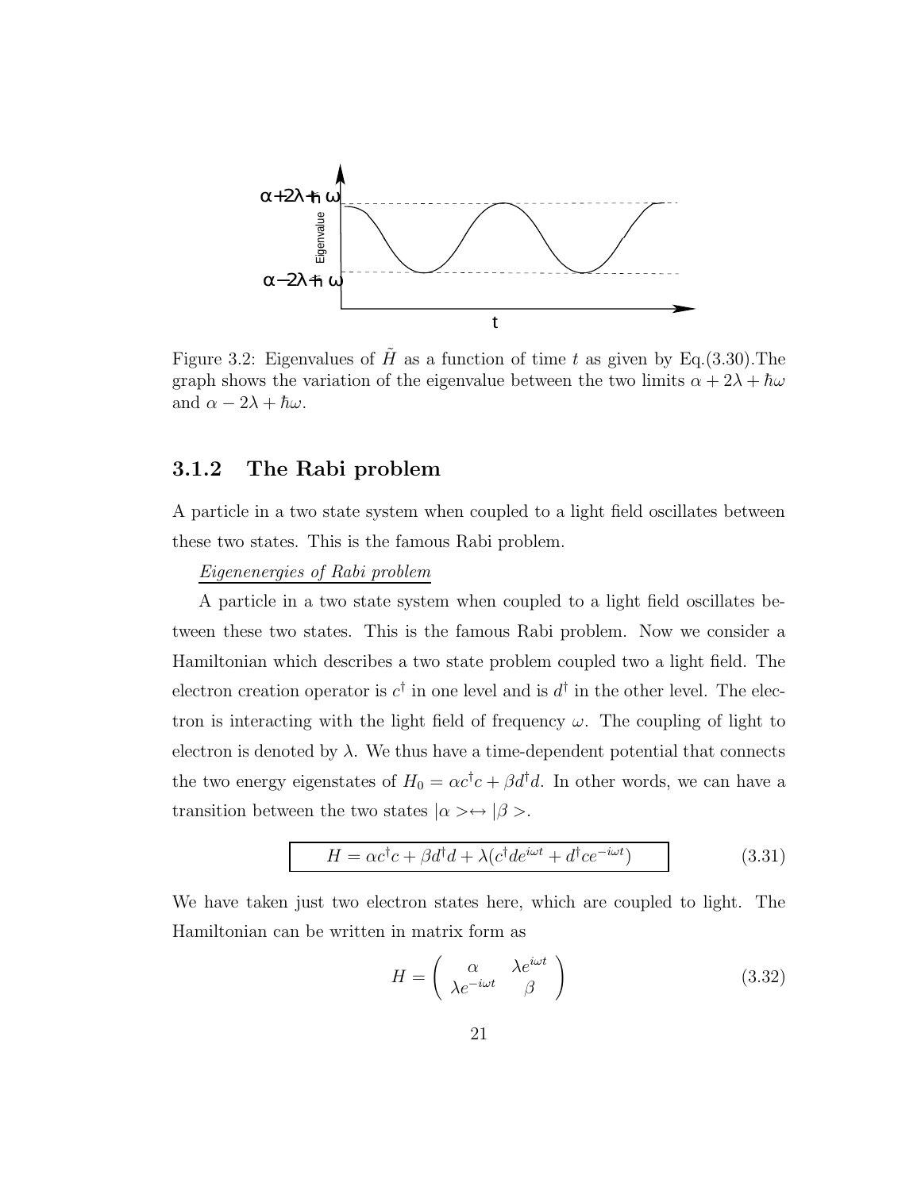$\alpha+2\lambda+\hbar\omega$

Eigenvalue

$\alpha-2\lambda+\hbar\omega$

t

Figure 3.2: Eigenvalues of $\tilde{H}$ as a function of time $t$ as given by Eq.(3.30).The graph shows the variation of the eigenvalue between the two limits $\alpha + 2\lambda + \hbar\omega$ and $\alpha - 2\lambda + \hbar\omega$.

### 3.1.2 The Rabi problem

A particle in a two state system when coupled to a light field oscillates between these two states. This is the famous Rabi problem.

<u>*Eigenenergies of Rabi problem*</u>

A particle in a two state system when coupled to a light field oscillates between these two states. This is the famous Rabi problem. Now we consider a Hamiltonian which describes a two state problem coupled two a light field. The electron creation operator is $c^\dagger$ in one level and is $d^\dagger$ in the other level. The electron is interacting with the light field of frequency $\omega$. The coupling of light to electron is denoted by $\lambda$. We thus have a time-dependent potential that connects the two energy eigenstates of $H_0 = \alpha c^\dagger c + \beta d^\dagger d$. In other words, we can have a transition between the two states $|\alpha> \leftrightarrow |\beta>$.

$$\boxed{H = \alpha c^\dagger c + \beta d^\dagger d + \lambda(c^\dagger d e^{i\omega t} + d^\dagger c e^{-i\omega t})} \tag{3.31}$$

We have taken just two electron states here, which are coupled to light. The Hamiltonian can be written in matrix form as

$$H = \begin{pmatrix} \alpha & \lambda e^{i\omega t} \\ \lambda e^{-i\omega t} & \beta \end{pmatrix} \tag{3.32}$$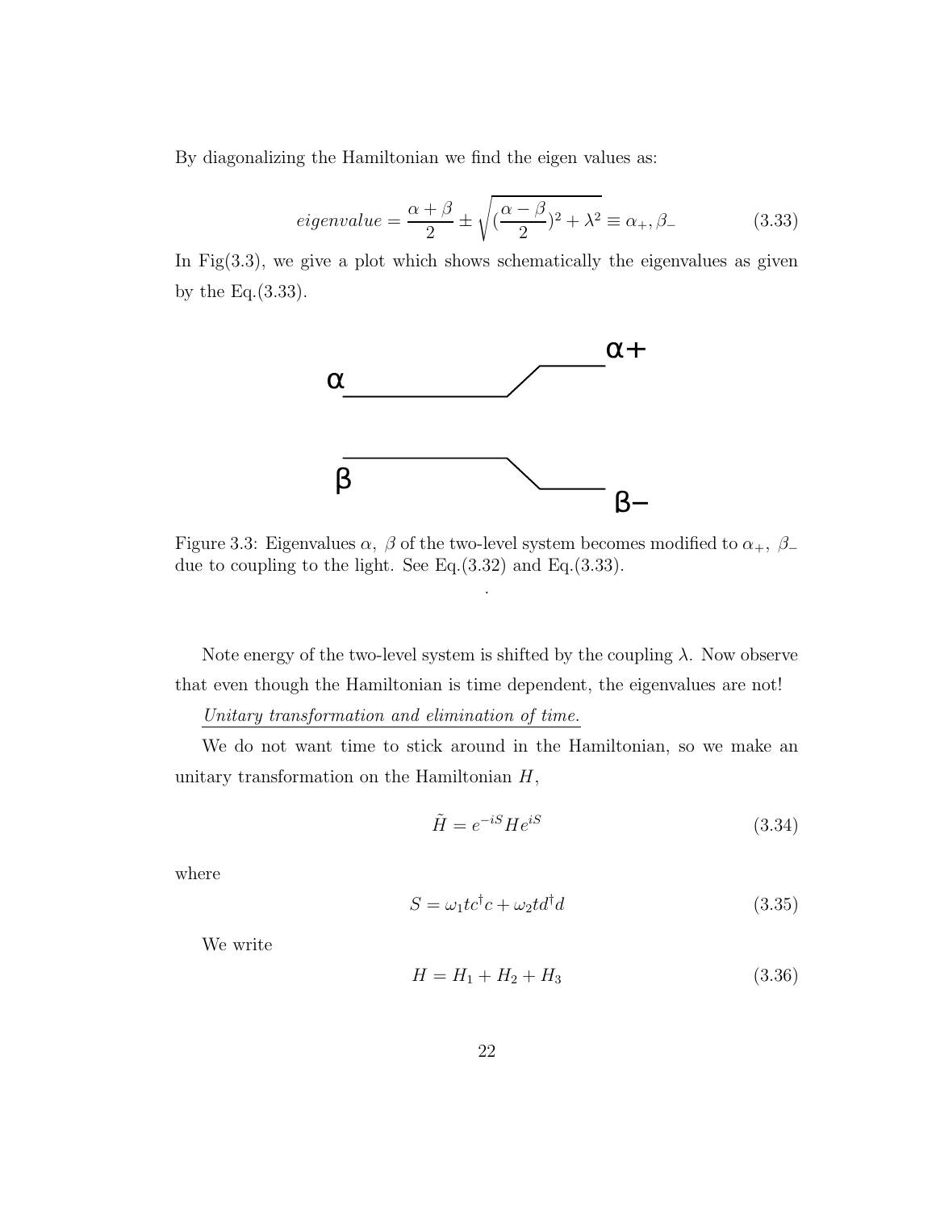By diagonalizing the Hamiltonian we find the eigen values as:

$$eigenvalue = \frac{\alpha + \beta}{2} \pm \sqrt{(\frac{\alpha - \beta}{2})^2 + \lambda^2} \equiv \alpha_+, \beta_- \tag{3.33}$$

In Fig(3.3), we give a plot which shows schematically the eigenvalues as given by the Eq.(3.33).

α

α+

β

β−

Figure 3.3: Eigenvalues $\alpha$, $\beta$ of the two-level system becomes modified to $\alpha_+$, $\beta_-$ due to coupling to the light. See Eq.(3.32) and Eq.(3.33).

Note energy of the two-level system is shifted by the coupling $\lambda$. Now observe that even though the Hamiltonian is time dependent, the eigenvalues are not!

*Unitary transformation and elimination of time.*

We do not want time to stick around in the Hamiltonian, so we make an unitary transformation on the Hamiltonian $H$,

$$\tilde{H} = e^{-iS} H e^{iS} \tag{3.34}$$

where

$$S = \omega_1 t c^\dagger c + \omega_2 t d^\dagger d \tag{3.35}$$

We write

$$H = H_1 + H_2 + H_3 \tag{3.36}$$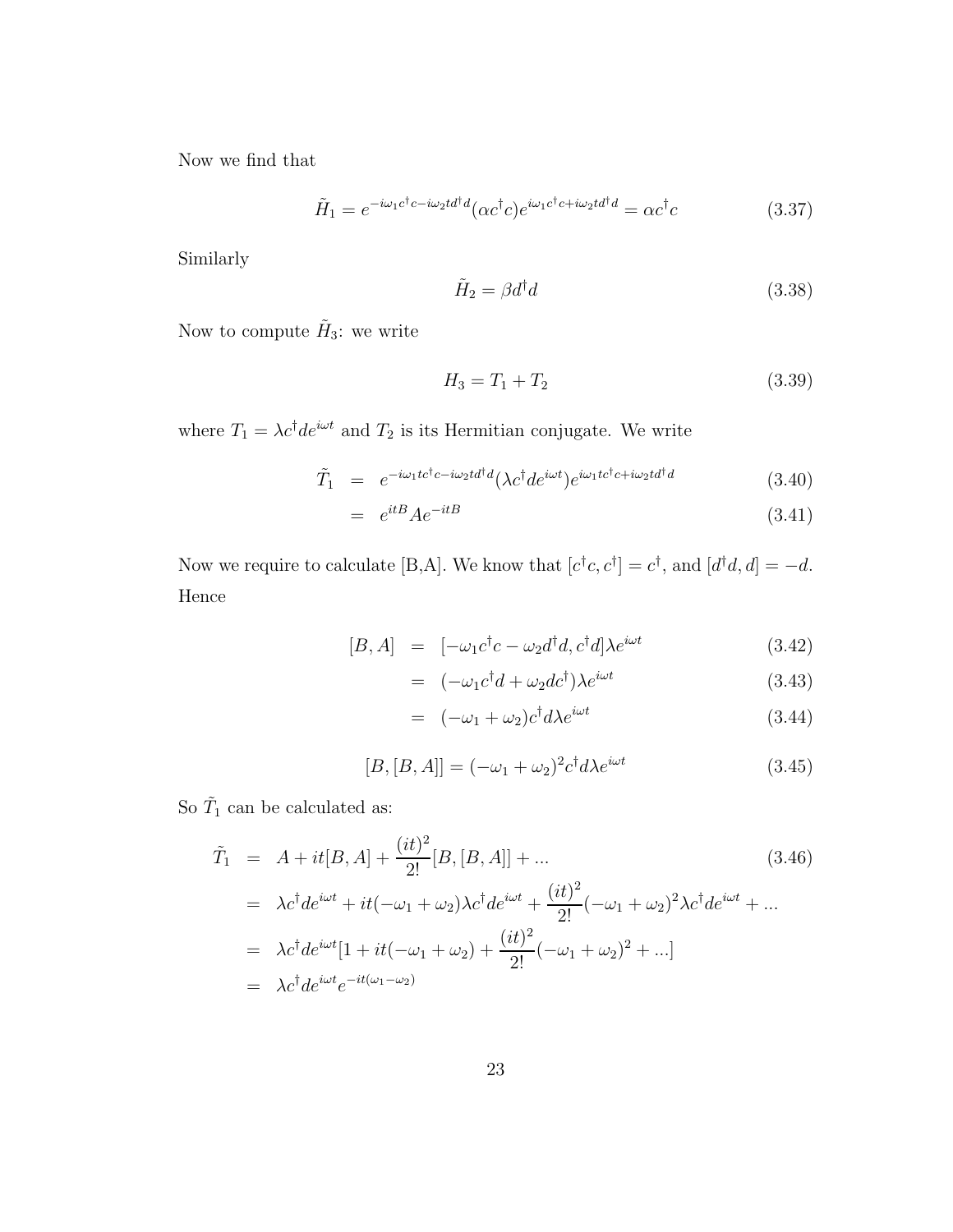Now we find that

$$\tilde{H}_1 = e^{-i\omega_1 c^\dagger c - i\omega_2 t d^\dagger d}(\alpha c^\dagger c)e^{i\omega_1 c^\dagger c + i\omega_2 t d^\dagger d} = \alpha c^\dagger c \tag{3.37}$$

Similarly

$$\tilde{H}_2 = \beta d^\dagger d \tag{3.38}$$

Now to compute $\tilde{H}_3$: we write

$$H_3 = T_1 + T_2 \tag{3.39}$$

where $T_1 = \lambda c^\dagger d e^{i\omega t}$ and $T_2$ is its Hermitian conjugate. We write

$$\begin{aligned} \tilde{T}_1 &= e^{-i\omega_1 t c^\dagger c - i\omega_2 t d^\dagger d}(\lambda c^\dagger d e^{i\omega t})e^{i\omega_1 t c^\dagger c + i\omega_2 t d^\dagger d} \quad (3.40) \\ &= e^{itB} A e^{-itB} \quad (3.41) \end{aligned}$$

Now we require to calculate [B,A]. We know that $[c^\dagger c, c^\dagger] = c^\dagger$, and $[d^\dagger d, d] = -d$. Hence

$$\begin{aligned} [B, A] &= [-\omega_1 c^\dagger c - \omega_2 d^\dagger d, c^\dagger d]\lambda e^{i\omega t} \quad (3.42) \\ &= (-\omega_1 c^\dagger d + \omega_2 d c^\dagger)\lambda e^{i\omega t} \quad (3.43) \\ &= (-\omega_1 + \omega_2)c^\dagger d \lambda e^{i\omega t} \quad (3.44) \end{aligned}$$

$$[B, [B, A]] = (-\omega_1 + \omega_2)^2 c^\dagger d \lambda e^{i\omega t} \tag{3.45}$$

So $\tilde{T}_1$ can be calculated as:

$$\begin{aligned} \tilde{T}_1 &= A + it[B, A] + \frac{(it)^2}{2!}[B, [B, A]] + ... \quad (3.46) \\ &= \lambda c^\dagger d e^{i\omega t} + it(-\omega_1 + \omega_2)\lambda c^\dagger d e^{i\omega t} + \frac{(it)^2}{2!}(-\omega_1 + \omega_2)^2 \lambda c^\dagger d e^{i\omega t} + ... \\ &= \lambda c^\dagger d e^{i\omega t}[1 + it(-\omega_1 + \omega_2) + \frac{(it)^2}{2!}(-\omega_1 + \omega_2)^2 + ...] \\ &= \lambda c^\dagger d e^{i\omega t} e^{-it(\omega_1 - \omega_2)} \end{aligned}$$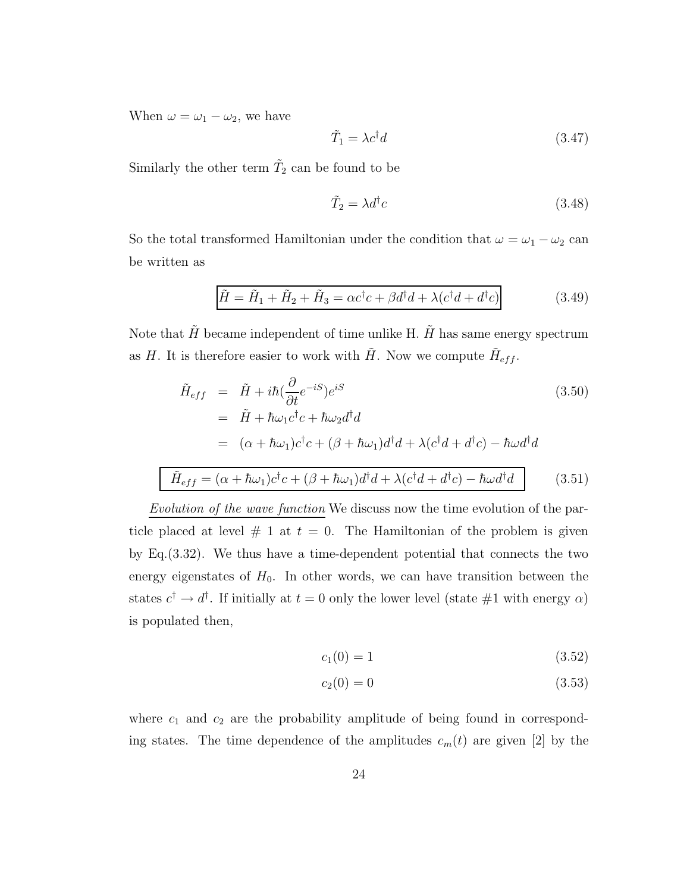When $\omega = \omega_1 - \omega_2$, we have

$$\tilde{T}_1 = \lambda c^\dagger d \tag{3.47}$$

Similarly the other term $\tilde{T}_2$ can be found to be

$$\tilde{T}_2 = \lambda d^\dagger c \tag{3.48}$$

So the total transformed Hamiltonian under the condition that $\omega = \omega_1 - \omega_2$ can be written as

$$\boxed{\tilde{H} = \tilde{H}_1 + \tilde{H}_2 + \tilde{H}_3 = \alpha c^\dagger c + \beta d^\dagger d + \lambda(c^\dagger d + d^\dagger c)} \tag{3.49}$$

Note that $\tilde{H}$ became independent of time unlike H. $\tilde{H}$ has same energy spectrum as $H$. It is therefore easier to work with $\tilde{H}$. Now we compute $\tilde{H}_{eff}$.

$$\begin{aligned}
\tilde{H}_{eff} &= \tilde{H} + i\hbar(\frac{\partial}{\partial t}e^{-iS})e^{iS} \\
&= \tilde{H} + \hbar\omega_1 c^\dagger c + \hbar\omega_2 d^\dagger d \\
&= (\alpha + \hbar\omega_1)c^\dagger c + (\beta + \hbar\omega_1)d^\dagger d + \lambda(c^\dagger d + d^\dagger c) - \hbar\omega d^\dagger d
\end{aligned} \tag{3.50}$$

$$\boxed{\tilde{H}_{eff} = (\alpha + \hbar\omega_1)c^\dagger c + (\beta + \hbar\omega_1)d^\dagger d + \lambda(c^\dagger d + d^\dagger c) - \hbar\omega d^\dagger d} \tag{3.51}$$

*Evolution of the wave function* We discuss now the time evolution of the particle placed at level # 1 at $t = 0$. The Hamiltonian of the problem is given by Eq.(3.32). We thus have a time-dependent potential that connects the two energy eigenstates of $H_0$. In other words, we can have transition between the states $c^\dagger \rightarrow d^\dagger$. If initially at $t = 0$ only the lower level (state #1 with energy $\alpha$) is populated then,

$$c_1(0) = 1 \tag{3.52}$$

$$c_2(0) = 0 \tag{3.53}$$

where $c_1$ and $c_2$ are the probability amplitude of being found in corresponding states. The time dependence of the amplitudes $c_m(t)$ are given [2] by the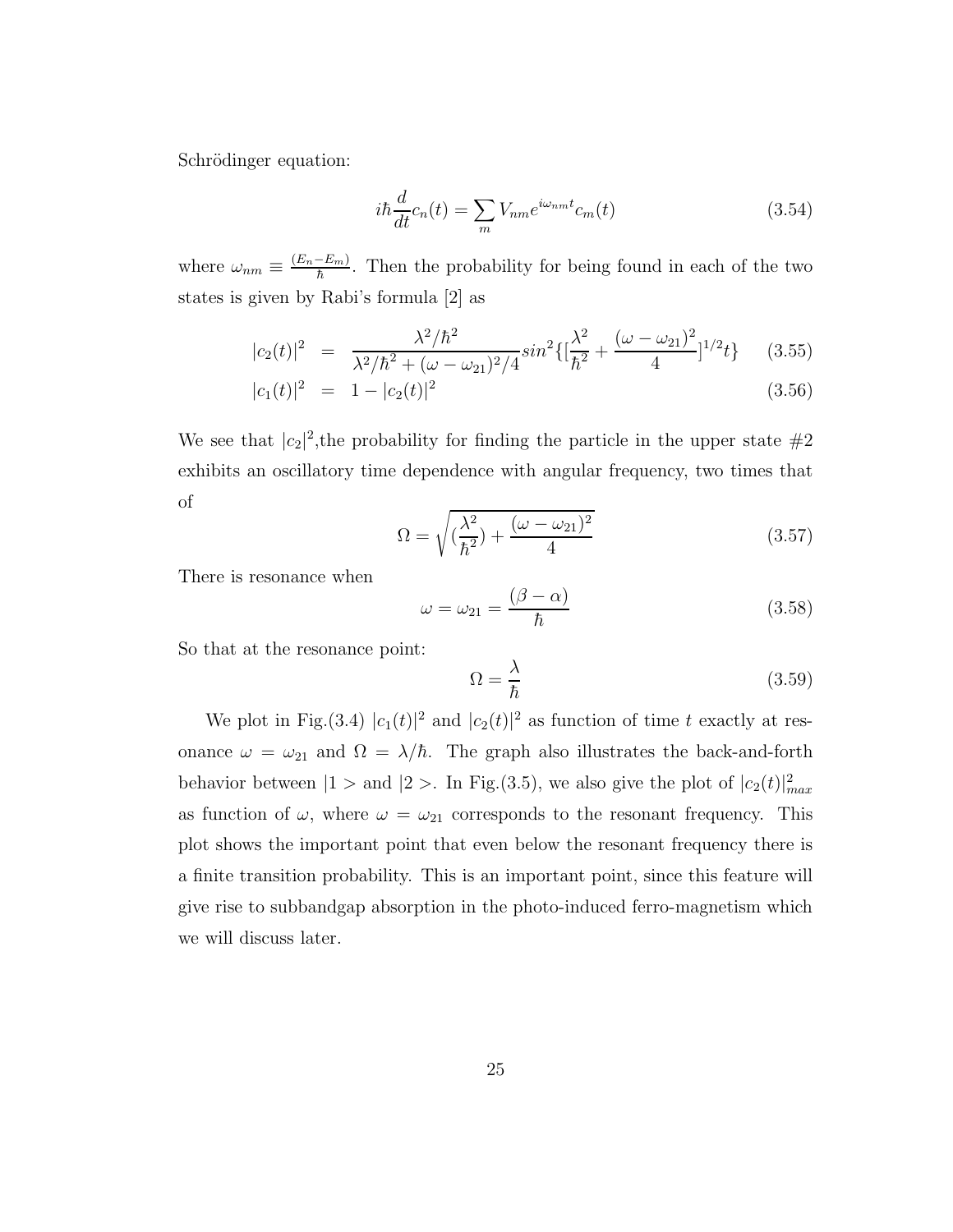Schrödinger equation:

$$i\hbar \frac{d}{dt} c_n(t) = \sum_m V_{nm} e^{i\omega_{nm} t} c_m(t) \tag{3.54}$$

where $\omega_{nm} \equiv \frac{(E_n - E_m)}{\hbar}$. Then the probability for being found in each of the two states is given by Rabi's formula [2] as

$$|c_2(t)|^2 = \frac{\lambda^2/\hbar^2}{\lambda^2/\hbar^2 + (\omega - \omega_{21})^2/4} sin^2\{[\frac{\lambda^2}{\hbar^2} + \frac{(\omega - \omega_{21})^2}{4}]^{1/2} t\} \tag{3.55}$$

$$|c_1(t)|^2 = 1 - |c_2(t)|^2 \tag{3.56}$$

We see that $|c_2|^2$,the probability for finding the particle in the upper state #2 exhibits an oscillatory time dependence with angular frequency, two times that of

$$\Omega = \sqrt{(\frac{\lambda^2}{\hbar^2}) + \frac{(\omega - \omega_{21})^2}{4}} \tag{3.57}$$

There is resonance when

$$\omega = \omega_{21} = \frac{(\beta - \alpha)}{\hbar} \tag{3.58}$$

So that at the resonance point:

$$\Omega = \frac{\lambda}{\hbar} \tag{3.59}$$

We plot in Fig.(3.4) $|c_1(t)|^2$ and $|c_2(t)|^2$ as function of time $t$ exactly at resonance $\omega = \omega_{21}$ and $\Omega = \lambda/\hbar$. The graph also illustrates the back-and-forth behavior between $|1>$ and $|2>$. In Fig.(3.5), we also give the plot of $|c_2(t)|^2_{max}$ as function of $\omega$, where $\omega = \omega_{21}$ corresponds to the resonant frequency. This plot shows the important point that even below the resonant frequency there is a finite transition probability. This is an important point, since this feature will give rise to subbandgap absorption in the photo-induced ferro-magnetism which we will discuss later.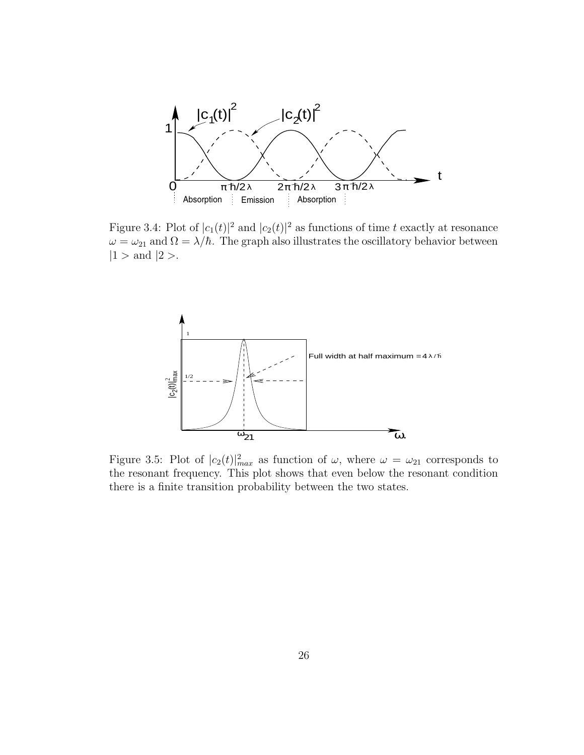$|c_1(t)|^2$

$|c_2(t)|^2$

1

0

$\pi\hbar/2\lambda$

$2\pi\hbar/2\lambda$

$3\pi\hbar/2\lambda$

t

Absorption

Emission

Absorption

Figure 3.4: Plot of $|c_1(t)|^2$ and $|c_2(t)|^2$ as functions of time $t$ exactly at resonance $\omega = \omega_{21}$ and $\Omega = \lambda/\hbar$. The graph also illustrates the oscillatory behavior between $|1>$ and $|2>$.

1

1/2

$|c_2(t)|^2_{max}$

Full width at half maximum $=4\lambda/\hbar$

$\omega_{21}$

$\omega$.

Figure 3.5: Plot of $|c_2(t)|^2_{max}$ as function of $\omega$, where $\omega = \omega_{21}$ corresponds to the resonant frequency. This plot shows that even below the resonant condition there is a finite transition probability between the two states.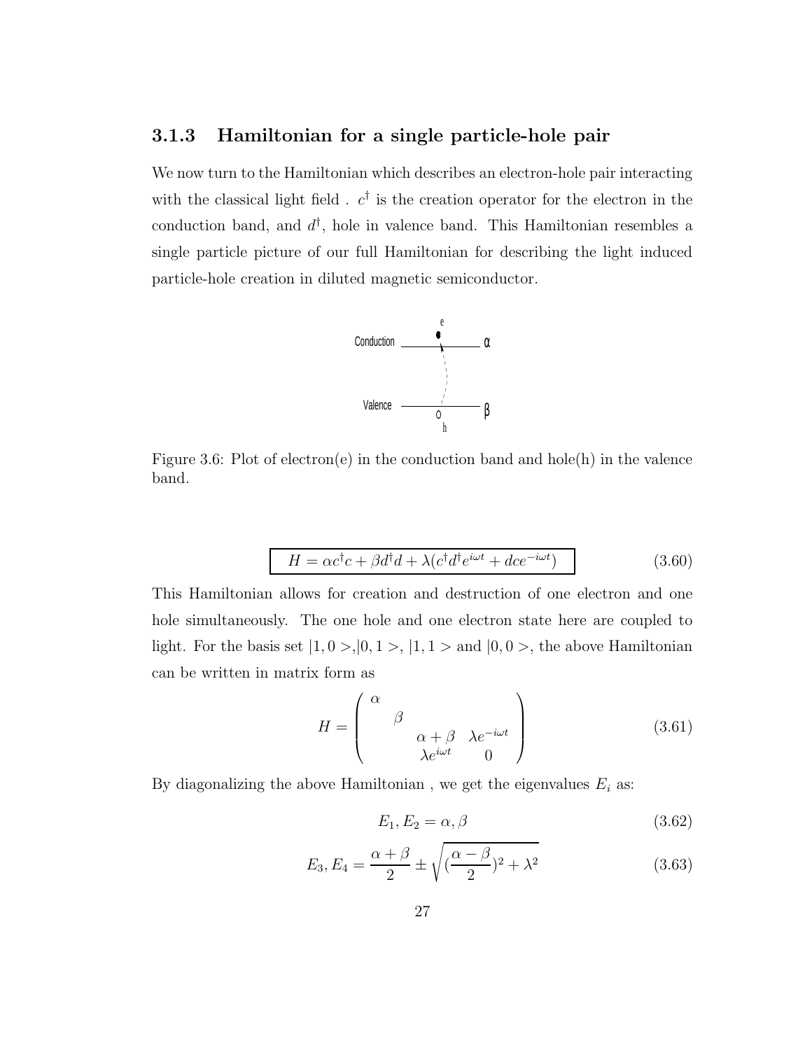### 3.1.3 Hamiltonian for a single particle-hole pair

We now turn to the Hamiltonian which describes an electron-hole pair interacting with the classical light field . $c^\dagger$ is the creation operator for the electron in the conduction band, and $d^\dagger$, hole in valence band. This Hamiltonian resembles a single particle picture of our full Hamiltonian for describing the light induced particle-hole creation in diluted magnetic semiconductor.

e

Conduction α

Valence β

h

Figure 3.6: Plot of electron(e) in the conduction band and hole(h) in the valence band.

$$\boxed{H = \alpha c^\dagger c + \beta d^\dagger d + \lambda(c^\dagger d^\dagger e^{i\omega t} + dce^{-i\omega t})} \tag{3.60}$$

This Hamiltonian allows for creation and destruction of one electron and one hole simultaneously. The one hole and one electron state here are coupled to light. For the basis set $|1,0>$,$|0,1>$, $|1,1>$ and $|0,0>$, the above Hamiltonian can be written in matrix form as

$$H = \begin{pmatrix} \alpha & & & \\ & \beta & & \\ & & \alpha+\beta & \lambda e^{-i\omega t} \\ & & \lambda e^{i\omega t} & 0 \end{pmatrix} \tag{3.61}$$

By diagonalizing the above Hamiltonian , we get the eigenvalues $E_i$ as:

$$E_1, E_2 = \alpha, \beta \tag{3.62}$$

$$E_3, E_4 = \frac{\alpha+\beta}{2} \pm \sqrt{(\frac{\alpha-\beta}{2})^2 + \lambda^2} \tag{3.63}$$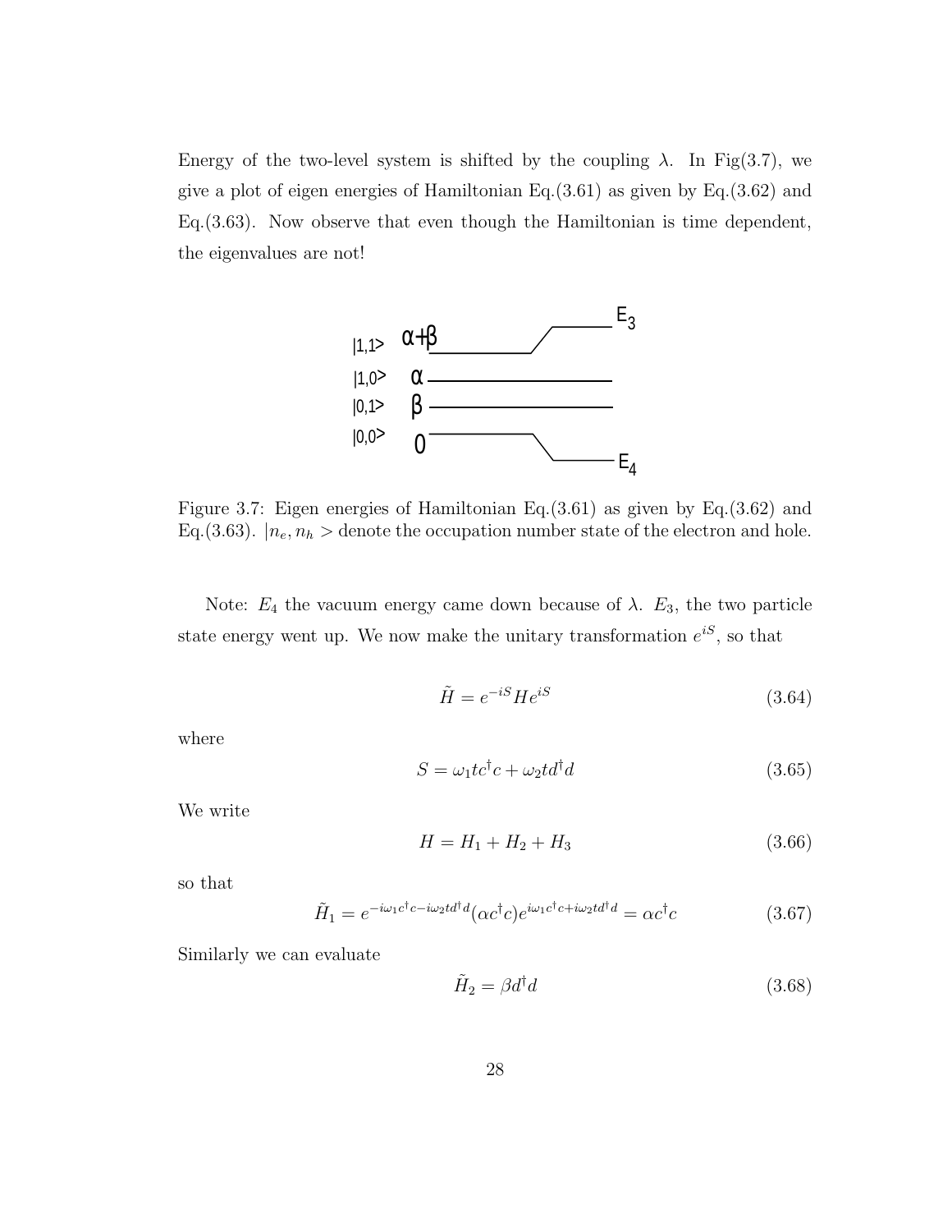Energy of the two-level system is shifted by the coupling $\lambda$. In Fig(3.7), we give a plot of eigen energies of Hamiltonian Eq.(3.61) as given by Eq.(3.62) and Eq.(3.63). Now observe that even though the Hamiltonian is time dependent, the eigenvalues are not!

|1,1> α+β
|1,0> α
|0,1> β
|0,0> 0
E3
E4

Figure 3.7: Eigen energies of Hamiltonian Eq.(3.61) as given by Eq.(3.62) and Eq.(3.63). $|n_e, n_h>$ denote the occupation number state of the electron and hole.

Note: $E_4$ the vacuum energy came down because of $\lambda$. $E_3$, the two particle state energy went up. We now make the unitary transformation $e^{iS}$, so that

$$\tilde{H} = e^{-iS} H e^{iS} \tag{3.64}$$

where

$$S = \omega_1 t c^\dagger c + \omega_2 t d^\dagger d \tag{3.65}$$

We write

$$H = H_1 + H_2 + H_3 \tag{3.66}$$

so that

$$\tilde{H}_1 = e^{-i\omega_1 c^\dagger c - i\omega_2 t d^\dagger d}(\alpha c^\dagger c)e^{i\omega_1 c^\dagger c + i\omega_2 t d^\dagger d} = \alpha c^\dagger c \tag{3.67}$$

Similarly we can evaluate

$$\tilde{H}_2 = \beta d^\dagger d \tag{3.68}$$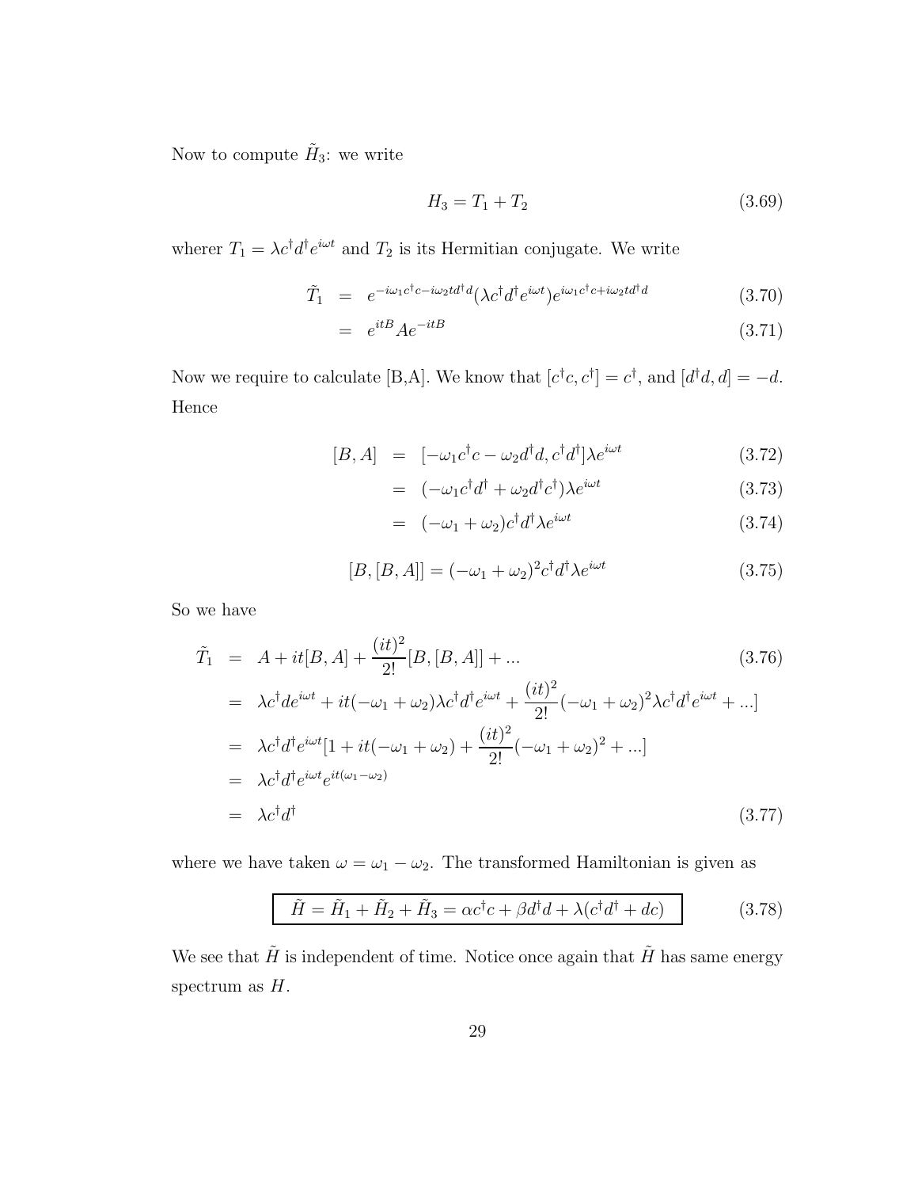Now to compute $\tilde{H}_3$: we write

$$H_3 = T_1 + T_2 \tag{3.69}$$

wherer $T_1 = \lambda c^\dagger d^\dagger e^{i\omega t}$ and $T_2$ is its Hermitian conjugate. We write

$$\begin{aligned}
\tilde{T}_1 &= e^{-i\omega_1 c^\dagger c - i\omega_2 t d^\dagger d}(\lambda c^\dagger d^\dagger e^{i\omega t})e^{i\omega_1 c^\dagger c + i\omega_2 t d^\dagger d} && (3.70)\\
&= e^{itB} A e^{-itB} && (3.71)
\end{aligned}$$

Now we require to calculate [B,A]. We know that $[c^\dagger c, c^\dagger] = c^\dagger$, and $[d^\dagger d, d] = -d$. Hence

$$\begin{aligned}
[B, A] &= [-\omega_1 c^\dagger c - \omega_2 d^\dagger d, c^\dagger d^\dagger]\lambda e^{i\omega t} && (3.72)\\
&= (-\omega_1 c^\dagger d^\dagger + \omega_2 d^\dagger c^\dagger)\lambda e^{i\omega t} && (3.73)\\
&= (-\omega_1 + \omega_2)c^\dagger d^\dagger \lambda e^{i\omega t} && (3.74)
\end{aligned}$$

$$[B, [B, A]] = (-\omega_1 + \omega_2)^2 c^\dagger d^\dagger \lambda e^{i\omega t} \tag{3.75}$$

So we have

$$\begin{aligned}
\tilde{T}_1 &= A + it[B, A] + \frac{(it)^2}{2!}[B, [B, A]] + ... && (3.76)\\
&= \lambda c^\dagger d e^{i\omega t} + it(-\omega_1 + \omega_2)\lambda c^\dagger d^\dagger e^{i\omega t} + \frac{(it)^2}{2!}(-\omega_1 + \omega_2)^2 \lambda c^\dagger d^\dagger e^{i\omega t} + ...] \\
&= \lambda c^\dagger d^\dagger e^{i\omega t}[1 + it(-\omega_1 + \omega_2) + \frac{(it)^2}{2!}(-\omega_1 + \omega_2)^2 + ...] \\
&= \lambda c^\dagger d^\dagger e^{i\omega t} e^{it(\omega_1 - \omega_2)} \\
&= \lambda c^\dagger d^\dagger && (3.77)
\end{aligned}$$

where we have taken $\omega = \omega_1 - \omega_2$. The transformed Hamiltonian is given as

$$\boxed{\tilde{H} = \tilde{H}_1 + \tilde{H}_2 + \tilde{H}_3 = \alpha c^\dagger c + \beta d^\dagger d + \lambda(c^\dagger d^\dagger + dc)} \tag{3.78}$$

We see that $\tilde{H}$ is independent of time. Notice once again that $\tilde{H}$ has same energy spectrum as $H$.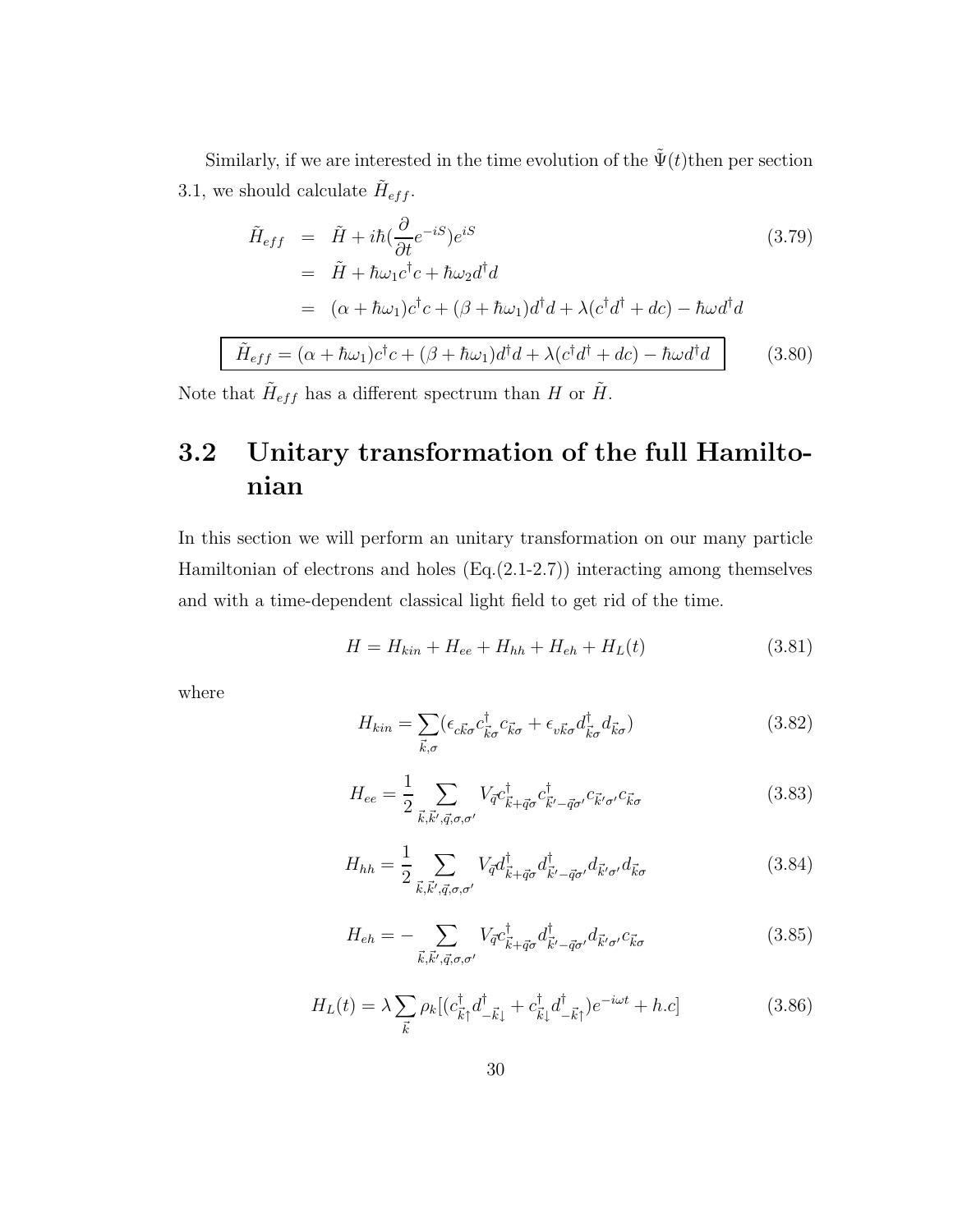Similarly, if we are interested in the time evolution of the $\tilde{\Psi}(t)$then per section 3.1, we should calculate $\tilde{H}_{eff}$.

$$
\begin{aligned}
\tilde{H}_{eff} &= \tilde{H} + i\hbar(\frac{\partial}{\partial t}e^{-iS})e^{iS} \qquad (3.79)\\
&= \tilde{H} + \hbar\omega_1 c^\dagger c + \hbar\omega_2 d^\dagger d \\
&= (\alpha + \hbar\omega_1)c^\dagger c + (\beta + \hbar\omega_1)d^\dagger d + \lambda(c^\dagger d^\dagger + dc) - \hbar\omega d^\dagger d
\end{aligned}
$$

$$
\boxed{\tilde{H}_{eff} = (\alpha + \hbar\omega_1)c^\dagger c + (\beta + \hbar\omega_1)d^\dagger d + \lambda(c^\dagger d^\dagger + dc) - \hbar\omega d^\dagger d} \qquad (3.80)
$$

Note that $\tilde{H}_{eff}$ has a different spectrum than $H$ or $\tilde{H}$.

## 3.2 Unitary transformation of the full Hamiltonian

In this section we will perform an unitary transformation on our many particle Hamiltonian of electrons and holes (Eq.(2.1-2.7)) interacting among themselves and with a time-dependent classical light field to get rid of the time.

$$
H = H_{kin} + H_{ee} + H_{hh} + H_{eh} + H_L(t) \qquad (3.81)
$$

where

$$
H_{kin} = \sum_{\vec{k},\sigma}(\epsilon_{c\vec{k}\sigma}c^\dagger_{\vec{k}\sigma}c_{\vec{k}\sigma} + \epsilon_{v\vec{k}\sigma}d^\dagger_{\vec{k}\sigma}d_{\vec{k}\sigma}) \qquad (3.82)
$$

$$
H_{ee} = \frac{1}{2}\sum_{\vec{k},\vec{k}',\vec{q},\sigma,\sigma'} V_{\vec{q}}c^\dagger_{\vec{k}+\vec{q}\sigma}c^\dagger_{\vec{k}'-\vec{q}\sigma'}c_{\vec{k}'\sigma'}c_{\vec{k}\sigma} \qquad (3.83)
$$

$$
H_{hh} = \frac{1}{2}\sum_{\vec{k},\vec{k}',\vec{q},\sigma,\sigma'} V_{\vec{q}}d^\dagger_{\vec{k}+\vec{q}\sigma}d^\dagger_{\vec{k}'-\vec{q}\sigma'}d_{\vec{k}'\sigma'}d_{\vec{k}\sigma} \qquad (3.84)
$$

$$
H_{eh} = -\sum_{\vec{k},\vec{k}',\vec{q},\sigma,\sigma'} V_{\vec{q}}c^\dagger_{\vec{k}+\vec{q}\sigma}d^\dagger_{\vec{k}'-\vec{q}\sigma'}d_{\vec{k}'\sigma'}c_{\vec{k}\sigma} \qquad (3.85)
$$

$$
H_L(t) = \lambda\sum_{\vec{k}}\rho_k[(c^\dagger_{\vec{k}\uparrow}d^\dagger_{-\vec{k}\downarrow} + c^\dagger_{\vec{k}\downarrow}d^\dagger_{-\vec{k}\uparrow})e^{-i\omega t} + h.c] \qquad (3.86)
$$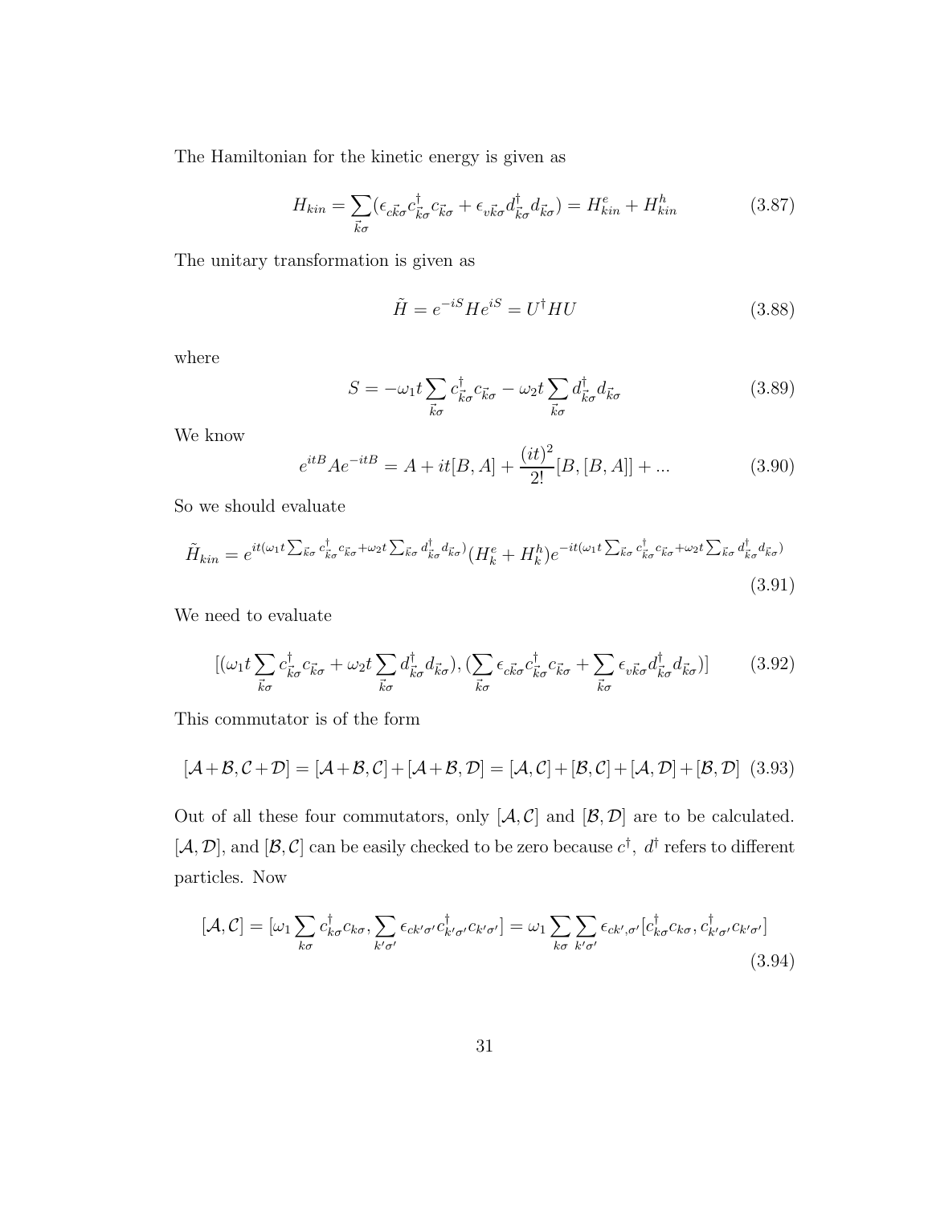The Hamiltonian for the kinetic energy is given as

$$H_{kin} = \sum_{\vec{k}\sigma} (\epsilon_{c\vec{k}\sigma} c^{\dagger}_{\vec{k}\sigma} c_{\vec{k}\sigma} + \epsilon_{v\vec{k}\sigma} d^{\dagger}_{\vec{k}\sigma} d_{\vec{k}\sigma}) = H^{e}_{kin} + H^{h}_{kin} \tag{3.87}$$

The unitary transformation is given as

$$\tilde{H} = e^{-iS} H e^{iS} = U^{\dagger} H U \tag{3.88}$$

where

$$S = -\omega_1 t \sum_{\vec{k}\sigma} c^{\dagger}_{\vec{k}\sigma} c_{\vec{k}\sigma} - \omega_2 t \sum_{\vec{k}\sigma} d^{\dagger}_{\vec{k}\sigma} d_{\vec{k}\sigma} \tag{3.89}$$

We know

$$e^{itB} A e^{-itB} = A + it[B, A] + \frac{(it)^2}{2!}[B, [B, A]] + ... \tag{3.90}$$

So we should evaluate

$$\tilde{H}_{kin} = e^{it(\omega_1 t \sum_{\vec{k}\sigma} c^{\dagger}_{\vec{k}\sigma} c_{\vec{k}\sigma} + \omega_2 t \sum_{\vec{k}\sigma} d^{\dagger}_{\vec{k}\sigma} d_{\vec{k}\sigma})} (H^{e}_{k} + H^{h}_{k}) e^{-it(\omega_1 t \sum_{\vec{k}\sigma} c^{\dagger}_{\vec{k}\sigma} c_{\vec{k}\sigma} + \omega_2 t \sum_{\vec{k}\sigma} d^{\dagger}_{\vec{k}\sigma} d_{\vec{k}\sigma})} \tag{3.91}$$

We need to evaluate

$$[(\omega_1 t \sum_{\vec{k}\sigma} c^{\dagger}_{\vec{k}\sigma} c_{\vec{k}\sigma} + \omega_2 t \sum_{\vec{k}\sigma} d^{\dagger}_{\vec{k}\sigma} d_{\vec{k}\sigma}), (\sum_{\vec{k}\sigma} \epsilon_{c\vec{k}\sigma} c^{\dagger}_{\vec{k}\sigma} c_{\vec{k}\sigma} + \sum_{\vec{k}\sigma} \epsilon_{v\vec{k}\sigma} d^{\dagger}_{\vec{k}\sigma} d_{\vec{k}\sigma})] \tag{3.92}$$

This commutator is of the form

$$[\mathcal{A} + \mathcal{B}, \mathcal{C} + \mathcal{D}] = [\mathcal{A} + \mathcal{B}, \mathcal{C}] + [\mathcal{A} + \mathcal{B}, \mathcal{D}] = [\mathcal{A}, \mathcal{C}] + [\mathcal{B}, \mathcal{C}] + [\mathcal{A}, \mathcal{D}] + [\mathcal{B}, \mathcal{D}] \tag{3.93}$$

Out of all these four commutators, only $[\mathcal{A}, \mathcal{C}]$ and $[\mathcal{B}, \mathcal{D}]$ are to be calculated. $[\mathcal{A}, \mathcal{D}]$, and $[\mathcal{B}, \mathcal{C}]$ can be easily checked to be zero because $c^{\dagger}$, $d^{\dagger}$ refers to different particles. Now

$$[\mathcal{A}, \mathcal{C}] = [\omega_1 \sum_{k\sigma} c^{\dagger}_{k\sigma} c_{k\sigma}, \sum_{k'\sigma'} \epsilon_{ck'\sigma'} c^{\dagger}_{k'\sigma'} c_{k'\sigma'}] = \omega_1 \sum_{k\sigma} \sum_{k'\sigma'} \epsilon_{ck',\sigma'} [c^{\dagger}_{k\sigma} c_{k\sigma}, c^{\dagger}_{k'\sigma'} c_{k'\sigma'}] \tag{3.94}$$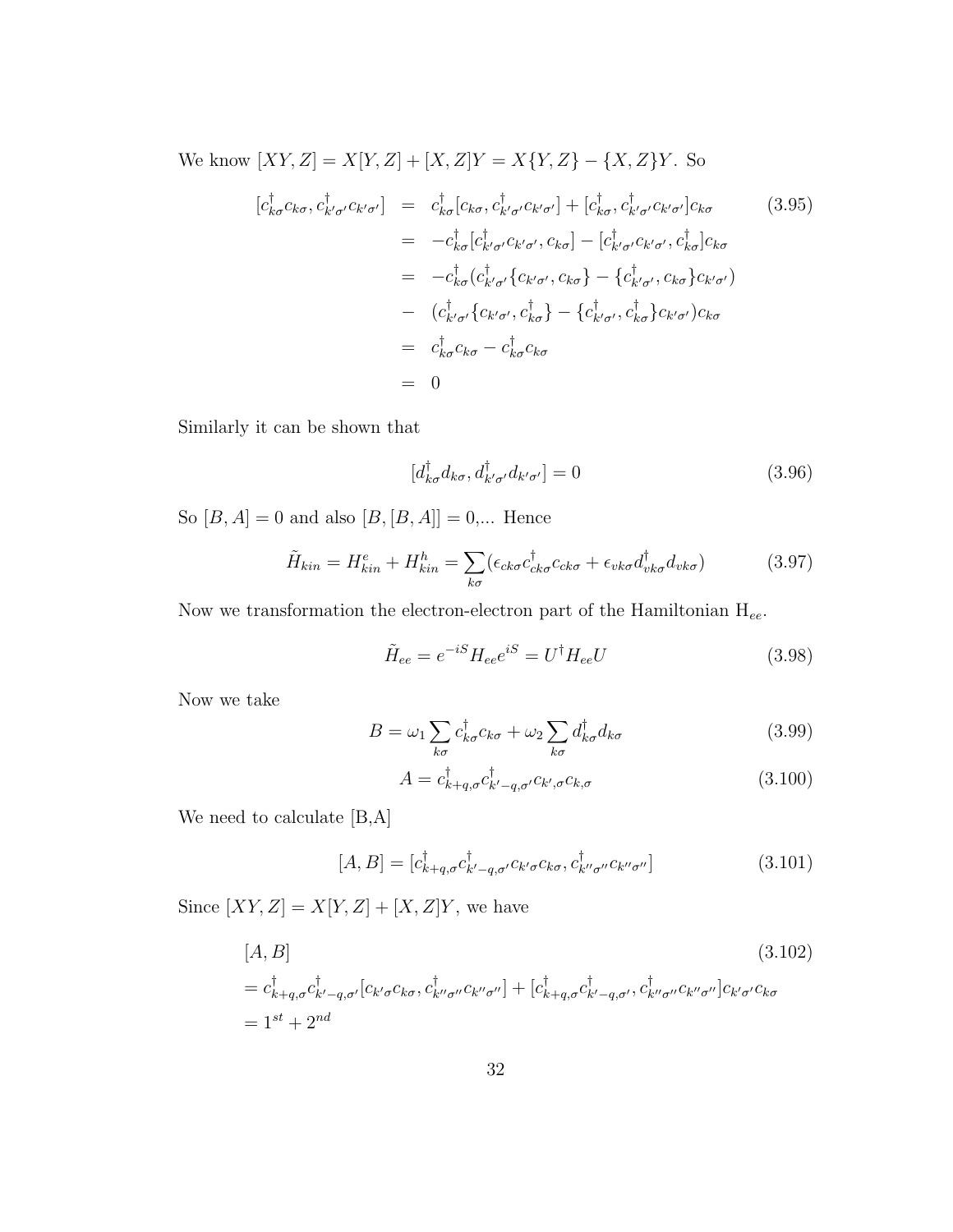We know $[XY, Z] = X[Y, Z] + [X, Z]Y = X\{Y, Z\} - \{X, Z\}Y$. So

$$
\begin{aligned}
[c^{\dagger}_{k\sigma}c_{k\sigma}, c^{\dagger}_{k'\sigma'}c_{k'\sigma'}] &= c^{\dagger}_{k\sigma}[c_{k\sigma}, c^{\dagger}_{k'\sigma'}c_{k'\sigma'}] + [c^{\dagger}_{k\sigma}, c^{\dagger}_{k'\sigma'}c_{k'\sigma'}]c_{k\sigma} \\
&= -c^{\dagger}_{k\sigma}[c^{\dagger}_{k'\sigma'}c_{k'\sigma'}, c_{k\sigma}] - [c^{\dagger}_{k'\sigma'}c_{k'\sigma'}, c^{\dagger}_{k\sigma}]c_{k\sigma} \\
&= -c^{\dagger}_{k\sigma}(c^{\dagger}_{k'\sigma'}\{c_{k'\sigma'}, c_{k\sigma}\} - \{c^{\dagger}_{k'\sigma'}, c_{k\sigma}\}c_{k'\sigma'}) \\
&- (c^{\dagger}_{k'\sigma'}\{c_{k'\sigma'}, c^{\dagger}_{k\sigma}\} - \{c^{\dagger}_{k'\sigma'}, c^{\dagger}_{k\sigma}\}c_{k'\sigma'})c_{k\sigma} \\
&= c^{\dagger}_{k\sigma}c_{k\sigma} - c^{\dagger}_{k\sigma}c_{k\sigma} \\
&= 0
\end{aligned}
\tag{3.95}
$$

Similarly it can be shown that

$$
[d^{\dagger}_{k\sigma}d_{k\sigma}, d^{\dagger}_{k'\sigma'}d_{k'\sigma'}] = 0 \tag{3.96}
$$

So $[B, A] = 0$ and also $[B, [B, A]] = 0$,... Hence

$$
\tilde{H}_{kin} = H^{e}_{kin} + H^{h}_{kin} = \sum_{k\sigma}(\epsilon_{ck\sigma}c^{\dagger}_{ck\sigma}c_{ck\sigma} + \epsilon_{vk\sigma}d^{\dagger}_{vk\sigma}d_{vk\sigma}) \tag{3.97}
$$

Now we transformation the electron-electron part of the Hamiltonian $\mathrm{H}_{ee}$.

$$
\tilde{H}_{ee} = e^{-iS}H_{ee}e^{iS} = U^{\dagger}H_{ee}U \tag{3.98}
$$

Now we take

$$
B = \omega_1 \sum_{k\sigma} c^{\dagger}_{k\sigma}c_{k\sigma} + \omega_2 \sum_{k\sigma} d^{\dagger}_{k\sigma}d_{k\sigma} \tag{3.99}
$$

$$
A = c^{\dagger}_{k+q,\sigma}c^{\dagger}_{k'-q,\sigma'}c_{k',\sigma}c_{k,\sigma} \tag{3.100}
$$

We need to calculate [B,A]

$$
[A, B] = [c^{\dagger}_{k+q,\sigma}c^{\dagger}_{k'-q,\sigma'}c_{k'\sigma}c_{k\sigma}, c^{\dagger}_{k''\sigma''}c_{k''\sigma''}] \tag{3.101}
$$

Since $[XY, Z] = X[Y, Z] + [X, Z]Y$, we have

$$
\begin{aligned}
&[A, B] \\
&= c^{\dagger}_{k+q,\sigma}c^{\dagger}_{k'-q,\sigma'}[c_{k'\sigma}c_{k\sigma}, c^{\dagger}_{k''\sigma''}c_{k''\sigma''}] + [c^{\dagger}_{k+q,\sigma}c^{\dagger}_{k'-q,\sigma'}, c^{\dagger}_{k''\sigma''}c_{k''\sigma''}]c_{k'\sigma'}c_{k\sigma} \\
&= 1^{st} + 2^{nd}
\end{aligned}
\tag{3.102}
$$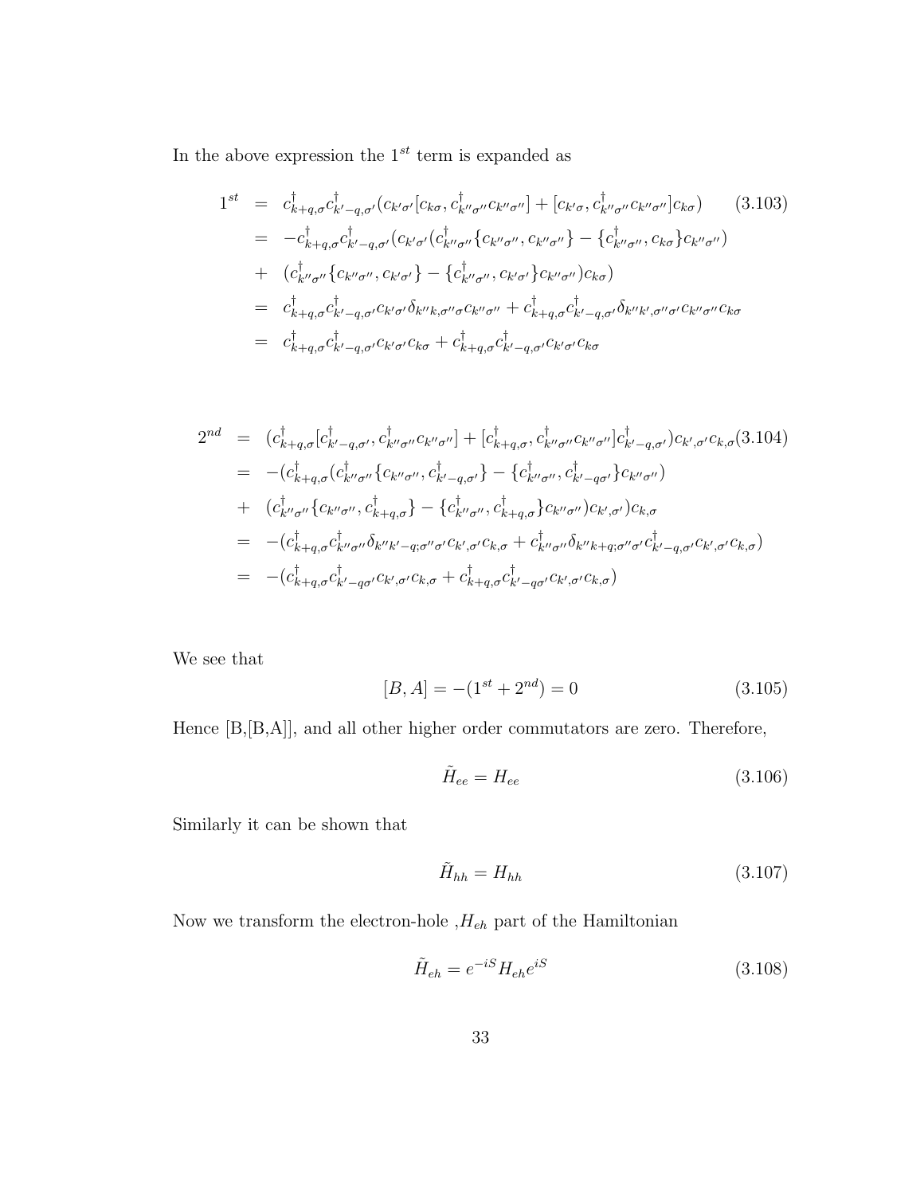In the above expression the $1^{st}$ term is expanded as

$$
\begin{aligned}
1^{st} &= c^{\dagger}_{k+q,\sigma}c^{\dagger}_{k'-q,\sigma'}(c_{k'\sigma'}[c_{k\sigma}, c^{\dagger}_{k''\sigma''}c_{k''\sigma''}] + [c_{k'\sigma}, c^{\dagger}_{k''\sigma''}c_{k''\sigma''}]c_{k\sigma}) \qquad (3.103)\\
&= -c^{\dagger}_{k+q,\sigma}c^{\dagger}_{k'-q,\sigma'}(c_{k'\sigma'}(c^{\dagger}_{k''\sigma''}\{c_{k''\sigma''}, c_{k''\sigma''}\} - \{c^{\dagger}_{k''\sigma''}, c_{k\sigma}\}c_{k''\sigma''})\\
&+ (c^{\dagger}_{k''\sigma''}\{c_{k''\sigma''}, c_{k'\sigma'}\} - \{c^{\dagger}_{k''\sigma''}, c_{k'\sigma'}\}c_{k''\sigma''})c_{k\sigma})\\
&= c^{\dagger}_{k+q,\sigma}c^{\dagger}_{k'-q,\sigma'}c_{k'\sigma'}\delta_{k''k,\sigma''\sigma}c_{k''\sigma''} + c^{\dagger}_{k+q,\sigma}c^{\dagger}_{k'-q,\sigma'}\delta_{k''k',\sigma''\sigma'}c_{k''\sigma''}c_{k\sigma}\\
&= c^{\dagger}_{k+q,\sigma}c^{\dagger}_{k'-q,\sigma'}c_{k'\sigma'}c_{k\sigma} + c^{\dagger}_{k+q,\sigma}c^{\dagger}_{k'-q,\sigma'}c_{k'\sigma'}c_{k\sigma}
\end{aligned}
$$

$$
\begin{aligned}
2^{nd} &= (c^{\dagger}_{k+q,\sigma}[c^{\dagger}_{k'-q,\sigma'}, c^{\dagger}_{k''\sigma''}c_{k''\sigma''}] + [c^{\dagger}_{k+q,\sigma}, c^{\dagger}_{k''\sigma''}c_{k''\sigma''}]c^{\dagger}_{k'-q,\sigma'})c_{k',\sigma'}c_{k,\sigma} (3.104)\\
&= -(c^{\dagger}_{k+q,\sigma}(c^{\dagger}_{k''\sigma''}\{c_{k''\sigma''}, c^{\dagger}_{k'-q,\sigma'}\} - \{c^{\dagger}_{k''\sigma''}, c^{\dagger}_{k'-q\sigma'}\}c_{k''\sigma''})\\
&+ (c^{\dagger}_{k''\sigma''}\{c_{k''\sigma''}, c^{\dagger}_{k+q,\sigma}\} - \{c^{\dagger}_{k''\sigma''}, c^{\dagger}_{k+q,\sigma}\}c_{k''\sigma''})c_{k',\sigma'})c_{k,\sigma}\\
&= -(c^{\dagger}_{k+q,\sigma}c^{\dagger}_{k''\sigma''}\delta_{k''k'-q;\sigma''\sigma'}c_{k',\sigma'}c_{k,\sigma} + c^{\dagger}_{k''\sigma''}\delta_{k''k+q;\sigma''\sigma'}c^{\dagger}_{k'-q,\sigma'}c_{k',\sigma'}c_{k,\sigma})\\
&= -(c^{\dagger}_{k+q,\sigma}c^{\dagger}_{k'-q\sigma'}c_{k',\sigma'}c_{k,\sigma} + c^{\dagger}_{k+q,\sigma}c^{\dagger}_{k'-q\sigma'}c_{k',\sigma'}c_{k,\sigma})
\end{aligned}
$$

We see that

$$
[B, A] = -(1^{st} + 2^{nd}) = 0 \qquad (3.105)
$$

Hence [B,[B,A]], and all other higher order commutators are zero. Therefore,

$$
\tilde{H}_{ee} = H_{ee} \qquad (3.106)
$$

Similarly it can be shown that

$$
\tilde{H}_{hh} = H_{hh} \qquad (3.107)
$$

Now we transform the electron-hole ,$H_{eh}$ part of the Hamiltonian

$$
\tilde{H}_{eh} = e^{-iS}H_{eh}e^{iS} \qquad (3.108)
$$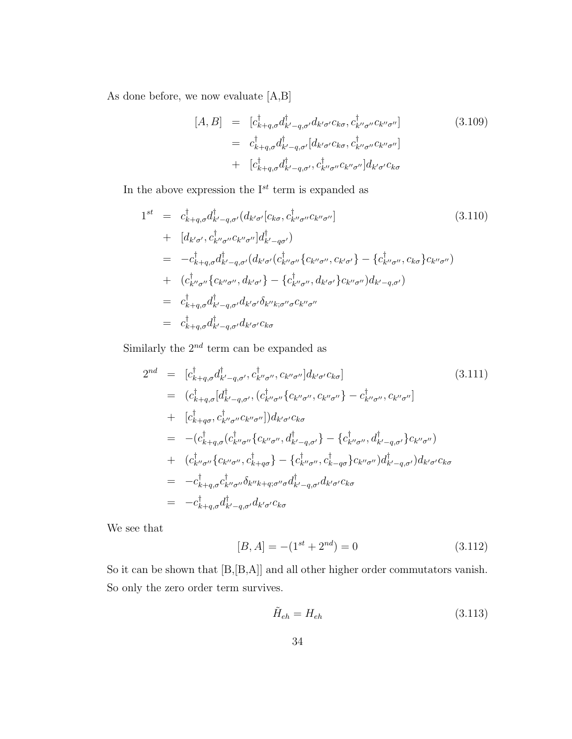As done before, we now evaluate [A,B]

$$
\begin{aligned}
[A, B] &= [c^{\dagger}_{k+q,\sigma} d^{\dagger}_{k'-q,\sigma'} d_{k'\sigma'} c_{k\sigma}, c^{\dagger}_{k''\sigma''} c_{k''\sigma''}] \\
&= c^{\dagger}_{k+q,\sigma} d^{\dagger}_{k'-q,\sigma'} [d_{k'\sigma'} c_{k\sigma}, c^{\dagger}_{k''\sigma''} c_{k''\sigma''}] \\
&+ [c^{\dagger}_{k+q,\sigma} d^{\dagger}_{k'-q,\sigma'}, c^{\dagger}_{k''\sigma''} c_{k''\sigma''}] d_{k'\sigma'} c_{k\sigma}
\end{aligned}
\tag{3.109}
$$

In the above expression the I$^{st}$ term is expanded as

$$
\begin{aligned}
1^{st} &= c^{\dagger}_{k+q,\sigma} d^{\dagger}_{k'-q,\sigma'} (d_{k'\sigma'} [c_{k\sigma}, c^{\dagger}_{k''\sigma''} c_{k''\sigma''}] \\
&+ [d_{k'\sigma'}, c^{\dagger}_{k''\sigma''} c_{k''\sigma''}] d^{\dagger}_{k'-q\sigma'}) \\
&= -c^{\dagger}_{k+q,\sigma} d^{\dagger}_{k'-q,\sigma'} (d_{k'\sigma'} (c^{\dagger}_{k''\sigma''} \{c_{k''\sigma''}, c_{k'\sigma'}\} - \{c^{\dagger}_{k''\sigma''}, c_{k\sigma}\} c_{k''\sigma''}) \\
&+ (c^{\dagger}_{k''\sigma''} \{c_{k''\sigma''}, d_{k'\sigma'}\} - \{c^{\dagger}_{k''\sigma''}, d_{k'\sigma'}\} c_{k''\sigma''}) d_{k'-q,\sigma'}) \\
&= c^{\dagger}_{k+q,\sigma} d^{\dagger}_{k'-q,\sigma'} d_{k'\sigma'} \delta_{k''k;\sigma''\sigma} c_{k''\sigma''} \\
&= c^{\dagger}_{k+q,\sigma} d^{\dagger}_{k'-q,\sigma'} d_{k'\sigma'} c_{k\sigma}
\end{aligned}
\tag{3.110}
$$

Similarly the 2$^{nd}$ term can be expanded as

$$
\begin{aligned}
2^{nd} &= [c^{\dagger}_{k+q,\sigma} d^{\dagger}_{k'-q,\sigma'}, c^{\dagger}_{k''\sigma''}, c_{k''\sigma''}] d_{k'\sigma'} c_{k\sigma}] \\
&= (c^{\dagger}_{k+q,\sigma} [d^{\dagger}_{k'-q,\sigma'}, (c^{\dagger}_{k''\sigma''} \{c_{k''\sigma''}, c_{k''\sigma''}\} - c^{\dagger}_{k''\sigma''}, c_{k''\sigma''}] \\
&+ [c^{\dagger}_{k+q\sigma}, c^{\dagger}_{k''\sigma''} c_{k''\sigma''}]) d_{k'\sigma'} c_{k\sigma} \\
&= -(c^{\dagger}_{k+q,\sigma} (c^{\dagger}_{k''\sigma''} \{c_{k''\sigma''}, d^{\dagger}_{k'-q,\sigma'}\} - \{c^{\dagger}_{k''\sigma''}, d^{\dagger}_{k'-q,\sigma'}\} c_{k''\sigma''}) \\
&+ (c^{\dagger}_{k''\sigma''} \{c_{k''\sigma''}, c^{\dagger}_{k+q\sigma}\} - \{c^{\dagger}_{k''\sigma''}, c^{\dagger}_{k-q\sigma}\} c_{k''\sigma''}) d^{\dagger}_{k'-q,\sigma'}) d_{k'\sigma'} c_{k\sigma} \\
&= -c^{\dagger}_{k+q,\sigma} c^{\dagger}_{k''\sigma''} \delta_{k''k+q;\sigma''\sigma} d^{\dagger}_{k'-q,\sigma'} d_{k'\sigma'} c_{k\sigma} \\
&= -c^{\dagger}_{k+q,\sigma} d^{\dagger}_{k'-q,\sigma'} d_{k'\sigma'} c_{k\sigma}
\end{aligned}
\tag{3.111}
$$

We see that

$$
[B, A] = -(1^{st} + 2^{nd}) = 0 \tag{3.112}
$$

So it can be shown that [B,[B,A]] and all other higher order commutators vanish. So only the zero order term survives.

$$
\tilde{H}_{eh} = H_{eh} \tag{3.113}
$$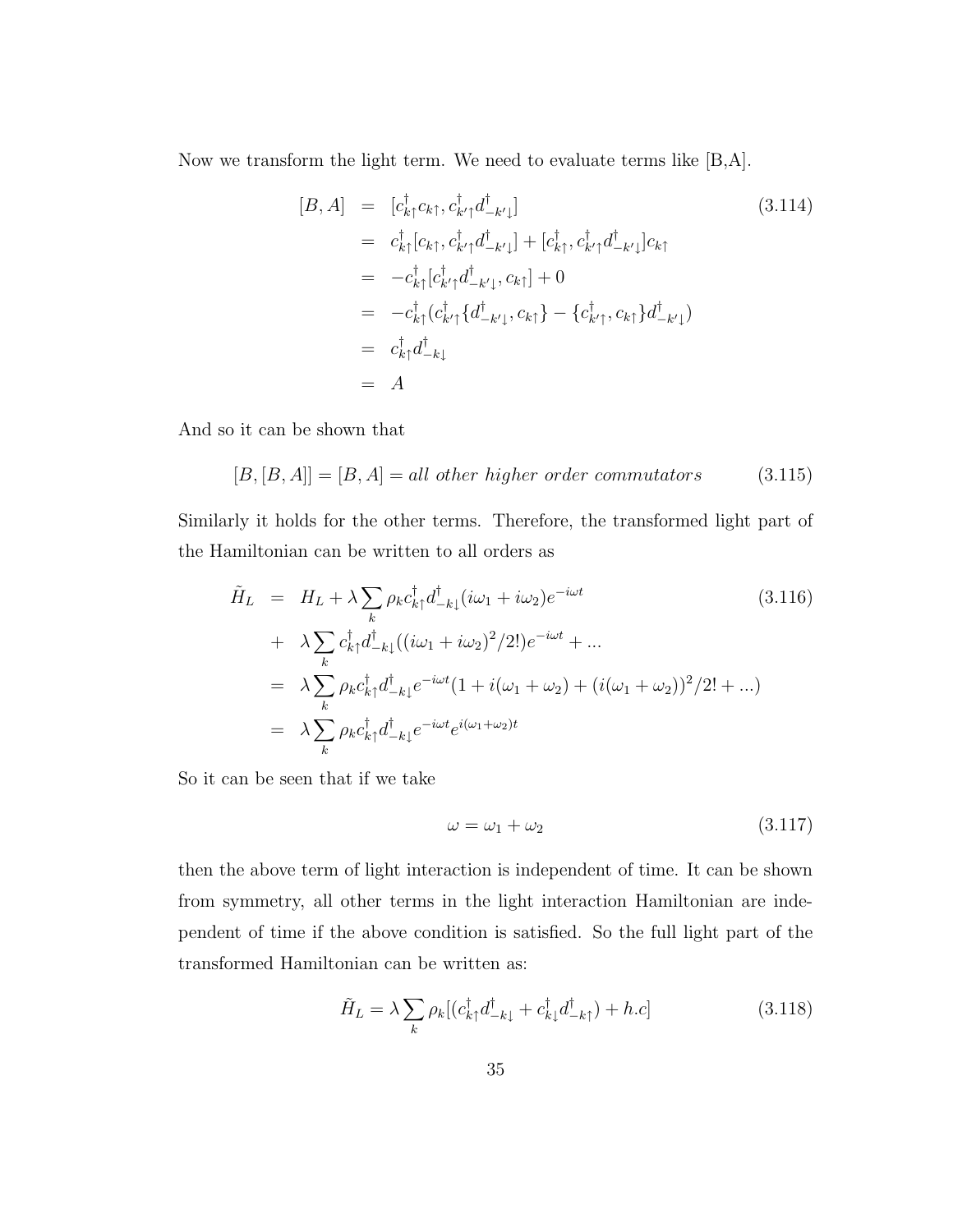Now we transform the light term. We need to evaluate terms like [B,A].

$$
\begin{aligned}
[B, A] &= [c_{k\uparrow}^{\dagger} c_{k\uparrow}, c_{k'\uparrow}^{\dagger} d_{-k'\downarrow}^{\dagger}] \\
&= c_{k\uparrow}^{\dagger} [c_{k\uparrow}, c_{k'\uparrow}^{\dagger} d_{-k'\downarrow}^{\dagger}] + [c_{k\uparrow}^{\dagger}, c_{k'\uparrow}^{\dagger} d_{-k'\downarrow}^{\dagger}] c_{k\uparrow} \\
&= -c_{k\uparrow}^{\dagger} [c_{k'\uparrow}^{\dagger} d_{-k'\downarrow}^{\dagger}, c_{k\uparrow}] + 0 \\
&= -c_{k\uparrow}^{\dagger} (c_{k'\uparrow}^{\dagger} \{d_{-k'\downarrow}^{\dagger}, c_{k\uparrow}\} - \{c_{k'\uparrow}^{\dagger}, c_{k\uparrow}\} d_{-k'\downarrow}^{\dagger}) \\
&= c_{k\uparrow}^{\dagger} d_{-k\downarrow}^{\dagger} \\
&= A
\end{aligned}
\tag{3.114}
$$

And so it can be shown that

$$
[B, [B, A]] = [B, A] = \textit{all other higher order commutators} \tag{3.115}
$$

Similarly it holds for the other terms. Therefore, the transformed light part of the Hamiltonian can be written to all orders as

$$
\begin{aligned}
\tilde{H}_L &= H_L + \lambda \sum_k \rho_k c_{k\uparrow}^{\dagger} d_{-k\downarrow}^{\dagger} (i\omega_1 + i\omega_2) e^{-i\omega t} \\
&+ \lambda \sum_k c_{k\uparrow}^{\dagger} d_{-k\downarrow}^{\dagger} ((i\omega_1 + i\omega_2)^2 / 2!) e^{-i\omega t} + \ldots \\
&= \lambda \sum_k \rho_k c_{k\uparrow}^{\dagger} d_{-k\downarrow}^{\dagger} e^{-i\omega t} (1 + i(\omega_1 + \omega_2) + (i(\omega_1 + \omega_2))^2 / 2! + \ldots) \\
&= \lambda \sum_k \rho_k c_{k\uparrow}^{\dagger} d_{-k\downarrow}^{\dagger} e^{-i\omega t} e^{i(\omega_1 + \omega_2) t}
\end{aligned}
\tag{3.116}
$$

So it can be seen that if we take

$$
\omega = \omega_1 + \omega_2 \tag{3.117}
$$

then the above term of light interaction is independent of time. It can be shown from symmetry, all other terms in the light interaction Hamiltonian are independent of time if the above condition is satisfied. So the full light part of the transformed Hamiltonian can be written as:

$$
\tilde{H}_L = \lambda \sum_k \rho_k [(c_{k\uparrow}^{\dagger} d_{-k\downarrow}^{\dagger} + c_{k\downarrow}^{\dagger} d_{-k\uparrow}^{\dagger}) + h.c] \tag{3.118}
$$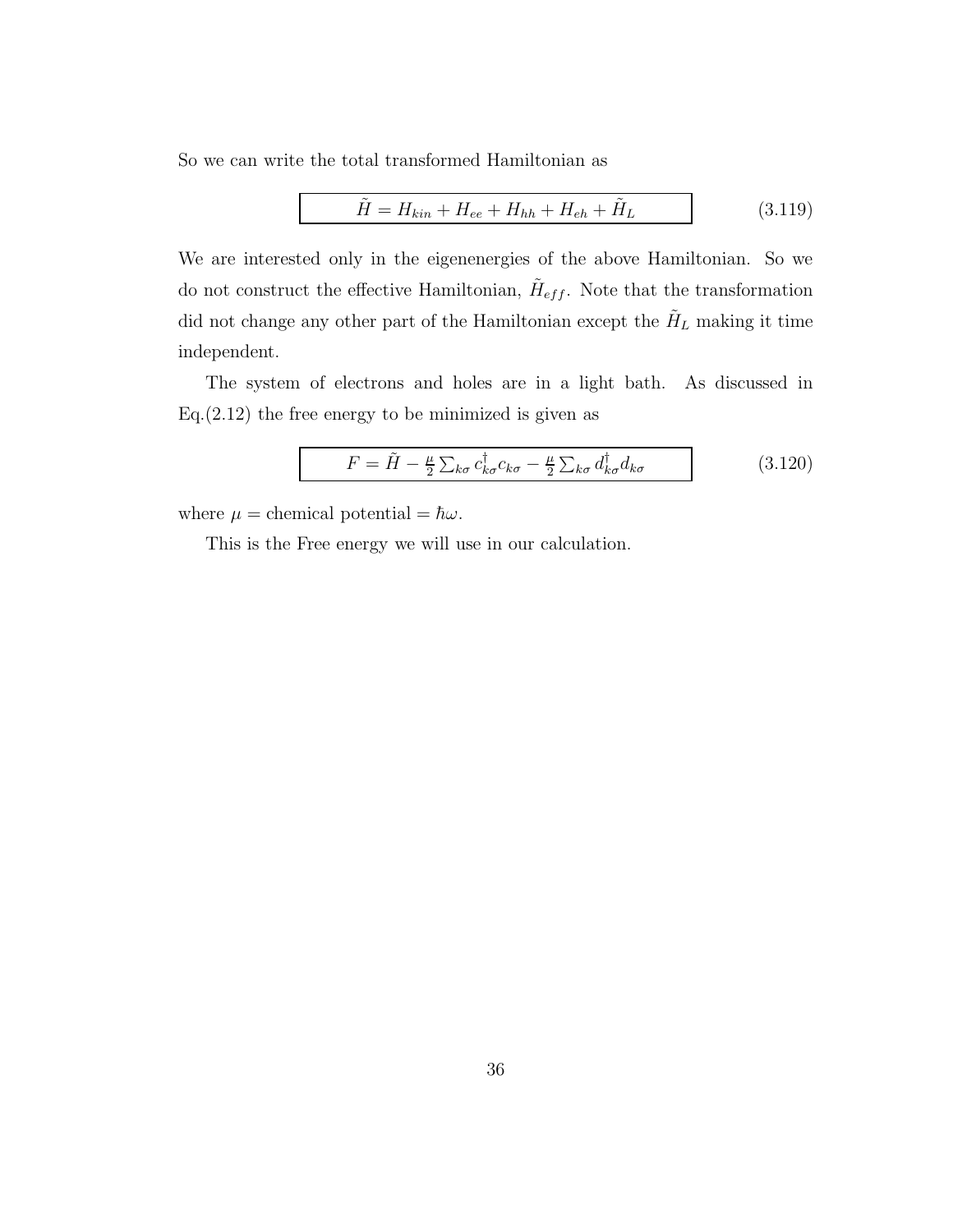So we can write the total transformed Hamiltonian as

$$\boxed{\tilde{H} = H_{kin} + H_{ee} + H_{hh} + H_{eh} + \tilde{H}_L} \tag{3.119}$$

We are interested only in the eigenenergies of the above Hamiltonian. So we do not construct the effective Hamiltonian, $\tilde{H}_{eff}$. Note that the transformation did not change any other part of the Hamiltonian except the $\tilde{H}_L$ making it time independent.

The system of electrons and holes are in a light bath. As discussed in Eq.(2.12) the free energy to be minimized is given as

$$\boxed{F = \tilde{H} - \frac{\mu}{2}\sum_{k\sigma} c^{\dagger}_{k\sigma} c_{k\sigma} - \frac{\mu}{2}\sum_{k\sigma} d^{\dagger}_{k\sigma} d_{k\sigma}} \tag{3.120}$$

where $\mu =$ chemical potential $= \hbar\omega$.

This is the Free energy we will use in our calculation.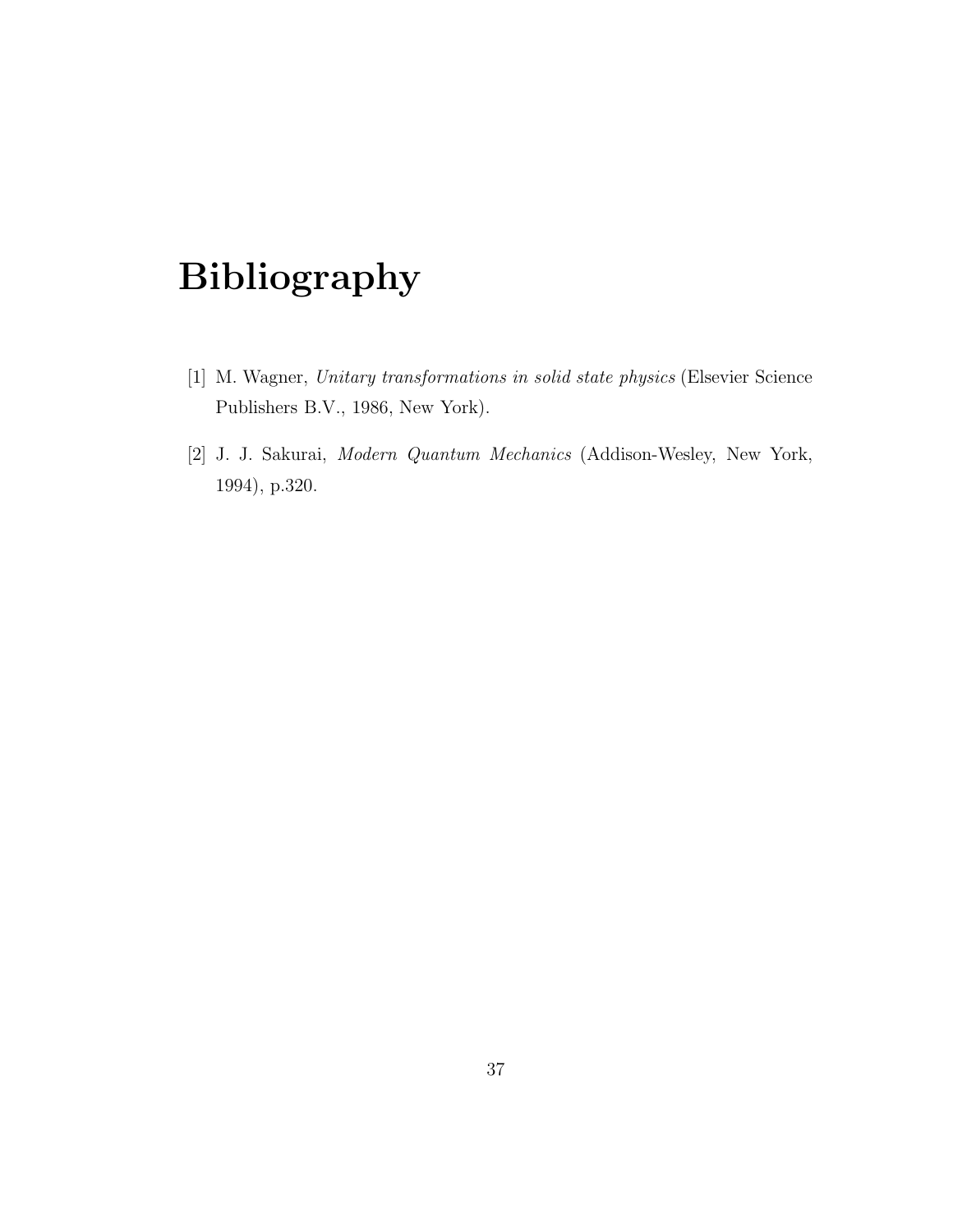# Bibliography

[1] M. Wagner, *Unitary transformations in solid state physics* (Elsevier Science Publishers B.V., 1986, New York).

[2] J. J. Sakurai, *Modern Quantum Mechanics* (Addison-Wesley, New York, 1994), p.320.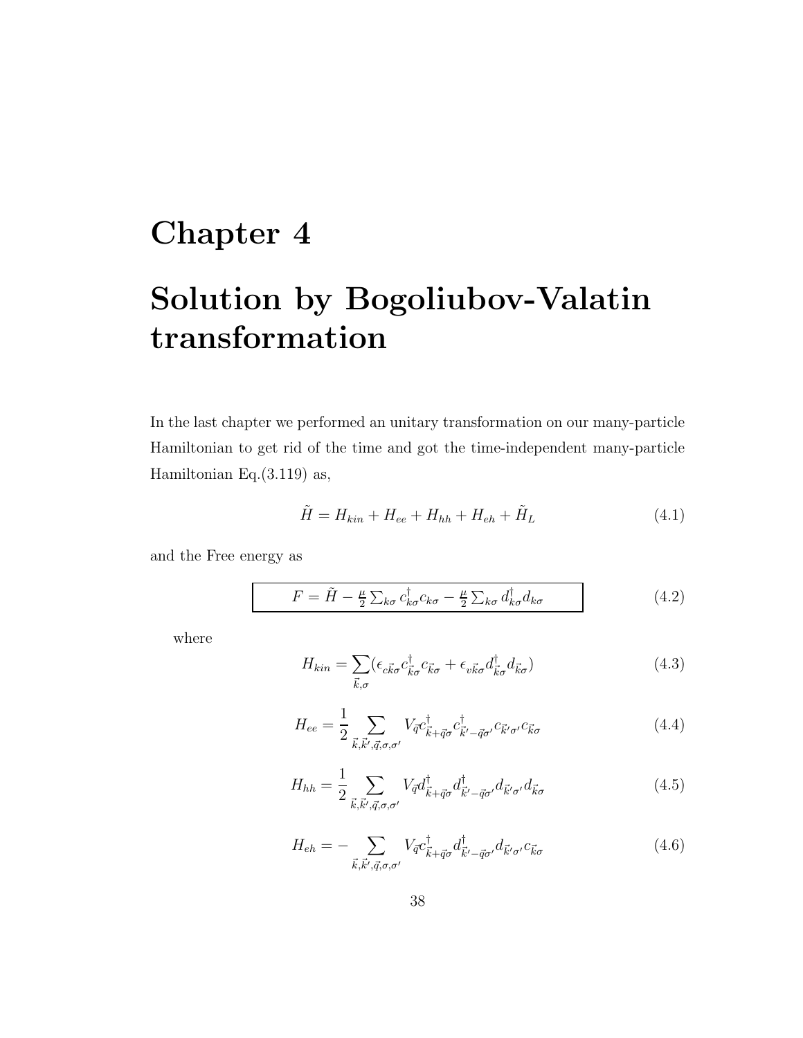# Chapter 4

# Solution by Bogoliubov-Valatin transformation

In the last chapter we performed an unitary transformation on our many-particle Hamiltonian to get rid of the time and got the time-independent many-particle Hamiltonian Eq.(3.119) as,

$$\tilde{H} = H_{kin} + H_{ee} + H_{hh} + H_{eh} + \tilde{H}_L \tag{4.1}$$

and the Free energy as

$$\boxed{F = \tilde{H} - \frac{\mu}{2}\sum_{k\sigma} c^{\dagger}_{k\sigma} c_{k\sigma} - \frac{\mu}{2}\sum_{k\sigma} d^{\dagger}_{k\sigma} d_{k\sigma}} \tag{4.2}$$

where

$$H_{kin} = \sum_{\vec{k},\sigma} (\epsilon_{c\vec{k}\sigma} c^{\dagger}_{\vec{k}\sigma} c_{\vec{k}\sigma} + \epsilon_{v\vec{k}\sigma} d^{\dagger}_{\vec{k}\sigma} d_{\vec{k}\sigma}) \tag{4.3}$$

$$H_{ee} = \frac{1}{2} \sum_{\vec{k},\vec{k}',\vec{q},\sigma,\sigma'} V_{\vec{q}} c^{\dagger}_{\vec{k}+\vec{q}\sigma} c^{\dagger}_{\vec{k}'-\vec{q}\sigma'} c_{\vec{k}'\sigma'} c_{\vec{k}\sigma} \tag{4.4}$$

$$H_{hh} = \frac{1}{2} \sum_{\vec{k},\vec{k}',\vec{q},\sigma,\sigma'} V_{\vec{q}} d^{\dagger}_{\vec{k}+\vec{q}\sigma} d^{\dagger}_{\vec{k}'-\vec{q}\sigma'} d_{\vec{k}'\sigma'} d_{\vec{k}\sigma} \tag{4.5}$$

$$H_{eh} = - \sum_{\vec{k},\vec{k}',\vec{q},\sigma,\sigma'} V_{\vec{q}} c^{\dagger}_{\vec{k}+\vec{q}\sigma} d^{\dagger}_{\vec{k}'-\vec{q}\sigma'} d_{\vec{k}'\sigma'} c_{\vec{k}\sigma} \tag{4.6}$$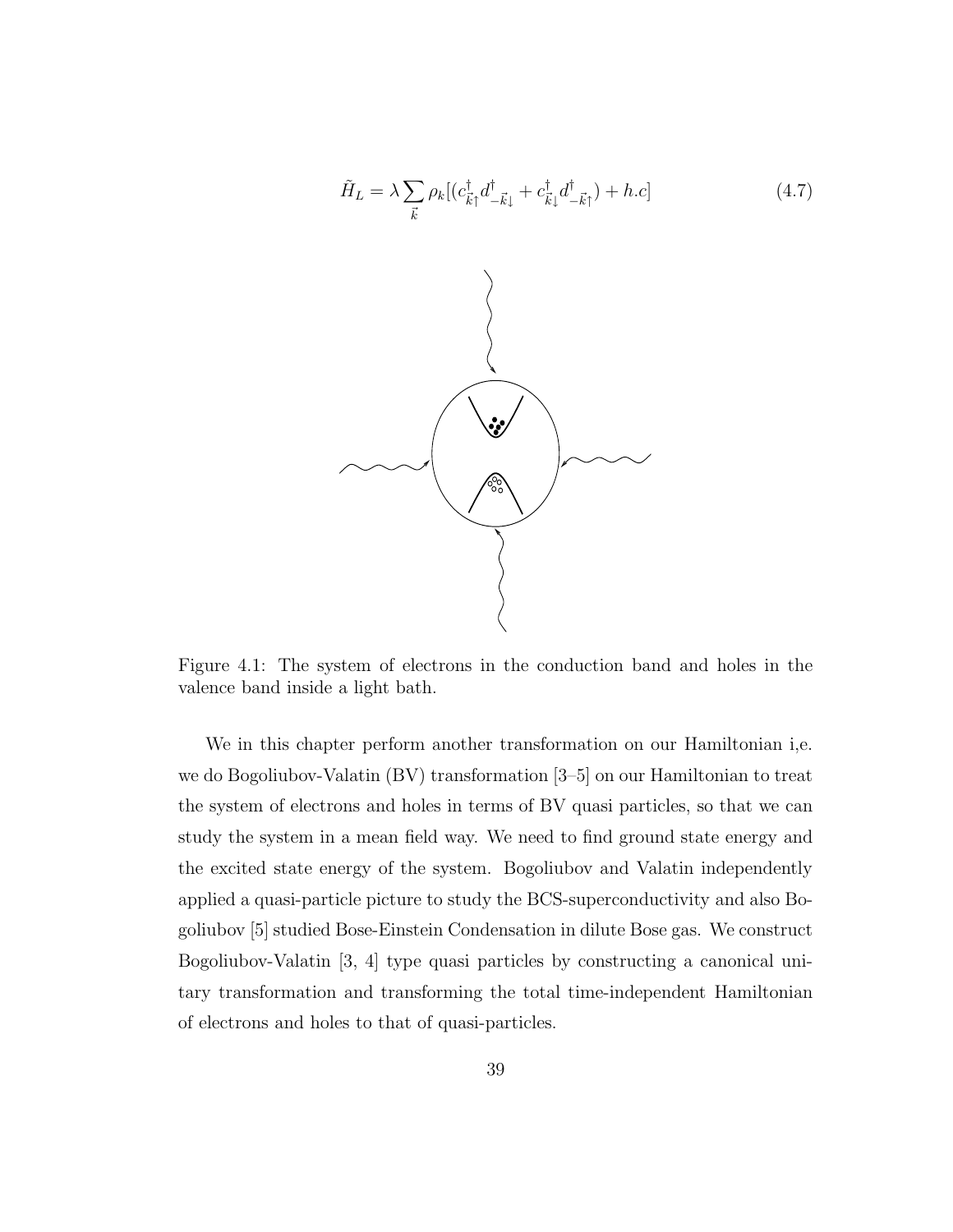$$\tilde{H}_L = \lambda \sum_{\vec{k}} \rho_k [(c^{\dagger}_{\vec{k}\uparrow} d^{\dagger}_{-\vec{k}\downarrow} + c^{\dagger}_{\vec{k}\downarrow} d^{\dagger}_{-\vec{k}\uparrow}) + h.c] \tag{4.7}$$

Figure 4.1: The system of electrons in the conduction band and holes in the valence band inside a light bath.

We in this chapter perform another transformation on our Hamiltonian i,e. we do Bogoliubov-Valatin (BV) transformation [3–5] on our Hamiltonian to treat the system of electrons and holes in terms of BV quasi particles, so that we can study the system in a mean field way. We need to find ground state energy and the excited state energy of the system. Bogoliubov and Valatin independently applied a quasi-particle picture to study the BCS-superconductivity and also Bogoliubov [5] studied Bose-Einstein Condensation in dilute Bose gas. We construct Bogoliubov-Valatin [3, 4] type quasi particles by constructing a canonical unitary transformation and transforming the total time-independent Hamiltonian of electrons and holes to that of quasi-particles.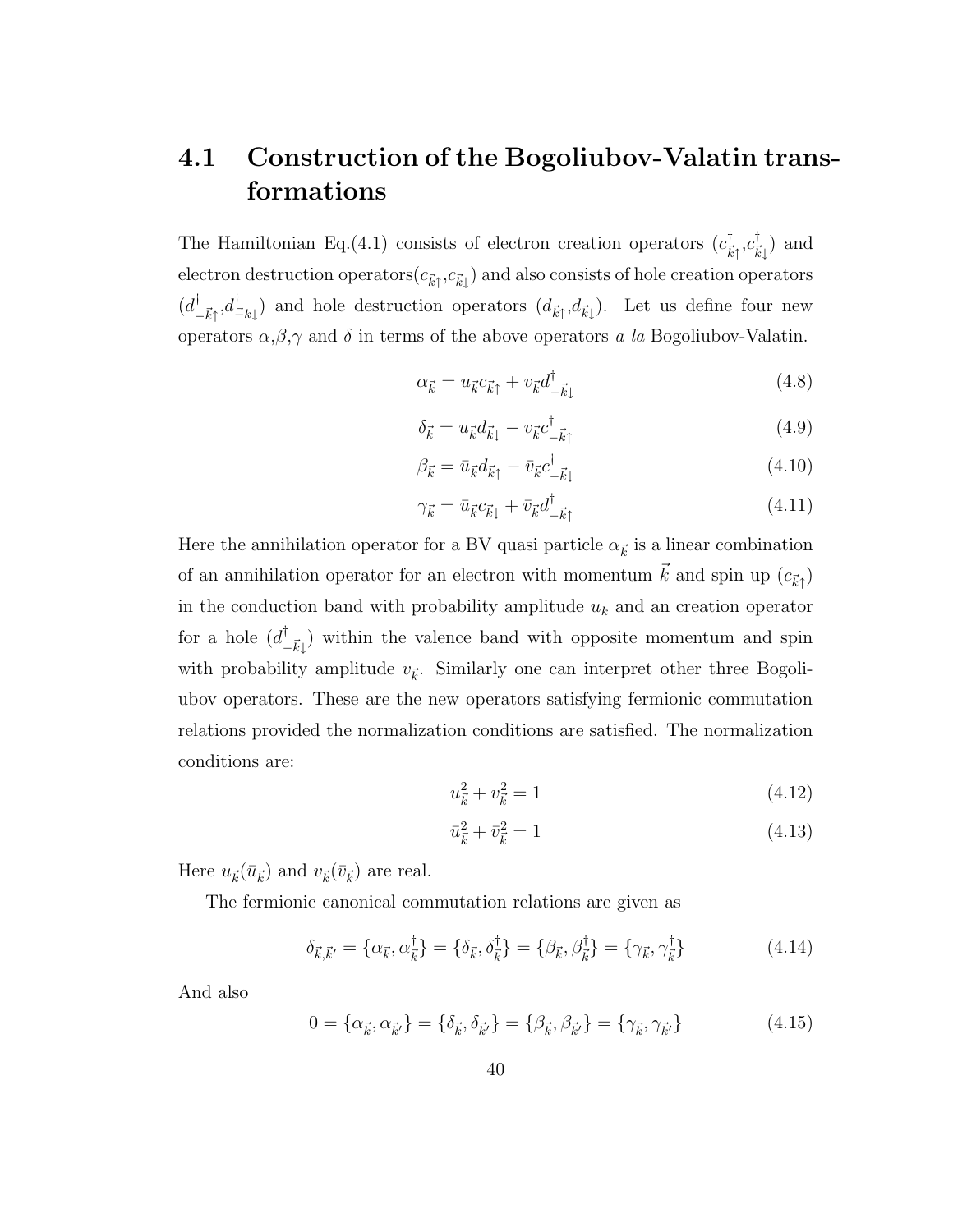## 4.1 Construction of the Bogoliubov-Valatin transformations

The Hamiltonian Eq.(4.1) consists of electron creation operators ($c^\dagger_{\vec{k}\uparrow}$,$c^\dagger_{\vec{k}\downarrow}$) and electron destruction operators($c_{\vec{k}\uparrow}$,$c_{\vec{k}\downarrow}$) and also consists of hole creation operators ($d^\dagger_{-\vec{k}\uparrow}$,$d^\dagger_{-k\downarrow}$) and hole destruction operators ($d_{\vec{k}\uparrow}$,$d_{\vec{k}\downarrow}$). Let us define four new operators $\alpha$,$\beta$,$\gamma$ and $\delta$ in terms of the above operators *a la* Bogoliubov-Valatin.

$$\alpha_{\vec{k}} = u_{\vec{k}} c_{\vec{k}\uparrow} + v_{\vec{k}} d^\dagger_{-\vec{k}\downarrow} \tag{4.8}$$

$$\delta_{\vec{k}} = u_{\vec{k}} d_{\vec{k}\downarrow} - v_{\vec{k}} c^\dagger_{-\vec{k}\uparrow} \tag{4.9}$$

$$\beta_{\vec{k}} = \bar{u}_{\vec{k}} d_{\vec{k}\uparrow} - \bar{v}_{\vec{k}} c^\dagger_{-\vec{k}\downarrow} \tag{4.10}$$

$$\gamma_{\vec{k}} = \bar{u}_{\vec{k}} c_{\vec{k}\downarrow} + \bar{v}_{\vec{k}} d^\dagger_{-\vec{k}\uparrow} \tag{4.11}$$

Here the annihilation operator for a BV quasi particle $\alpha_{\vec{k}}$ is a linear combination of an annihilation operator for an electron with momentum $\vec{k}$ and spin up ($c_{\vec{k}\uparrow}$) in the conduction band with probability amplitude $u_k$ and an creation operator for a hole ($d^\dagger_{-\vec{k}\downarrow}$) within the valence band with opposite momentum and spin with probability amplitude $v_{\vec{k}}$. Similarly one can interpret other three Bogoliubov operators. These are the new operators satisfying fermionic commutation relations provided the normalization conditions are satisfied. The normalization conditions are:

$$u^2_{\vec{k}} + v^2_{\vec{k}} = 1 \tag{4.12}$$

$$\bar{u}^2_{\vec{k}} + \bar{v}^2_{\vec{k}} = 1 \tag{4.13}$$

Here $u_{\vec{k}}(\bar{u}_{\vec{k}})$ and $v_{\vec{k}}(\bar{v}_{\vec{k}})$ are real.

The fermionic canonical commutation relations are given as

$$\delta_{\vec{k},\vec{k}'} = \{\alpha_{\vec{k}}, \alpha^\dagger_{\vec{k}}\} = \{\delta_{\vec{k}}, \delta^\dagger_{\vec{k}}\} = \{\beta_{\vec{k}}, \beta^\dagger_{\vec{k}}\} = \{\gamma_{\vec{k}}, \gamma^\dagger_{\vec{k}}\} \tag{4.14}$$

And also

$$0 = \{\alpha_{\vec{k}}, \alpha_{\vec{k}'}\} = \{\delta_{\vec{k}}, \delta_{\vec{k}'}\} = \{\beta_{\vec{k}}, \beta_{\vec{k}'}\} = \{\gamma_{\vec{k}}, \gamma_{\vec{k}'}\} \tag{4.15}$$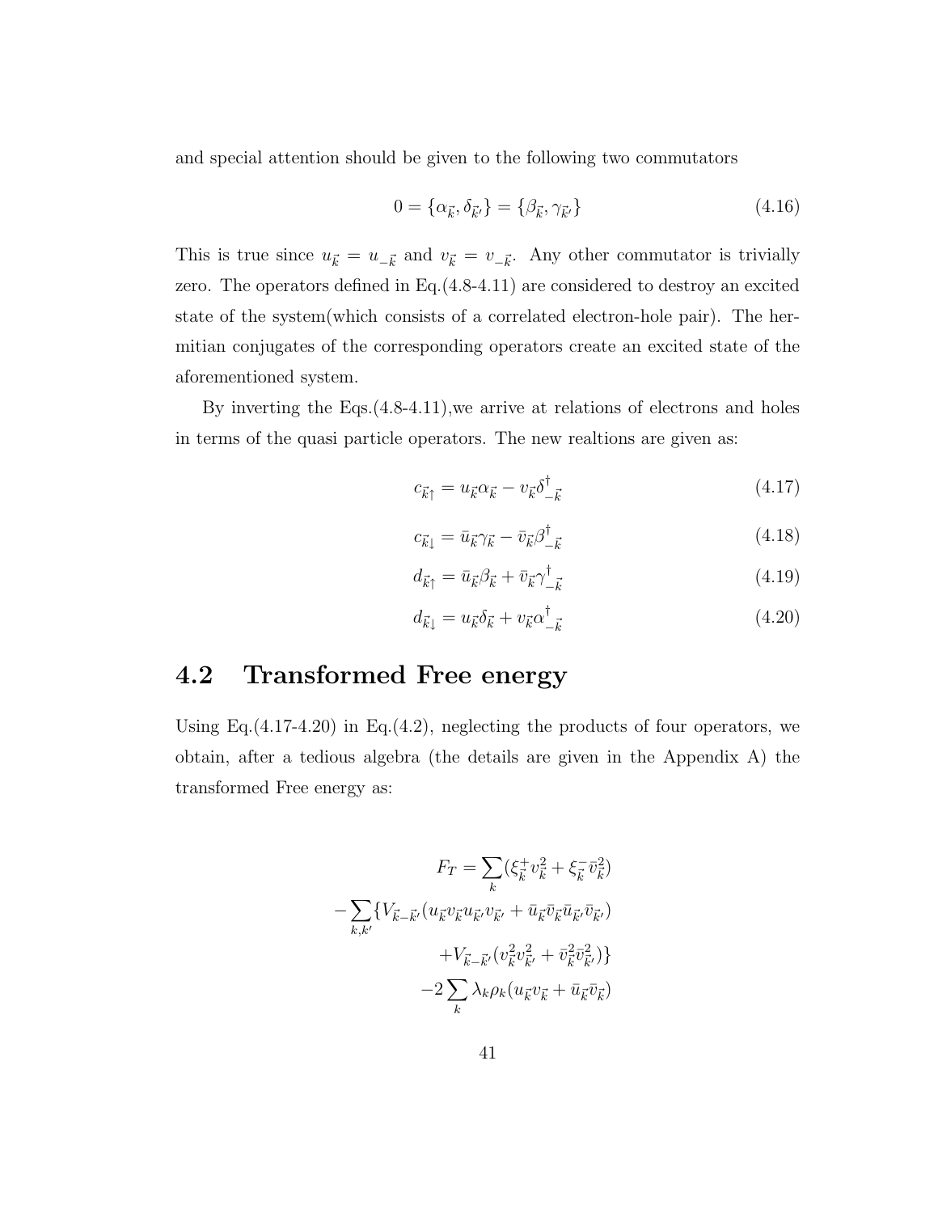and special attention should be given to the following two commutators

$$0 = \{\alpha_{\vec{k}}, \delta_{\vec{k}'}\} = \{\beta_{\vec{k}}, \gamma_{\vec{k}'}\} \tag{4.16}$$

This is true since $u_{\vec{k}} = u_{-\vec{k}}$ and $v_{\vec{k}} = v_{-\vec{k}}$. Any other commutator is trivially zero. The operators defined in Eq.(4.8-4.11) are considered to destroy an excited state of the system(which consists of a correlated electron-hole pair). The hermitian conjugates of the corresponding operators create an excited state of the aforementioned system.

By inverting the Eqs.(4.8-4.11),we arrive at relations of electrons and holes in terms of the quasi particle operators. The new realtions are given as:

$$c_{\vec{k}\uparrow} = u_{\vec{k}}\alpha_{\vec{k}} - v_{\vec{k}}\delta^{\dagger}_{-\vec{k}} \tag{4.17}$$

$$c_{\vec{k}\downarrow} = \bar{u}_{\vec{k}}\gamma_{\vec{k}} - \bar{v}_{\vec{k}}\beta^{\dagger}_{-\vec{k}} \tag{4.18}$$

$$d_{\vec{k}\uparrow} = \bar{u}_{\vec{k}}\beta_{\vec{k}} + \bar{v}_{\vec{k}}\gamma^{\dagger}_{-\vec{k}} \tag{4.19}$$

$$d_{\vec{k}\downarrow} = u_{\vec{k}}\delta_{\vec{k}} + v_{\vec{k}}\alpha^{\dagger}_{-\vec{k}} \tag{4.20}$$

## 4.2 Transformed Free energy

Using Eq.(4.17-4.20) in Eq.(4.2), neglecting the products of four operators, we obtain, after a tedious algebra (the details are given in the Appendix A) the transformed Free energy as:

$$
\begin{aligned}
F_T = \sum_{k}(\xi^{+}_{\vec{k}}v^2_{\vec{k}} + \xi^{-}_{\vec{k}}\bar{v}^2_{\vec{k}}) \\
-\sum_{k,k'}\{V_{\vec{k}-\vec{k}'}(u_{\vec{k}}v_{\vec{k}}u_{\vec{k}'}v_{\vec{k}'} + \bar{u}_{\vec{k}}\bar{v}_{\vec{k}}\bar{u}_{\vec{k}'}\bar{v}_{\vec{k}'}) \\
+V_{\vec{k}-\vec{k}'}(v^2_{\vec{k}}v^2_{\vec{k}'} + \bar{v}^2_{\vec{k}}\bar{v}^2_{\vec{k}'})\} \\
-2\sum_{k}\lambda_k\rho_k(u_{\vec{k}}v_{\vec{k}} + \bar{u}_{\vec{k}}\bar{v}_{\vec{k}})
\end{aligned}
$$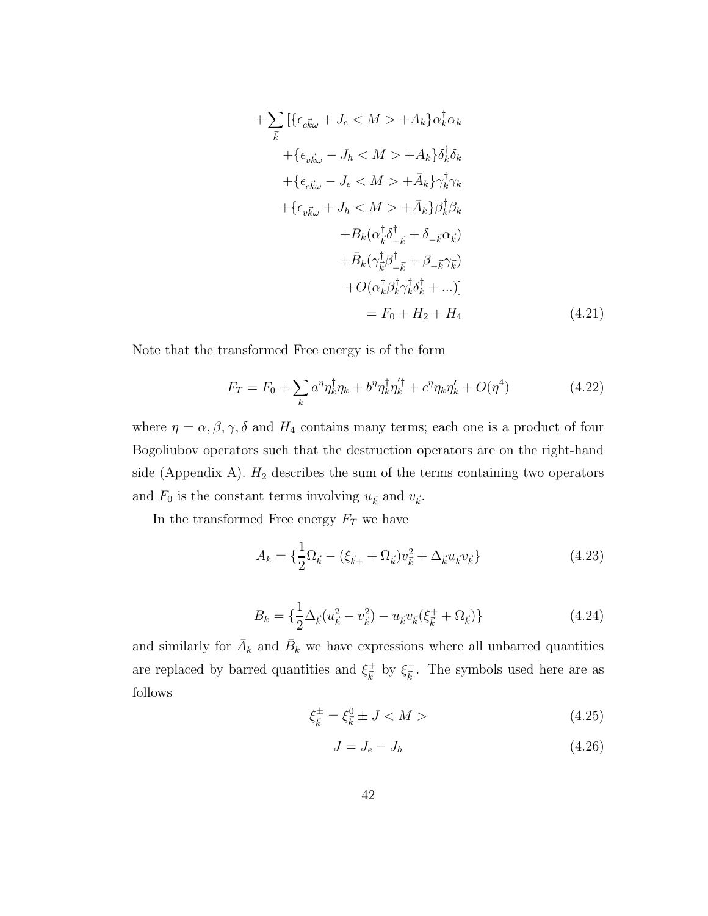$$
\begin{aligned}
+\sum_{\vec{k}} [\{\epsilon_{c\vec{k}\omega} + J_e < M > +A_k\}\alpha_k^\dagger \alpha_k \\
+\{\epsilon_{v\vec{k}\omega} - J_h < M > +A_k\}\delta_k^\dagger \delta_k \\
+\{\epsilon_{c\vec{k}\omega} - J_e < M > +\bar{A}_k\}\gamma_k^\dagger \gamma_k \\
+\{\epsilon_{v\vec{k}\omega} + J_h < M > +\bar{A}_k\}\beta_k^\dagger \beta_k \\
+B_k(\alpha_{\vec{k}}^\dagger \delta_{-\vec{k}}^\dagger + \delta_{-\vec{k}}\alpha_{\vec{k}}) \\
+\bar{B}_k(\gamma_{\vec{k}}^\dagger \beta_{-\vec{k}}^\dagger + \beta_{-\vec{k}}\gamma_{\vec{k}}) \\
+O(\alpha_k^\dagger \beta_k^\dagger \gamma_k^\dagger \delta_k^\dagger + ...)] \\
= F_0 + H_2 + H_4
\end{aligned}
\quad (4.21)
$$

Note that the transformed Free energy is of the form

$$
F_T = F_0 + \sum_k a^\eta \eta_k^\dagger \eta_k + b^\eta \eta_k^\dagger \eta_k^{'\dagger} + c^\eta \eta_k \eta_k' + O(\eta^4) \quad (4.22)
$$

where $\eta = \alpha, \beta, \gamma, \delta$ and $H_4$ contains many terms; each one is a product of four Bogoliubov operators such that the destruction operators are on the right-hand side (Appendix A). $H_2$ describes the sum of the terms containing two operators and $F_0$ is the constant terms involving $u_{\vec{k}}$ and $v_{\vec{k}}$.

In the transformed Free energy $F_T$ we have

$$
A_k = \{\frac{1}{2}\Omega_{\vec{k}} - (\xi_{\vec{k}+} + \Omega_{\vec{k}})v_{\vec{k}}^2 + \Delta_{\vec{k}} u_{\vec{k}} v_{\vec{k}}\} \quad (4.23)
$$

$$
B_k = \{\frac{1}{2}\Delta_{\vec{k}}(u_{\vec{k}}^2 - v_{\vec{k}}^2) - u_{\vec{k}} v_{\vec{k}}(\xi_{\vec{k}}^+ + \Omega_{\vec{k}})\} \quad (4.24)
$$

and similarly for $\bar{A}_k$ and $\bar{B}_k$ we have expressions where all unbarred quantities are replaced by barred quantities and $\xi_{\vec{k}}^+$ by $\xi_{\vec{k}}^-$. The symbols used here are as follows

$$
\xi_{\vec{k}}^{\pm} = \xi_{\vec{k}}^0 \pm J < M > \quad (4.25)
$$

$$
J = J_e - J_h \quad (4.26)
$$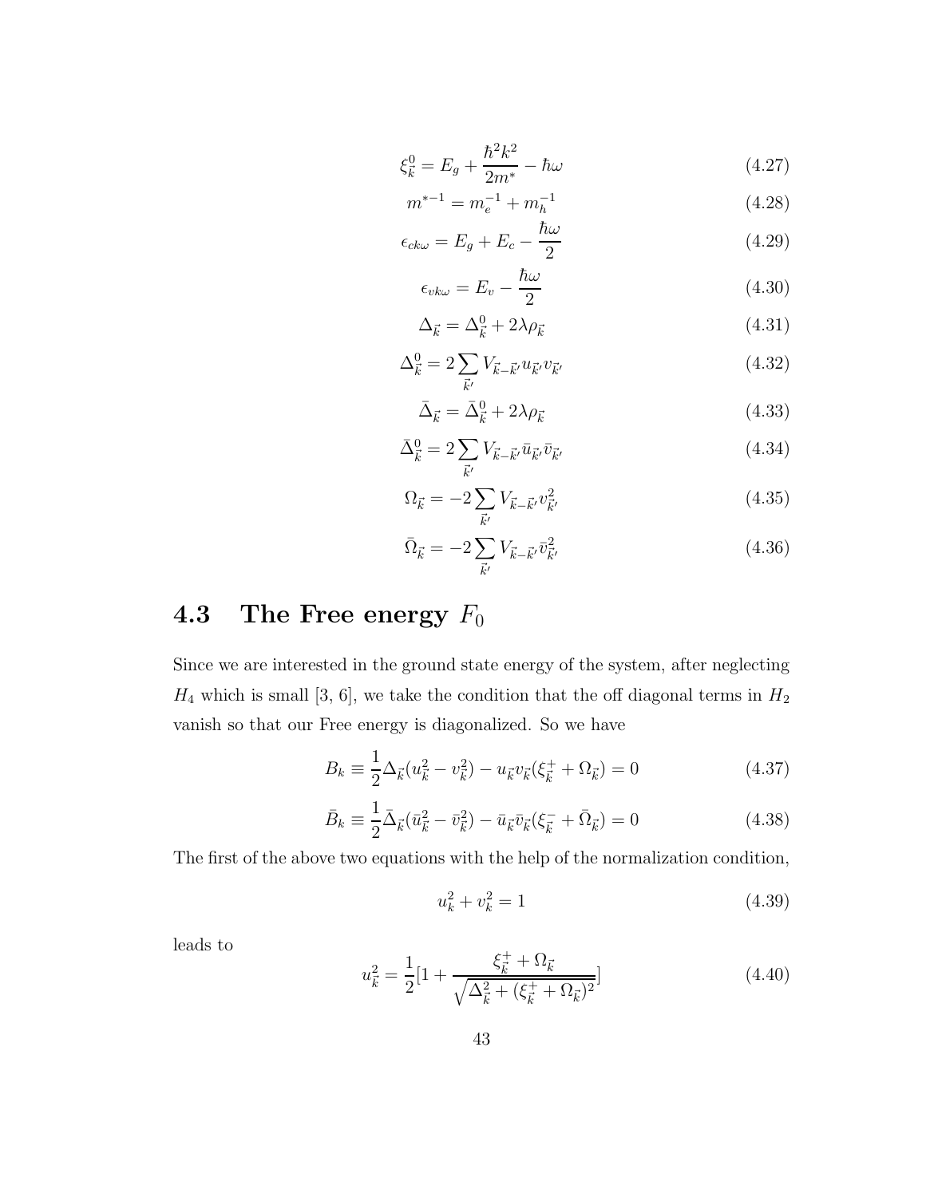$$\xi_{\vec{k}}^0 = E_g + \frac{\hbar^2 k^2}{2m^*} - \hbar\omega \tag{4.27}$$

$$m^{*-1} = m_e^{-1} + m_h^{-1} \tag{4.28}$$

$$\epsilon_{ck\omega} = E_g + E_c - \frac{\hbar\omega}{2} \tag{4.29}$$

$$\epsilon_{vk\omega} = E_v - \frac{\hbar\omega}{2} \tag{4.30}$$

$$\Delta_{\vec{k}} = \Delta_{\vec{k}}^0 + 2\lambda\rho_{\vec{k}} \tag{4.31}$$

$$\Delta_{\vec{k}}^0 = 2\sum_{\vec{k}'} V_{\vec{k}-\vec{k}'} u_{\vec{k}'} v_{\vec{k}'} \tag{4.32}$$

$$\bar{\Delta}_{\vec{k}} = \bar{\Delta}_{\vec{k}}^0 + 2\lambda\rho_{\vec{k}} \tag{4.33}$$

$$\bar{\Delta}_{\vec{k}}^0 = 2\sum_{\vec{k}'} V_{\vec{k}-\vec{k}'} \bar{u}_{\vec{k}'} \bar{v}_{\vec{k}'} \tag{4.34}$$

$$\Omega_{\vec{k}} = -2\sum_{\vec{k}'} V_{\vec{k}-\vec{k}'} v_{\vec{k}'}^2 \tag{4.35}$$

$$\bar{\Omega}_{\vec{k}} = -2\sum_{\vec{k}'} V_{\vec{k}-\vec{k}'} \bar{v}_{\vec{k}'}^2 \tag{4.36}$$

## 4.3 The Free energy $F_0$

Since we are interested in the ground state energy of the system, after neglecting $H_4$ which is small [3, 6], we take the condition that the off diagonal terms in $H_2$ vanish so that our Free energy is diagonalized. So we have

$$B_k \equiv \frac{1}{2}\Delta_{\vec{k}}(u_{\vec{k}}^2 - v_{\vec{k}}^2) - u_{\vec{k}} v_{\vec{k}}(\xi_{\vec{k}}^+ + \Omega_{\vec{k}}) = 0 \tag{4.37}$$

$$\bar{B}_k \equiv \frac{1}{2}\bar{\Delta}_{\vec{k}}(\bar{u}_{\vec{k}}^2 - \bar{v}_{\vec{k}}^2) - \bar{u}_{\vec{k}} \bar{v}_{\vec{k}}(\xi_{\vec{k}}^- + \bar{\Omega}_{\vec{k}}) = 0 \tag{4.38}$$

The first of the above two equations with the help of the normalization condition,

$$u_k^2 + v_k^2 = 1 \tag{4.39}$$

leads to

$$u_{\vec{k}}^2 = \frac{1}{2}\left[1 + \frac{\xi_{\vec{k}}^+ + \Omega_{\vec{k}}}{\sqrt{\Delta_{\vec{k}}^2 + (\xi_{\vec{k}}^+ + \Omega_{\vec{k}})^2}}\right] \tag{4.40}$$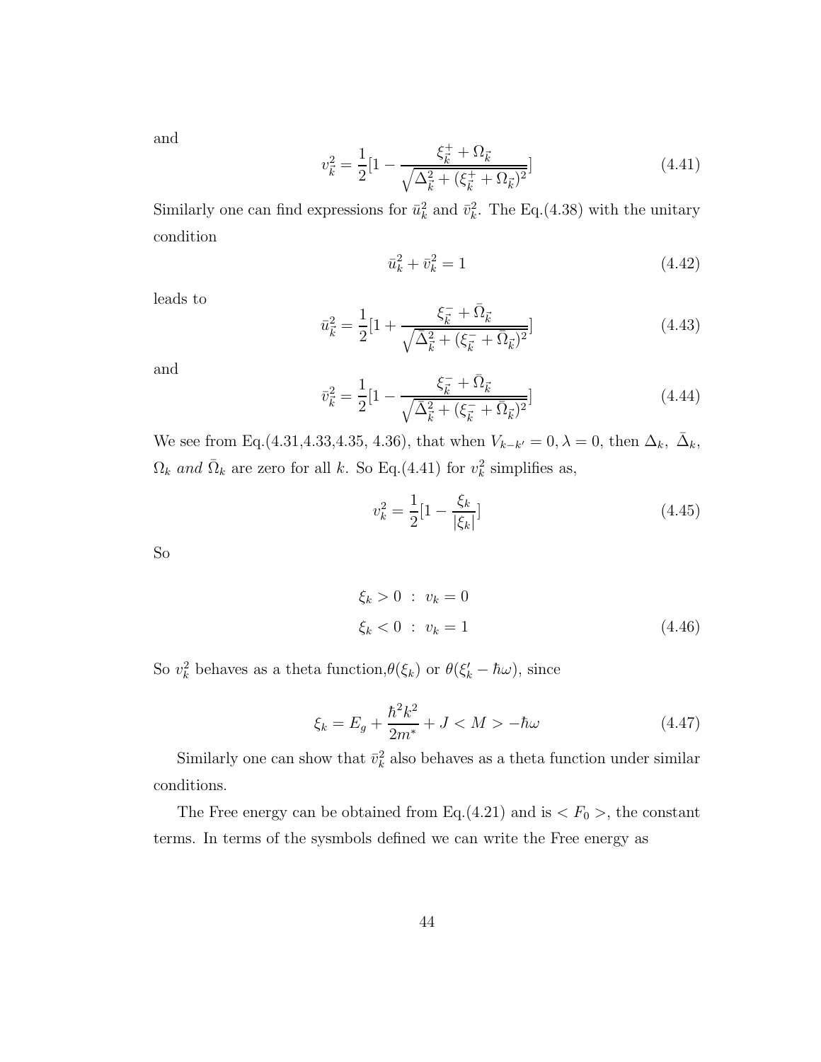and

$$v_{\vec{k}}^2 = \frac{1}{2}[1 - \frac{\xi_{\vec{k}}^+ + \Omega_{\vec{k}}}{\sqrt{\Delta_{\vec{k}}^2 + (\xi_{\vec{k}}^+ + \Omega_{\vec{k}})^2}}] \tag{4.41}$$

Similarly one can find expressions for $\bar{u}_k^2$ and $\bar{v}_k^2$. The Eq.(4.38) with the unitary condition

$$\bar{u}_k^2 + \bar{v}_k^2 = 1 \tag{4.42}$$

leads to

$$\bar{u}_{\vec{k}}^2 = \frac{1}{2}[1 + \frac{\xi_{\vec{k}}^- + \bar{\Omega}_{\vec{k}}}{\sqrt{\bar{\Delta}_{\vec{k}}^2 + (\xi_{\vec{k}}^- + \bar{\Omega}_{\vec{k}})^2}}] \tag{4.43}$$

and

$$\bar{v}_{\vec{k}}^2 = \frac{1}{2}[1 - \frac{\xi_{\vec{k}}^- + \bar{\Omega}_{\vec{k}}}{\sqrt{\bar{\Delta}_{\vec{k}}^2 + (\xi_{\vec{k}}^- + \bar{\Omega}_{\vec{k}})^2}}] \tag{4.44}$$

We see from Eq.(4.31,4.33,4.35, 4.36), that when $V_{k-k'} = 0, \lambda = 0$, then $\Delta_k$, $\bar{\Delta}_k$, $\Omega_k$ *and* $\bar{\Omega}_k$ are zero for all $k$. So Eq.(4.41) for $v_k^2$ simplifies as,

$$v_k^2 = \frac{1}{2}[1 - \frac{\xi_k}{|\xi_k|}] \tag{4.45}$$

So

$$\begin{aligned} \xi_k > 0 \ &: \ v_k = 0 \\ \xi_k < 0 \ &: \ v_k = 1 \end{aligned} \tag{4.46}$$

So $v_k^2$ behaves as a theta function, $\theta(\xi_k)$ or $\theta(\xi_k' - \hbar\omega)$, since

$$\xi_k = E_g + \frac{\hbar^2 k^2}{2m^*} + J < M > -\hbar\omega \tag{4.47}$$

Similarly one can show that $\bar{v}_k^2$ also behaves as a theta function under similar conditions.

The Free energy can be obtained from Eq.(4.21) and is $< F_0 >$, the constant terms. In terms of the sysmbols defined we can write the Free energy as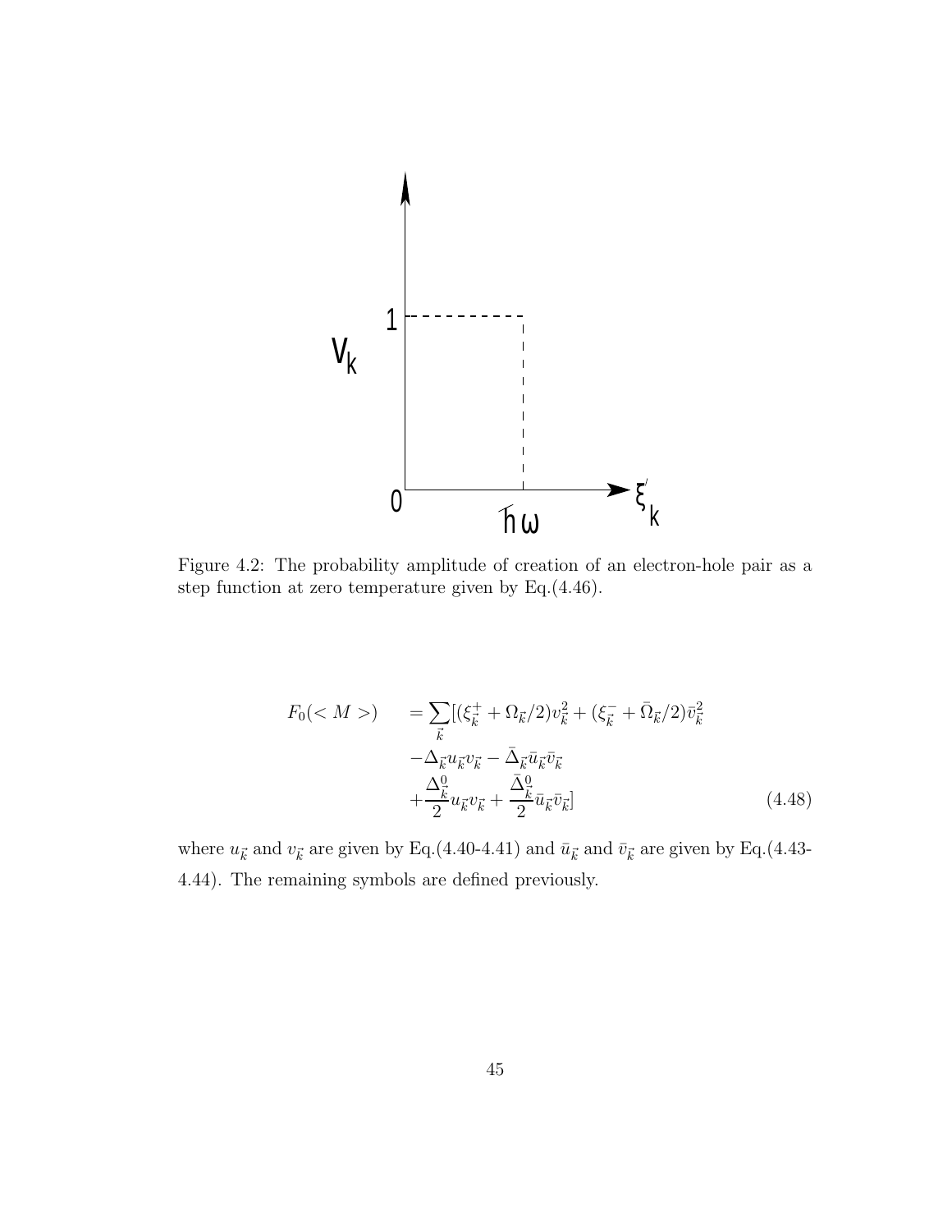$V_k$

1

0

$\hbar\omega$

$\xi'_k$

Figure 4.2: The probability amplitude of creation of an electron-hole pair as a step function at zero temperature given by Eq.(4.46).

$$
\begin{aligned}
F_0(<M>) \quad &= \sum_{\vec{k}}[(\xi^+_{\vec{k}} + \Omega_{\vec{k}}/2)v^2_{\vec{k}} + (\xi^-_{\vec{k}} + \bar{\Omega}_{\vec{k}}/2)\bar{v}^2_{\vec{k}} \\
&- \Delta_{\vec{k}} u_{\vec{k}} v_{\vec{k}} - \bar{\Delta}_{\vec{k}} \bar{u}_{\vec{k}} \bar{v}_{\vec{k}} \\
&+ \frac{\Delta^0_{\vec{k}}}{2} u_{\vec{k}} v_{\vec{k}} + \frac{\bar{\Delta}^0_{\vec{k}}}{2} \bar{u}_{\vec{k}} \bar{v}_{\vec{k}}]
\end{aligned} \tag{4.48}
$$

where $u_{\vec{k}}$ and $v_{\vec{k}}$ are given by Eq.(4.40-4.41) and $\bar{u}_{\vec{k}}$ and $\bar{v}_{\vec{k}}$ are given by Eq.(4.43-4.44). The remaining symbols are defined previously.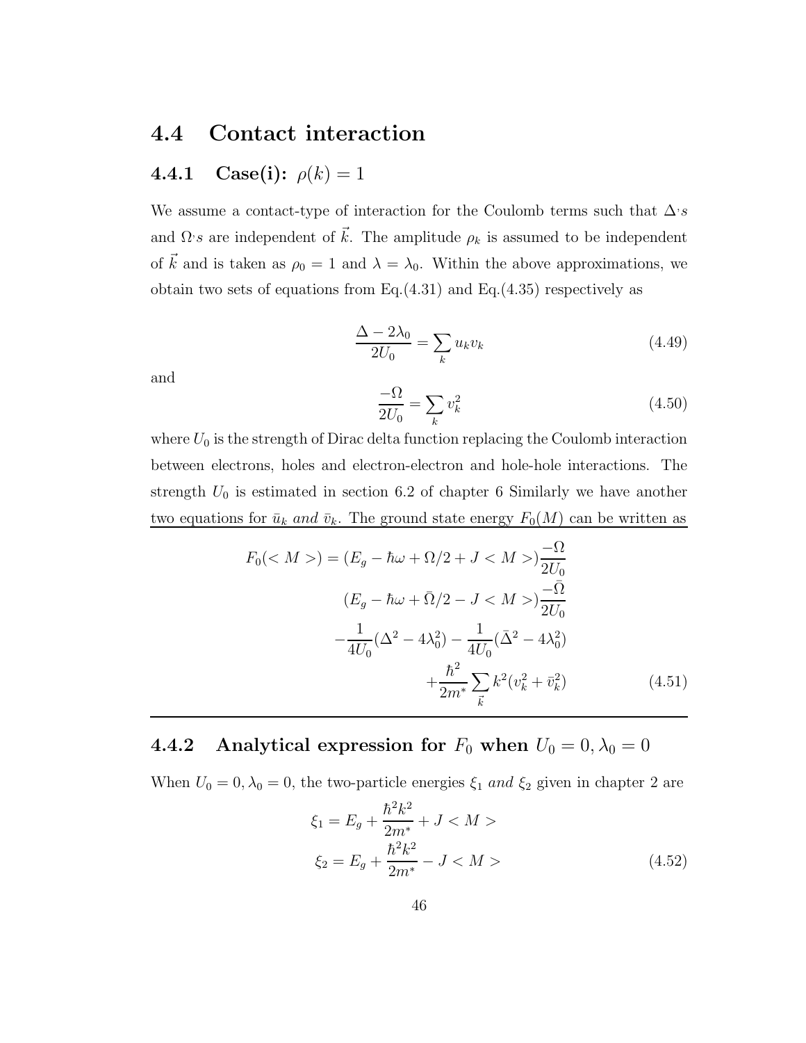## 4.4 Contact interaction

### 4.4.1 Case(i): $\rho(k) = 1$

We assume a contact-type of interaction for the Coulomb terms such that $\Delta$'s and $\Omega$'s are independent of $\vec{k}$. The amplitude $\rho_k$ is assumed to be independent of $\vec{k}$ and is taken as $\rho_0 = 1$ and $\lambda = \lambda_0$. Within the above approximations, we obtain two sets of equations from Eq.(4.31) and Eq.(4.35) respectively as

$$\frac{\Delta - 2\lambda_0}{2U_0} = \sum_k u_k v_k \tag{4.49}$$

and

$$\frac{-\Omega}{2U_0} = \sum_k v_k^2 \tag{4.50}$$

where $U_0$ is the strength of Dirac delta function replacing the Coulomb interaction between electrons, holes and electron-electron and hole-hole interactions. The strength $U_0$ is estimated in section 6.2 of chapter 6 Similarly we have another two equations for $\bar{u}_k$ *and* $\bar{v}_k$. The ground state energy $F_0(M)$ can be written as

$$\begin{aligned}
F_0(< M >) = (E_g - \hbar\omega + \Omega/2 + J < M >)\frac{-\Omega}{2U_0} \\
(E_g - \hbar\omega + \bar{\Omega}/2 - J < M >)\frac{-\bar{\Omega}}{2U_0} \\
-\frac{1}{4U_0}(\Delta^2 - 4\lambda_0^2) - \frac{1}{4U_0}(\bar{\Delta}^2 - 4\lambda_0^2) \\
+\frac{\hbar^2}{2m^*}\sum_{\vec{k}} k^2(v_k^2 + \bar{v}_k^2)
\end{aligned} \tag{4.51}$$

### 4.4.2 Analytical expression for $F_0$ when $U_0 = 0, \lambda_0 = 0$

When $U_0 = 0, \lambda_0 = 0$, the two-particle energies $\xi_1$ *and* $\xi_2$ given in chapter 2 are

$$\begin{aligned}
\xi_1 = E_g + \frac{\hbar^2 k^2}{2m^*} + J < M > \\
\xi_2 = E_g + \frac{\hbar^2 k^2}{2m^*} - J < M >
\end{aligned} \tag{4.52}$$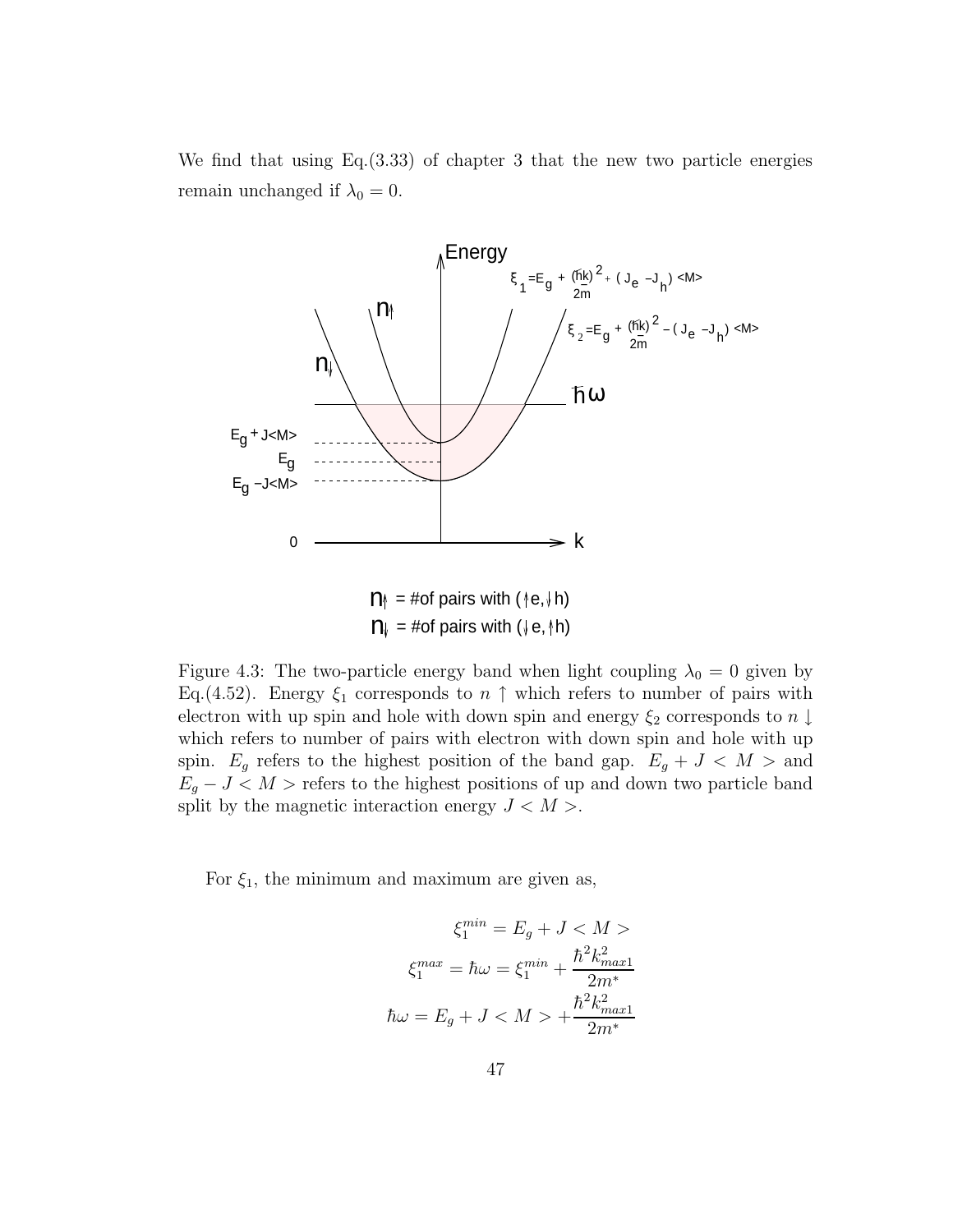We find that using Eq.(3.33) of chapter 3 that the new two particle energies remain unchanged if $\lambda_0 = 0$.

Energy

$\xi_1 = E_g + \frac{(\hbar k)^2}{2m} + (J_e - J_h) <M>$

$\xi_2 = E_g + \frac{(\hbar k)^2}{2m} - (J_e - J_h) <M>$

$n_\uparrow$

$n_\downarrow$

$\hbar\omega$

$E_g + J<M>$

$E_g$

$E_g - J<M>$

0

k

$n_\uparrow$ = #of pairs with ($\uparrow$e, $\downarrow$h)

$n_\downarrow$ = #of pairs with ($\downarrow$e, $\uparrow$h)

Figure 4.3: The two-particle energy band when light coupling $\lambda_0 = 0$ given by Eq.(4.52). Energy $\xi_1$ corresponds to $n \uparrow$ which refers to number of pairs with electron with up spin and hole with down spin and energy $\xi_2$ corresponds to $n \downarrow$ which refers to number of pairs with electron with down spin and hole with up spin. $E_g$ refers to the highest position of the band gap. $E_g + J < M >$ and $E_g - J < M >$ refers to the highest positions of up and down two particle band split by the magnetic interaction energy $J < M >$.

For $\xi_1$, the minimum and maximum are given as,

$$\xi_1^{min} = E_g + J < M >$$

$$\xi_1^{max} = \hbar\omega = \xi_1^{min} + \frac{\hbar^2 k_{max1}^2}{2m^*}$$

$$\hbar\omega = E_g + J < M > + \frac{\hbar^2 k_{max1}^2}{2m^*}$$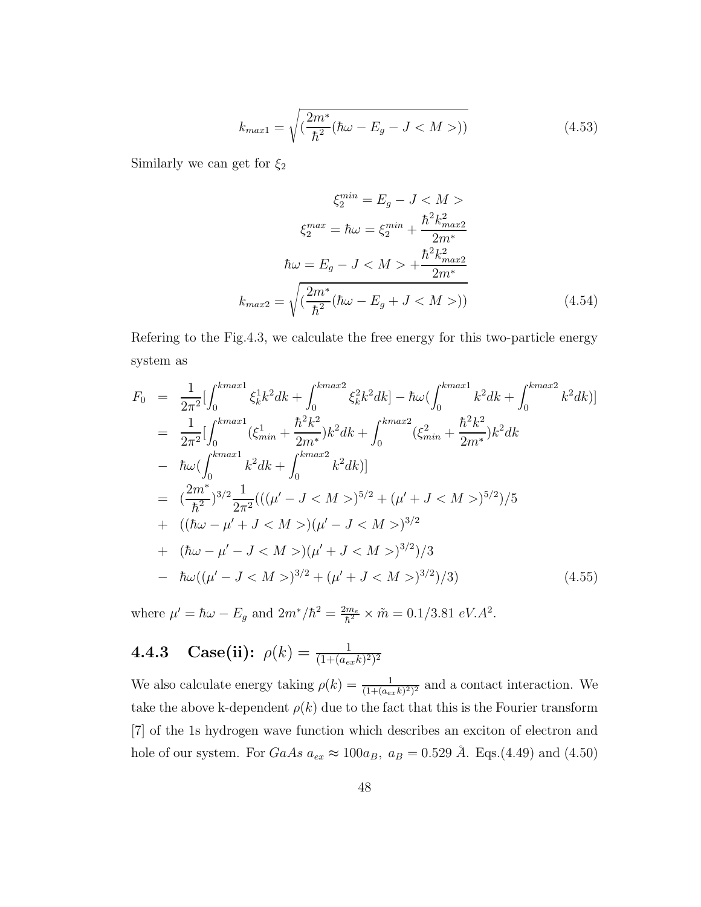$$k_{max1} = \sqrt{(\frac{2m^*}{\hbar^2}(\hbar\omega - E_g - J < M >))} \tag{4.53}$$

Similarly we can get for $\xi_2$

$$\begin{aligned}
\xi_2^{min} &= E_g - J < M > \\
\xi_2^{max} = \hbar\omega &= \xi_2^{min} + \frac{\hbar^2 k_{max2}^2}{2m^*} \\
\hbar\omega &= E_g - J < M > + \frac{\hbar^2 k_{max2}^2}{2m^*} \\
k_{max2} &= \sqrt{(\frac{2m^*}{\hbar^2}(\hbar\omega - E_g + J < M >))}
\end{aligned} \tag{4.54}$$

Refering to the Fig.4.3, we calculate the free energy for this two-particle energy system as

$$\begin{aligned}
F_0 &= \frac{1}{2\pi^2}[\int_0^{kmax1} \xi_k^1 k^2 dk + \int_0^{kmax2} \xi_k^2 k^2 dk] - \hbar\omega(\int_0^{kmax1} k^2 dk + \int_0^{kmax2} k^2 dk)] \\
&= \frac{1}{2\pi^2}[\int_0^{kmax1} (\xi_{min}^1 + \frac{\hbar^2 k^2}{2m^*}) k^2 dk + \int_0^{kmax2} (\xi_{min}^2 + \frac{\hbar^2 k^2}{2m^*}) k^2 dk \\
&- \hbar\omega(\int_0^{kmax1} k^2 dk + \int_0^{kmax2} k^2 dk)] \\
&= (\frac{2m^*}{\hbar^2})^{3/2} \frac{1}{2\pi^2}(((\mu' - J < M >)^{5/2} + (\mu' + J < M >)^{5/2})/5 \\
&+ ((\hbar\omega - \mu' + J < M >)(\mu' - J < M >)^{3/2} \\
&+ (\hbar\omega - \mu' - J < M >)(\mu' + J < M >)^{3/2})/3 \\
&- \hbar\omega((\mu' - J < M >)^{3/2} + (\mu' + J < M >)^{3/2})/3)
\end{aligned} \tag{4.55}$$

where $\mu' = \hbar\omega - E_g$ and $2m^*/\hbar^2 = \frac{2m_e}{\hbar^2} \times \tilde{m} = 0.1/3.81 \ eV.A^2$.

### 4.4.3 Case(ii): $\rho(k) = \frac{1}{(1+(a_{ex}k)^2)^2}$

We also calculate energy taking $\rho(k) = \frac{1}{(1+(a_{ex}k)^2)^2}$ and a contact interaction. We take the above k-dependent $\rho(k)$ due to the fact that this is the Fourier transform [7] of the 1s hydrogen wave function which describes an exciton of electron and hole of our system. For $GaAs$ $a_{ex} \approx 100a_B$, $a_B = 0.529$ Å. Eqs.(4.49) and (4.50)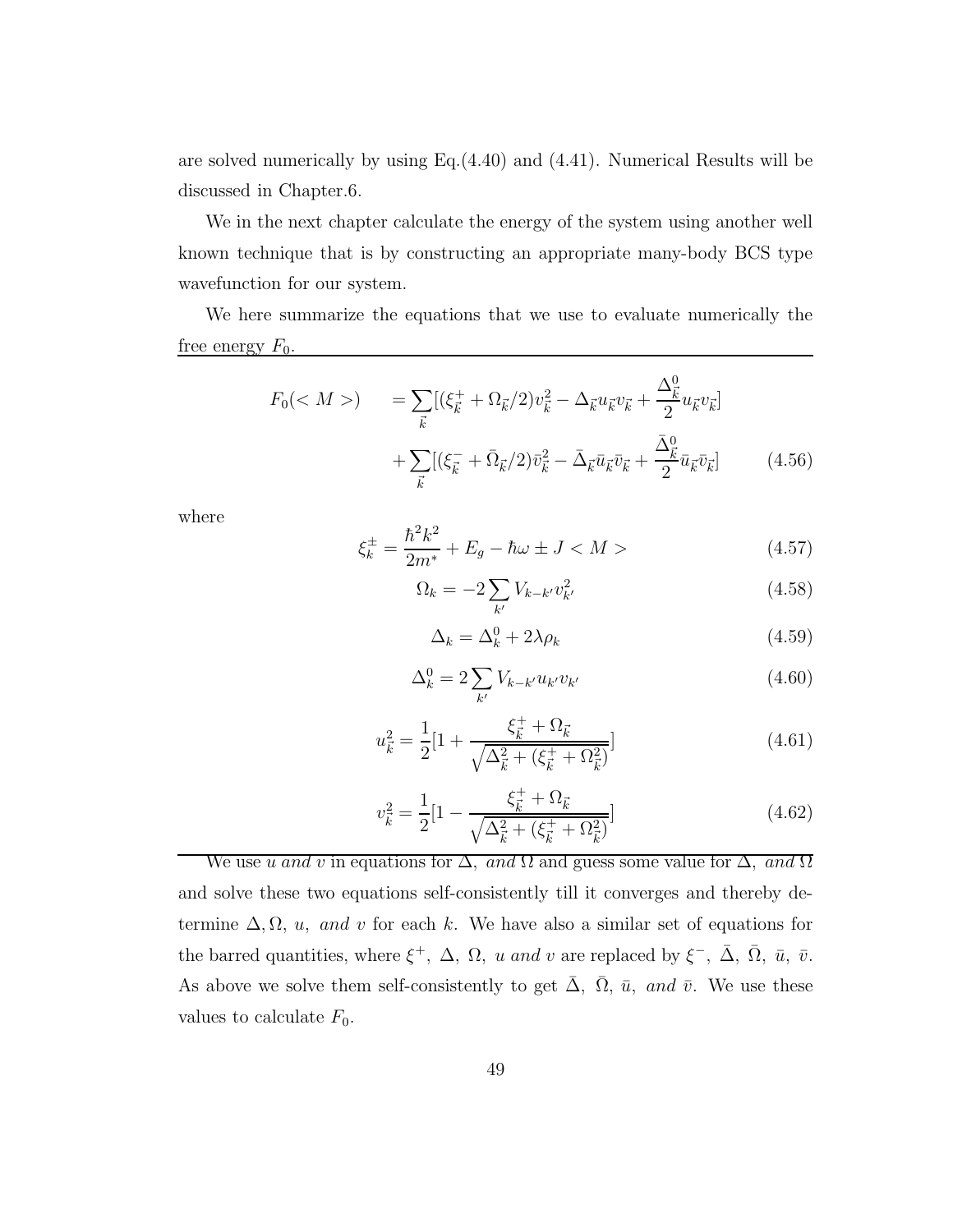are solved numerically by using Eq.(4.40) and (4.41). Numerical Results will be discussed in Chapter.6.

We in the next chapter calculate the energy of the system using another well known technique that is by constructing an appropriate many-body BCS type wavefunction for our system.

We here summarize the equations that we use to evaluate numerically the free energy $F_0$.

---

$$F_0(<M>) \quad = \sum_{\vec{k}}[(\xi^+_{\vec{k}} + \Omega_{\vec{k}}/2)v^2_{\vec{k}} - \Delta_{\vec{k}}u_{\vec{k}}v_{\vec{k}} + \frac{\Delta^0_{\vec{k}}}{2}u_{\vec{k}}v_{\vec{k}}]$$
$$+ \sum_{\vec{k}}[(\xi^-_{\vec{k}} + \bar{\Omega}_{\vec{k}}/2)\bar{v}^2_{\vec{k}} - \bar{\Delta}_{\vec{k}}\bar{u}_{\vec{k}}\bar{v}_{\vec{k}} + \frac{\bar{\Delta}^0_{\vec{k}}}{2}\bar{u}_{\vec{k}}\bar{v}_{\vec{k}}] \tag{4.56}$$

where

$$\xi^{\pm}_k = \frac{\hbar^2 k^2}{2m^*} + E_g - \hbar\omega \pm J <M> \tag{4.57}$$

$$\Omega_k = -2\sum_{k'} V_{k-k'}v^2_{k'} \tag{4.58}$$

$$\Delta_k = \Delta^0_k + 2\lambda\rho_k \tag{4.59}$$

$$\Delta^0_k = 2\sum_{k'} V_{k-k'}u_{k'}v_{k'} \tag{4.60}$$

$$u^2_{\vec{k}} = \frac{1}{2}[1 + \frac{\xi^+_{\vec{k}} + \Omega_{\vec{k}}}{\sqrt{\Delta^2_{\vec{k}} + (\xi^+_{\vec{k}} + \Omega^2_{\vec{k}})}}] \tag{4.61}$$

$$v^2_{\vec{k}} = \frac{1}{2}[1 - \frac{\xi^+_{\vec{k}} + \Omega_{\vec{k}}}{\sqrt{\Delta^2_{\vec{k}} + (\xi^+_{\vec{k}} + \Omega^2_{\vec{k}})}}] \tag{4.62}$$

---

We use $u$ *and* $v$ in equations for $\Delta$, *and* $\Omega$ and guess some value for $\Delta$, *and* $\Omega$ and solve these two equations self-consistently till it converges and thereby determine $\Delta, \Omega$, $u$, *and* $v$ for each $k$. We have also a similar set of equations for the barred quantities, where $\xi^+$, $\Delta$, $\Omega$, $u$ *and* $v$ are replaced by $\xi^-$, $\bar{\Delta}$, $\bar{\Omega}$, $\bar{u}$, $\bar{v}$. As above we solve them self-consistently to get $\bar{\Delta}$, $\bar{\Omega}$, $\bar{u}$, *and* $\bar{v}$. We use these values to calculate $F_0$.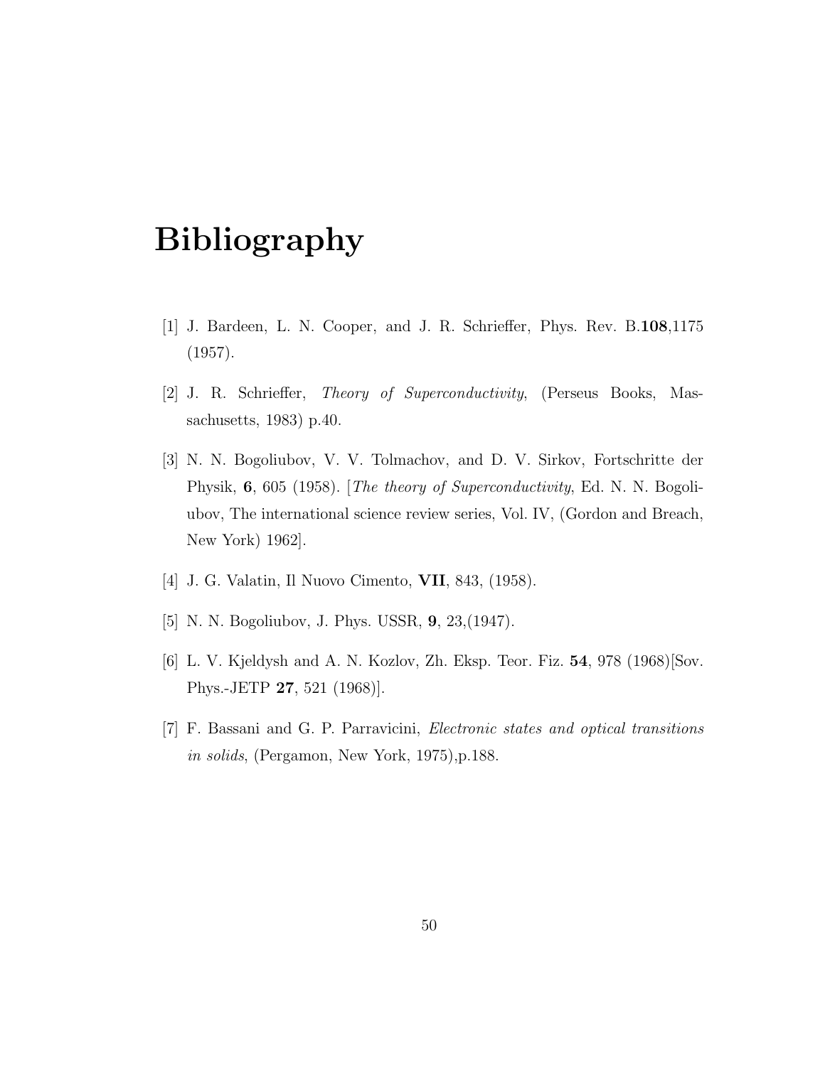# Bibliography

[1] J. Bardeen, L. N. Cooper, and J. R. Schrieffer, Phys. Rev. B.**108**,1175 (1957).

[2] J. R. Schrieffer, *Theory of Superconductivity*, (Perseus Books, Massachusetts, 1983) p.40.

[3] N. N. Bogoliubov, V. V. Tolmachov, and D. V. Sirkov, Fortschritte der Physik, **6**, 605 (1958). [*The theory of Superconductivity*, Ed. N. N. Bogoliubov, The international science review series, Vol. IV, (Gordon and Breach, New York) 1962].

[4] J. G. Valatin, Il Nuovo Cimento, **VII**, 843, (1958).

[5] N. N. Bogoliubov, J. Phys. USSR, **9**, 23,(1947).

[6] L. V. Kjeldysh and A. N. Kozlov, Zh. Eksp. Teor. Fiz. **54**, 978 (1968)[Sov. Phys.-JETP **27**, 521 (1968)].

[7] F. Bassani and G. P. Parravicini, *Electronic states and optical transitions in solids*, (Pergamon, New York, 1975),p.188.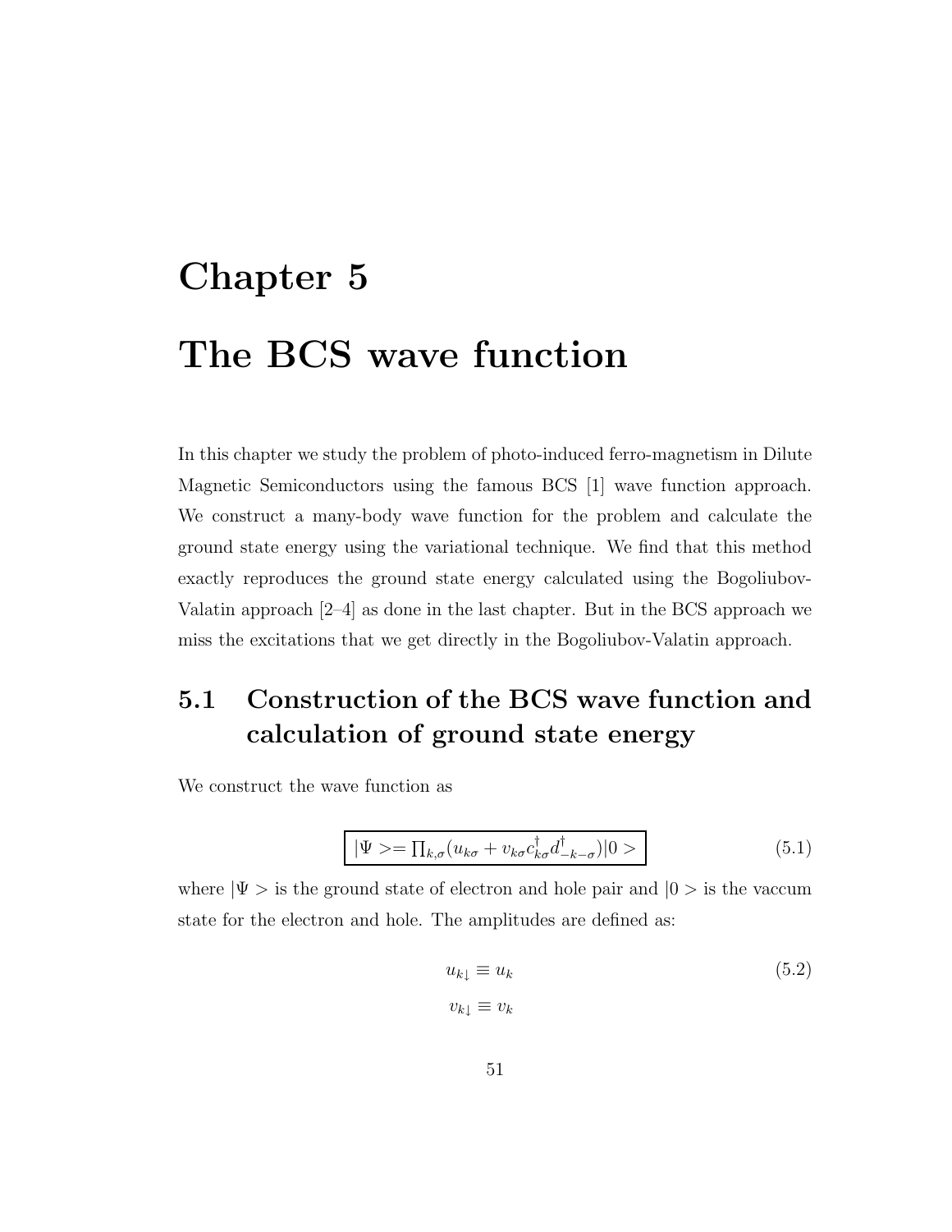# Chapter 5

# The BCS wave function

In this chapter we study the problem of photo-induced ferro-magnetism in Dilute Magnetic Semiconductors using the famous BCS [1] wave function approach. We construct a many-body wave function for the problem and calculate the ground state energy using the variational technique. We find that this method exactly reproduces the ground state energy calculated using the Bogoliubov-Valatin approach [2–4] as done in the last chapter. But in the BCS approach we miss the excitations that we get directly in the Bogoliubov-Valatin approach.

## 5.1 Construction of the BCS wave function and calculation of ground state energy

We construct the wave function as

$$\boxed{|\Psi>=\prod_{k,\sigma}(u_{k\sigma}+v_{k\sigma}c^{\dagger}_{k\sigma}d^{\dagger}_{-k-\sigma})|0>} \tag{5.1}$$

where $|\Psi>$ is the ground state of electron and hole pair and $|0>$ is the vaccum state for the electron and hole. The amplitudes are defined as:

$$\begin{aligned} u_{k\downarrow} &\equiv u_k \\ v_{k\downarrow} &\equiv v_k \end{aligned} \tag{5.2}$$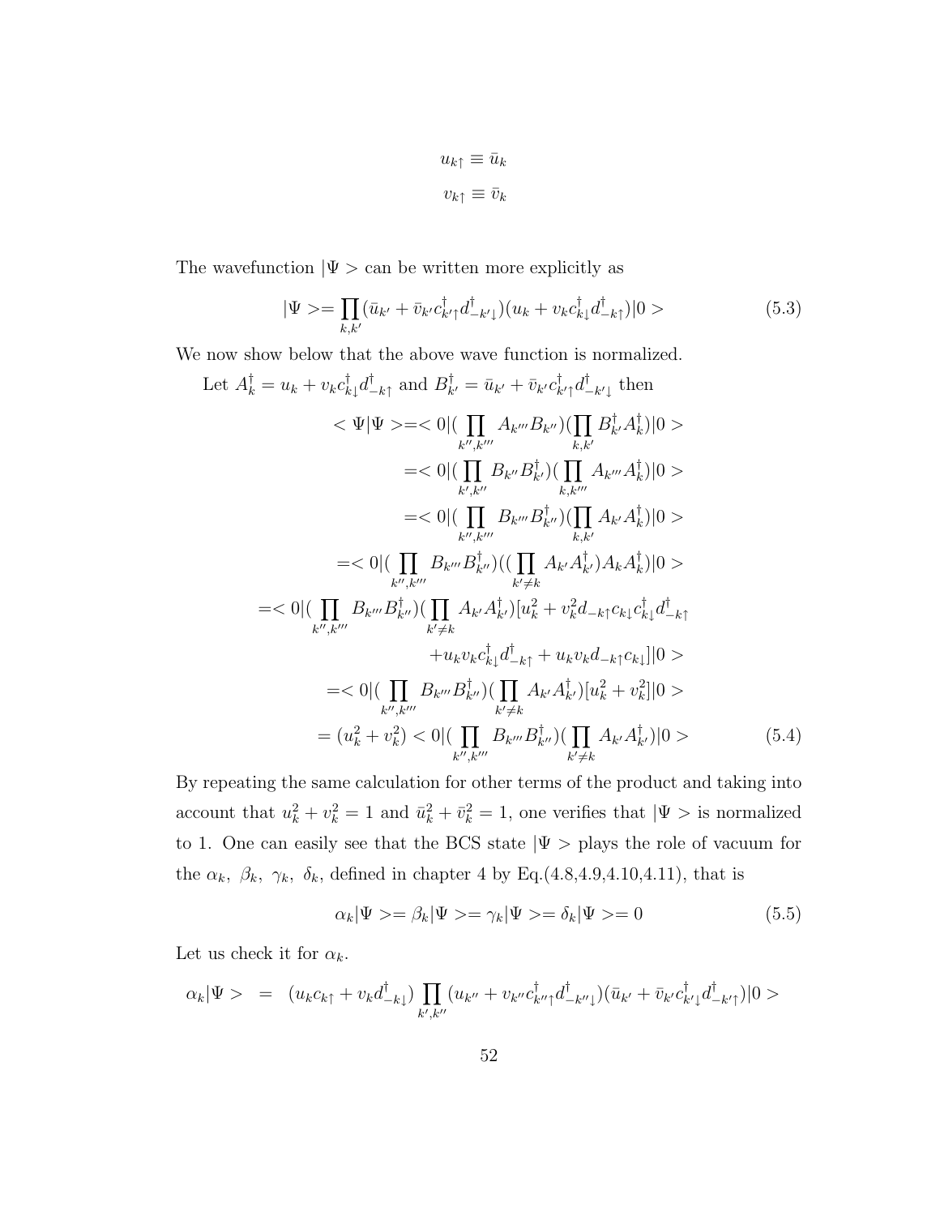$$u_{k\uparrow} \equiv \bar{u}_k$$

$$v_{k\uparrow} \equiv \bar{v}_k$$

The wavefunction $|\Psi>$ can be written more explicitly as

$$|\Psi>=\prod_{k,k'}(\bar{u}_{k'}+\bar{v}_{k'}c^{\dagger}_{k'\uparrow}d^{\dagger}_{-k'\downarrow})(u_k+v_kc^{\dagger}_{k\downarrow}d^{\dagger}_{-k\uparrow})|0> \tag{5.3}$$

We now show below that the above wave function is normalized.

Let $A^{\dagger}_k = u_k + v_k c^{\dagger}_{k\downarrow}d^{\dagger}_{-k\uparrow}$ and $B^{\dagger}_{k'} = \bar{u}_{k'} + \bar{v}_{k'}c^{\dagger}_{k'\uparrow}d^{\dagger}_{-k'\downarrow}$ then

$$
\begin{aligned}
<\Psi|\Psi> &=<0|(\prod_{k'',k'''}A_{k'''}B_{k''})(\prod_{k,k'}B^{\dagger}_{k'}A^{\dagger}_k)|0> \\
&=<0|(\prod_{k',k''}B_{k''}B^{\dagger}_{k'})(\prod_{k,k'''}A_{k'''}A^{\dagger}_k)|0> \\
&=<0|(\prod_{k'',k'''}B_{k'''}B^{\dagger}_{k''})(\prod_{k,k'}A_{k'}A^{\dagger}_k)|0> \\
&=<0|(\prod_{k'',k'''}B_{k'''}B^{\dagger}_{k''})((\prod_{k'\neq k}A_{k'}A^{\dagger}_{k'})A_kA^{\dagger}_k)|0> \\
&=<0|(\prod_{k'',k'''}B_{k'''}B^{\dagger}_{k''})(\prod_{k'\neq k}A_{k'}A^{\dagger}_{k'})[u_k^2+v_k^2d_{-k\uparrow}c_{k\downarrow}c^{\dagger}_{k\downarrow}d^{\dagger}_{-k\uparrow} \\
&\qquad +u_kv_kc^{\dagger}_{k\downarrow}d^{\dagger}_{-k\uparrow}+u_kv_kd_{-k\uparrow}c_{k\downarrow}]|0> \\
&=<0|(\prod_{k'',k'''}B_{k'''}B^{\dagger}_{k''})(\prod_{k'\neq k}A_{k'}A^{\dagger}_{k'})[u_k^2+v_k^2]|0> \\
&=(u_k^2+v_k^2)<0|(\prod_{k'',k'''}B_{k'''}B^{\dagger}_{k''})(\prod_{k'\neq k}A_{k'}A^{\dagger}_{k'})|0>
\end{aligned} \tag{5.4}
$$

By repeating the same calculation for other terms of the product and taking into account that $u_k^2 + v_k^2 = 1$ and $\bar{u}_k^2 + \bar{v}_k^2 = 1$, one verifies that $|\Psi>$ is normalized to 1. One can easily see that the BCS state $|\Psi>$ plays the role of vacuum for the $\alpha_k$, $\beta_k$, $\gamma_k$, $\delta_k$, defined in chapter 4 by Eq.(4.8,4.9,4.10,4.11), that is

$$\alpha_k|\Psi>=\beta_k|\Psi>=\gamma_k|\Psi>=\delta_k|\Psi>=0 \tag{5.5}$$

Let us check it for $\alpha_k$.

$$\alpha_k|\Psi> \;\; = \;\; (u_kc_{k\uparrow}+v_kd^{\dagger}_{-k\downarrow})\prod_{k',k''}(u_{k''}+v_{k''}c^{\dagger}_{k''\uparrow}d^{\dagger}_{-k''\downarrow})(\bar{u}_{k'}+\bar{v}_{k'}c^{\dagger}_{k'\downarrow}d^{\dagger}_{-k'\uparrow})|0>$$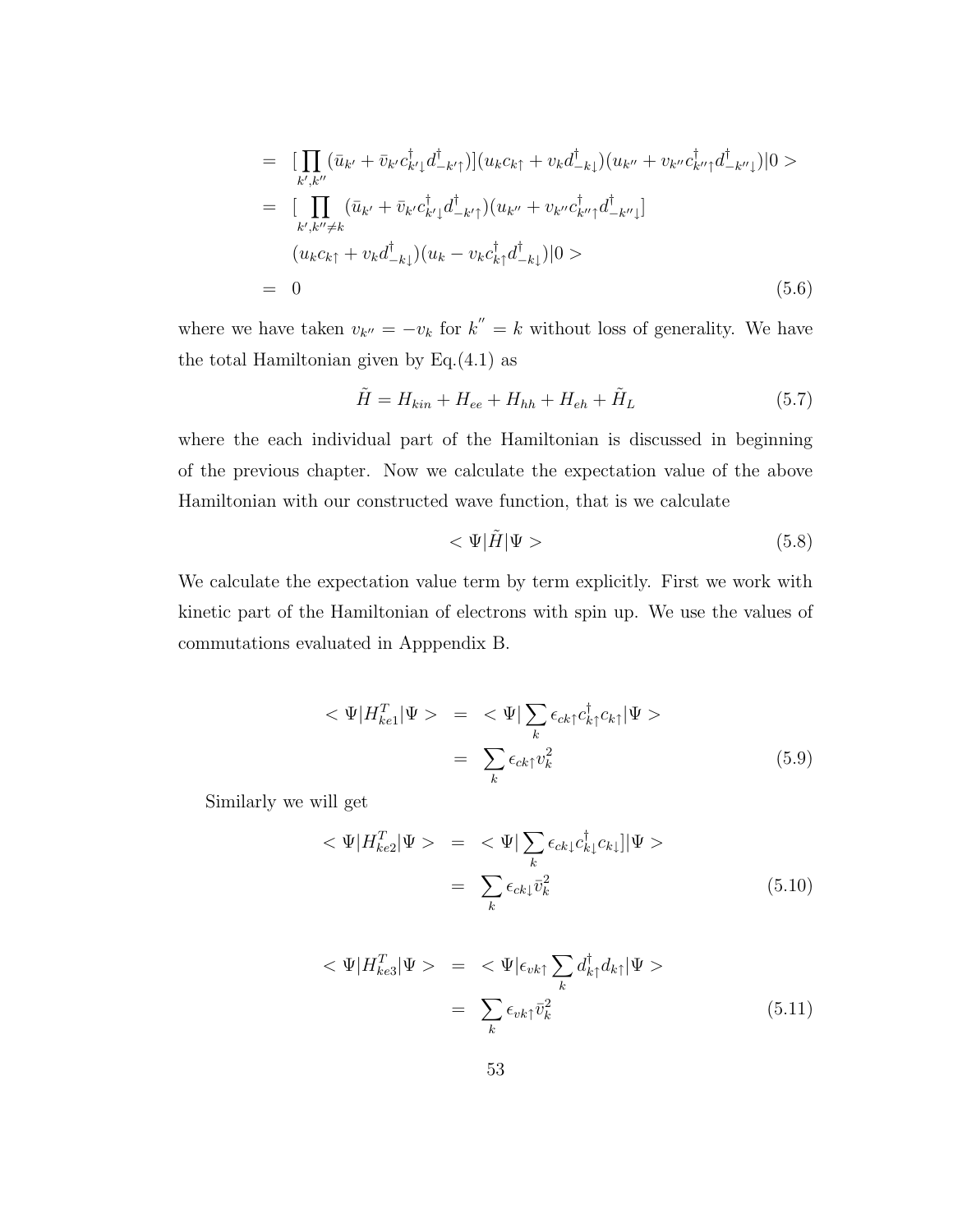$$
\begin{aligned}
&= [\prod_{k',k''} (\bar{u}_{k'} + \bar{v}_{k'} c^{\dagger}_{k'\downarrow} d^{\dagger}_{-k'\uparrow})](u_k c_{k\uparrow} + v_k d^{\dagger}_{-k\downarrow})(u_{k''} + v_{k''} c^{\dagger}_{k''\uparrow} d^{\dagger}_{-k''\downarrow})|0> \\
&= [\prod_{k',k''\neq k} (\bar{u}_{k'} + \bar{v}_{k'} c^{\dagger}_{k'\downarrow} d^{\dagger}_{-k'\uparrow})(u_{k''} + v_{k''} c^{\dagger}_{k''\uparrow} d^{\dagger}_{-k''\downarrow}] \\
&\quad (u_k c_{k\uparrow} + v_k d^{\dagger}_{-k\downarrow})(u_k - v_k c^{\dagger}_{k\uparrow} d^{\dagger}_{-k\downarrow})|0> \\
&= 0 \qquad (5.6)
\end{aligned}
$$

where we have taken $v_{k''} = -v_k$ for $k'' = k$ without loss of generality. We have the total Hamiltonian given by Eq.(4.1) as

$$
\tilde{H} = H_{kin} + H_{ee} + H_{hh} + H_{eh} + \tilde{H}_L \qquad (5.7)
$$

where the each individual part of the Hamiltonian is discussed in beginning of the previous chapter. Now we calculate the expectation value of the above Hamiltonian with our constructed wave function, that is we calculate

$$
< \Psi|\tilde{H}|\Psi > \qquad (5.8)
$$

We calculate the expectation value term by term explicitly. First we work with kinetic part of the Hamiltonian of electrons with spin up. We use the values of commutations evaluated in Apppendix B.

$$
\begin{aligned}
< \Psi|H^T_{ke1}|\Psi > &= < \Psi|\sum_k \epsilon_{ck\uparrow} c^{\dagger}_{k\uparrow} c_{k\uparrow}|\Psi > \\
&= \sum_k \epsilon_{ck\uparrow} v_k^2 \qquad (5.9)
\end{aligned}
$$

Similarly we will get

$$
\begin{aligned}
< \Psi|H^T_{ke2}|\Psi > &= < \Psi|\sum_k \epsilon_{ck\downarrow} c^{\dagger}_{k\downarrow} c_{k\downarrow}]|\Psi > \\
&= \sum_k \epsilon_{ck\downarrow} \bar{v}_k^2 \qquad (5.10)
\end{aligned}
$$

$$
\begin{aligned}
< \Psi|H^T_{ke3}|\Psi > &= < \Psi|\epsilon_{vk\uparrow} \sum_k d^{\dagger}_{k\uparrow} d_{k\uparrow}|\Psi > \\
&= \sum_k \epsilon_{vk\uparrow} \bar{v}_k^2 \qquad (5.11)
\end{aligned}
$$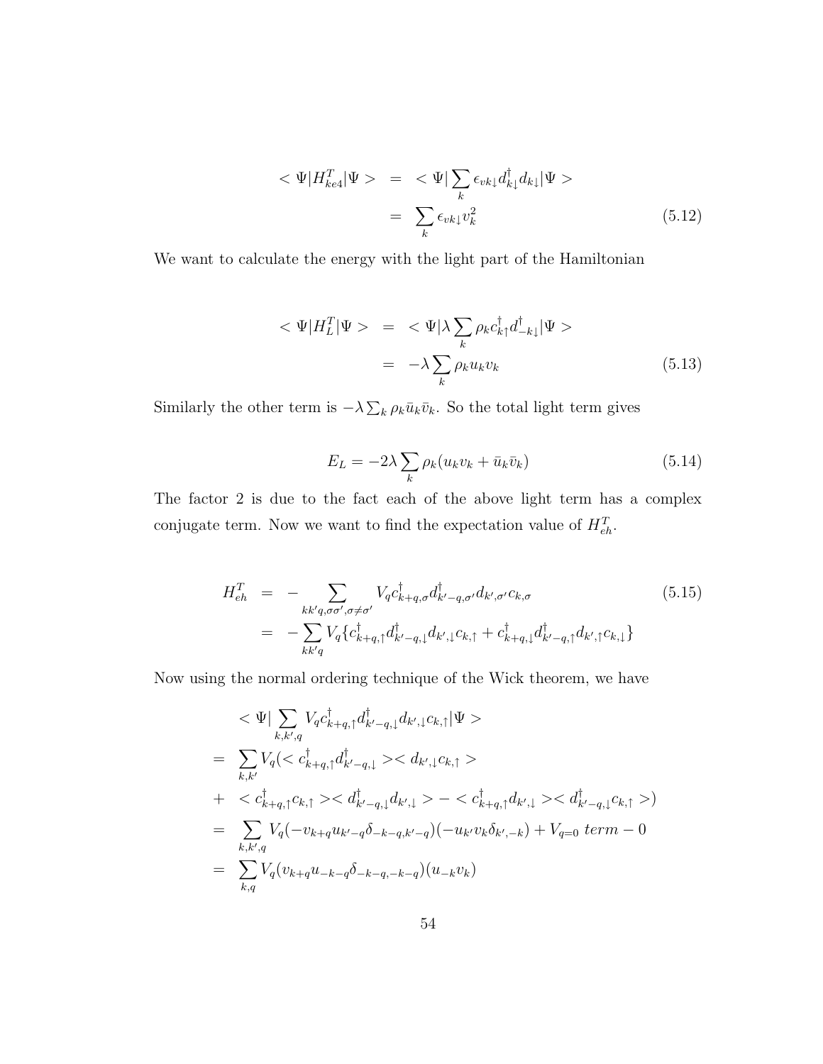$$
\begin{aligned}
< \Psi|H^T_{ke4}|\Psi > &= < \Psi|\sum_k \epsilon_{vk\downarrow} d^\dagger_{k\downarrow} d_{k\downarrow}|\Psi > \\
&= \sum_k \epsilon_{vk\downarrow} v_k^2
\end{aligned}
\tag{5.12}
$$

We want to calculate the energy with the light part of the Hamiltonian

$$
\begin{aligned}
< \Psi|H^T_L|\Psi > &= < \Psi|\lambda \sum_k \rho_k c^\dagger_{k\uparrow} d^\dagger_{-k\downarrow}|\Psi > \\
&= -\lambda \sum_k \rho_k u_k v_k
\end{aligned}
\tag{5.13}
$$

Similarly the other term is $-\lambda \sum_k \rho_k \bar{u}_k \bar{v}_k$. So the total light term gives

$$
E_L = -2\lambda \sum_k \rho_k (u_k v_k + \bar{u}_k \bar{v}_k) \tag{5.14}
$$

The factor 2 is due to the fact each of the above light term has a complex conjugate term. Now we want to find the expectation value of $H^T_{eh}$.

$$
\begin{aligned}
H^T_{eh} &= -\sum_{kk'q,\sigma\sigma',\sigma\neq\sigma'} V_q c^\dagger_{k+q,\sigma} d^\dagger_{k'-q,\sigma'} d_{k',\sigma'} c_{k,\sigma} \\
&= -\sum_{kk'q} V_q \{ c^\dagger_{k+q,\uparrow} d^\dagger_{k'-q,\downarrow} d_{k',\downarrow} c_{k,\uparrow} + c^\dagger_{k+q,\downarrow} d^\dagger_{k'-q,\uparrow} d_{k',\uparrow} c_{k,\downarrow} \}
\end{aligned}
\tag{5.15}
$$

Now using the normal ordering technique of the Wick theorem, we have

$$
\begin{aligned}
& < \Psi| \sum_{k,k',q} V_q c^\dagger_{k+q,\uparrow} d^\dagger_{k'-q,\downarrow} d_{k',\downarrow} c_{k,\uparrow}|\Psi > \\
= & \sum_{k,k'} V_q (< c^\dagger_{k+q,\uparrow} d^\dagger_{k'-q,\downarrow} >< d_{k',\downarrow} c_{k,\uparrow} > \\
+ & < c^\dagger_{k+q,\uparrow} c_{k,\uparrow} >< d^\dagger_{k'-q,\downarrow} d_{k',\downarrow} > - < c^\dagger_{k+q,\uparrow} d_{k',\downarrow} >< d^\dagger_{k'-q,\downarrow} c_{k,\uparrow} >) \\
= & \sum_{k,k',q} V_q (-v_{k+q} u_{k'-q} \delta_{-k-q,k'-q})(-u_{k'} v_k \delta_{k',-k}) + V_{q=0} \ term - 0 \\
= & \sum_{k,q} V_q (v_{k+q} u_{-k-q} \delta_{-k-q,-k-q})(u_{-k} v_k)
\end{aligned}
$$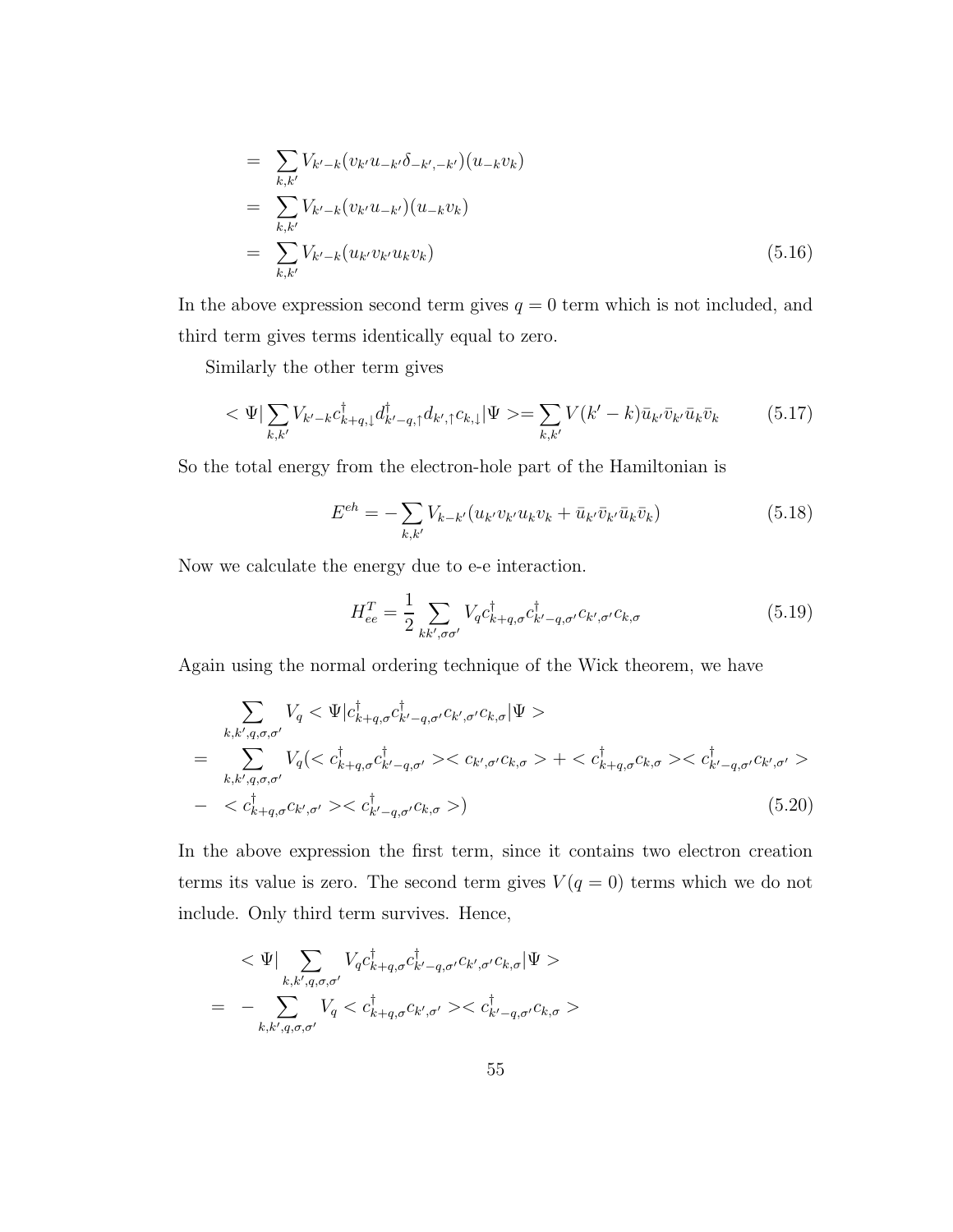$$
\begin{aligned}
&= \sum_{k,k'} V_{k'-k}(v_{k'}u_{-k'}\delta_{-k',-k'})(u_{-k}v_k) \\
&= \sum_{k,k'} V_{k'-k}(v_{k'}u_{-k'})(u_{-k}v_k) \\
&= \sum_{k,k'} V_{k'-k}(u_{k'}v_{k'}u_kv_k)
\end{aligned}
\tag{5.16}
$$

In the above expression second term gives $q = 0$ term which is not included, and third term gives terms identically equal to zero.

Similarly the other term gives

$$
<\Psi|\sum_{k,k'} V_{k'-k}c^{\dagger}_{k+q,\downarrow}d^{\dagger}_{k'-q,\uparrow}d_{k',\uparrow}c_{k,\downarrow}|\Psi>=\sum_{k,k'} V(k'-k)\bar{u}_{k'}\bar{v}_{k'}\bar{u}_k\bar{v}_k \tag{5.17}
$$

So the total energy from the electron-hole part of the Hamiltonian is

$$
E^{eh} = -\sum_{k,k'} V_{k-k'}(u_{k'}v_{k'}u_kv_k + \bar{u}_{k'}\bar{v}_{k'}\bar{u}_k\bar{v}_k) \tag{5.18}
$$

Now we calculate the energy due to e-e interaction.

$$
H^T_{ee} = \frac{1}{2}\sum_{kk',\sigma\sigma'} V_q c^{\dagger}_{k+q,\sigma}c^{\dagger}_{k'-q,\sigma'}c_{k',\sigma'}c_{k,\sigma} \tag{5.19}
$$

Again using the normal ordering technique of the Wick theorem, we have

$$
\begin{aligned}
&\sum_{k,k',q,\sigma,\sigma'} V_q <\Psi|c^{\dagger}_{k+q,\sigma}c^{\dagger}_{k'-q,\sigma'}c_{k',\sigma'}c_{k,\sigma}|\Psi> \\
= &\sum_{k,k',q,\sigma,\sigma'} V_q(<c^{\dagger}_{k+q,\sigma}c^{\dagger}_{k'-q,\sigma'}><c_{k',\sigma'}c_{k,\sigma}> + <c^{\dagger}_{k+q,\sigma}c_{k,\sigma}><c^{\dagger}_{k'-q,\sigma'}c_{k',\sigma'}> \\
- &<c^{\dagger}_{k+q,\sigma}c_{k',\sigma'}><c^{\dagger}_{k'-q,\sigma'}c_{k,\sigma}>)
\end{aligned}
\tag{5.20}
$$

In the above expression the first term, since it contains two electron creation terms its value is zero. The second term gives $V(q=0)$ terms which we do not include. Only third term survives. Hence,

$$
\begin{aligned}
&<\Psi|\sum_{k,k',q,\sigma,\sigma'} V_q c^{\dagger}_{k+q,\sigma}c^{\dagger}_{k'-q,\sigma'}c_{k',\sigma'}c_{k,\sigma}|\Psi> \\
= &-\sum_{k,k',q,\sigma,\sigma'} V_q <c^{\dagger}_{k+q,\sigma}c_{k',\sigma'}><c^{\dagger}_{k'-q,\sigma'}c_{k,\sigma}>
\end{aligned}
$$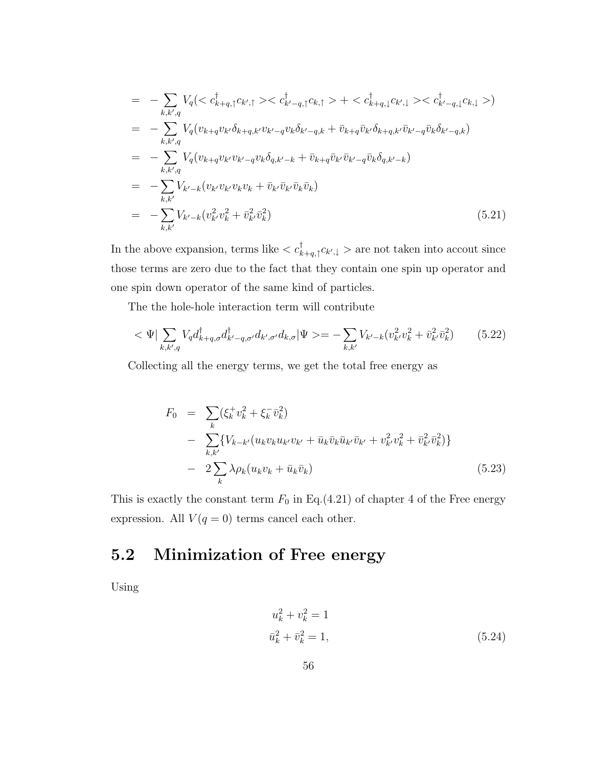$$
\begin{aligned}
&= -\sum_{k,k',q} V_q(< c^\dagger_{k+q,\uparrow} c_{k',\uparrow} >< c^\dagger_{k'-q,\uparrow} c_{k,\uparrow} > + < c^\dagger_{k+q,\downarrow} c_{k',\downarrow} >< c^\dagger_{k'-q,\downarrow} c_{k,\downarrow} >) \\
&= -\sum_{k,k',q} V_q(v_{k+q}v_{k'}\delta_{k+q,k'}v_{k'-q}v_k\delta_{k'-q,k} + \bar{v}_{k+q}\bar{v}_{k'}\delta_{k+q,k'}\bar{v}_{k'-q}\bar{v}_k\delta_{k'-q,k}) \\
&= -\sum_{k,k',q} V_q(v_{k+q}v_{k'}v_{k'-q}v_k\delta_{q,k'-k} + \bar{v}_{k+q}\bar{v}_{k'}\bar{v}_{k'-q}\bar{v}_k\delta_{q,k'-k}) \\
&= -\sum_{k,k'} V_{k'-k}(v_{k'}v_{k'}v_k v_k + \bar{v}_{k'}\bar{v}_{k'}\bar{v}_k\bar{v}_k) \\
&= -\sum_{k,k'} V_{k'-k}(v^2_{k'}v^2_k + \bar{v}^2_{k'}\bar{v}^2_k) \qquad (5.21)
\end{aligned}
$$

In the above expansion, terms like $< c^\dagger_{k+q,\uparrow} c_{k',\downarrow} >$ are not taken into accout since those terms are zero due to the fact that they contain one spin up operator and one spin down operator of the same kind of particles.

The the hole-hole interaction term will contribute

$$
< \Psi| \sum_{k,k',q} V_q d^\dagger_{k+q,\sigma} d^\dagger_{k'-q,\sigma'} d_{k',\sigma'} d_{k,\sigma} |\Psi >= -\sum_{k,k'} V_{k'-k}(v^2_{k'}v^2_k + \bar{v}^2_{k'}\bar{v}^2_k) \qquad (5.22)
$$

Collecting all the energy terms, we get the total free energy as

$$
\begin{aligned}
F_0 &= \sum_k (\xi^+_k v^2_k + \xi^-_k \bar{v}^2_k) \\
&- \sum_{k,k'} \{V_{k-k'}(u_k v_k u_{k'} v_{k'} + \bar{u}_k \bar{v}_k \bar{u}_{k'} \bar{v}_{k'} + v^2_{k'}v^2_k + \bar{v}^2_{k'}\bar{v}^2_k)\} \\
&- 2\sum_k \lambda\rho_k(u_k v_k + \bar{u}_k \bar{v}_k) \qquad (5.23)
\end{aligned}
$$

This is exactly the constant term $F_0$ in Eq.(4.21) of chapter 4 of the Free energy expression. All $V(q = 0)$ terms cancel each other.

## 5.2 Minimization of Free energy

Using

$$
\begin{aligned}
u^2_k + v^2_k &= 1 \\
\bar{u}^2_k + \bar{v}^2_k &= 1, \qquad (5.24)
\end{aligned}
$$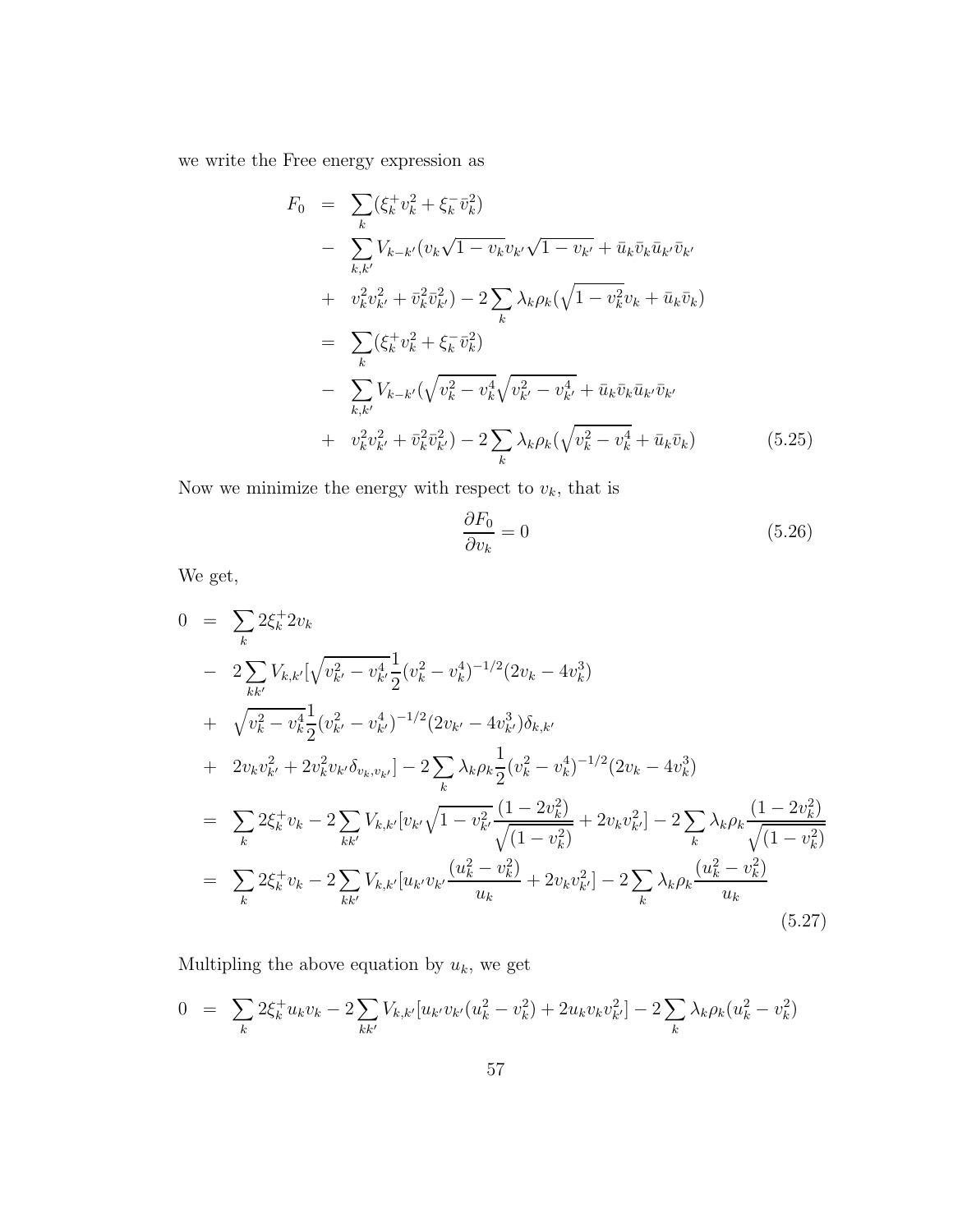we write the Free energy expression as

$$
\begin{aligned}
F_0 &= \sum_k (\xi_k^+ v_k^2 + \xi_k^- \bar{v}_k^2) \\
&- \sum_{k,k'} V_{k-k'}(v_k\sqrt{1-v_k}v_{k'}\sqrt{1-v_{k'}} + \bar{u}_k\bar{v}_k\bar{u}_{k'}\bar{v}_{k'} \\
&+ v_k^2 v_{k'}^2 + \bar{v}_k^2\bar{v}_{k'}^2) - 2\sum_k \lambda_k\rho_k(\sqrt{1-v_k^2}v_k + \bar{u}_k\bar{v}_k) \\
&= \sum_k (\xi_k^+ v_k^2 + \xi_k^- \bar{v}_k^2) \\
&- \sum_{k,k'} V_{k-k'}(\sqrt{v_k^2 - v_k^4}\sqrt{v_{k'}^2 - v_{k'}^4} + \bar{u}_k\bar{v}_k\bar{u}_{k'}\bar{v}_{k'} \\
&+ v_k^2 v_{k'}^2 + \bar{v}_k^2\bar{v}_{k'}^2) - 2\sum_k \lambda_k\rho_k(\sqrt{v_k^2 - v_k^4} + \bar{u}_k\bar{v}_k) \qquad (5.25)
\end{aligned}
$$

Now we minimize the energy with respect to $v_k$, that is

$$
\frac{\partial F_0}{\partial v_k} = 0 \qquad (5.26)
$$

We get,

$$
\begin{aligned}
0 &= \sum_k 2\xi_k^+ 2v_k \\
&- 2\sum_{kk'} V_{k,k'}[\sqrt{v_{k'}^2 - v_{k'}^4}\frac{1}{2}(v_k^2 - v_k^4)^{-1/2}(2v_k - 4v_k^3) \\
&+ \sqrt{v_k^2 - v_k^4}\frac{1}{2}(v_{k'}^2 - v_{k'}^4)^{-1/2}(2v_{k'} - 4v_{k'}^3)\delta_{k,k'} \\
&+ 2v_k v_{k'}^2 + 2v_k^2 v_{k'}\delta_{v_k,v_{k'}}] - 2\sum_k \lambda_k\rho_k\frac{1}{2}(v_k^2 - v_k^4)^{-1/2}(2v_k - 4v_k^3) \\
&= \sum_k 2\xi_k^+ v_k - 2\sum_{kk'} V_{k,k'}[v_{k'}\sqrt{1-v_{k'}^2}\frac{(1-2v_k^2)}{\sqrt{(1-v_k^2)}} + 2v_k v_{k'}^2] - 2\sum_k \lambda_k\rho_k\frac{(1-2v_k^2)}{\sqrt{(1-v_k^2)}} \\
&= \sum_k 2\xi_k^+ v_k - 2\sum_{kk'} V_{k,k'}[u_{k'}v_{k'}\frac{(u_k^2 - v_k^2)}{u_k} + 2v_k v_{k'}^2] - 2\sum_k \lambda_k\rho_k\frac{(u_k^2 - v_k^2)}{u_k} \qquad (5.27)
\end{aligned}
$$

Multipling the above equation by $u_k$, we get

$$
0 = \sum_k 2\xi_k^+ u_k v_k - 2\sum_{kk'} V_{k,k'}[u_{k'}v_{k'}(u_k^2 - v_k^2) + 2u_k v_k v_{k'}^2] - 2\sum_k \lambda_k\rho_k(u_k^2 - v_k^2)
$$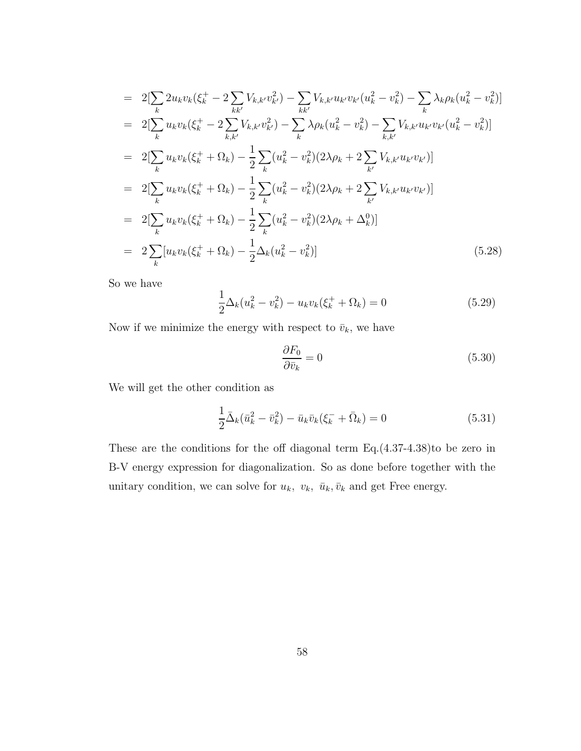$$
\begin{aligned}
&= 2[\sum_k 2u_k v_k(\xi_k^+ - 2\sum_{kk'} V_{k,k'} v_{k'}^2) - \sum_{kk'} V_{k,k'} u_{k'} v_{k'}(u_k^2 - v_k^2) - \sum_k \lambda_k \rho_k (u_k^2 - v_k^2)] \\
&= 2[\sum_k u_k v_k(\xi_k^+ - 2\sum_{k,k'} V_{k,k'} v_{k'}^2) - \sum_k \lambda \rho_k (u_k^2 - v_k^2) - \sum_{k,k'} V_{k,k'} u_{k'} v_{k'}(u_k^2 - v_k^2)] \\
&= 2[\sum_k u_k v_k(\xi_k^+ + \Omega_k) - \frac{1}{2}\sum_k (u_k^2 - v_k^2)(2\lambda\rho_k + 2\sum_{k'} V_{k,k'} u_{k'} v_{k'})] \\
&= 2[\sum_k u_k v_k(\xi_k^+ + \Omega_k) - \frac{1}{2}\sum_k (u_k^2 - v_k^2)(2\lambda\rho_k + 2\sum_{k'} V_{k,k'} u_{k'} v_{k'})] \\
&= 2[\sum_k u_k v_k(\xi_k^+ + \Omega_k) - \frac{1}{2}\sum_k (u_k^2 - v_k^2)(2\lambda\rho_k + \Delta_k^0)] \\
&= 2\sum_k [u_k v_k(\xi_k^+ + \Omega_k) - \frac{1}{2}\Delta_k(u_k^2 - v_k^2)] \qquad (5.28)
\end{aligned}
$$

So we have

$$
\frac{1}{2}\Delta_k(u_k^2 - v_k^2) - u_k v_k(\xi_k^+ + \Omega_k) = 0 \qquad (5.29)
$$

Now if we minimize the energy with respect to $\bar{v}_k$, we have

$$
\frac{\partial F_0}{\partial \bar{v}_k} = 0 \qquad (5.30)
$$

We will get the other condition as

$$
\frac{1}{2}\bar{\Delta}_k(\bar{u}_k^2 - \bar{v}_k^2) - \bar{u}_k \bar{v}_k(\xi_k^- + \bar{\Omega}_k) = 0 \qquad (5.31)
$$

These are the conditions for the off diagonal term Eq.(4.37-4.38)to be zero in B-V energy expression for diagonalization. So as done before together with the unitary condition, we can solve for $u_k$, $v_k$, $\bar{u}_k, \bar{v}_k$ and get Free energy.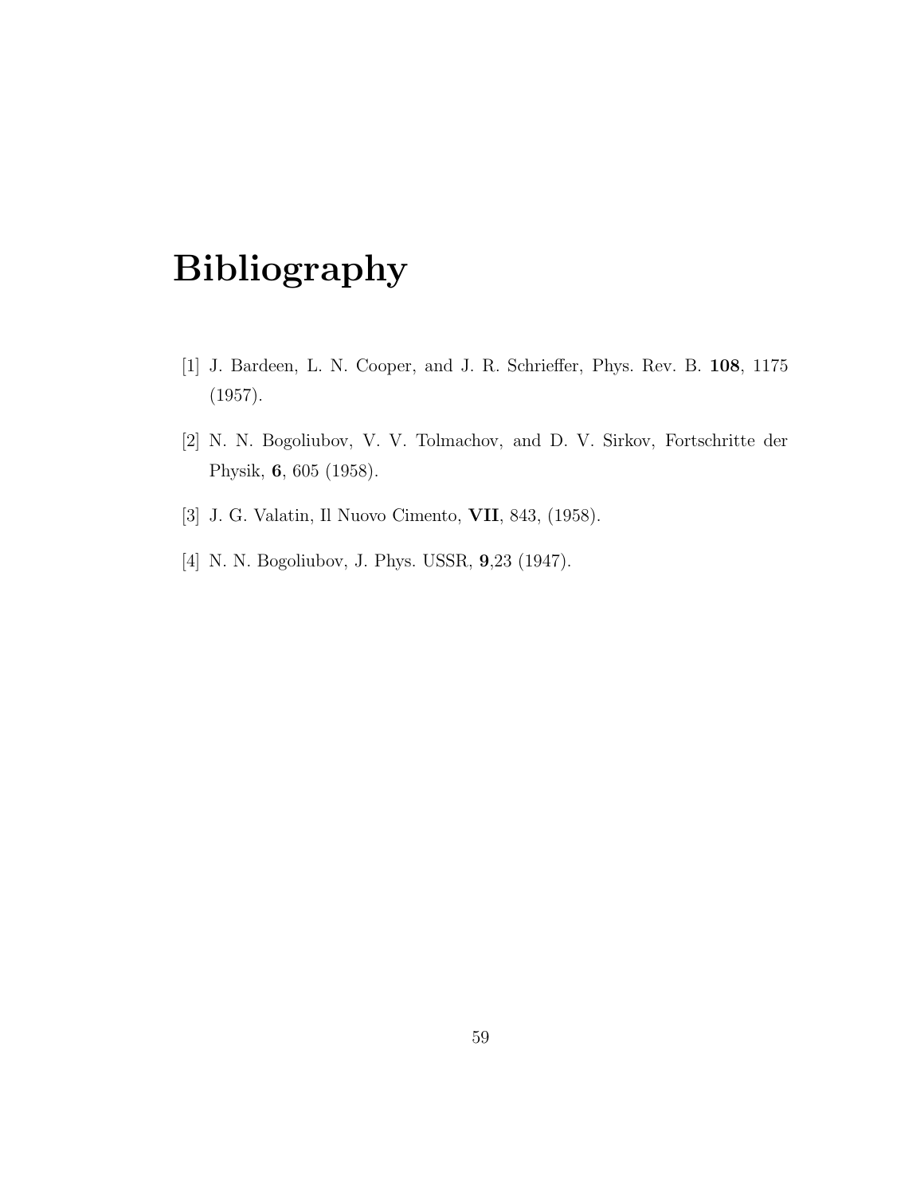# Bibliography

[1] J. Bardeen, L. N. Cooper, and J. R. Schrieffer, Phys. Rev. B. **108**, 1175 (1957).

[2] N. N. Bogoliubov, V. V. Tolmachov, and D. V. Sirkov, Fortschritte der Physik, **6**, 605 (1958).

[3] J. G. Valatin, Il Nuovo Cimento, **VII**, 843, (1958).

[4] N. N. Bogoliubov, J. Phys. USSR, **9**,23 (1947).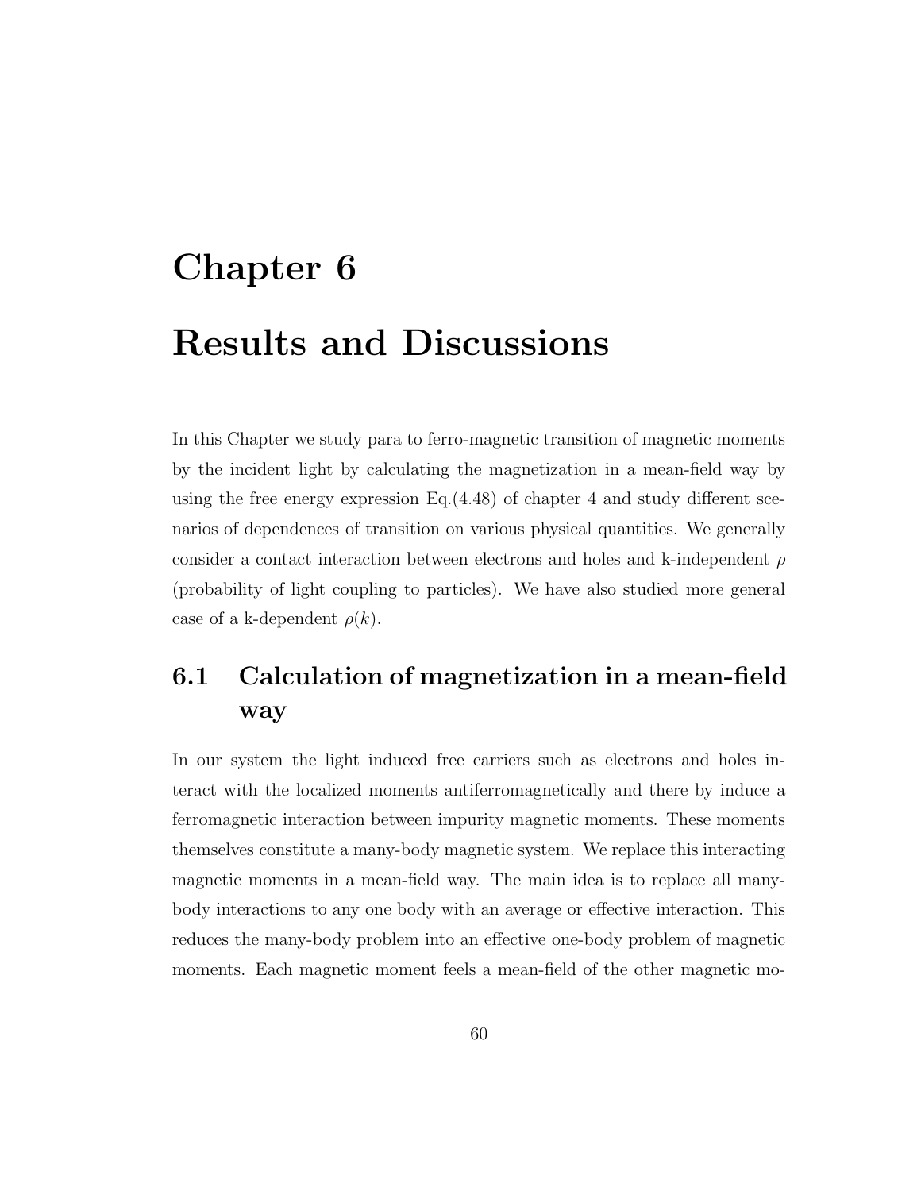# Chapter 6

# Results and Discussions

In this Chapter we study para to ferro-magnetic transition of magnetic moments by the incident light by calculating the magnetization in a mean-field way by using the free energy expression Eq.(4.48) of chapter 4 and study different scenarios of dependences of transition on various physical quantities. We generally consider a contact interaction between electrons and holes and k-independent $\rho$ (probability of light coupling to particles). We have also studied more general case of a k-dependent $\rho(k)$.

## 6.1 Calculation of magnetization in a mean-field way

In our system the light induced free carriers such as electrons and holes interact with the localized moments antiferromagnetically and there by induce a ferromagnetic interaction between impurity magnetic moments. These moments themselves constitute a many-body magnetic system. We replace this interacting magnetic moments in a mean-field way. The main idea is to replace all many-body interactions to any one body with an average or effective interaction. This reduces the many-body problem into an effective one-body problem of magnetic moments. Each magnetic moment feels a mean-field of the other magnetic mo-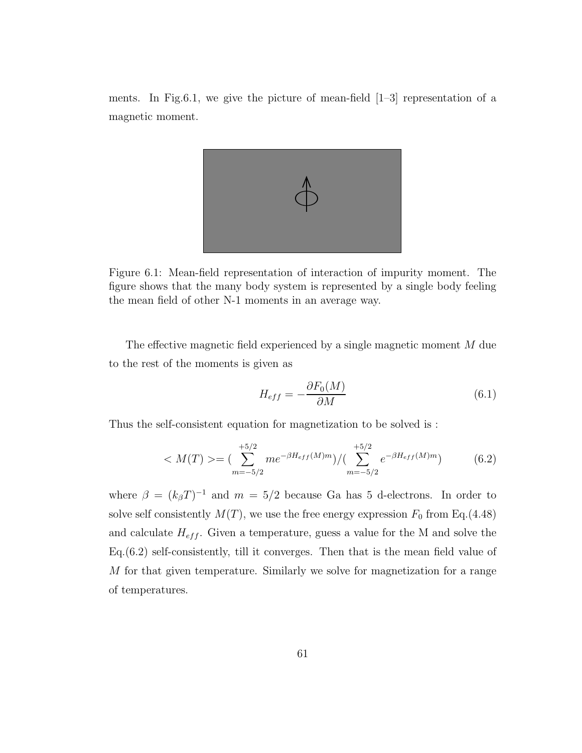ments. In Fig.6.1, we give the picture of mean-field [1–3] representation of a magnetic moment.

Figure 6.1: Mean-field representation of interaction of impurity moment. The figure shows that the many body system is represented by a single body feeling the mean field of other N-1 moments in an average way.

The effective magnetic field experienced by a single magnetic moment $M$ due to the rest of the moments is given as

$$H_{eff} = -\frac{\partial F_0(M)}{\partial M} \tag{6.1}$$

Thus the self-consistent equation for magnetization to be solved is :

$$< M(T) >= (\sum_{m=-5/2}^{+5/2} m e^{-\beta H_{eff}(M)m})/(\sum_{m=-5/2}^{+5/2} e^{-\beta H_{eff}(M)m}) \tag{6.2}$$

where $\beta = (k_\beta T)^{-1}$ and $m = 5/2$ because Ga has 5 d-electrons. In order to solve self consistently $M(T)$, we use the free energy expression $F_0$ from Eq.(4.48) and calculate $H_{eff}$. Given a temperature, guess a value for the M and solve the Eq.(6.2) self-consistently, till it converges. Then that is the mean field value of $M$ for that given temperature. Similarly we solve for magnetization for a range of temperatures.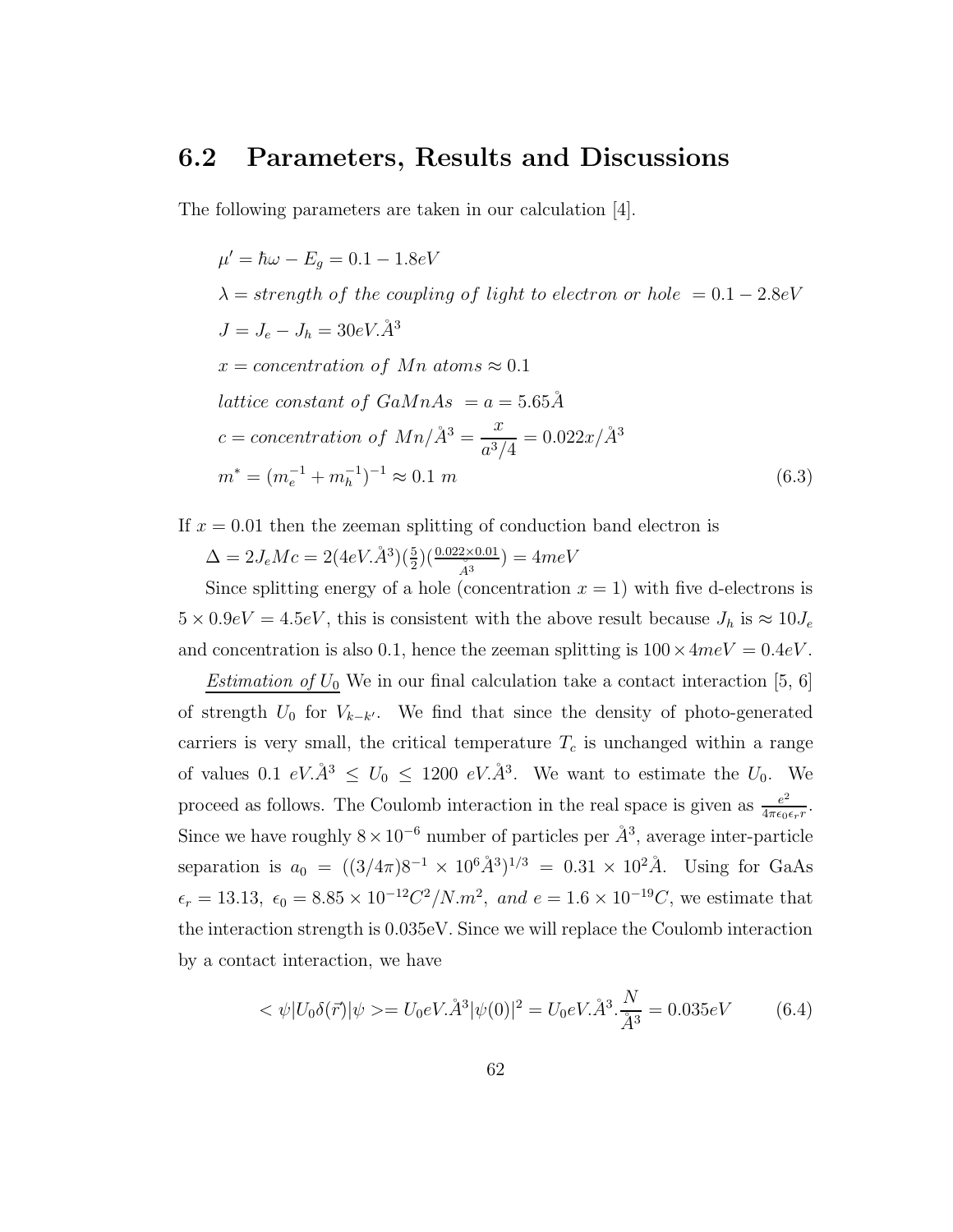## 6.2 Parameters, Results and Discussions

The following parameters are taken in our calculation [4].

$$
\begin{aligned}
&\mu' = \hbar\omega - E_g = 0.1 - 1.8eV \\
&\lambda = strength\ of\ the\ coupling\ of\ light\ to\ electron\ or\ hole\ = 0.1 - 2.8eV \\
&J = J_e - J_h = 30eV.\mathring{A}^3 \\
&x = concentration\ of\ Mn\ atoms \approx 0.1 \\
&lattice\ constant\ of\ GaMnAs\ = a = 5.65\mathring{A} \\
&c = concentration\ of\ Mn/\mathring{A}^3 = \frac{x}{a^3/4} = 0.022x/\mathring{A}^3 \\
&m^* = (m_e^{-1} + m_h^{-1})^{-1} \approx 0.1\ m
\end{aligned}
\tag{6.3}
$$

If $x = 0.01$ then the zeeman splitting of conduction band electron is

$\Delta = 2J_eMc = 2(4eV.\mathring{A}^3)(\frac{5}{2})(\frac{0.022\times 0.01}{\mathring{A}^3}) = 4meV$

Since splitting energy of a hole (concentration $x = 1$) with five d-electrons is $5 \times 0.9eV = 4.5eV$, this is consistent with the above result because $J_h$ is $\approx 10J_e$ and concentration is also 0.1, hence the zeeman splitting is $100 \times 4meV = 0.4eV$.

<u>Estimation of $U_0$</u> We in our final calculation take a contact interaction [5, 6] of strength $U_0$ for $V_{k-k'}$. We find that since the density of photo-generated carriers is very small, the critical temperature $T_c$ is unchanged within a range of values $0.1\ eV.\mathring{A}^3 \leq U_0 \leq 1200\ eV.\mathring{A}^3$. We want to estimate the $U_0$. We proceed as follows. The Coulomb interaction in the real space is given as $\frac{e^2}{4\pi\epsilon_0\epsilon_r r}$. Since we have roughly $8 \times 10^{-6}$ number of particles per $\mathring{A}^3$, average inter-particle separation is $a_0 = ((3/4\pi)8^{-1} \times 10^6\mathring{A}^3)^{1/3} = 0.31 \times 10^2\mathring{A}$. Using for GaAs $\epsilon_r = 13.13,\ \epsilon_0 = 8.85 \times 10^{-12}C^2/N.m^2,\ and\ e = 1.6 \times 10^{-19}C$, we estimate that the interaction strength is 0.035eV. Since we will replace the Coulomb interaction by a contact interaction, we have

$$
<\psi|U_0\delta(\vec{r})|\psi> = U_0eV.\mathring{A}^3|\psi(0)|^2 = U_0eV.\mathring{A}^3.\frac{N}{\mathring{A}^3} = 0.035eV \tag{6.4}
$$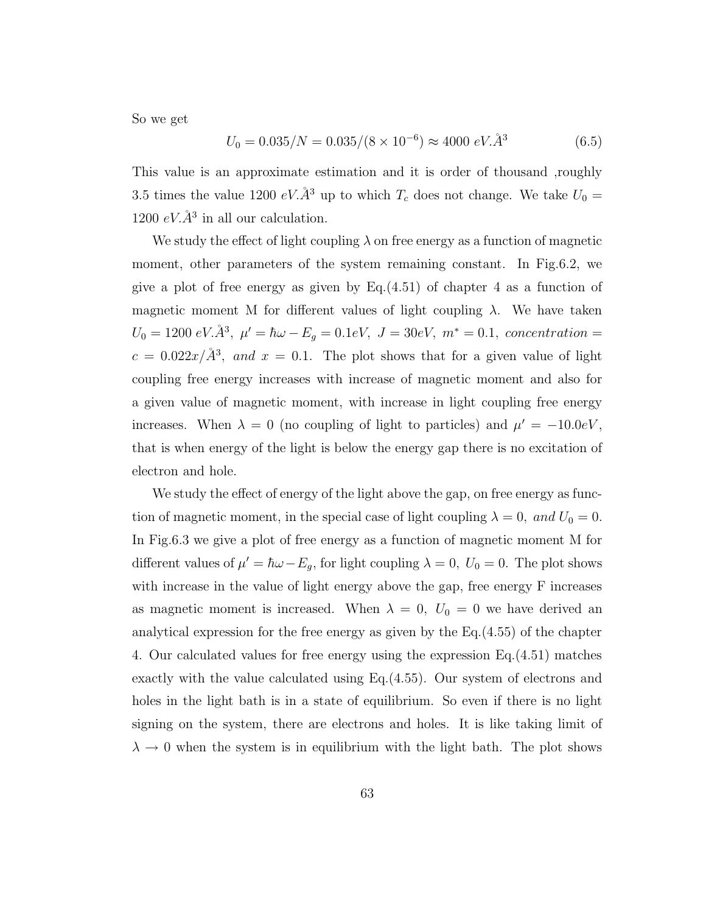So we get

$$U_0 = 0.035/N = 0.035/(8 \times 10^{-6}) \approx 4000 \; eV.\mathring{A}^3 \tag{6.5}$$

This value is an approximate estimation and it is order of thousand ,roughly 3.5 times the value 1200 $eV.\mathring{A}^3$ up to which $T_c$ does not change. We take $U_0 = 1200 \; eV.\mathring{A}^3$ in all our calculation.

We study the effect of light coupling $\lambda$ on free energy as a function of magnetic moment, other parameters of the system remaining constant. In Fig.6.2, we give a plot of free energy as given by Eq.(4.51) of chapter 4 as a function of magnetic moment M for different values of light coupling $\lambda$. We have taken $U_0 = 1200 \; eV.\mathring{A}^3, \; \mu' = \hbar\omega - E_g = 0.1eV, \; J = 30eV, \; m^* = 0.1, \; concentration = c = 0.022x/\mathring{A}^3, \; and \; x = 0.1$. The plot shows that for a given value of light coupling free energy increases with increase of magnetic moment and also for a given value of magnetic moment, with increase in light coupling free energy increases. When $\lambda = 0$ (no coupling of light to particles) and $\mu' = -10.0eV$, that is when energy of the light is below the energy gap there is no excitation of electron and hole.

We study the effect of energy of the light above the gap, on free energy as function of magnetic moment, in the special case of light coupling $\lambda = 0, \; and \; U_0 = 0$. In Fig.6.3 we give a plot of free energy as a function of magnetic moment M for different values of $\mu' = \hbar\omega - E_g$, for light coupling $\lambda = 0, \; U_0 = 0$. The plot shows with increase in the value of light energy above the gap, free energy F increases as magnetic moment is increased. When $\lambda = 0, \; U_0 = 0$ we have derived an analytical expression for the free energy as given by the Eq.(4.55) of the chapter 4. Our calculated values for free energy using the expression Eq.(4.51) matches exactly with the value calculated using Eq.(4.55). Our system of electrons and holes in the light bath is in a state of equilibrium. So even if there is no light signing on the system, there are electrons and holes. It is like taking limit of $\lambda \to 0$ when the system is in equilibrium with the light bath. The plot shows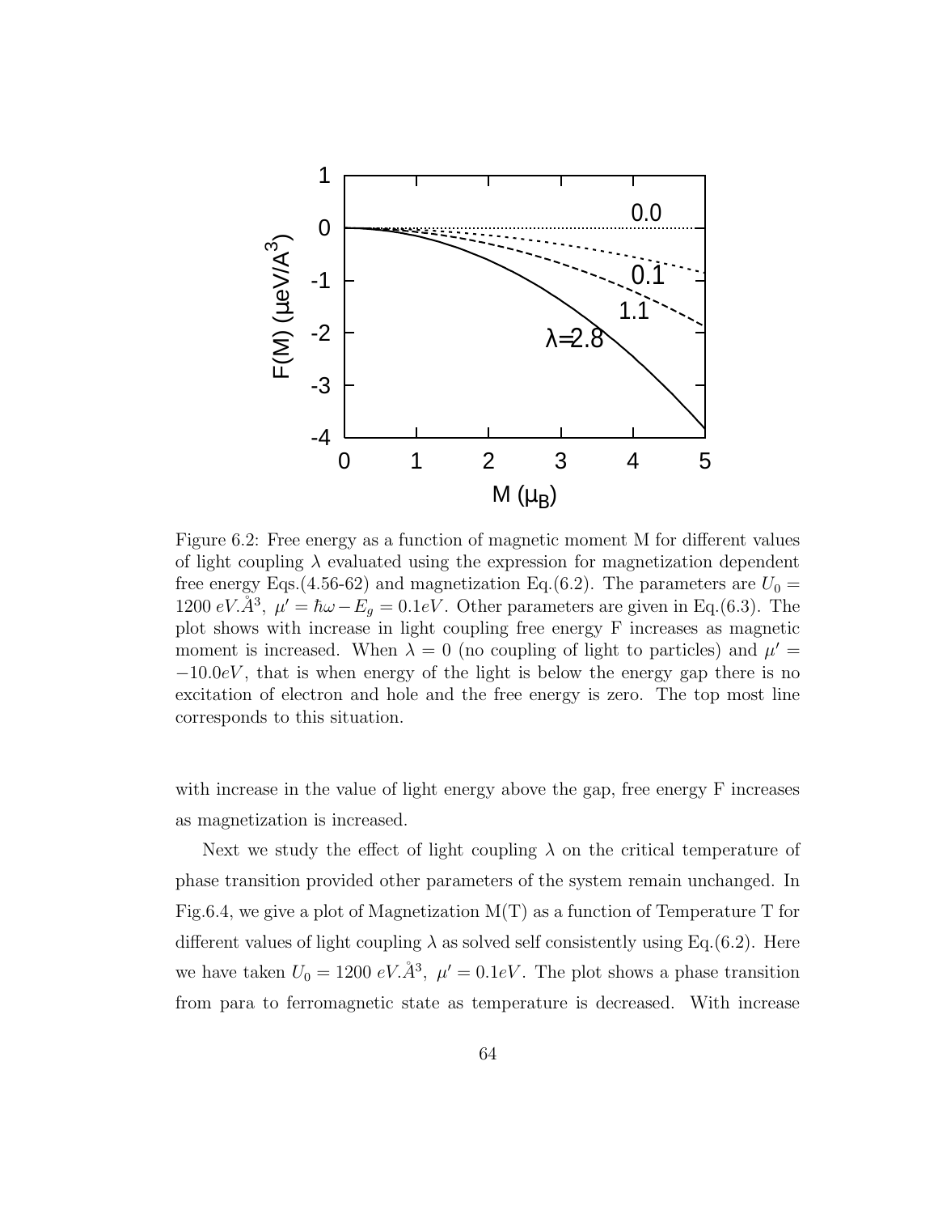1
0
-1
-2
-3
-4
0
1
2
3
4
5
F(M) (μeV/A$^3$)
M ($\mu_B$)
0.0
0.1
1.1
λ=2.8

Figure 6.2: Free energy as a function of magnetic moment M for different values of light coupling $\lambda$ evaluated using the expression for magnetization dependent free energy Eqs.(4.56-62) and magnetization Eq.(6.2). The parameters are $U_0 = 1200\ eV.\AA^3,\ \mu' = \hbar\omega - E_g = 0.1eV$. Other parameters are given in Eq.(6.3). The plot shows with increase in light coupling free energy F increases as magnetic moment is increased. When $\lambda = 0$ (no coupling of light to particles) and $\mu' = -10.0eV$, that is when energy of the light is below the energy gap there is no excitation of electron and hole and the free energy is zero. The top most line corresponds to this situation.

with increase in the value of light energy above the gap, free energy F increases as magnetization is increased.

Next we study the effect of light coupling $\lambda$ on the critical temperature of phase transition provided other parameters of the system remain unchanged. In Fig.6.4, we give a plot of Magnetization M(T) as a function of Temperature T for different values of light coupling $\lambda$ as solved self consistently using Eq.(6.2). Here we have taken $U_0 = 1200\ eV.\AA^3,\ \mu' = 0.1eV$. The plot shows a phase transition from para to ferromagnetic state as temperature is decreased. With increase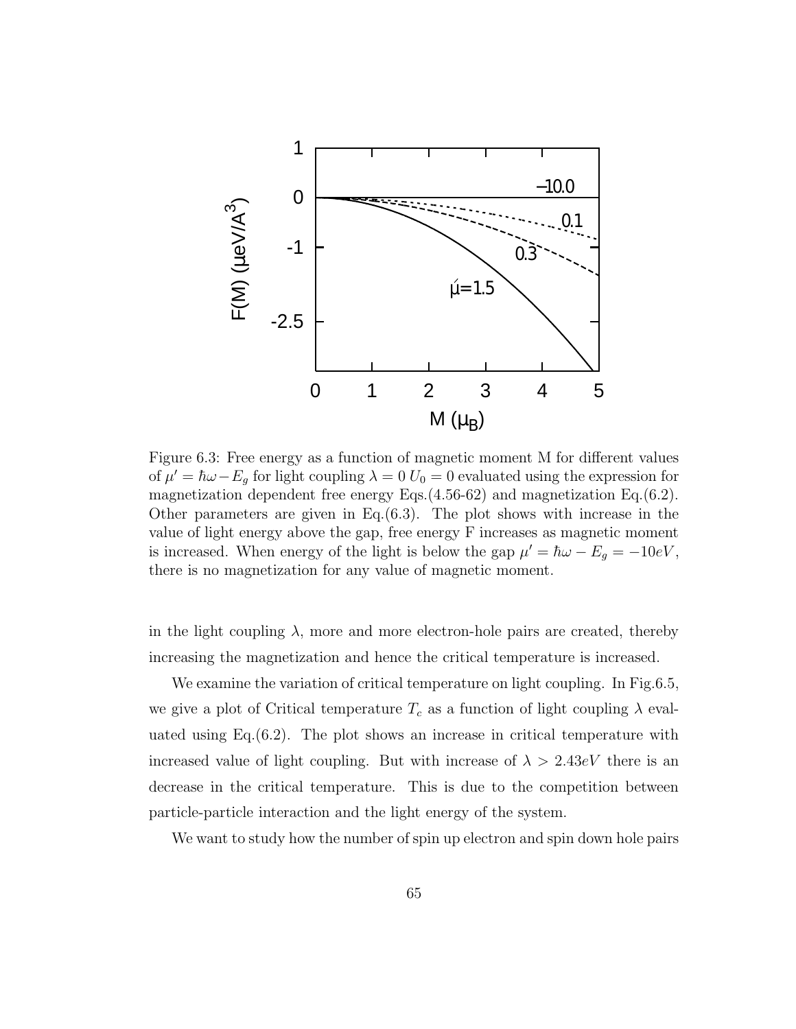F(M) (μeV/A$^3$)

1

0

-1

-2.5

0 1 2 3 4 5

M ($\mu_B$)

–10.0

0.1

0.3

μ́=1.5

Figure 6.3: Free energy as a function of magnetic moment M for different values of $\mu' = \hbar\omega - E_g$ for light coupling $\lambda = 0$ $U_0 = 0$ evaluated using the expression for magnetization dependent free energy Eqs.(4.56-62) and magnetization Eq.(6.2). Other parameters are given in Eq.(6.3). The plot shows with increase in the value of light energy above the gap, free energy F increases as magnetic moment is increased. When energy of the light is below the gap $\mu' = \hbar\omega - E_g = -10eV$, there is no magnetization for any value of magnetic moment.

in the light coupling $\lambda$, more and more electron-hole pairs are created, thereby increasing the magnetization and hence the critical temperature is increased.

We examine the variation of critical temperature on light coupling. In Fig.6.5, we give a plot of Critical temperature $T_c$ as a function of light coupling $\lambda$ evaluated using Eq.(6.2). The plot shows an increase in critical temperature with increased value of light coupling. But with increase of $\lambda > 2.43eV$ there is an decrease in the critical temperature. This is due to the competition between particle-particle interaction and the light energy of the system.

We want to study how the number of spin up electron and spin down hole pairs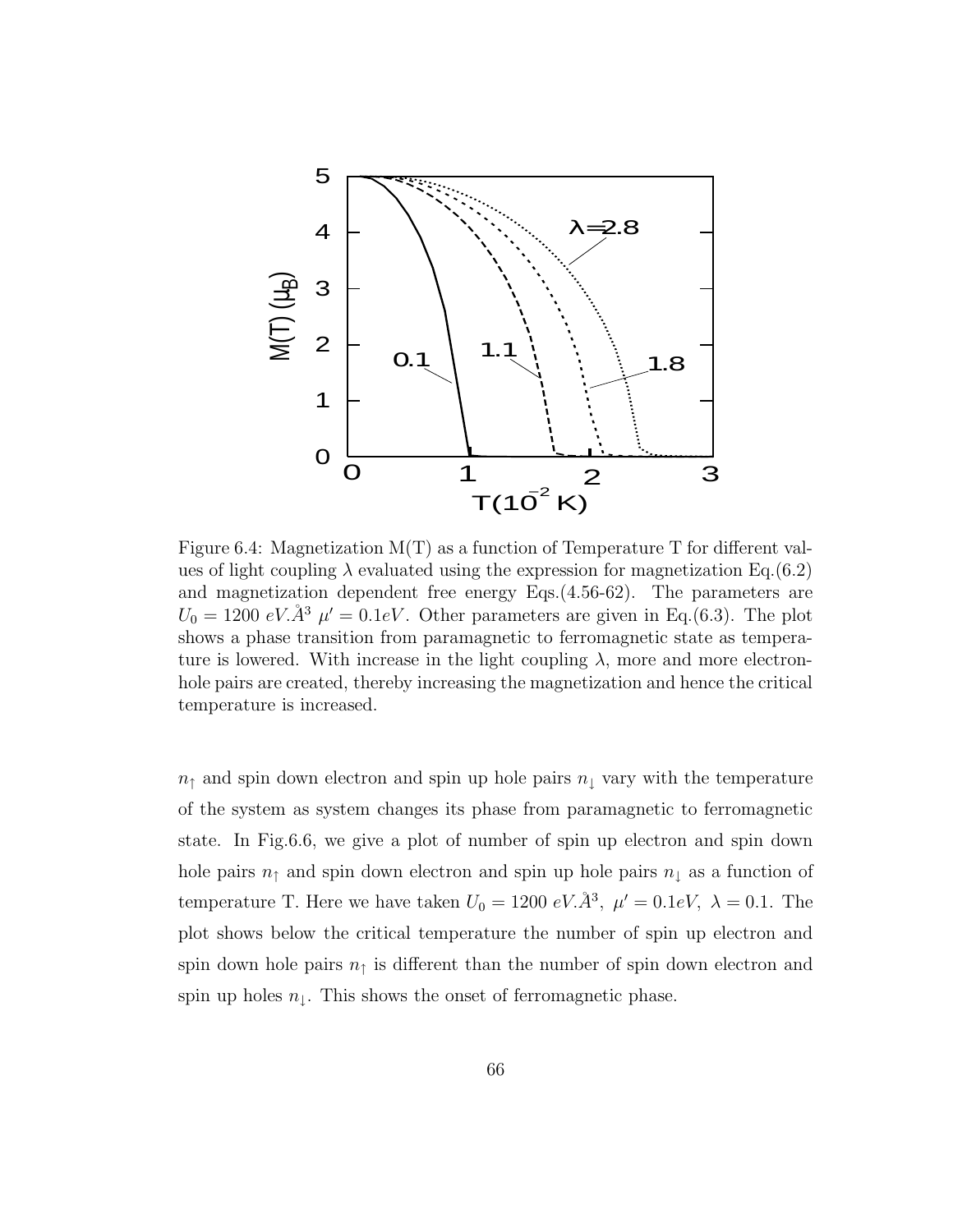5
4
3
2
1
0
M(T) ($\mu_B$)
0
1
2
3
T($10^{-2}$ K)
$\lambda$=2.8
1.8
1.1
0.1

Figure 6.4: Magnetization M(T) as a function of Temperature T for different values of light coupling $\lambda$ evaluated using the expression for magnetization Eq.(6.2) and magnetization dependent free energy Eqs.(4.56-62). The parameters are $U_0 = 1200\ eV.\mathring{A}^3\ \mu' = 0.1eV$. Other parameters are given in Eq.(6.3). The plot shows a phase transition from paramagnetic to ferromagnetic state as temperature is lowered. With increase in the light coupling $\lambda$, more and more electron-hole pairs are created, thereby increasing the magnetization and hence the critical temperature is increased.

$n_\uparrow$ and spin down electron and spin up hole pairs $n_\downarrow$ vary with the temperature of the system as system changes its phase from paramagnetic to ferromagnetic state. In Fig.6.6, we give a plot of number of spin up electron and spin down hole pairs $n_\uparrow$ and spin down electron and spin up hole pairs $n_\downarrow$ as a function of temperature T. Here we have taken $U_0 = 1200\ eV.\mathring{A}^3,\ \mu' = 0.1eV,\ \lambda = 0.1$. The plot shows below the critical temperature the number of spin up electron and spin down hole pairs $n_\uparrow$ is different than the number of spin down electron and spin up holes $n_\downarrow$. This shows the onset of ferromagnetic phase.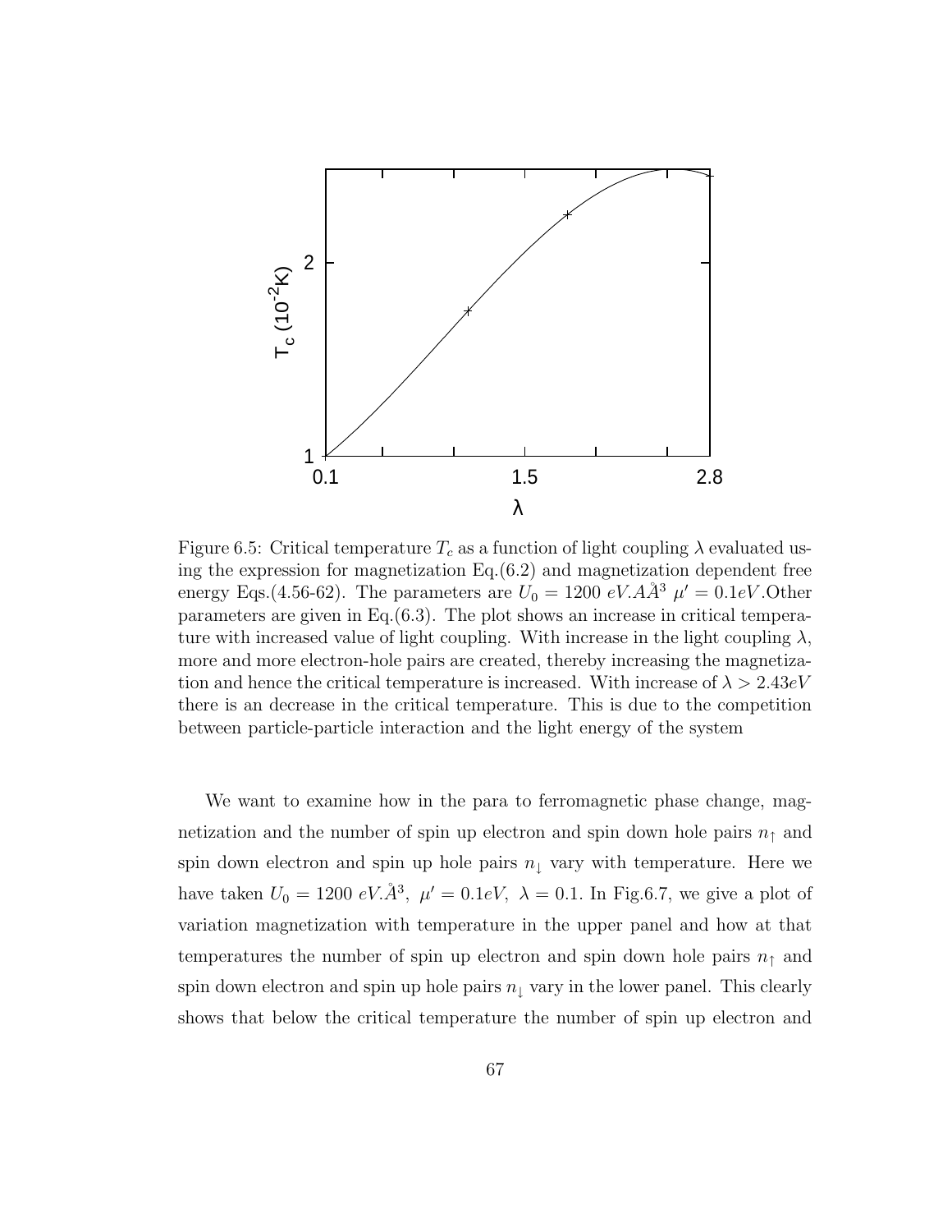$T_c$ ($10^{-2}$K)

2

1

0.1

1.5

2.8

λ

Figure 6.5: Critical temperature $T_c$ as a function of light coupling $\lambda$ evaluated using the expression for magnetization Eq.(6.2) and magnetization dependent free energy Eqs.(4.56-62). The parameters are $U_0 = 1200\ eV.A\AA^3\ \mu' = 0.1eV$.Other parameters are given in Eq.(6.3). The plot shows an increase in critical temperature with increased value of light coupling. With increase in the light coupling $\lambda$, more and more electron-hole pairs are created, thereby increasing the magnetization and hence the critical temperature is increased. With increase of $\lambda > 2.43eV$ there is an decrease in the critical temperature. This is due to the competition between particle-particle interaction and the light energy of the system

We want to examine how in the para to ferromagnetic phase change, magnetization and the number of spin up electron and spin down hole pairs $n_{\uparrow}$ and spin down electron and spin up hole pairs $n_{\downarrow}$ vary with temperature. Here we have taken $U_0 = 1200\ eV.\AA^3,\ \mu' = 0.1eV,\ \lambda = 0.1$. In Fig.6.7, we give a plot of variation magnetization with temperature in the upper panel and how at that temperatures the number of spin up electron and spin down hole pairs $n_{\uparrow}$ and spin down electron and spin up hole pairs $n_{\downarrow}$ vary in the lower panel. This clearly shows that below the critical temperature the number of spin up electron and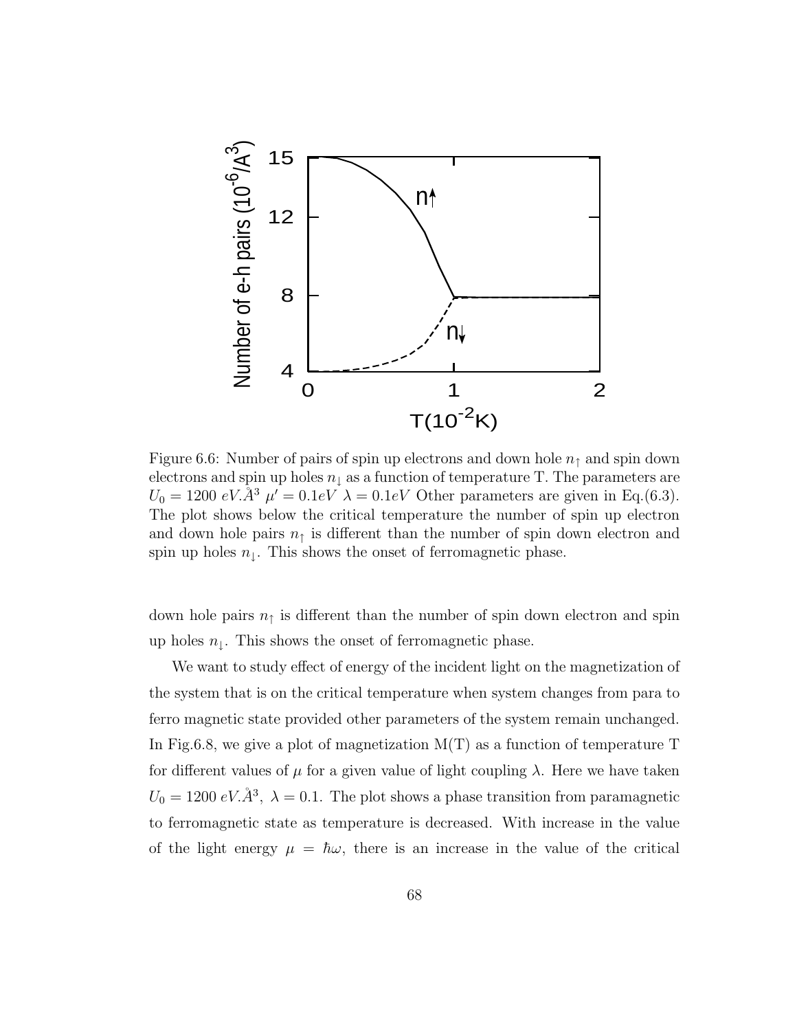Number of e-h pairs ($10^{-6}/Å^3$)

15

12

8

4

0

1

2

T($10^{-2}$K)

n↑

n↓

Figure 6.6: Number of pairs of spin up electrons and down hole $n_\uparrow$ and spin down electrons and spin up holes $n_\downarrow$ as a function of temperature T. The parameters are $U_0 = 1200\ eV.Å^3$ $\mu' = 0.1eV$ $\lambda = 0.1eV$ Other parameters are given in Eq.(6.3). The plot shows below the critical temperature the number of spin up electron and down hole pairs $n_\uparrow$ is different than the number of spin down electron and spin up holes $n_\downarrow$. This shows the onset of ferromagnetic phase.

down hole pairs $n_\uparrow$ is different than the number of spin down electron and spin up holes $n_\downarrow$. This shows the onset of ferromagnetic phase.

We want to study effect of energy of the incident light on the magnetization of the system that is on the critical temperature when system changes from para to ferro magnetic state provided other parameters of the system remain unchanged. In Fig.6.8, we give a plot of magnetization M(T) as a function of temperature T for different values of $\mu$ for a given value of light coupling $\lambda$. Here we have taken $U_0 = 1200\ eV.Å^3,\ \lambda = 0.1$. The plot shows a phase transition from paramagnetic to ferromagnetic state as temperature is decreased. With increase in the value of the light energy $\mu = \hbar\omega$, there is an increase in the value of the critical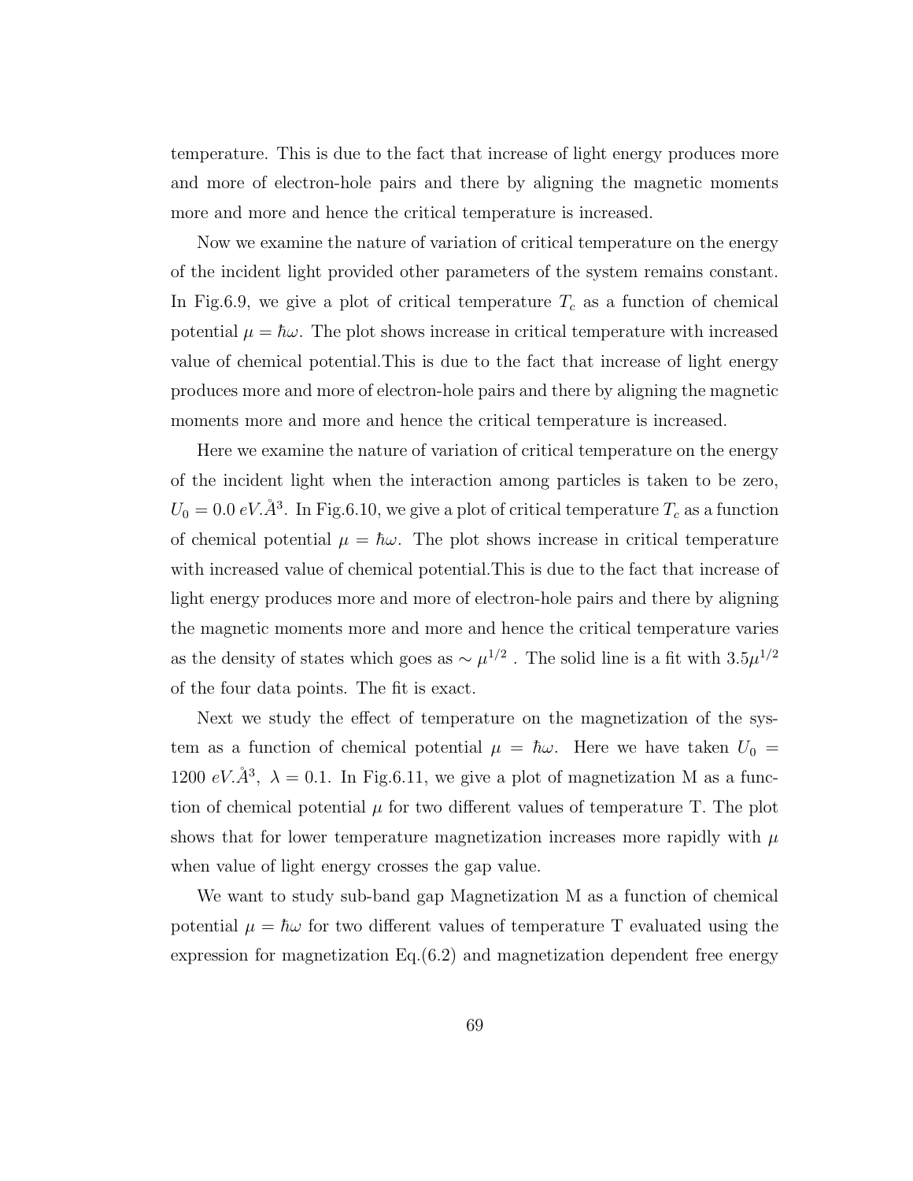temperature. This is due to the fact that increase of light energy produces more and more of electron-hole pairs and there by aligning the magnetic moments more and more and hence the critical temperature is increased.

Now we examine the nature of variation of critical temperature on the energy of the incident light provided other parameters of the system remains constant. In Fig.6.9, we give a plot of critical temperature $T_c$ as a function of chemical potential $\mu = \hbar\omega$. The plot shows increase in critical temperature with increased value of chemical potential.This is due to the fact that increase of light energy produces more and more of electron-hole pairs and there by aligning the magnetic moments more and more and hence the critical temperature is increased.

Here we examine the nature of variation of critical temperature on the energy of the incident light when the interaction among particles is taken to be zero, $U_0 = 0.0\, eV.\mathring{A}^3$. In Fig.6.10, we give a plot of critical temperature $T_c$ as a function of chemical potential $\mu = \hbar\omega$. The plot shows increase in critical temperature with increased value of chemical potential.This is due to the fact that increase of light energy produces more and more of electron-hole pairs and there by aligning the magnetic moments more and more and hence the critical temperature varies as the density of states which goes as $\sim \mu^{1/2}$ . The solid line is a fit with $3.5\mu^{1/2}$ of the four data points. The fit is exact.

Next we study the effect of temperature on the magnetization of the system as a function of chemical potential $\mu = \hbar\omega$. Here we have taken $U_0 = 1200\ eV.\mathring{A}^3,\ \lambda = 0.1$. In Fig.6.11, we give a plot of magnetization M as a function of chemical potential $\mu$ for two different values of temperature T. The plot shows that for lower temperature magnetization increases more rapidly with $\mu$ when value of light energy crosses the gap value.

We want to study sub-band gap Magnetization M as a function of chemical potential $\mu = \hbar\omega$ for two different values of temperature T evaluated using the expression for magnetization Eq.(6.2) and magnetization dependent free energy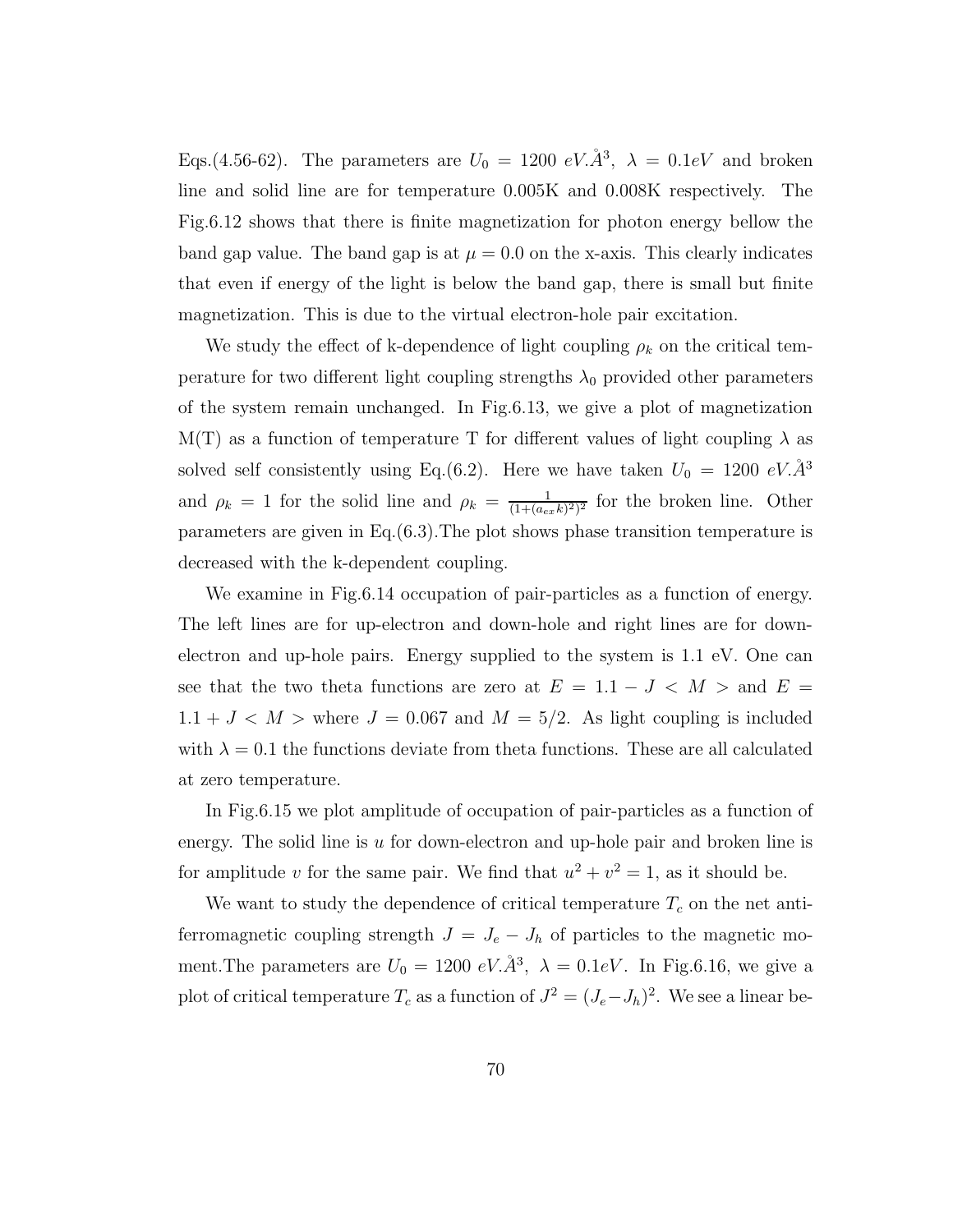Eqs.(4.56-62). The parameters are $U_0 = 1200\ eV.\AA^3$, $\lambda = 0.1eV$ and broken line and solid line are for temperature 0.005K and 0.008K respectively. The Fig.6.12 shows that there is finite magnetization for photon energy bellow the band gap value. The band gap is at $\mu = 0.0$ on the x-axis. This clearly indicates that even if energy of the light is below the band gap, there is small but finite magnetization. This is due to the virtual electron-hole pair excitation.

We study the effect of k-dependence of light coupling $\rho_k$ on the critical temperature for two different light coupling strengths $\lambda_0$ provided other parameters of the system remain unchanged. In Fig.6.13, we give a plot of magnetization M(T) as a function of temperature T for different values of light coupling $\lambda$ as solved self consistently using Eq.(6.2). Here we have taken $U_0 = 1200\ eV.\AA^3$ and $\rho_k = 1$ for the solid line and $\rho_k = \frac{1}{(1+(a_{ex}k)^2)^2}$ for the broken line. Other parameters are given in Eq.(6.3).The plot shows phase transition temperature is decreased with the k-dependent coupling.

We examine in Fig.6.14 occupation of pair-particles as a function of energy. The left lines are for up-electron and down-hole and right lines are for down-electron and up-hole pairs. Energy supplied to the system is 1.1 eV. One can see that the two theta functions are zero at $E = 1.1 - J < M >$ and $E = 1.1 + J < M >$ where $J = 0.067$ and $M = 5/2$. As light coupling is included with $\lambda = 0.1$ the functions deviate from theta functions. These are all calculated at zero temperature.

In Fig.6.15 we plot amplitude of occupation of pair-particles as a function of energy. The solid line is $u$ for down-electron and up-hole pair and broken line is for amplitude $v$ for the same pair. We find that $u^2 + v^2 = 1$, as it should be.

We want to study the dependence of critical temperature $T_c$ on the net anti-ferromagnetic coupling strength $J = J_e - J_h$ of particles to the magnetic moment.The parameters are $U_0 = 1200\ eV.\AA^3$, $\lambda = 0.1eV$. In Fig.6.16, we give a plot of critical temperature $T_c$ as a function of $J^2 = (J_e - J_h)^2$. We see a linear be-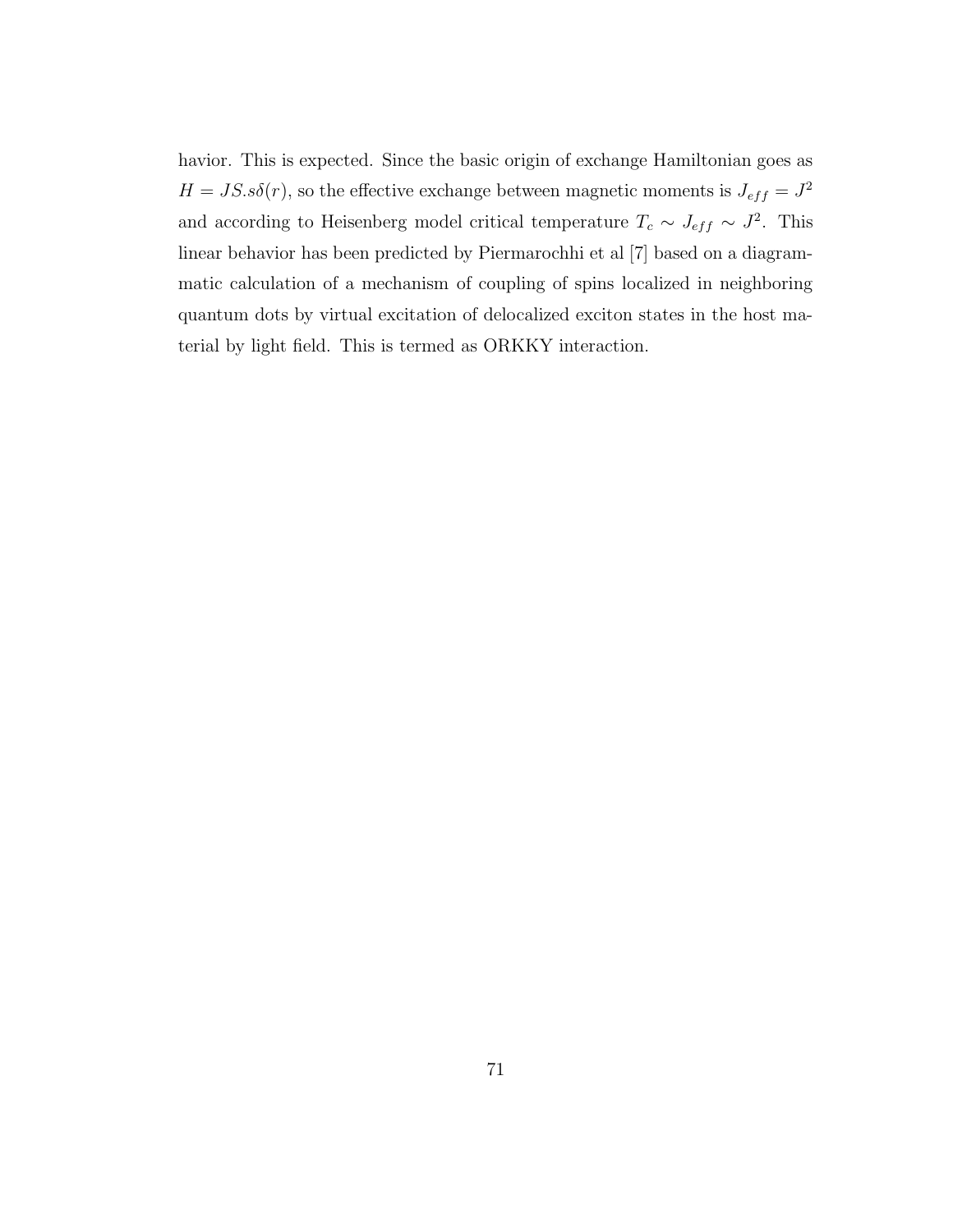havior. This is expected. Since the basic origin of exchange Hamiltonian goes as $H = JS.s\delta(r)$, so the effective exchange between magnetic moments is $J_{eff} = J^2$ and according to Heisenberg model critical temperature $T_c \sim J_{eff} \sim J^2$. This linear behavior has been predicted by Piermarochhi et al [7] based on a diagrammatic calculation of a mechanism of coupling of spins localized in neighboring quantum dots by virtual excitation of delocalized exciton states in the host material by light field. This is termed as ORKKY interaction.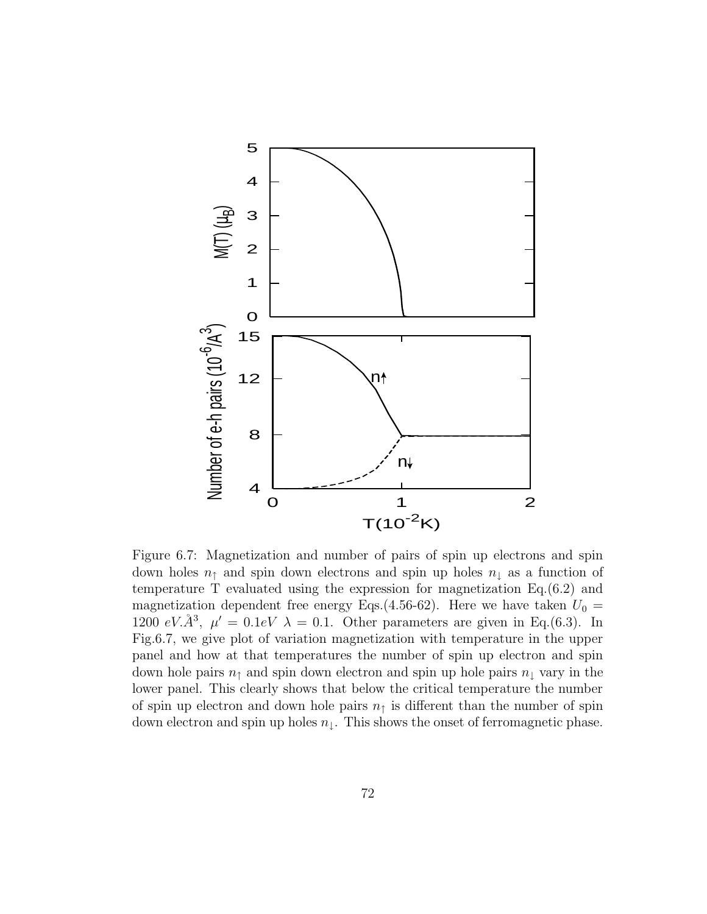M(T) ($\mu_B$)

5
4
3
2
1
0

Number of e-h pairs ($10^{-6}/A^3$)

15
12
8
4

n↑

n↓

0
1
2

T($10^{-2}$K)

Figure 6.7: Magnetization and number of pairs of spin up electrons and spin down holes $n_\uparrow$ and spin down electrons and spin up holes $n_\downarrow$ as a function of temperature T evaluated using the expression for magnetization Eq.(6.2) and magnetization dependent free energy Eqs.(4.56-62). Here we have taken $U_0 = 1200\ eV.\AA^3$, $\mu' = 0.1eV$ $\lambda = 0.1$. Other parameters are given in Eq.(6.3). In Fig.6.7, we give plot of variation magnetization with temperature in the upper panel and how at that temperatures the number of spin up electron and spin down hole pairs $n_\uparrow$ and spin down electron and spin up hole pairs $n_\downarrow$ vary in the lower panel. This clearly shows that below the critical temperature the number of spin up electron and down hole pairs $n_\uparrow$ is different than the number of spin down electron and spin up holes $n_\downarrow$. This shows the onset of ferromagnetic phase.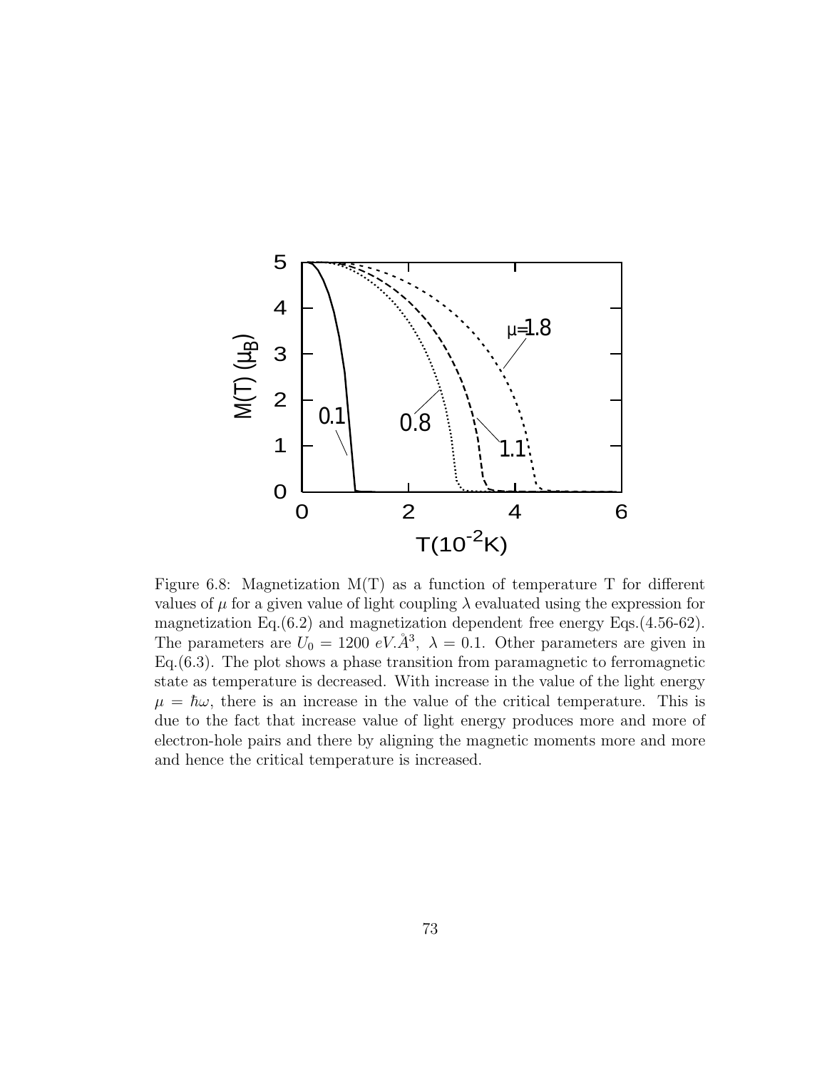5
4
3
2
1
0
0
2
4
6
M(T) ($\mu_B$)
T($10^{-2}$K)
$\mu$=1.8
0.1
0.8
1.1

Figure 6.8: Magnetization M(T) as a function of temperature T for different values of $\mu$ for a given value of light coupling $\lambda$ evaluated using the expression for magnetization Eq.(6.2) and magnetization dependent free energy Eqs.(4.56-62). The parameters are $U_0 = 1200\ eV.\AA^3,\ \lambda = 0.1$. Other parameters are given in Eq.(6.3). The plot shows a phase transition from paramagnetic to ferromagnetic state as temperature is decreased. With increase in the value of the light energy $\mu = \hbar\omega$, there is an increase in the value of the critical temperature. This is due to the fact that increase value of light energy produces more and more of electron-hole pairs and there by aligning the magnetic moments more and more and hence the critical temperature is increased.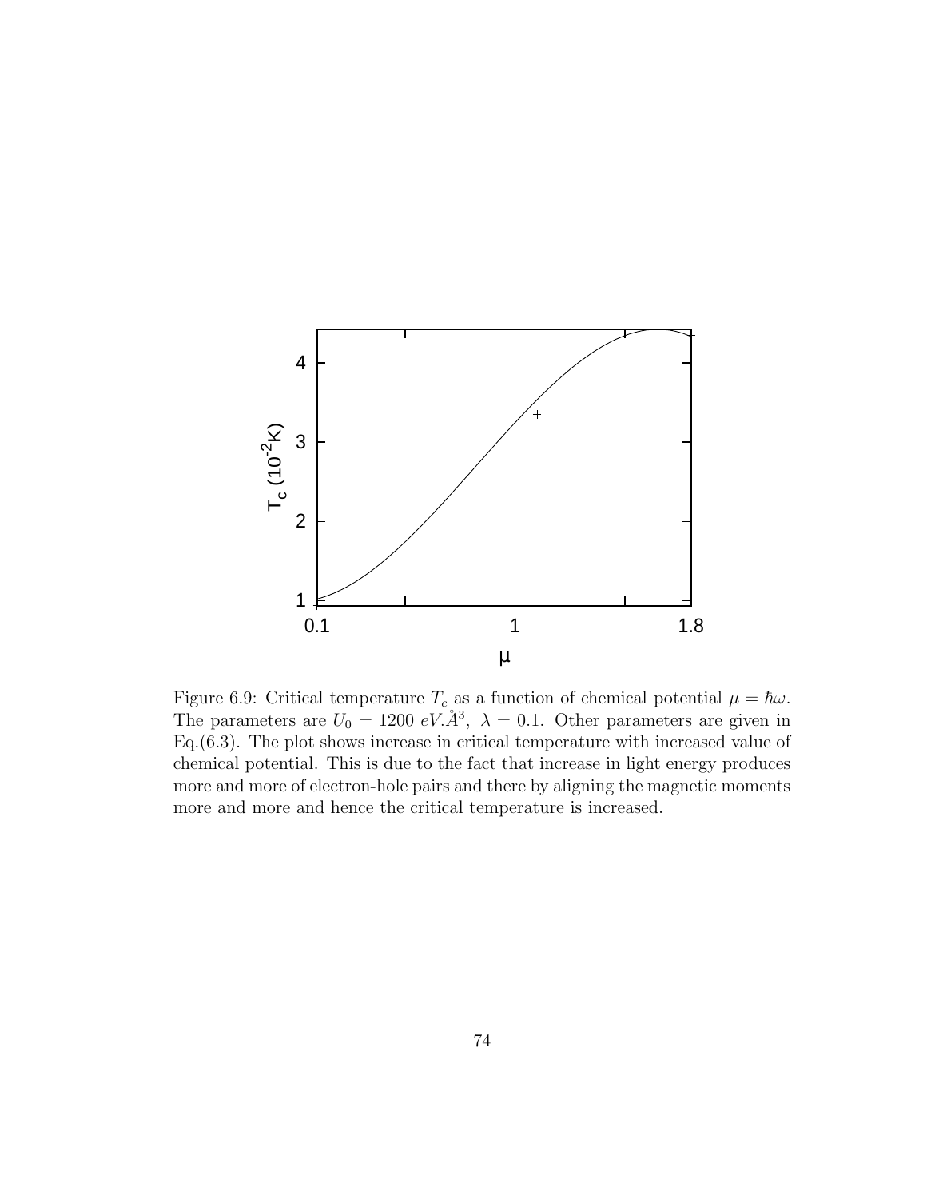Figure 6.9: Critical temperature $T_c$ as a function of chemical potential $\mu = \hbar\omega$. The parameters are $U_0 = 1200\ eV.\mathring{A}^3,\ \lambda = 0.1$. Other parameters are given in Eq.(6.3). The plot shows increase in critical temperature with increased value of chemical potential. This is due to the fact that increase in light energy produces more and more of electron-hole pairs and there by aligning the magnetic moments more and more and hence the critical temperature is increased.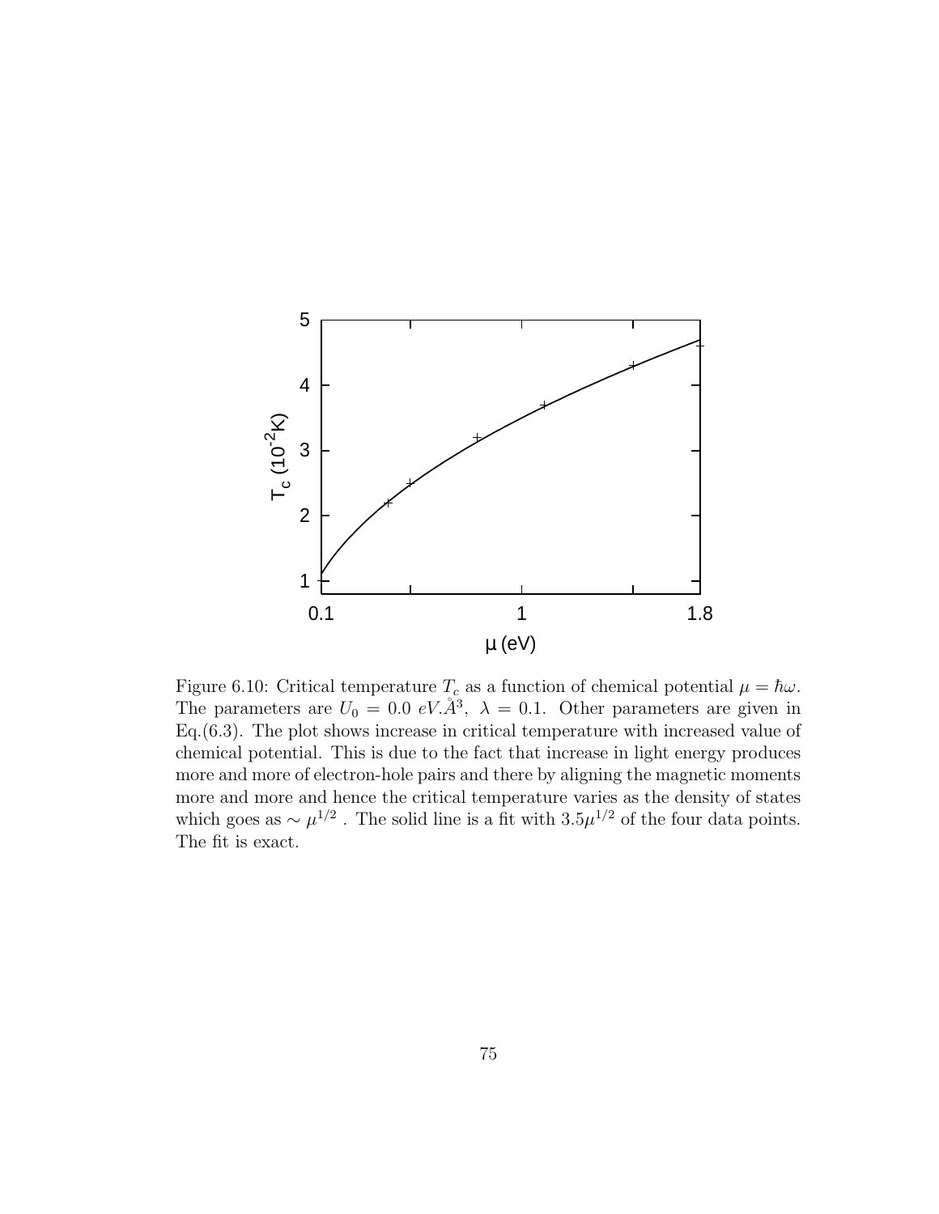5

4

3

2

1

$T_c$ ($10^{-2}$K)

0.1

1

1.8

μ (eV)

Figure 6.10: Critical temperature $T_c$ as a function of chemical potential $\mu = \hbar\omega$. The parameters are $U_0 = 0.0\ eV.\mathring{A}^3,\ \lambda = 0.1$. Other parameters are given in Eq.(6.3). The plot shows increase in critical temperature with increased value of chemical potential. This is due to the fact that increase in light energy produces more and more of electron-hole pairs and there by aligning the magnetic moments more and more and hence the critical temperature varies as the density of states which goes as $\sim \mu^{1/2}$ . The solid line is a fit with $3.5\mu^{1/2}$ of the four data points. The fit is exact.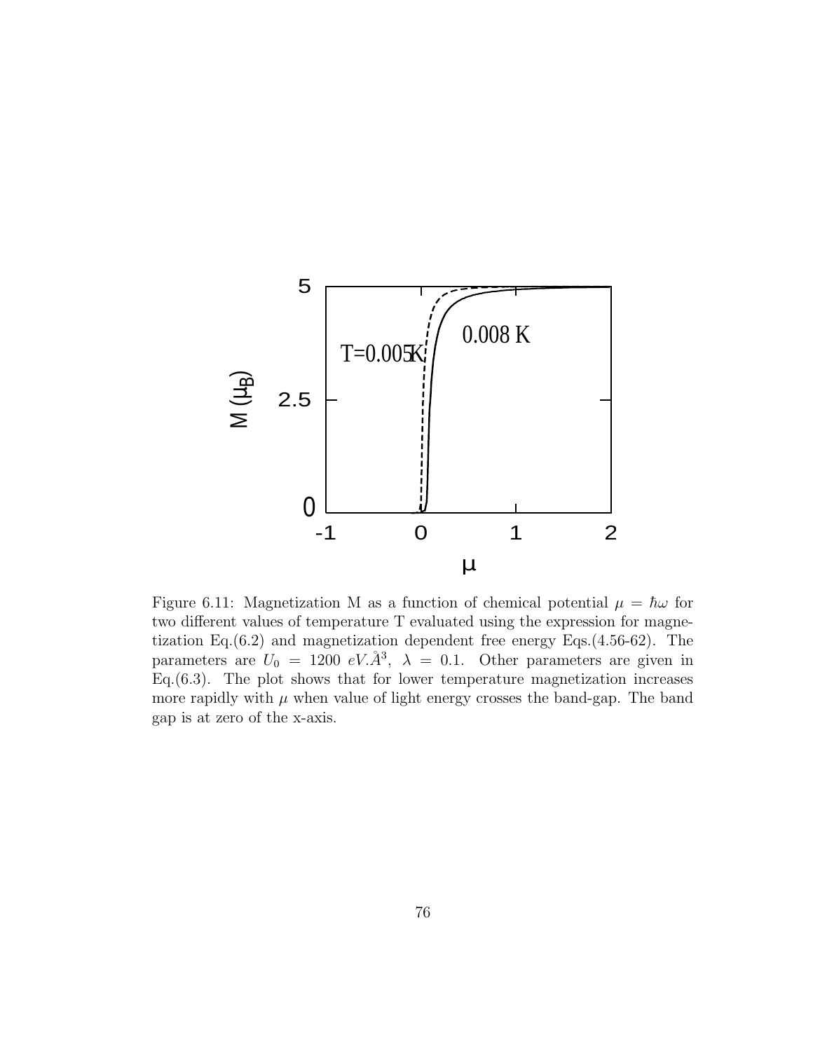5

2.5

0

-1 0 1 2

M ($\mu_B$)

μ

T=0.005K

0.008 K

Figure 6.11: Magnetization M as a function of chemical potential $\mu = \hbar\omega$ for two different values of temperature T evaluated using the expression for magnetization Eq.(6.2) and magnetization dependent free energy Eqs.(4.56-62). The parameters are $U_0 = 1200 \ eV.\mathring{A}^3$, $\lambda = 0.1$. Other parameters are given in Eq.(6.3). The plot shows that for lower temperature magnetization increases more rapidly with $\mu$ when value of light energy crosses the band-gap. The band gap is at zero of the x-axis.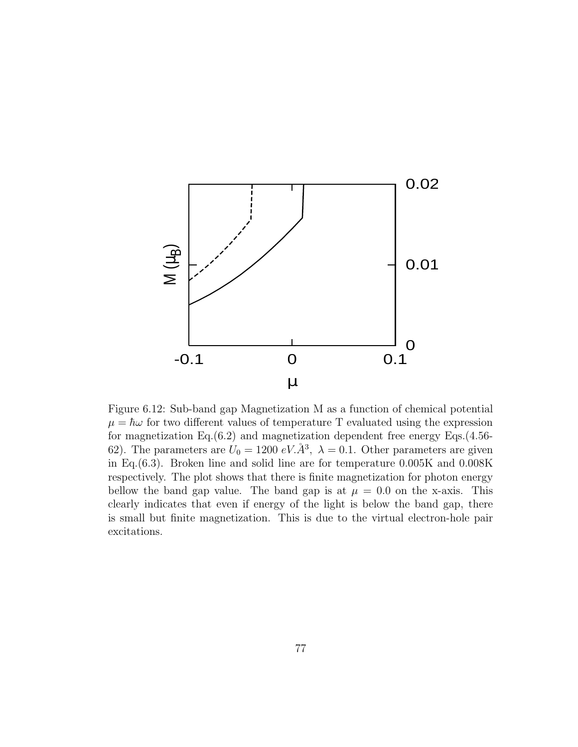M ($\mu_B$)

0.02

0.01

0

-0.1

0

0.1

$\mu$

Figure 6.12: Sub-band gap Magnetization M as a function of chemical potential $\mu = \hbar\omega$ for two different values of temperature T evaluated using the expression for magnetization Eq.(6.2) and magnetization dependent free energy Eqs.(4.56-62). The parameters are $U_0 = 1200\ eV.\mathring{A}^3,\ \lambda = 0.1$. Other parameters are given in Eq.(6.3). Broken line and solid line are for temperature 0.005K and 0.008K respectively. The plot shows that there is finite magnetization for photon energy bellow the band gap value. The band gap is at $\mu = 0.0$ on the x-axis. This clearly indicates that even if energy of the light is below the band gap, there is small but finite magnetization. This is due to the virtual electron-hole pair excitations.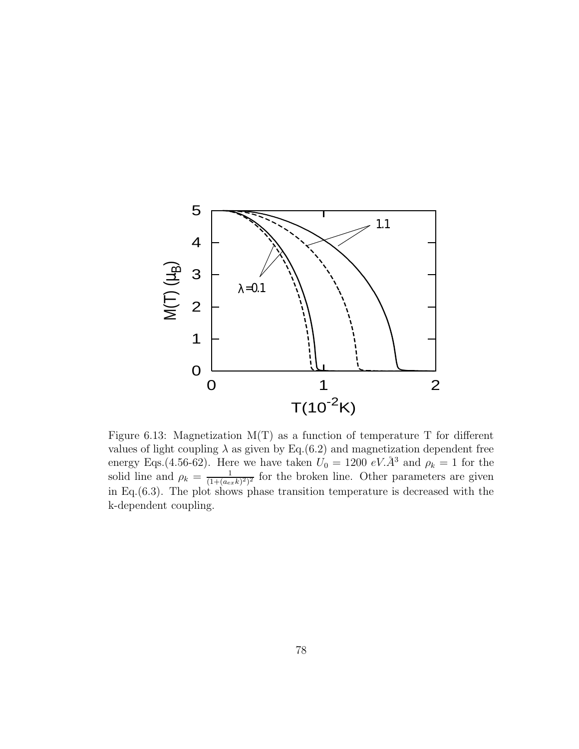5

4

3

2

1

0

M(T) ($\mu_B$)

0

1

2

T($10^{-2}$K)

1.1

$\lambda$=0.1

Figure 6.13: Magnetization M(T) as a function of temperature T for different values of light coupling $\lambda$ as given by Eq.(6.2) and magnetization dependent free energy Eqs.(4.56-62). Here we have taken $U_0 = 1200\ eV.\AA^3$ and $\rho_k = 1$ for the solid line and $\rho_k = \frac{1}{(1+(a_{ex}k)^2)^2}$ for the broken line. Other parameters are given in Eq.(6.3). The plot shows phase transition temperature is decreased with the k-dependent coupling.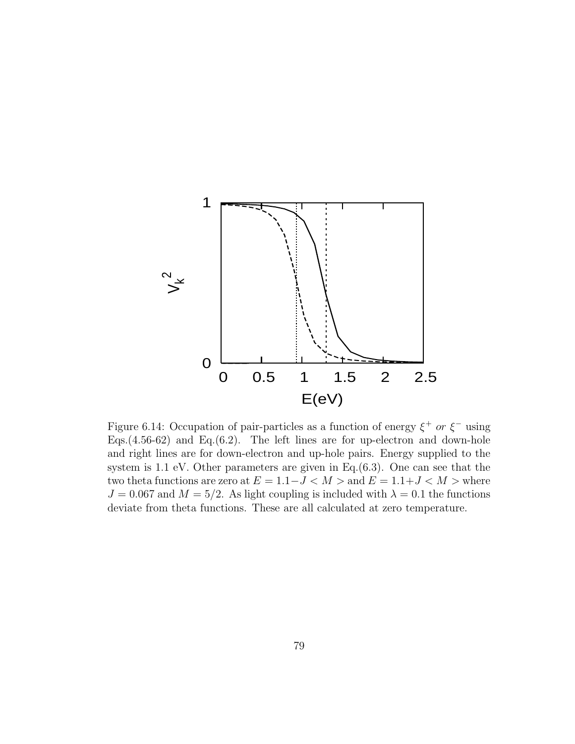1

0

0 0.5 1 1.5 2 2.5

E(eV)

$V_k^2$

Figure 6.14: Occupation of pair-particles as a function of energy $\xi^+$ *or* $\xi^-$ using Eqs.(4.56-62) and Eq.(6.2). The left lines are for up-electron and down-hole and right lines are for down-electron and up-hole pairs. Energy supplied to the system is 1.1 eV. Other parameters are given in Eq.(6.3). One can see that the two theta functions are zero at $E = 1.1 - J < M >$ and $E = 1.1 + J < M >$ where $J = 0.067$ and $M = 5/2$. As light coupling is included with $\lambda = 0.1$ the functions deviate from theta functions. These are all calculated at zero temperature.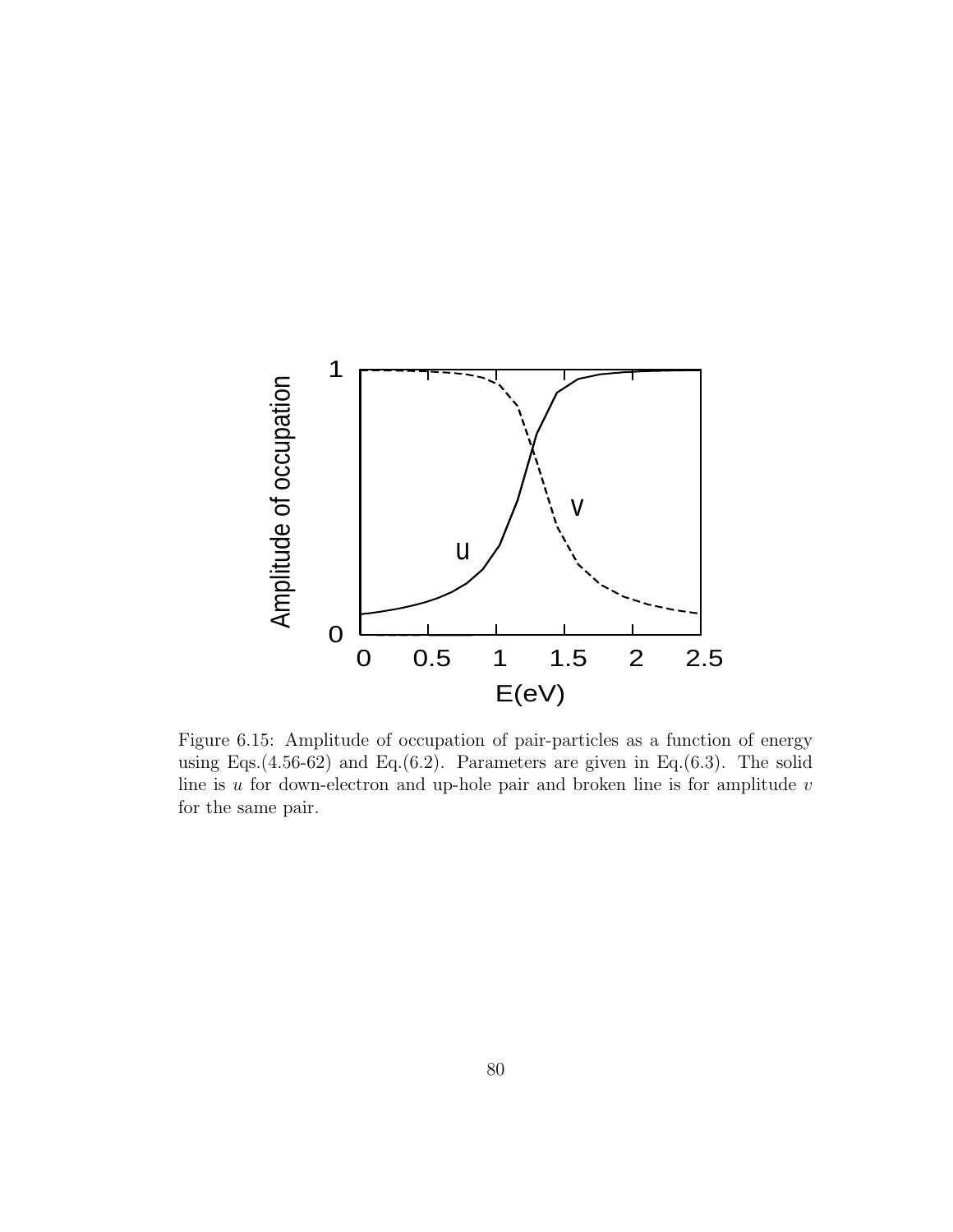1

0

Amplitude of occupation

0 0.5 1 1.5 2 2.5

E(eV)

u

v

Figure 6.15: Amplitude of occupation of pair-particles as a function of energy using Eqs.(4.56-62) and Eq.(6.2). Parameters are given in Eq.(6.3). The solid line is $u$ for down-electron and up-hole pair and broken line is for amplitude $v$ for the same pair.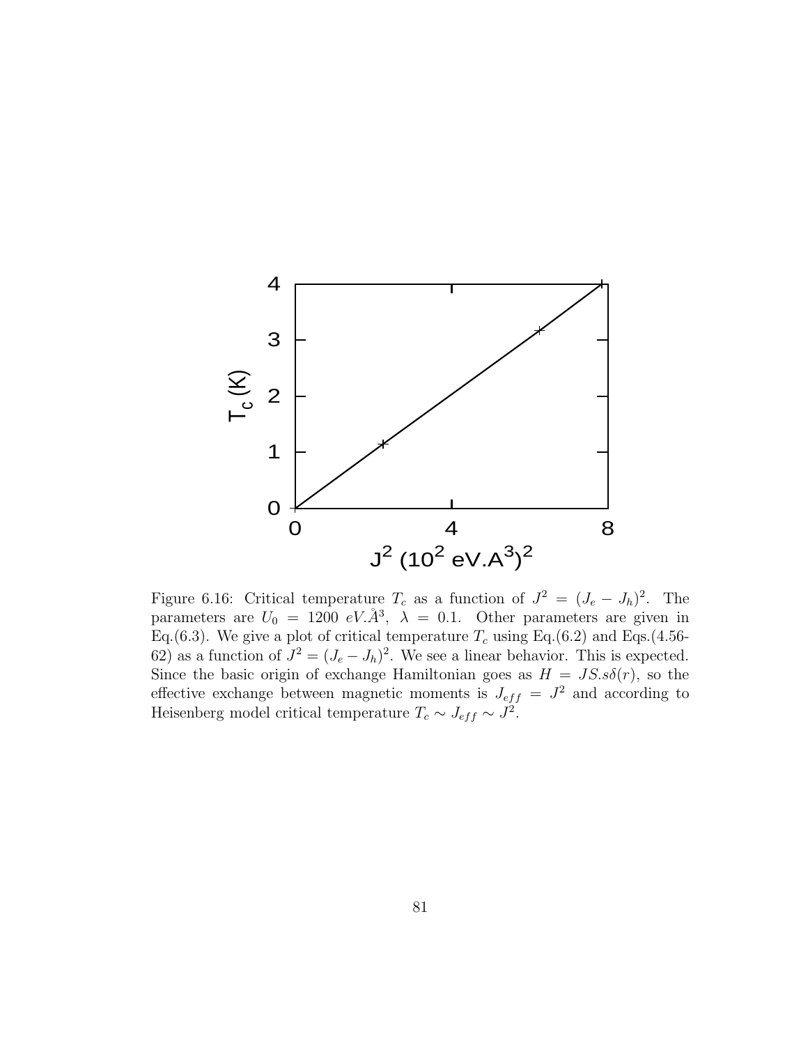4

3

2

1

0

0

4

8

$T_c$ (K)

$J^2$ $(10^2$ eV.A$^3)^2$

Figure 6.16: Critical temperature $T_c$ as a function of $J^2 = (J_e - J_h)^2$. The parameters are $U_0 = 1200$ $eV.\mathring{A}^3$, $\lambda = 0.1$. Other parameters are given in Eq.(6.3). We give a plot of critical temperature $T_c$ using Eq.(6.2) and Eqs.(4.56-62) as a function of $J^2 = (J_e - J_h)^2$. We see a linear behavior. This is expected. Since the basic origin of exchange Hamiltonian goes as $H = JS.s\delta(r)$, so the effective exchange between magnetic moments is $J_{eff} = J^2$ and according to Heisenberg model critical temperature $T_c \sim J_{eff} \sim J^2$.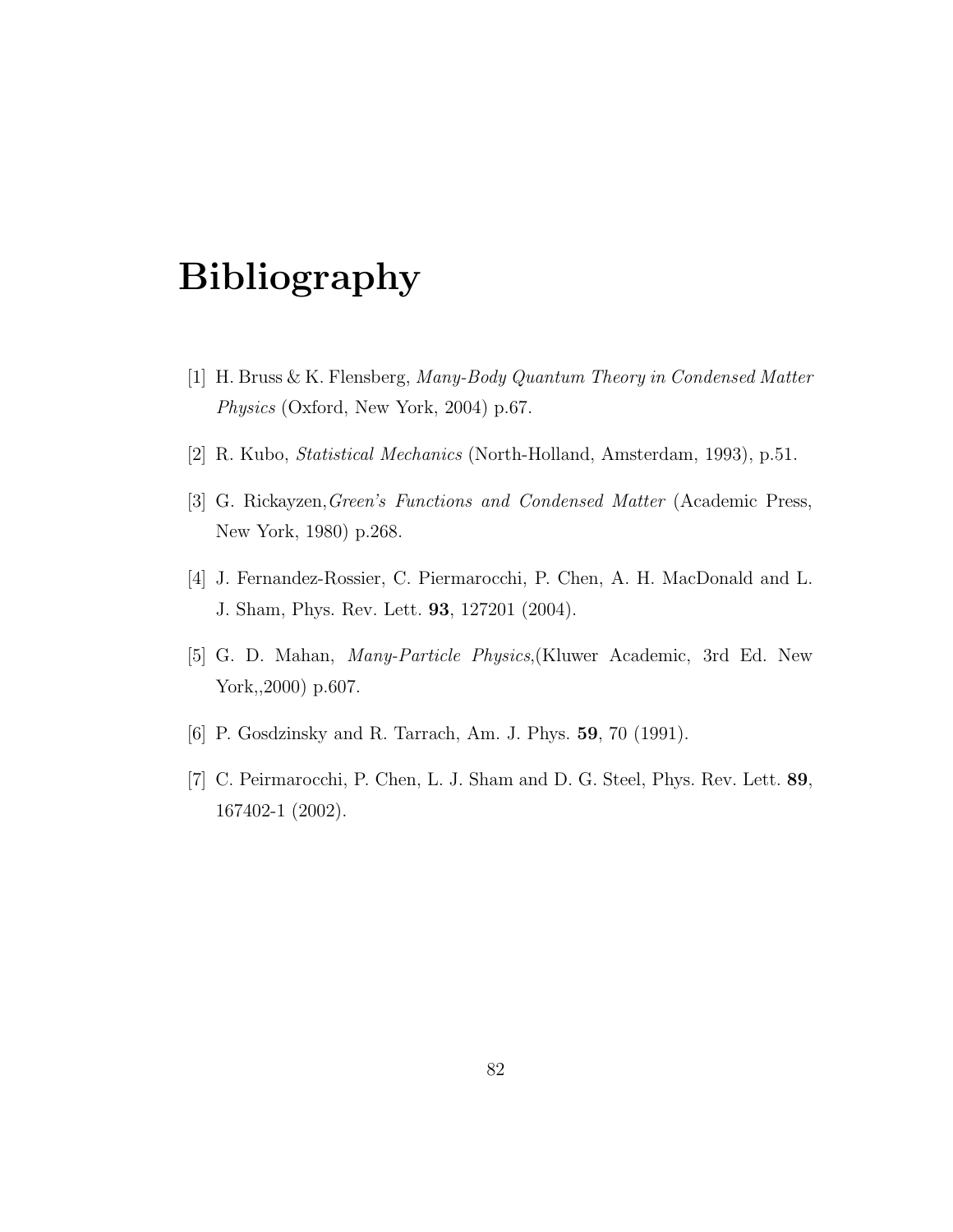# Bibliography

[1] H. Bruss & K. Flensberg, *Many-Body Quantum Theory in Condensed Matter Physics* (Oxford, New York, 2004) p.67.

[2] R. Kubo, *Statistical Mechanics* (North-Holland, Amsterdam, 1993), p.51.

[3] G. Rickayzen,*Green's Functions and Condensed Matter* (Academic Press, New York, 1980) p.268.

[4] J. Fernandez-Rossier, C. Piermarocchi, P. Chen, A. H. MacDonald and L. J. Sham, Phys. Rev. Lett. **93**, 127201 (2004).

[5] G. D. Mahan, *Many-Particle Physics*,(Kluwer Academic, 3rd Ed. New York,,2000) p.607.

[6] P. Gosdzinsky and R. Tarrach, Am. J. Phys. **59**, 70 (1991).

[7] C. Peirmarocchi, P. Chen, L. J. Sham and D. G. Steel, Phys. Rev. Lett. **89**, 167402-1 (2002).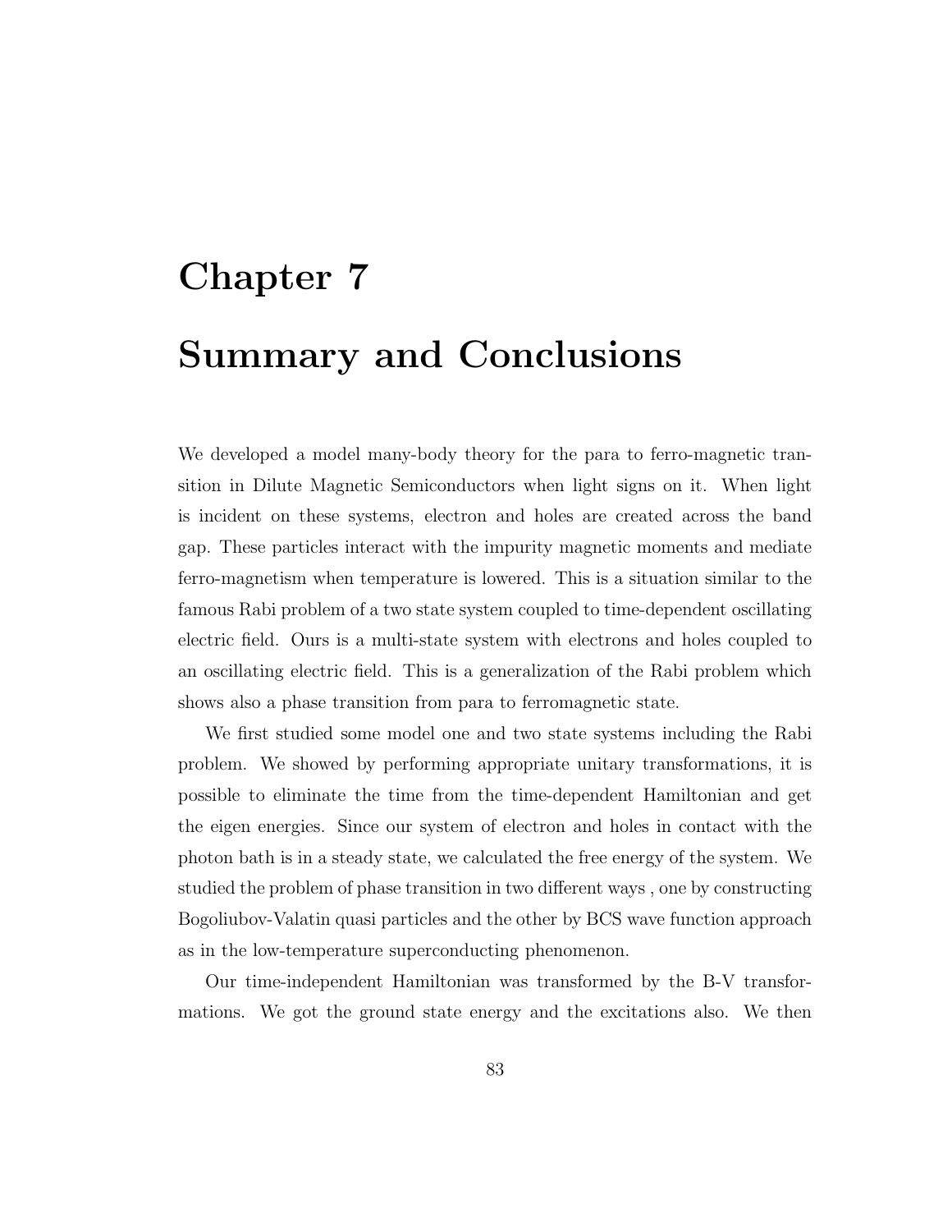# Chapter 7

# Summary and Conclusions

We developed a model many-body theory for the para to ferro-magnetic transition in Dilute Magnetic Semiconductors when light signs on it. When light is incident on these systems, electron and holes are created across the band gap. These particles interact with the impurity magnetic moments and mediate ferro-magnetism when temperature is lowered. This is a situation similar to the famous Rabi problem of a two state system coupled to time-dependent oscillating electric field. Ours is a multi-state system with electrons and holes coupled to an oscillating electric field. This is a generalization of the Rabi problem which shows also a phase transition from para to ferromagnetic state.

We first studied some model one and two state systems including the Rabi problem. We showed by performing appropriate unitary transformations, it is possible to eliminate the time from the time-dependent Hamiltonian and get the eigen energies. Since our system of electron and holes in contact with the photon bath is in a steady state, we calculated the free energy of the system. We studied the problem of phase transition in two different ways , one by constructing Bogoliubov-Valatin quasi particles and the other by BCS wave function approach as in the low-temperature superconducting phenomenon.

Our time-independent Hamiltonian was transformed by the B-V transformations. We got the ground state energy and the excitations also. We then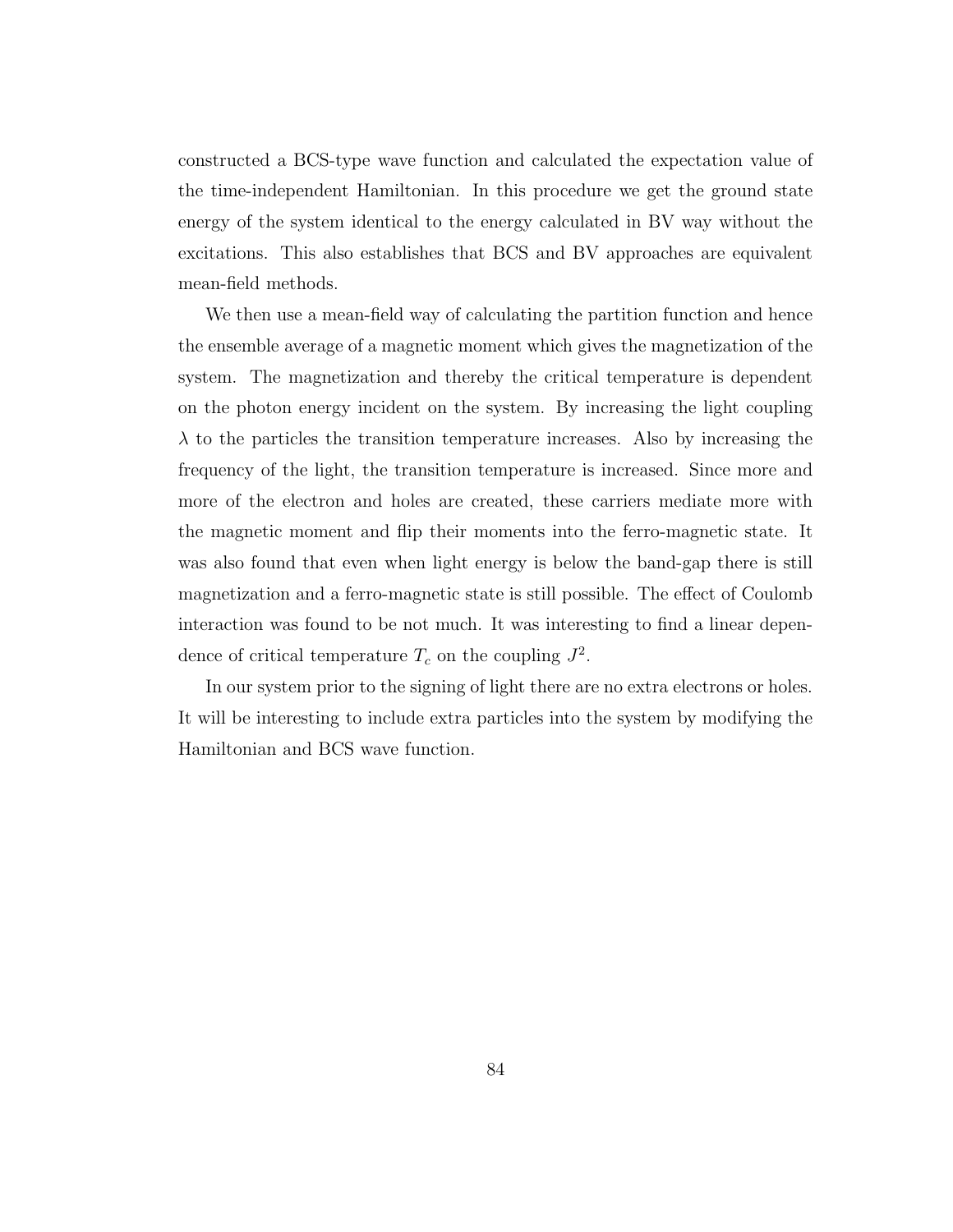constructed a BCS-type wave function and calculated the expectation value of the time-independent Hamiltonian. In this procedure we get the ground state energy of the system identical to the energy calculated in BV way without the excitations. This also establishes that BCS and BV approaches are equivalent mean-field methods.

We then use a mean-field way of calculating the partition function and hence the ensemble average of a magnetic moment which gives the magnetization of the system. The magnetization and thereby the critical temperature is dependent on the photon energy incident on the system. By increasing the light coupling $\lambda$ to the particles the transition temperature increases. Also by increasing the frequency of the light, the transition temperature is increased. Since more and more of the electron and holes are created, these carriers mediate more with the magnetic moment and flip their moments into the ferro-magnetic state. It was also found that even when light energy is below the band-gap there is still magnetization and a ferro-magnetic state is still possible. The effect of Coulomb interaction was found to be not much. It was interesting to find a linear dependence of critical temperature $T_c$ on the coupling $J^2$.

In our system prior to the signing of light there are no extra electrons or holes. It will be interesting to include extra particles into the system by modifying the Hamiltonian and BCS wave function.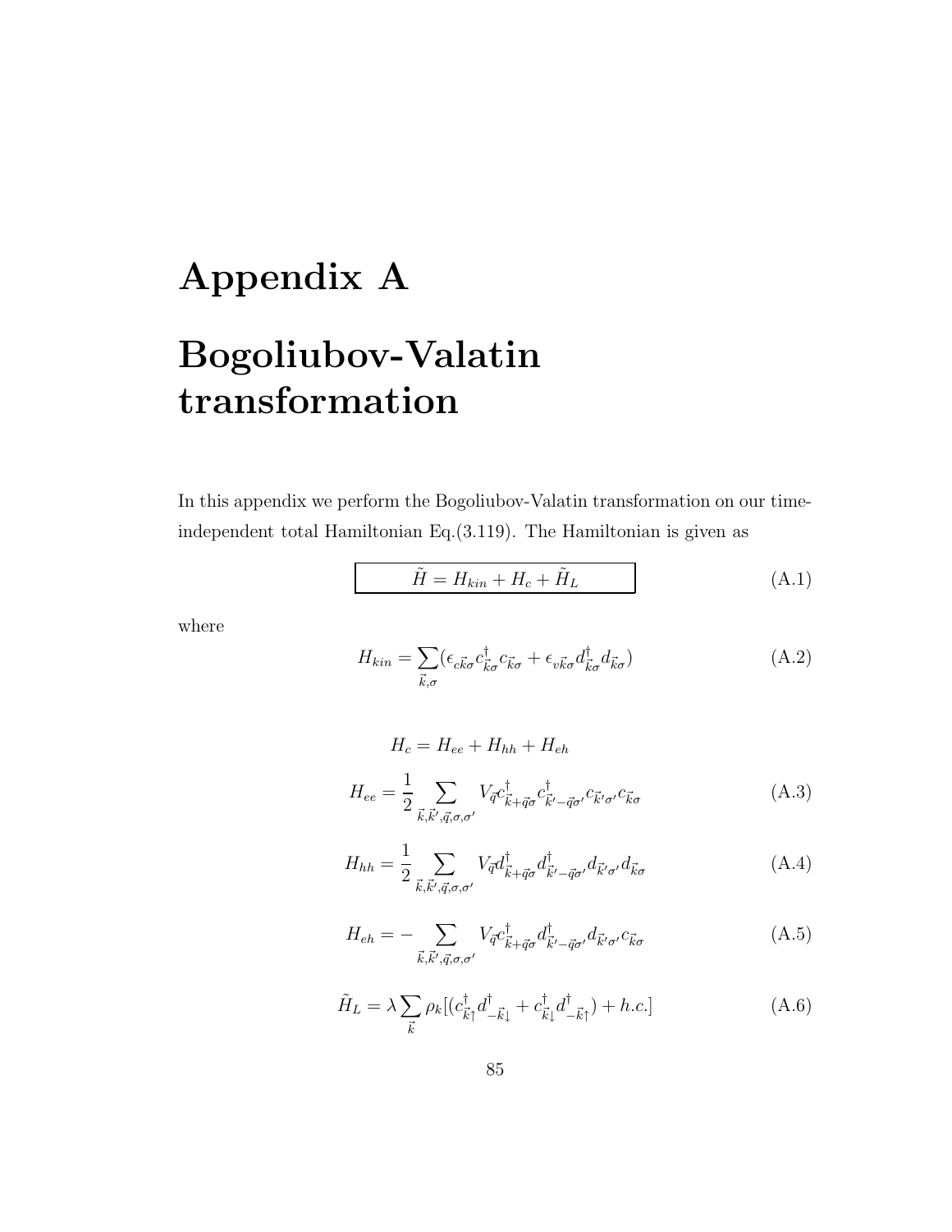# Appendix A

# Bogoliubov-Valatin transformation

In this appendix we perform the Bogoliubov-Valatin transformation on our time-independent total Hamiltonian Eq.(3.119). The Hamiltonian is given as

$$\boxed{\tilde{H} = H_{kin} + H_c + \tilde{H}_L} \tag{A.1}$$

where

$$H_{kin} = \sum_{\vec{k},\sigma} (\epsilon_{c\vec{k}\sigma} c^{\dagger}_{\vec{k}\sigma} c_{\vec{k}\sigma} + \epsilon_{v\vec{k}\sigma} d^{\dagger}_{\vec{k}\sigma} d_{\vec{k}\sigma}) \tag{A.2}$$

$$H_c = H_{ee} + H_{hh} + H_{eh}$$

$$H_{ee} = \frac{1}{2} \sum_{\vec{k},\vec{k}',\vec{q},\sigma,\sigma'} V_{\vec{q}} c^{\dagger}_{\vec{k}+\vec{q}\sigma} c^{\dagger}_{\vec{k}'-\vec{q}\sigma'} c_{\vec{k}'\sigma'} c_{\vec{k}\sigma} \tag{A.3}$$

$$H_{hh} = \frac{1}{2} \sum_{\vec{k},\vec{k}',\vec{q},\sigma,\sigma'} V_{\vec{q}} d^{\dagger}_{\vec{k}+\vec{q}\sigma} d^{\dagger}_{\vec{k}'-\vec{q}\sigma'} d_{\vec{k}'\sigma'} d_{\vec{k}\sigma} \tag{A.4}$$

$$H_{eh} = - \sum_{\vec{k},\vec{k}',\vec{q},\sigma,\sigma'} V_{\vec{q}} c^{\dagger}_{\vec{k}+\vec{q}\sigma} d^{\dagger}_{\vec{k}'-\vec{q}\sigma'} d_{\vec{k}'\sigma'} c_{\vec{k}\sigma} \tag{A.5}$$

$$\tilde{H}_L = \lambda \sum_{\vec{k}} \rho_k [(c^{\dagger}_{\vec{k}\uparrow} d^{\dagger}_{-\vec{k}\downarrow} + c^{\dagger}_{\vec{k}\downarrow} d^{\dagger}_{-\vec{k}\uparrow}) + h.c.] \tag{A.6}$$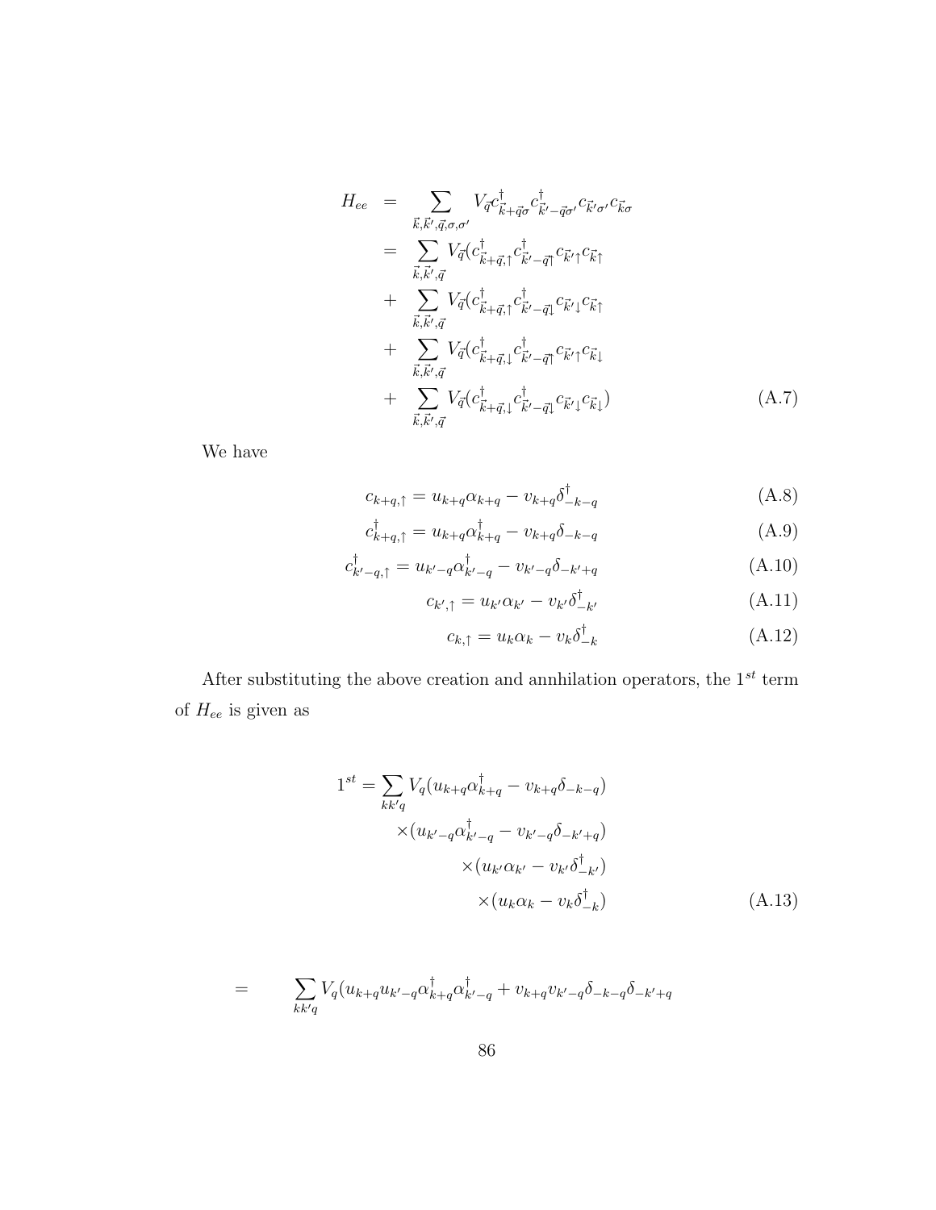$$
\begin{aligned}
H_{ee} &= \sum_{\vec{k},\vec{k}',\vec{q},\sigma,\sigma'} V_{\vec{q}} c^{\dagger}_{\vec{k}+\vec{q}\sigma} c^{\dagger}_{\vec{k}'-\vec{q}\sigma'} c_{\vec{k}'\sigma'} c_{\vec{k}\sigma} \\
&= \sum_{\vec{k},\vec{k}',\vec{q}} V_{\vec{q}} (c^{\dagger}_{\vec{k}+\vec{q},\uparrow} c^{\dagger}_{\vec{k}'-\vec{q}\uparrow} c_{\vec{k}'\uparrow} c_{\vec{k}\uparrow} \\
&+ \sum_{\vec{k},\vec{k}',\vec{q}} V_{\vec{q}} (c^{\dagger}_{\vec{k}+\vec{q},\uparrow} c^{\dagger}_{\vec{k}'-\vec{q}\downarrow} c_{\vec{k}'\downarrow} c_{\vec{k}\uparrow} \\
&+ \sum_{\vec{k},\vec{k}',\vec{q}} V_{\vec{q}} (c^{\dagger}_{\vec{k}+\vec{q},\downarrow} c^{\dagger}_{\vec{k}'-\vec{q}\uparrow} c_{\vec{k}'\uparrow} c_{\vec{k}\downarrow} \\
&+ \sum_{\vec{k},\vec{k}',\vec{q}} V_{\vec{q}} (c^{\dagger}_{\vec{k}+\vec{q},\downarrow} c^{\dagger}_{\vec{k}'-\vec{q}\downarrow} c_{\vec{k}'\downarrow} c_{\vec{k}\downarrow}) \qquad \text{(A.7)}
\end{aligned}
$$

We have

$$
c_{k+q,\uparrow} = u_{k+q}\alpha_{k+q} - v_{k+q}\delta^{\dagger}_{-k-q} \qquad \text{(A.8)}
$$

$$
c^{\dagger}_{k+q,\uparrow} = u_{k+q}\alpha^{\dagger}_{k+q} - v_{k+q}\delta_{-k-q} \qquad \text{(A.9)}
$$

$$
c^{\dagger}_{k'-q,\uparrow} = u_{k'-q}\alpha^{\dagger}_{k'-q} - v_{k'-q}\delta_{-k'+q} \qquad \text{(A.10)}
$$

$$
c_{k',\uparrow} = u_{k'}\alpha_{k'} - v_{k'}\delta^{\dagger}_{-k'} \qquad \text{(A.11)}
$$

$$
c_{k,\uparrow} = u_{k}\alpha_{k} - v_{k}\delta^{\dagger}_{-k} \qquad \text{(A.12)}
$$

After substituting the above creation and annhilation operators, the $1^{st}$ term of $H_{ee}$ is given as

$$
\begin{aligned}
1^{st} = \sum_{kk'q} V_q (u_{k+q}\alpha^{\dagger}_{k+q} - v_{k+q}\delta_{-k-q}) \\
\times (u_{k'-q}\alpha^{\dagger}_{k'-q} - v_{k'-q}\delta_{-k'+q}) \\
\times (u_{k'}\alpha_{k'} - v_{k'}\delta^{\dagger}_{-k'}) \\
\times (u_{k}\alpha_{k} - v_{k}\delta^{\dagger}_{-k}) \qquad \text{(A.13)}
\end{aligned}
$$

$$
= \sum_{kk'q} V_q (u_{k+q}u_{k'-q}\alpha^{\dagger}_{k+q}\alpha^{\dagger}_{k'-q} + v_{k+q}v_{k'-q}\delta_{-k-q}\delta_{-k'+q}
$$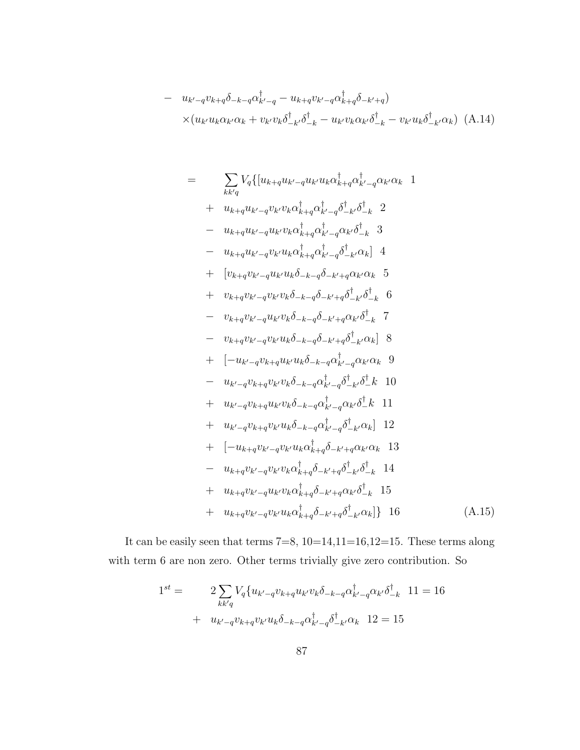$$
\begin{aligned}
- \quad & u_{k'-q}v_{k+q}\delta_{-k-q}\alpha^{\dagger}_{k'-q} - u_{k+q}v_{k'-q}\alpha^{\dagger}_{k+q}\delta_{-k'+q}) \\
& \times(u_{k'}u_k\alpha_{k'}\alpha_k + v_{k'}v_k\delta^{\dagger}_{-k'}\delta^{\dagger}_{-k} - u_{k'}v_k\alpha_{k'}\delta^{\dagger}_{-k} - v_{k'}u_k\delta^{\dagger}_{-k'}\alpha_k) \quad \text{(A.14)}
\end{aligned}
$$

$$
\begin{aligned}
= \quad & \sum_{kk'q} V_q\{[u_{k+q}u_{k'-q}u_{k'}u_k\alpha^{\dagger}_{k+q}\alpha^{\dagger}_{k'-q}\alpha_{k'}\alpha_k \quad 1 \\
+ \quad & u_{k+q}u_{k'-q}v_{k'}v_k\alpha^{\dagger}_{k+q}\alpha^{\dagger}_{k'-q}\delta^{\dagger}_{-k'}\delta^{\dagger}_{-k} \quad 2 \\
- \quad & u_{k+q}u_{k'-q}u_{k'}v_k\alpha^{\dagger}_{k+q}\alpha^{\dagger}_{k'-q}\alpha_{k'}\delta^{\dagger}_{-k} \quad 3 \\
- \quad & u_{k+q}u_{k'-q}v_{k'}u_k\alpha^{\dagger}_{k+q}\alpha^{\dagger}_{k'-q}\delta^{\dagger}_{-k'}\alpha_k] \quad 4 \\
+ \quad & [v_{k+q}v_{k'-q}u_{k'}u_k\delta_{-k-q}\delta_{-k'+q}\alpha_{k'}\alpha_k \quad 5 \\
+ \quad & v_{k+q}v_{k'-q}v_{k'}v_k\delta_{-k-q}\delta_{-k'+q}\delta^{\dagger}_{-k'}\delta^{\dagger}_{-k} \quad 6 \\
- \quad & v_{k+q}v_{k'-q}u_{k'}v_k\delta_{-k-q}\delta_{-k'+q}\alpha_{k'}\delta^{\dagger}_{-k} \quad 7 \\
- \quad & v_{k+q}v_{k'-q}v_{k'}u_k\delta_{-k-q}\delta_{-k'+q}\delta^{\dagger}_{-k'}\alpha_k] \quad 8 \\
+ \quad & [-u_{k'-q}v_{k+q}u_{k'}u_k\delta_{-k-q}\alpha^{\dagger}_{k'-q}\alpha_{k'}\alpha_k \quad 9 \\
- \quad & u_{k'-q}v_{k+q}v_{k'}v_k\delta_{-k-q}\alpha^{\dagger}_{k'-q}\delta^{\dagger}_{-k'}\delta^{\dagger}_{-}k \quad 10 \\
+ \quad & u_{k'-q}v_{k+q}u_{k'}v_k\delta_{-k-q}\alpha^{\dagger}_{k'-q}\alpha_{k'}\delta^{\dagger}_{-}k \quad 11 \\
+ \quad & u_{k'-q}v_{k+q}v_{k'}u_k\delta_{-k-q}\alpha^{\dagger}_{k'-q}\delta^{\dagger}_{-k'}\alpha_k] \quad 12 \\
+ \quad & [-u_{k+q}v_{k'-q}v_{k'}u_k\alpha^{\dagger}_{k+q}\delta_{-k'+q}\alpha_{k'}\alpha_k \quad 13 \\
- \quad & u_{k+q}v_{k'-q}v_{k'}v_k\alpha^{\dagger}_{k+q}\delta_{-k'+q}\delta^{\dagger}_{-k'}\delta^{\dagger}_{-k} \quad 14 \\
+ \quad & u_{k+q}v_{k'-q}u_{k'}v_k\alpha^{\dagger}_{k+q}\delta_{-k'+q}\alpha_{k'}\delta^{\dagger}_{-k} \quad 15 \\
+ \quad & u_{k+q}v_{k'-q}v_{k'}u_k\alpha^{\dagger}_{k+q}\delta_{-k'+q}\delta^{\dagger}_{-k'}\alpha_k]\} \quad 16 \qquad \text{(A.15)}
\end{aligned}
$$

It can be easily seen that terms 7=8, 10=14,11=16,12=15. These terms along with term 6 are non zero. Other terms trivially give zero contribution. So

$$
\begin{aligned}
1^{st} = \quad & 2\sum_{kk'q} V_q\{u_{k'-q}v_{k+q}u_{k'}v_k\delta_{-k-q}\alpha^{\dagger}_{k'-q}\alpha_{k'}\delta^{\dagger}_{-k} \quad 11 = 16 \\
+ \quad & u_{k'-q}v_{k+q}v_{k'}u_k\delta_{-k-q}\alpha^{\dagger}_{k'-q}\delta^{\dagger}_{-k'}\alpha_k \quad 12 = 15
\end{aligned}
$$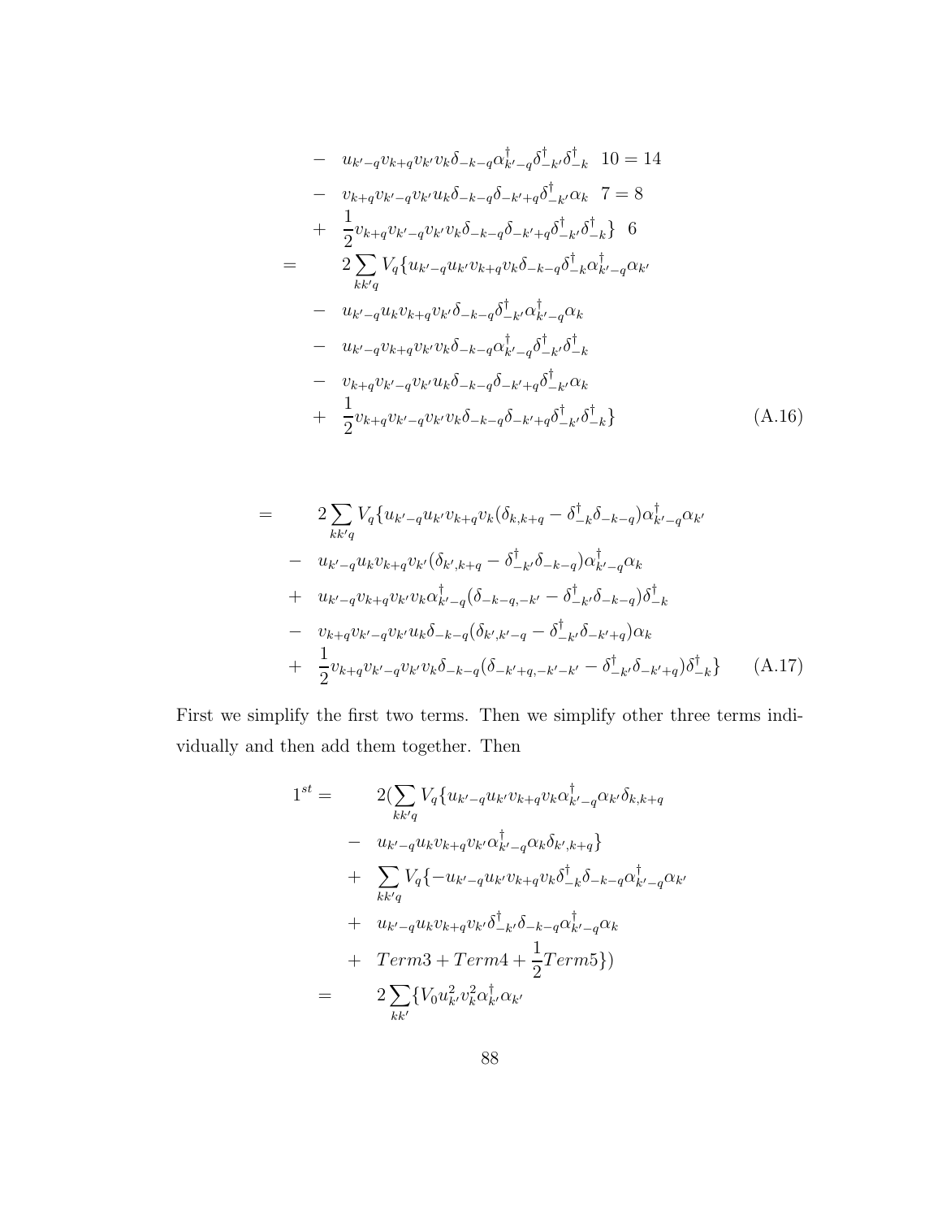$$
\begin{aligned}
& - \quad u_{k'-q} v_{k+q} v_{k'} v_k \delta_{-k-q} \alpha^\dagger_{k'-q} \delta^\dagger_{-k'} \delta^\dagger_{-k} \quad 10 = 14 \\
& - \quad v_{k+q} v_{k'-q} v_{k'} u_k \delta_{-k-q} \delta_{-k'+q} \delta^\dagger_{-k'} \alpha_k \quad 7 = 8 \\
& + \quad \frac{1}{2} v_{k+q} v_{k'-q} v_{k'} v_k \delta_{-k-q} \delta_{-k'+q} \delta^\dagger_{-k'} \delta^\dagger_{-k} \} \quad 6 \\
= & \quad 2 \sum_{kk'q} V_q \{ u_{k'-q} u_{k'} v_{k+q} v_k \delta_{-k-q} \delta^\dagger_{-k} \alpha^\dagger_{k'-q} \alpha_{k'} \\
& - \quad u_{k'-q} u_k v_{k+q} v_{k'} \delta_{-k-q} \delta^\dagger_{-k'} \alpha^\dagger_{k'-q} \alpha_k \\
& - \quad u_{k'-q} v_{k+q} v_{k'} v_k \delta_{-k-q} \alpha^\dagger_{k'-q} \delta^\dagger_{-k'} \delta^\dagger_{-k} \\
& - \quad v_{k+q} v_{k'-q} v_{k'} u_k \delta_{-k-q} \delta_{-k'+q} \delta^\dagger_{-k'} \alpha_k \\
& + \quad \frac{1}{2} v_{k+q} v_{k'-q} v_{k'} v_k \delta_{-k-q} \delta_{-k'+q} \delta^\dagger_{-k'} \delta^\dagger_{-k} \}
\end{aligned}
\tag{A.16}
$$

$$
\begin{aligned}
= & \quad 2 \sum_{kk'q} V_q \{ u_{k'-q} u_{k'} v_{k+q} v_k (\delta_{k,k+q} - \delta^\dagger_{-k} \delta_{-k-q}) \alpha^\dagger_{k'-q} \alpha_{k'} \\
& - \quad u_{k'-q} u_k v_{k+q} v_{k'} (\delta_{k',k+q} - \delta^\dagger_{-k'} \delta_{-k-q}) \alpha^\dagger_{k'-q} \alpha_k \\
& + \quad u_{k'-q} v_{k+q} v_{k'} v_k \alpha^\dagger_{k'-q} (\delta_{-k-q,-k'} - \delta^\dagger_{-k'} \delta_{-k-q}) \delta^\dagger_{-k} \\
& - \quad v_{k+q} v_{k'-q} v_{k'} u_k \delta_{-k-q} (\delta_{k',k'-q} - \delta^\dagger_{-k'} \delta_{-k'+q}) \alpha_k \\
& + \quad \frac{1}{2} v_{k+q} v_{k'-q} v_{k'} v_k \delta_{-k-q} (\delta_{-k'+q,-k'-k'} - \delta^\dagger_{-k'} \delta_{-k'+q}) \delta^\dagger_{-k} \}
\end{aligned}
\tag{A.17}
$$

First we simplify the first two terms. Then we simplify other three terms individually and then add them together. Then

$$
\begin{aligned}
1^{st} = & \quad 2 ( \sum_{kk'q} V_q \{ u_{k'-q} u_{k'} v_{k+q} v_k \alpha^\dagger_{k'-q} \alpha_{k'} \delta_{k,k+q} \\
& - \quad u_{k'-q} u_k v_{k+q} v_{k'} \alpha^\dagger_{k'-q} \alpha_k \delta_{k',k+q} \} \\
& + \quad \sum_{kk'q} V_q \{ - u_{k'-q} u_{k'} v_{k+q} v_k \delta^\dagger_{-k} \delta_{-k-q} \alpha^\dagger_{k'-q} \alpha_{k'} \\
& + \quad u_{k'-q} u_k v_{k+q} v_{k'} \delta^\dagger_{-k'} \delta_{-k-q} \alpha^\dagger_{k'-q} \alpha_k \\
& + \quad Term3 + Term4 + \frac{1}{2} Term5 \} ) \\
= & \quad 2 \sum_{kk'} \{ V_0 u^2_{k'} v^2_k \alpha^\dagger_{k'} \alpha_{k'}
\end{aligned}
$$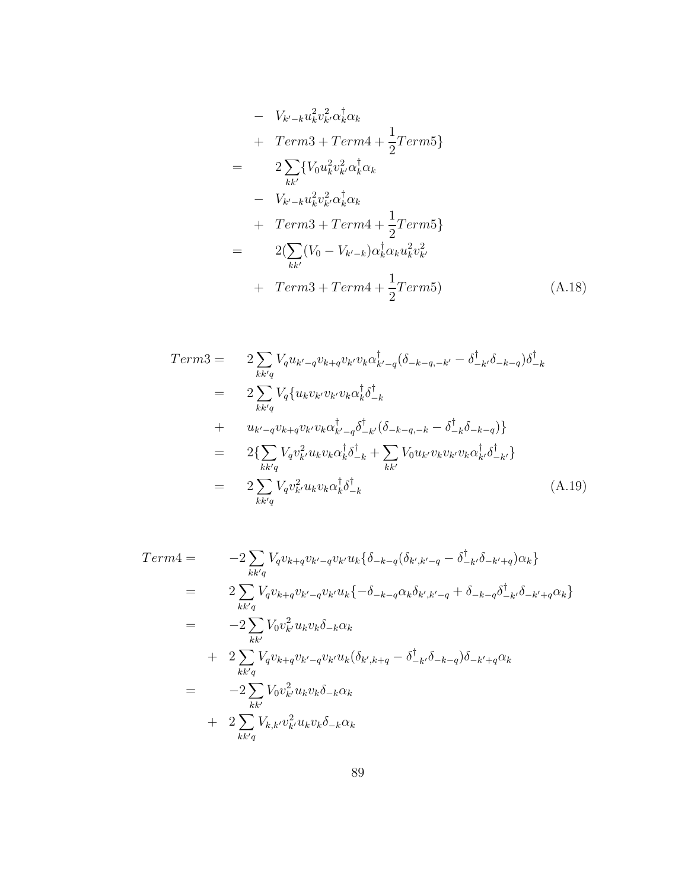$$
\begin{aligned}
& - \quad V_{k'-k} u_k^2 v_{k'}^2 \alpha_k^\dagger \alpha_k \\
& + \quad Term3 + Term4 + \frac{1}{2} Term5\} \\
= & \quad 2 \sum_{kk'} \{ V_0 u_k^2 v_{k'}^2 \alpha_k^\dagger \alpha_k \\
& - \quad V_{k'-k} u_k^2 v_{k'}^2 \alpha_k^\dagger \alpha_k \\
& + \quad Term3 + Term4 + \frac{1}{2} Term5\} \\
= & \quad 2 (\sum_{kk'} (V_0 - V_{k'-k}) \alpha_k^\dagger \alpha_k u_k^2 v_{k'}^2 \\
& + \quad Term3 + Term4 + \frac{1}{2} Term5)
\end{aligned} \tag{A.18}
$$

$$
\begin{aligned}
Term3 = & \quad 2 \sum_{kk'q} V_q u_{k'-q} v_{k+q} v_{k'} v_k \alpha_{k'-q}^\dagger (\delta_{-k-q,-k'} - \delta_{-k'}^\dagger \delta_{-k-q}) \delta_{-k}^\dagger \\
= & \quad 2 \sum_{kk'q} V_q \{ u_k v_{k'} v_{k'} v_k \alpha_k^\dagger \delta_{-k}^\dagger \\
+ & \quad u_{k'-q} v_{k+q} v_{k'} v_k \alpha_{k'-q}^\dagger \delta_{-k'}^\dagger (\delta_{-k-q,-k} - \delta_{-k}^\dagger \delta_{-k-q}) \} \\
= & \quad 2 \{ \sum_{kk'q} V_q v_{k'}^2 u_k v_k \alpha_k^\dagger \delta_{-k}^\dagger + \sum_{kk'} V_0 u_{k'} v_k v_{k'} v_k \alpha_{k'}^\dagger \delta_{-k'}^\dagger \} \\
= & \quad 2 \sum_{kk'q} V_q v_{k'}^2 u_k v_k \alpha_k^\dagger \delta_{-k}^\dagger
\end{aligned} \tag{A.19}
$$

$$
\begin{aligned}
Term4 = & \quad -2 \sum_{kk'q} V_q v_{k+q} v_{k'-q} v_{k'} u_k \{ \delta_{-k-q} (\delta_{k',k'-q} - \delta_{-k'}^\dagger \delta_{-k'+q}) \alpha_k \} \\
= & \quad 2 \sum_{kk'q} V_q v_{k+q} v_{k'-q} v_{k'} u_k \{ -\delta_{-k-q} \alpha_k \delta_{k',k'-q} + \delta_{-k-q} \delta_{-k'}^\dagger \delta_{-k'+q} \alpha_k \} \\
= & \quad -2 \sum_{kk'} V_0 v_{k'}^2 u_k v_k \delta_{-k} \alpha_k \\
& + \quad 2 \sum_{kk'q} V_q v_{k+q} v_{k'-q} v_{k'} u_k (\delta_{k',k+q} - \delta_{-k'}^\dagger \delta_{-k-q}) \delta_{-k'+q} \alpha_k \\
= & \quad -2 \sum_{kk'} V_0 v_{k'}^2 u_k v_k \delta_{-k} \alpha_k \\
& + \quad 2 \sum_{kk'q} V_{k,k'} v_{k'}^2 u_k v_k \delta_{-k} \alpha_k
\end{aligned}
$$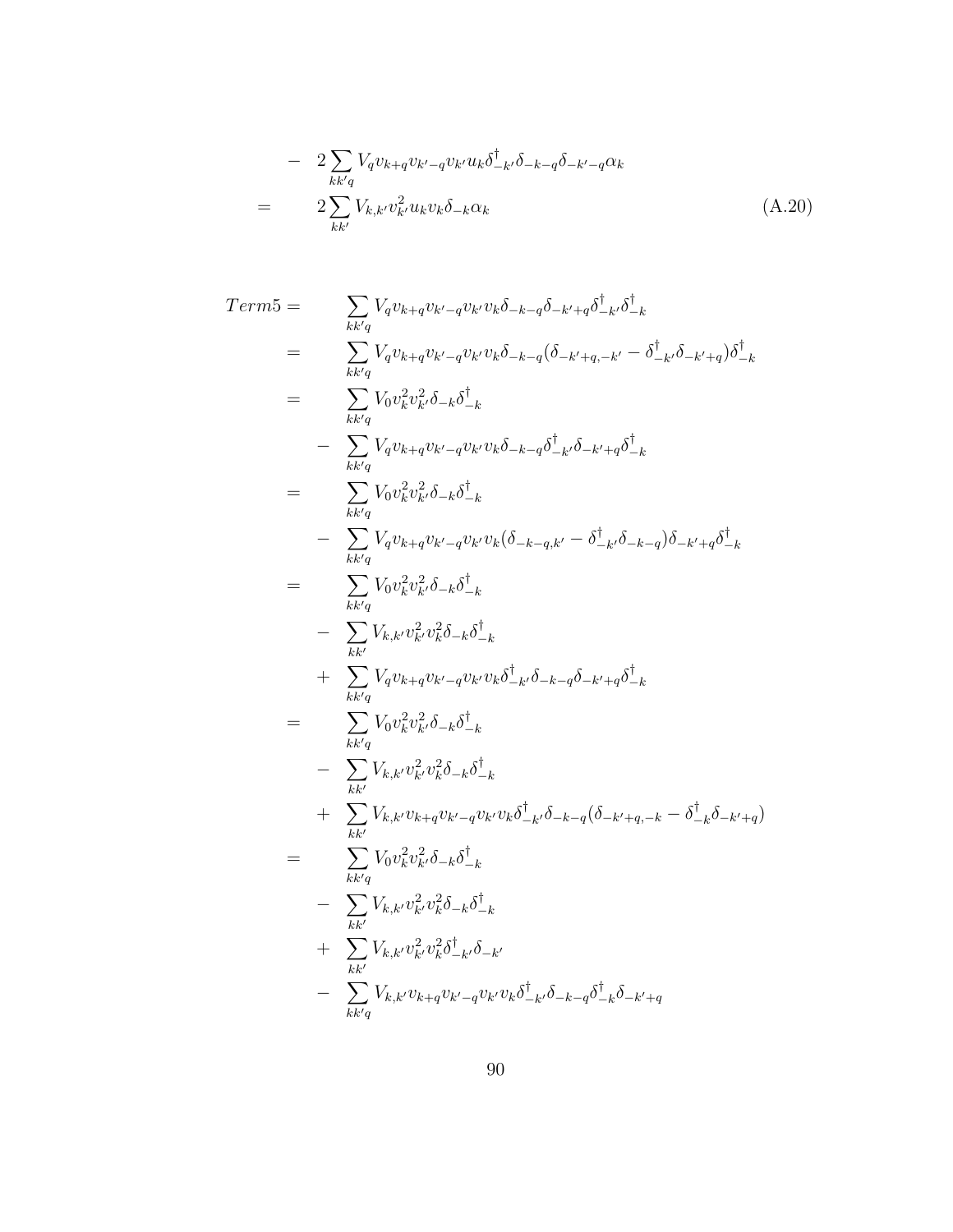$$
\begin{aligned}
& - \; 2\sum_{kk'q} V_q v_{k+q} v_{k'-q} v_{k'} u_k \delta^{\dagger}_{-k'} \delta_{-k-q} \delta_{-k'-q} \alpha_k \\
= & \quad 2\sum_{kk'} V_{k,k'} v_{k'}^2 u_k v_k \delta_{-k} \alpha_k
\end{aligned}
\tag{A.20}
$$

$$
\begin{aligned}
Term5 = & \quad \sum_{kk'q} V_q v_{k+q} v_{k'-q} v_{k'} v_k \delta_{-k-q} \delta_{-k'+q} \delta^{\dagger}_{-k'} \delta^{\dagger}_{-k} \\
= & \quad \sum_{kk'q} V_q v_{k+q} v_{k'-q} v_{k'} v_k \delta_{-k-q} (\delta_{-k'+q,-k'} - \delta^{\dagger}_{-k'} \delta_{-k'+q}) \delta^{\dagger}_{-k} \\
= & \quad \sum_{kk'q} V_0 v_k^2 v_{k'}^2 \delta_{-k} \delta^{\dagger}_{-k} \\
& - \sum_{kk'q} V_q v_{k+q} v_{k'-q} v_{k'} v_k \delta_{-k-q} \delta^{\dagger}_{-k'} \delta_{-k'+q} \delta^{\dagger}_{-k} \\
= & \quad \sum_{kk'q} V_0 v_k^2 v_{k'}^2 \delta_{-k} \delta^{\dagger}_{-k} \\
& - \sum_{kk'q} V_q v_{k+q} v_{k'-q} v_{k'} v_k (\delta_{-k-q,k'} - \delta^{\dagger}_{-k'} \delta_{-k-q}) \delta_{-k'+q} \delta^{\dagger}_{-k} \\
= & \quad \sum_{kk'q} V_0 v_k^2 v_{k'}^2 \delta_{-k} \delta^{\dagger}_{-k} \\
& - \sum_{kk'} V_{k,k'} v_{k'}^2 v_k^2 \delta_{-k} \delta^{\dagger}_{-k} \\
& + \sum_{kk'q} V_q v_{k+q} v_{k'-q} v_{k'} v_k \delta^{\dagger}_{-k'} \delta_{-k-q} \delta_{-k'+q} \delta^{\dagger}_{-k} \\
= & \quad \sum_{kk'q} V_0 v_k^2 v_{k'}^2 \delta_{-k} \delta^{\dagger}_{-k} \\
& - \sum_{kk'} V_{k,k'} v_{k'}^2 v_k^2 \delta_{-k} \delta^{\dagger}_{-k} \\
& + \sum_{kk'} V_{k,k'} v_{k+q} v_{k'-q} v_{k'} v_k \delta^{\dagger}_{-k'} \delta_{-k-q} (\delta_{-k'+q,-k} - \delta^{\dagger}_{-k} \delta_{-k'+q}) \\
= & \quad \sum_{kk'q} V_0 v_k^2 v_{k'}^2 \delta_{-k} \delta^{\dagger}_{-k} \\
& - \sum_{kk'} V_{k,k'} v_{k'}^2 v_k^2 \delta_{-k} \delta^{\dagger}_{-k} \\
& + \sum_{kk'} V_{k,k'} v_{k'}^2 v_k^2 \delta^{\dagger}_{-k'} \delta_{-k'} \\
& - \sum_{kk'q} V_{k,k'} v_{k+q} v_{k'-q} v_{k'} v_k \delta^{\dagger}_{-k'} \delta_{-k-q} \delta^{\dagger}_{-k} \delta_{-k'+q}
\end{aligned}
$$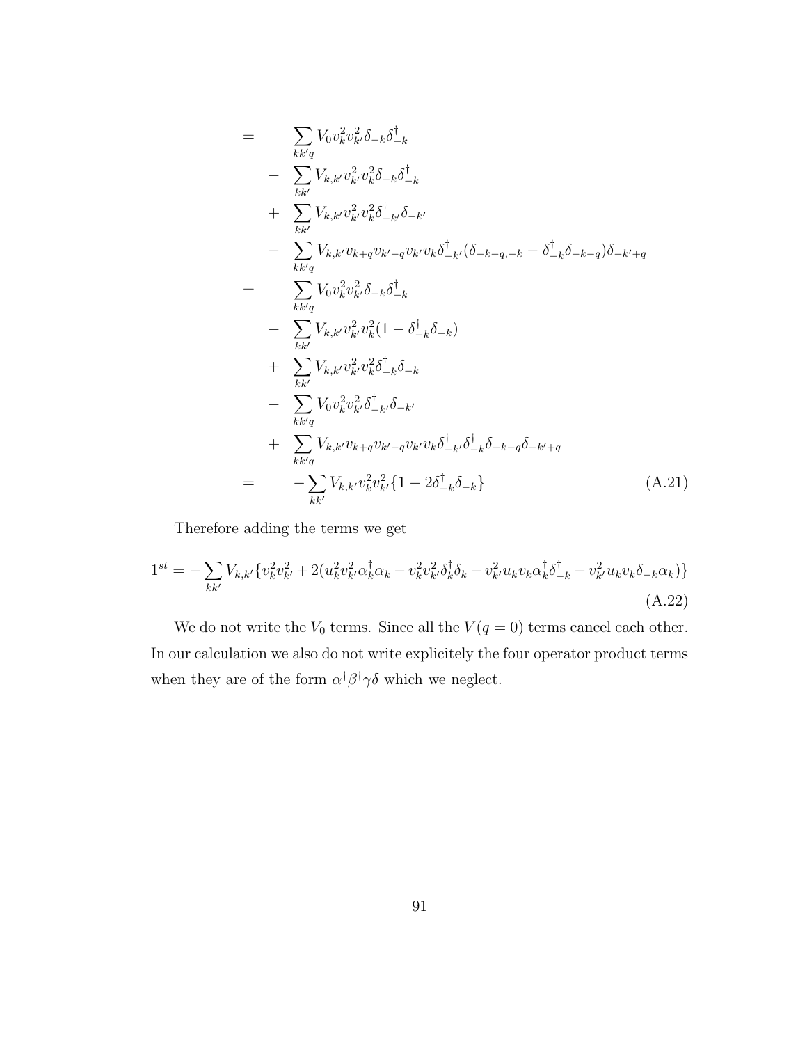$$
\begin{aligned}
= \quad & \sum_{kk'q} V_0 v_k^2 v_{k'}^2 \delta_{-k}\delta^\dagger_{-k} \\
- \quad & \sum_{kk'} V_{k,k'} v_{k'}^2 v_k^2 \delta_{-k}\delta^\dagger_{-k} \\
+ \quad & \sum_{kk'} V_{k,k'} v_{k'}^2 v_k^2 \delta^\dagger_{-k'}\delta_{-k'} \\
- \quad & \sum_{kk'q} V_{k,k'} v_{k+q} v_{k'-q} v_{k'} v_k \delta^\dagger_{-k'}(\delta_{-k-q,-k} - \delta^\dagger_{-k}\delta_{-k-q})\delta_{-k'+q} \\
= \quad & \sum_{kk'q} V_0 v_k^2 v_{k'}^2 \delta_{-k}\delta^\dagger_{-k} \\
- \quad & \sum_{kk'} V_{k,k'} v_{k'}^2 v_k^2 (1 - \delta^\dagger_{-k}\delta_{-k}) \\
+ \quad & \sum_{kk'} V_{k,k'} v_{k'}^2 v_k^2 \delta^\dagger_{-k}\delta_{-k} \\
- \quad & \sum_{kk'q} V_0 v_k^2 v_{k'}^2 \delta^\dagger_{-k'}\delta_{-k'} \\
+ \quad & \sum_{kk'q} V_{k,k'} v_{k+q} v_{k'-q} v_{k'} v_k \delta^\dagger_{-k'}\delta^\dagger_{-k}\delta_{-k-q}\delta_{-k'+q} \\
= \quad & -\sum_{kk'} V_{k,k'} v_k^2 v_{k'}^2 \{1 - 2\delta^\dagger_{-k}\delta_{-k}\} \qquad \text{(A.21)}
\end{aligned}
$$

Therefore adding the terms we get

$$
1^{st} = -\sum_{kk'} V_{k,k'} \{v_k^2 v_{k'}^2 + 2(u_k^2 v_{k'}^2 \alpha_k^\dagger \alpha_k - v_k^2 v_{k'}^2 \delta_k^\dagger \delta_k - v_{k'}^2 u_k v_k \alpha_k^\dagger \delta^\dagger_{-k} - v_{k'}^2 u_k v_k \delta_{-k}\alpha_k)\} \qquad \text{(A.22)}
$$

We do not write the $V_0$ terms. Since all the $V(q=0)$ terms cancel each other. In our calculation we also do not write explicitely the four operator product terms when they are of the form $\alpha^\dagger \beta^\dagger \gamma \delta$ which we neglect.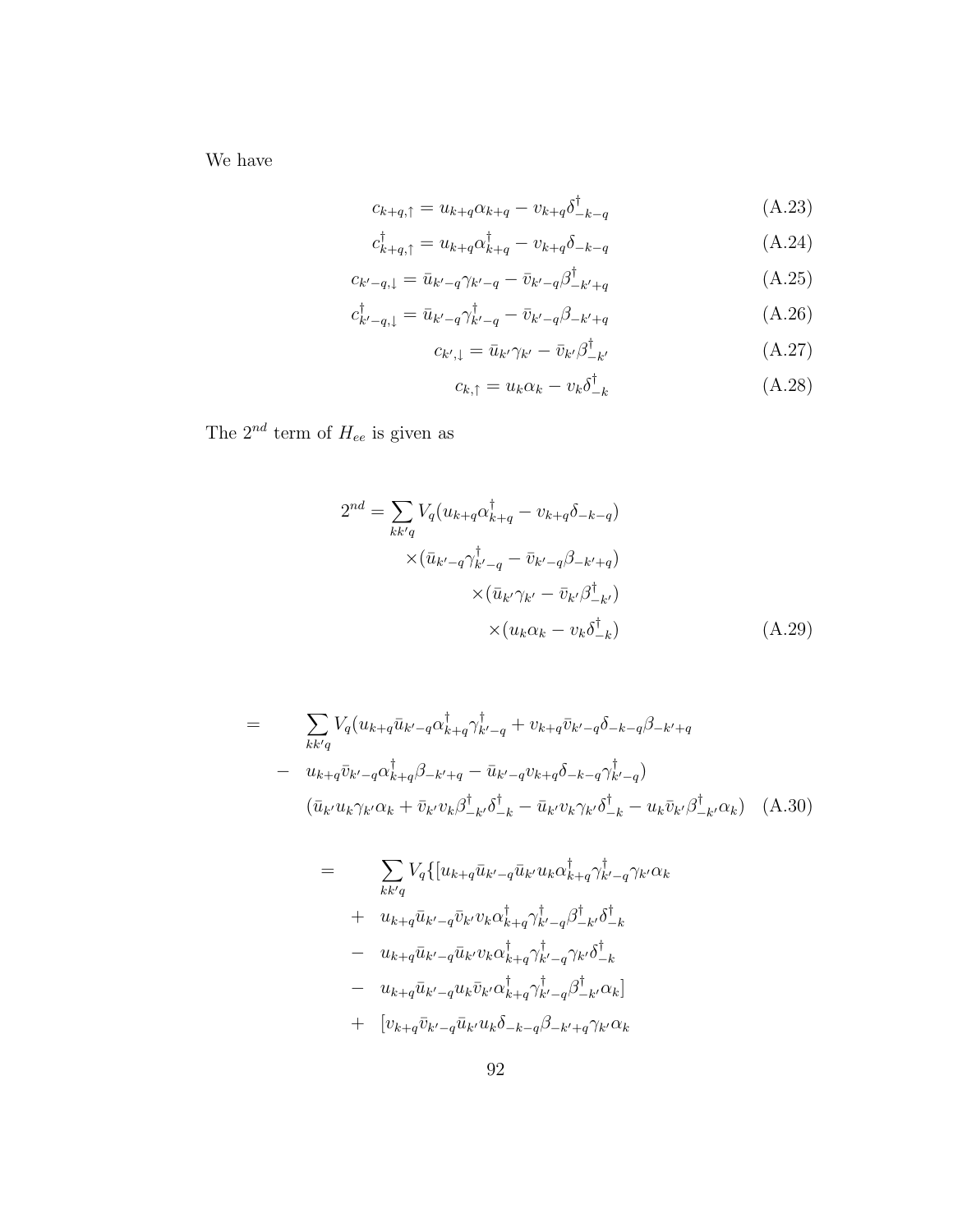We have

$$c_{k+q,\uparrow} = u_{k+q}\alpha_{k+q} - v_{k+q}\delta^{\dagger}_{-k-q} \tag{A.23}$$

$$c^{\dagger}_{k+q,\uparrow} = u_{k+q}\alpha^{\dagger}_{k+q} - v_{k+q}\delta_{-k-q} \tag{A.24}$$

$$c_{k'-q,\downarrow} = \bar{u}_{k'-q}\gamma_{k'-q} - \bar{v}_{k'-q}\beta^{\dagger}_{-k'+q} \tag{A.25}$$

$$c^{\dagger}_{k'-q,\downarrow} = \bar{u}_{k'-q}\gamma^{\dagger}_{k'-q} - \bar{v}_{k'-q}\beta_{-k'+q} \tag{A.26}$$

$$c_{k',\downarrow} = \bar{u}_{k'}\gamma_{k'} - \bar{v}_{k'}\beta^{\dagger}_{-k'} \tag{A.27}$$

$$c_{k,\uparrow} = u_k\alpha_k - v_k\delta^{\dagger}_{-k} \tag{A.28}$$

The $2^{nd}$ term of $H_{ee}$ is given as

$$
\begin{aligned}
2^{nd} = \sum_{kk'q} V_q(&u_{k+q}\alpha^{\dagger}_{k+q} - v_{k+q}\delta_{-k-q}) \\
&\times(\bar{u}_{k'-q}\gamma^{\dagger}_{k'-q} - \bar{v}_{k'-q}\beta_{-k'+q}) \\
&\times(\bar{u}_{k'}\gamma_{k'} - \bar{v}_{k'}\beta^{\dagger}_{-k'}) \\
&\times(u_k\alpha_k - v_k\delta^{\dagger}_{-k})
\end{aligned} \tag{A.29}
$$

$$
\begin{aligned}
= \quad & \sum_{kk'q} V_q(u_{k+q}\bar{u}_{k'-q}\alpha^{\dagger}_{k+q}\gamma^{\dagger}_{k'-q} + v_{k+q}\bar{v}_{k'-q}\delta_{-k-q}\beta_{-k'+q} \\
- \quad & u_{k+q}\bar{v}_{k'-q}\alpha^{\dagger}_{k+q}\beta_{-k'+q} - \bar{u}_{k'-q}v_{k+q}\delta_{-k-q}\gamma^{\dagger}_{k'-q}) \\
& (\bar{u}_{k'}u_k\gamma_{k'}\alpha_k + \bar{v}_{k'}v_k\beta^{\dagger}_{-k'}\delta^{\dagger}_{-k} - \bar{u}_{k'}v_k\gamma_{k'}\delta^{\dagger}_{-k} - u_k\bar{v}_{k'}\beta^{\dagger}_{-k'}\alpha_k)
\end{aligned} \tag{A.30}
$$

$$
\begin{aligned}
= \quad & \sum_{kk'q} V_q\{[u_{k+q}\bar{u}_{k'-q}\bar{u}_{k'}u_k\alpha^{\dagger}_{k+q}\gamma^{\dagger}_{k'-q}\gamma_{k'}\alpha_k \\
+ \quad & u_{k+q}\bar{u}_{k'-q}\bar{v}_{k'}v_k\alpha^{\dagger}_{k+q}\gamma^{\dagger}_{k'-q}\beta^{\dagger}_{-k'}\delta^{\dagger}_{-k} \\
- \quad & u_{k+q}\bar{u}_{k'-q}\bar{u}_{k'}v_k\alpha^{\dagger}_{k+q}\gamma^{\dagger}_{k'-q}\gamma_{k'}\delta^{\dagger}_{-k} \\
- \quad & u_{k+q}\bar{u}_{k'-q}u_k\bar{v}_{k'}\alpha^{\dagger}_{k+q}\gamma^{\dagger}_{k'-q}\beta^{\dagger}_{-k'}\alpha_k] \\
+ \quad & [v_{k+q}\bar{v}_{k'-q}\bar{u}_{k'}u_k\delta_{-k-q}\beta_{-k'+q}\gamma_{k'}\alpha_k
\end{aligned}
$$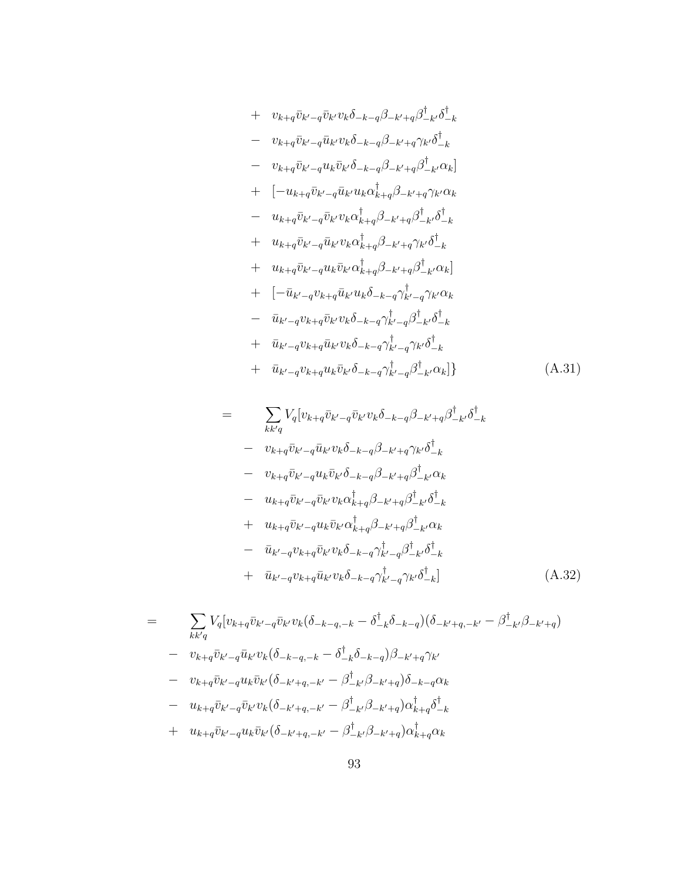$$
\begin{aligned}
&+ \quad v_{k+q}\bar{v}_{k'-q}\bar{v}_{k'}v_k\delta_{-k-q}\beta_{-k'+q}\beta^{\dagger}_{-k'}\delta^{\dagger}_{-k} \\
&- \quad v_{k+q}\bar{v}_{k'-q}\bar{u}_{k'}v_k\delta_{-k-q}\beta_{-k'+q}\gamma_{k'}\delta^{\dagger}_{-k} \\
&- \quad v_{k+q}\bar{v}_{k'-q}u_k\bar{v}_{k'}\delta_{-k-q}\beta_{-k'+q}\beta^{\dagger}_{-k'}\alpha_k] \\
&+ \quad [-u_{k+q}\bar{v}_{k'-q}\bar{u}_{k'}u_k\alpha^{\dagger}_{k+q}\beta_{-k'+q}\gamma_{k'}\alpha_k \\
&- \quad u_{k+q}\bar{v}_{k'-q}\bar{v}_{k'}v_k\alpha^{\dagger}_{k+q}\beta_{-k'+q}\beta^{\dagger}_{-k'}\delta^{\dagger}_{-k} \\
&+ \quad u_{k+q}\bar{v}_{k'-q}\bar{u}_{k'}v_k\alpha^{\dagger}_{k+q}\beta_{-k'+q}\gamma_{k'}\delta^{\dagger}_{-k} \\
&+ \quad u_{k+q}\bar{v}_{k'-q}u_k\bar{v}_{k'}\alpha^{\dagger}_{k+q}\beta_{-k'+q}\beta^{\dagger}_{-k'}\alpha_k] \\
&+ \quad [-\bar{u}_{k'-q}v_{k+q}\bar{u}_{k'}u_k\delta_{-k-q}\gamma^{\dagger}_{k'-q}\gamma_{k'}\alpha_k \\
&- \quad \bar{u}_{k'-q}v_{k+q}\bar{v}_{k'}v_k\delta_{-k-q}\gamma^{\dagger}_{k'-q}\beta^{\dagger}_{-k'}\delta^{\dagger}_{-k} \\
&+ \quad \bar{u}_{k'-q}v_{k+q}\bar{u}_{k'}v_k\delta_{-k-q}\gamma^{\dagger}_{k'-q}\gamma_{k'}\delta^{\dagger}_{-k} \\
&+ \quad \bar{u}_{k'-q}v_{k+q}u_k\bar{v}_{k'}\delta_{-k-q}\gamma^{\dagger}_{k'-q}\beta^{\dagger}_{-k'}\alpha_k]\}
\end{aligned}
\tag{A.31}
$$

$$
\begin{aligned}
= \quad & \sum_{kk'q} V_q[v_{k+q}\bar{v}_{k'-q}\bar{v}_{k'}v_k\delta_{-k-q}\beta_{-k'+q}\beta^{\dagger}_{-k'}\delta^{\dagger}_{-k} \\
&- \quad v_{k+q}\bar{v}_{k'-q}\bar{u}_{k'}v_k\delta_{-k-q}\beta_{-k'+q}\gamma_{k'}\delta^{\dagger}_{-k} \\
&- \quad v_{k+q}\bar{v}_{k'-q}u_k\bar{v}_{k'}\delta_{-k-q}\beta_{-k'+q}\beta^{\dagger}_{-k'}\alpha_k \\
&- \quad u_{k+q}\bar{v}_{k'-q}\bar{v}_{k'}v_k\alpha^{\dagger}_{k+q}\beta_{-k'+q}\beta^{\dagger}_{-k'}\delta^{\dagger}_{-k} \\
&+ \quad u_{k+q}\bar{v}_{k'-q}u_k\bar{v}_{k'}\alpha^{\dagger}_{k+q}\beta_{-k'+q}\beta^{\dagger}_{-k'}\alpha_k \\
&- \quad \bar{u}_{k'-q}v_{k+q}\bar{v}_{k'}v_k\delta_{-k-q}\gamma^{\dagger}_{k'-q}\beta^{\dagger}_{-k'}\delta^{\dagger}_{-k} \\
&+ \quad \bar{u}_{k'-q}v_{k+q}\bar{u}_{k'}v_k\delta_{-k-q}\gamma^{\dagger}_{k'-q}\gamma_{k'}\delta^{\dagger}_{-k}]
\end{aligned}
\tag{A.32}
$$

$$
\begin{aligned}
= \quad & \sum_{kk'q} V_q[v_{k+q}\bar{v}_{k'-q}\bar{v}_{k'}v_k(\delta_{-k-q,-k} - \delta^{\dagger}_{-k}\delta_{-k-q})(\delta_{-k'+q,-k'} - \beta^{\dagger}_{-k'}\beta_{-k'+q}) \\
&- \quad v_{k+q}\bar{v}_{k'-q}\bar{u}_{k'}v_k(\delta_{-k-q,-k} - \delta^{\dagger}_{-k}\delta_{-k-q})\beta_{-k'+q}\gamma_{k'} \\
&- \quad v_{k+q}\bar{v}_{k'-q}u_k\bar{v}_{k'}(\delta_{-k'+q,-k'} - \beta^{\dagger}_{-k'}\beta_{-k'+q})\delta_{-k-q}\alpha_k \\
&- \quad u_{k+q}\bar{v}_{k'-q}\bar{v}_{k'}v_k(\delta_{-k'+q,-k'} - \beta^{\dagger}_{-k'}\beta_{-k'+q})\alpha^{\dagger}_{k+q}\delta^{\dagger}_{-k} \\
&+ \quad u_{k+q}\bar{v}_{k'-q}u_k\bar{v}_{k'}(\delta_{-k'+q,-k'} - \beta^{\dagger}_{-k'}\beta_{-k'+q})\alpha^{\dagger}_{k+q}\alpha_k
\end{aligned}
$$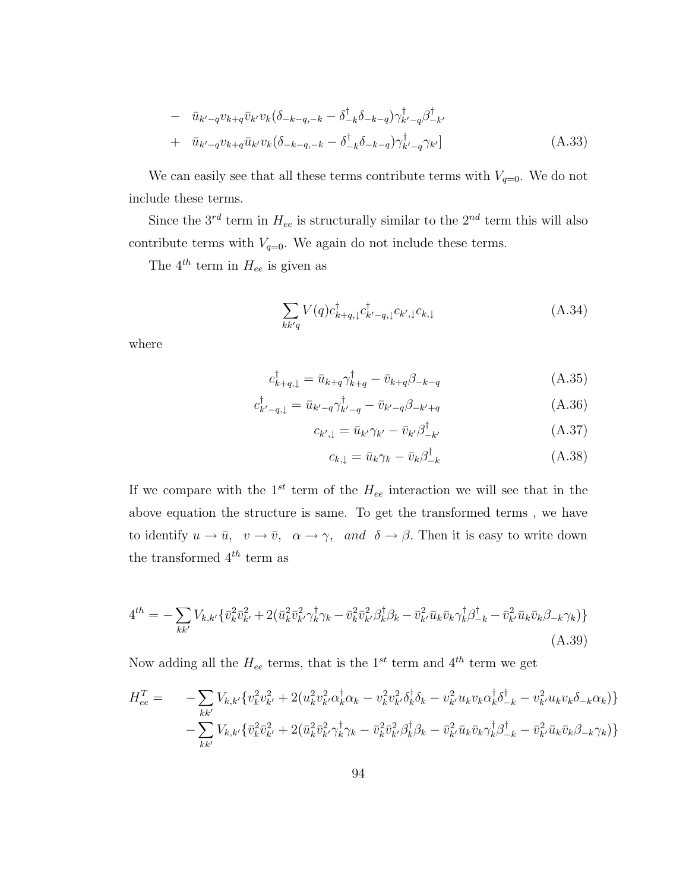$$
\begin{aligned}
- \quad & \bar{u}_{k'-q} v_{k+q} \bar{v}_{k'} v_k (\delta_{-k-q,-k} - \delta^{\dagger}_{-k} \delta_{-k-q}) \gamma^{\dagger}_{k'-q} \beta^{\dagger}_{-k'} \\
+ \quad & \bar{u}_{k'-q} v_{k+q} \bar{u}_{k'} v_k (\delta_{-k-q,-k} - \delta^{\dagger}_{-k} \delta_{-k-q}) \gamma^{\dagger}_{k'-q} \gamma_{k'}]
\end{aligned} \tag{A.33}
$$

We can easily see that all these terms contribute terms with $V_{q=0}$. We do not include these terms.

Since the $3^{rd}$ term in $H_{ee}$ is structurally similar to the $2^{nd}$ term this will also contribute terms with $V_{q=0}$. We again do not include these terms.

The $4^{th}$ term in $H_{ee}$ is given as

$$
\sum_{kk'q} V(q) c^{\dagger}_{k+q,\downarrow} c^{\dagger}_{k'-q,\downarrow} c_{k',\downarrow} c_{k,\downarrow} \tag{A.34}
$$

where

$$
c^{\dagger}_{k+q,\downarrow} = \bar{u}_{k+q} \gamma^{\dagger}_{k+q} - \bar{v}_{k+q} \beta_{-k-q} \tag{A.35}
$$

$$
c^{\dagger}_{k'-q,\downarrow} = \bar{u}_{k'-q} \gamma^{\dagger}_{k'-q} - \bar{v}_{k'-q} \beta_{-k'+q} \tag{A.36}
$$

$$
c_{k',\downarrow} = \bar{u}_{k'} \gamma_{k'} - \bar{v}_{k'} \beta^{\dagger}_{-k'} \tag{A.37}
$$

$$
c_{k,\downarrow} = \bar{u}_{k} \gamma_{k} - \bar{v}_{k} \beta^{\dagger}_{-k} \tag{A.38}
$$

If we compare with the $1^{st}$ term of the $H_{ee}$ interaction we will see that in the above equation the structure is same. To get the transformed terms , we have to identify $u \to \bar{u}, \quad v \to \bar{v}, \quad \alpha \to \gamma, \quad and \quad \delta \to \beta$. Then it is easy to write down the transformed $4^{th}$ term as

$$
4^{th} = -\sum_{kk'} V_{k,k'} \{ \bar{v}^2_k \bar{v}^2_{k'} + 2(\bar{u}^2_k \bar{v}^2_{k'} \gamma^{\dagger}_k \gamma_k - \bar{v}^2_k \bar{v}^2_{k'} \beta^{\dagger}_k \beta_k - \bar{v}^2_{k'} \bar{u}_k \bar{v}_k \gamma^{\dagger}_k \beta^{\dagger}_{-k} - \bar{v}^2_{k'} \bar{u}_k \bar{v}_k \beta_{-k} \gamma_k) \} \tag{A.39}
$$

Now adding all the $H_{ee}$ terms, that is the $1^{st}$ term and $4^{th}$ term we get

$$
\begin{aligned}
H^T_{ee} = \quad & -\sum_{kk'} V_{k,k'} \{ v^2_k v^2_{k'} + 2(u^2_k v^2_{k'} \alpha^{\dagger}_k \alpha_k - v^2_k v^2_{k'} \delta^{\dagger}_k \delta_k - v^2_{k'} u_k v_k \alpha^{\dagger}_k \delta^{\dagger}_{-k} - v^2_{k'} u_k v_k \delta_{-k} \alpha_k) \} \\
& -\sum_{kk'} V_{k,k'} \{ \bar{v}^2_k \bar{v}^2_{k'} + 2(\bar{u}^2_k \bar{v}^2_{k'} \gamma^{\dagger}_k \gamma_k - \bar{v}^2_k \bar{v}^2_{k'} \beta^{\dagger}_k \beta_k - \bar{v}^2_{k'} \bar{u}_k \bar{v}_k \gamma^{\dagger}_k \beta^{\dagger}_{-k} - \bar{v}^2_{k'} \bar{u}_k \bar{v}_k \beta_{-k} \gamma_k) \}
\end{aligned}
$$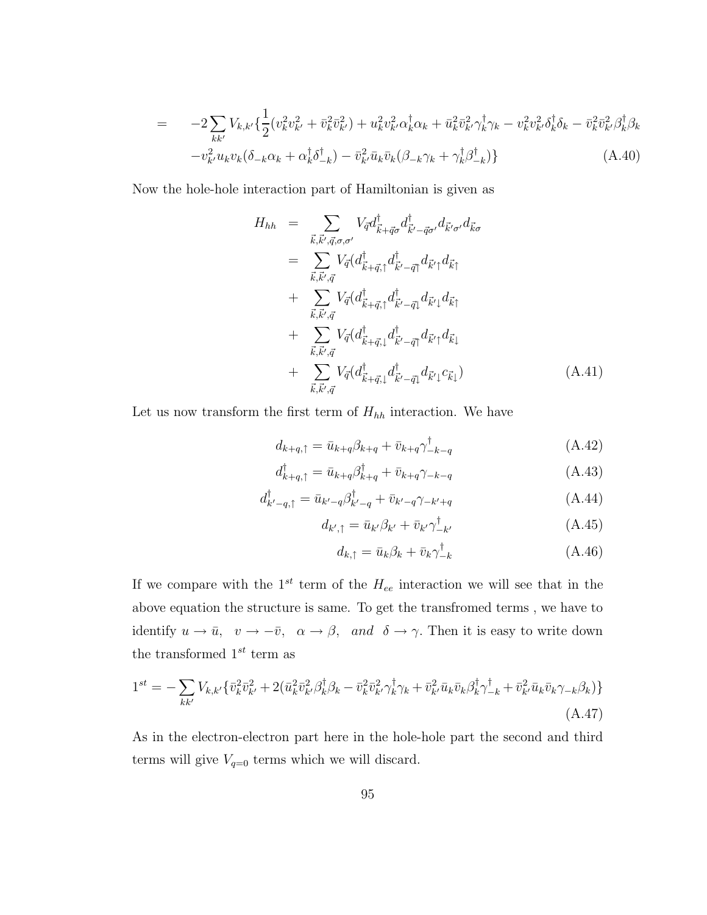$$
\begin{aligned}
= \quad & -2\sum_{kk'} V_{k,k'}\{\frac{1}{2}(v_k^2 v_{k'}^2 + \bar{v}_k^2 \bar{v}_{k'}^2) + u_k^2 v_{k'}^2 \alpha_k^\dagger \alpha_k + \bar{u}_k^2 \bar{v}_{k'}^2 \gamma_k^\dagger \gamma_k - v_k^2 v_{k'}^2 \delta_k^\dagger \delta_k - \bar{v}_k^2 \bar{v}_{k'}^2 \beta_k^\dagger \beta_k \\
& -v_{k'}^2 u_k v_k (\delta_{-k}\alpha_k + \alpha_k^\dagger \delta_{-k}^\dagger) - \bar{v}_{k'}^2 \bar{u}_k \bar{v}_k (\beta_{-k}\gamma_k + \gamma_k^\dagger \beta_{-k}^\dagger)\} \qquad \text{(A.40)}
\end{aligned}
$$

Now the hole-hole interaction part of Hamiltonian is given as

$$
\begin{aligned}
H_{hh} &= \sum_{\vec{k},\vec{k}',\vec{q},\sigma,\sigma'} V_{\vec{q}} d^\dagger_{\vec{k}+\vec{q}\sigma} d^\dagger_{\vec{k}'-\vec{q}\sigma'} d_{\vec{k}'\sigma'} d_{\vec{k}\sigma} \\
&= \sum_{\vec{k},\vec{k}',\vec{q}} V_{\vec{q}} (d^\dagger_{\vec{k}+\vec{q},\uparrow} d^\dagger_{\vec{k}'-\vec{q}\uparrow} d_{\vec{k}'\uparrow} d_{\vec{k}\uparrow} \\
&+ \sum_{\vec{k},\vec{k}',\vec{q}} V_{\vec{q}} (d^\dagger_{\vec{k}+\vec{q},\uparrow} d^\dagger_{\vec{k}'-\vec{q}\downarrow} d_{\vec{k}'\downarrow} d_{\vec{k}\uparrow} \\
&+ \sum_{\vec{k},\vec{k}',\vec{q}} V_{\vec{q}} (d^\dagger_{\vec{k}+\vec{q},\downarrow} d^\dagger_{\vec{k}'-\vec{q}\uparrow} d_{\vec{k}'\uparrow} d_{\vec{k}\downarrow} \\
&+ \sum_{\vec{k},\vec{k}',\vec{q}} V_{\vec{q}} (d^\dagger_{\vec{k}+\vec{q},\downarrow} d^\dagger_{\vec{k}'-\vec{q}\downarrow} d_{\vec{k}'\downarrow} c_{\vec{k}\downarrow}) \qquad \text{(A.41)}
\end{aligned}
$$

Let us now transform the first term of $H_{hh}$ interaction. We have

$$
d_{k+q,\uparrow} = \bar{u}_{k+q}\beta_{k+q} + \bar{v}_{k+q}\gamma^\dagger_{-k-q} \qquad \text{(A.42)}
$$

$$
d^\dagger_{k+q,\uparrow} = \bar{u}_{k+q}\beta^\dagger_{k+q} + \bar{v}_{k+q}\gamma_{-k-q} \qquad \text{(A.43)}
$$

$$
d^\dagger_{k'-q,\uparrow} = \bar{u}_{k'-q}\beta^\dagger_{k'-q} + \bar{v}_{k'-q}\gamma_{-k'+q} \qquad \text{(A.44)}
$$

$$
d_{k',\uparrow} = \bar{u}_{k'}\beta_{k'} + \bar{v}_{k'}\gamma^\dagger_{-k'} \qquad \text{(A.45)}
$$

$$
d_{k,\uparrow} = \bar{u}_k\beta_k + \bar{v}_k\gamma^\dagger_{-k} \qquad \text{(A.46)}
$$

If we compare with the $1^{st}$ term of the $H_{ee}$ interaction we will see that in the above equation the structure is same. To get the transfromed terms , we have to identify $u \to \bar{u}, \quad v \to -\bar{v}, \quad \alpha \to \beta, \quad and \quad \delta \to \gamma$. Then it is easy to write down the transformed $1^{st}$ term as

$$
1^{st} = -\sum_{kk'} V_{k,k'}\{\bar{v}_k^2 \bar{v}_{k'}^2 + 2(\bar{u}_k^2 \bar{v}_{k'}^2 \beta_k^\dagger \beta_k - \bar{v}_k^2 \bar{v}_{k'}^2 \gamma_k^\dagger \gamma_k + \bar{v}_{k'}^2 \bar{u}_k \bar{v}_k \beta_k^\dagger \gamma^\dagger_{-k} + \bar{v}_{k'}^2 \bar{u}_k \bar{v}_k \gamma_{-k}\beta_k)\} \qquad \text{(A.47)}
$$

As in the electron-electron part here in the hole-hole part the second and third terms will give $V_{q=0}$ terms which we will discard.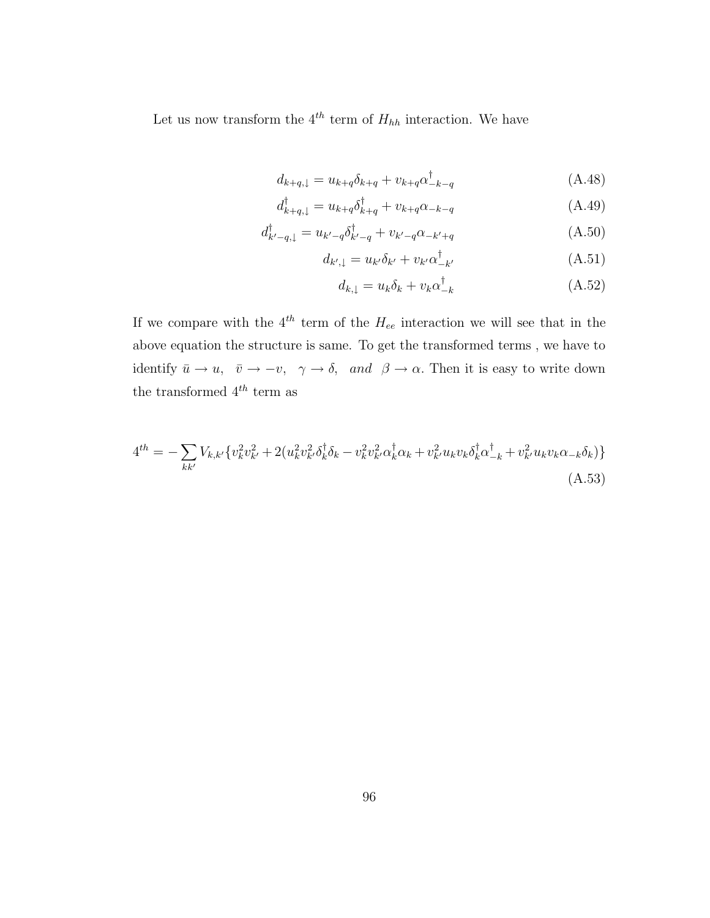Let us now transform the $4^{th}$ term of $H_{hh}$ interaction. We have

$$d_{k+q,\downarrow} = u_{k+q}\delta_{k+q} + v_{k+q}\alpha^{\dagger}_{-k-q} \tag{A.48}$$

$$d^{\dagger}_{k+q,\downarrow} = u_{k+q}\delta^{\dagger}_{k+q} + v_{k+q}\alpha_{-k-q} \tag{A.49}$$

$$d^{\dagger}_{k'-q,\downarrow} = u_{k'-q}\delta^{\dagger}_{k'-q} + v_{k'-q}\alpha_{-k'+q} \tag{A.50}$$

$$d_{k',\downarrow} = u_{k'}\delta_{k'} + v_{k'}\alpha^{\dagger}_{-k'} \tag{A.51}$$

$$d_{k,\downarrow} = u_{k}\delta_{k} + v_{k}\alpha^{\dagger}_{-k} \tag{A.52}$$

If we compare with the $4^{th}$ term of the $H_{ee}$ interaction we will see that in the above equation the structure is same. To get the transformed terms , we have to identify $\bar{u} \rightarrow u, \;\; \bar{v} \rightarrow -v, \;\; \gamma \rightarrow \delta, \;\; and \;\; \beta \rightarrow \alpha$. Then it is easy to write down the transformed $4^{th}$ term as

$$4^{th} = -\sum_{kk'} V_{k,k'}\{v_k^2 v_{k'}^2 + 2(u_k^2 v_{k'}^2 \delta^{\dagger}_k \delta_k - v_k^2 v_{k'}^2 \alpha^{\dagger}_k \alpha_k + v_{k'}^2 u_k v_k \delta^{\dagger}_k \alpha^{\dagger}_{-k} + v_{k'}^2 u_k v_k \alpha_{-k} \delta_k)\} \tag{A.53}$$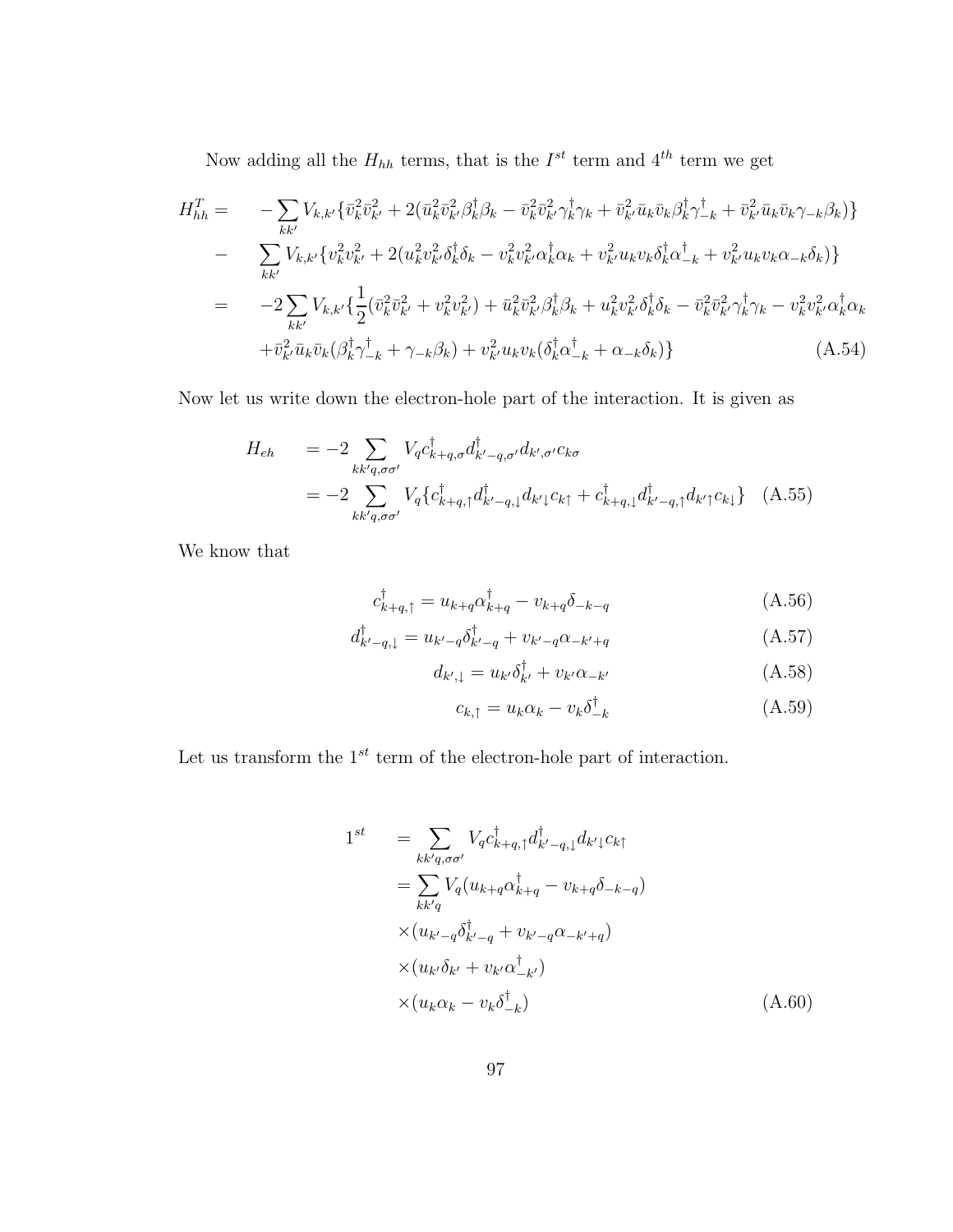Now adding all the $H_{hh}$ terms, that is the $I^{st}$ term and $4^{th}$ term we get

$$
\begin{aligned}
H_{hh}^{T} = \quad & -\sum_{kk'} V_{k,k'}\{\bar{v}_k^2\bar{v}_{k'}^2 + 2(\bar{u}_k^2\bar{v}_{k'}^2\beta_k^\dagger\beta_k - \bar{v}_k^2\bar{v}_{k'}^2\gamma_k^\dagger\gamma_k + \bar{v}_{k'}^2\bar{u}_k\bar{v}_k\beta_k^\dagger\gamma_{-k}^\dagger + \bar{v}_{k'}^2\bar{u}_k\bar{v}_k\gamma_{-k}\beta_k)\} \\
- \quad & \sum_{kk'} V_{k,k'}\{v_k^2 v_{k'}^2 + 2(u_k^2 v_{k'}^2\delta_k^\dagger\delta_k - v_k^2 v_{k'}^2\alpha_k^\dagger\alpha_k + v_{k'}^2 u_k v_k\delta_k^\dagger\alpha_{-k}^\dagger + v_{k'}^2 u_k v_k\alpha_{-k}\delta_k)\} \\
= \quad & -2\sum_{kk'} V_{k,k'}\{\frac{1}{2}(\bar{v}_k^2\bar{v}_{k'}^2 + v_k^2 v_{k'}^2) + \bar{u}_k^2\bar{v}_{k'}^2\beta_k^\dagger\beta_k + u_k^2 v_{k'}^2\delta_k^\dagger\delta_k - \bar{v}_k^2\bar{v}_{k'}^2\gamma_k^\dagger\gamma_k - v_k^2 v_{k'}^2\alpha_k^\dagger\alpha_k \\
& + \bar{v}_{k'}^2\bar{u}_k\bar{v}_k(\beta_k^\dagger\gamma_{-k}^\dagger + \gamma_{-k}\beta_k) + v_{k'}^2 u_k v_k(\delta_k^\dagger\alpha_{-k}^\dagger + \alpha_{-k}\delta_k)\} \qquad \text{(A.54)}
\end{aligned}
$$

Now let us write down the electron-hole part of the interaction. It is given as

$$
\begin{aligned}
H_{eh} \quad &= -2\sum_{kk'q,\sigma\sigma'} V_q c_{k+q,\sigma}^\dagger d_{k'-q,\sigma'}^\dagger d_{k',\sigma'} c_{k\sigma} \\
&= -2\sum_{kk'q,\sigma\sigma'} V_q\{c_{k+q,\uparrow}^\dagger d_{k'-q,\downarrow}^\dagger d_{k'\downarrow} c_{k\uparrow} + c_{k+q,\downarrow}^\dagger d_{k'-q,\uparrow}^\dagger d_{k'\uparrow} c_{k\downarrow}\} \qquad \text{(A.55)}
\end{aligned}
$$

We know that

$$c_{k+q,\uparrow}^\dagger = u_{k+q}\alpha_{k+q}^\dagger - v_{k+q}\delta_{-k-q} \qquad \text{(A.56)}$$

$$d_{k'-q,\downarrow}^\dagger = u_{k'-q}\delta_{k'-q}^\dagger + v_{k'-q}\alpha_{-k'+q} \qquad \text{(A.57)}$$

$$d_{k',\downarrow} = u_{k'}\delta_{k'}^\dagger + v_{k'}\alpha_{-k'} \qquad \text{(A.58)}$$

$$c_{k,\uparrow} = u_k\alpha_k - v_k\delta_{-k}^\dagger \qquad \text{(A.59)}$$

Let us transform the $1^{st}$ term of the electron-hole part of interaction.

$$
\begin{aligned}
1^{st} \quad &= \sum_{kk'q,\sigma\sigma'} V_q c_{k+q,\uparrow}^\dagger d_{k'-q,\downarrow}^\dagger d_{k'\downarrow} c_{k\uparrow} \\
&= \sum_{kk'q} V_q(u_{k+q}\alpha_{k+q}^\dagger - v_{k+q}\delta_{-k-q}) \\
&\times(u_{k'-q}\delta_{k'-q}^\dagger + v_{k'-q}\alpha_{-k'+q}) \\
&\times(u_{k'}\delta_{k'} + v_{k'}\alpha_{-k'}^\dagger) \\
&\times(u_k\alpha_k - v_k\delta_{-k}^\dagger) \qquad \text{(A.60)}
\end{aligned}
$$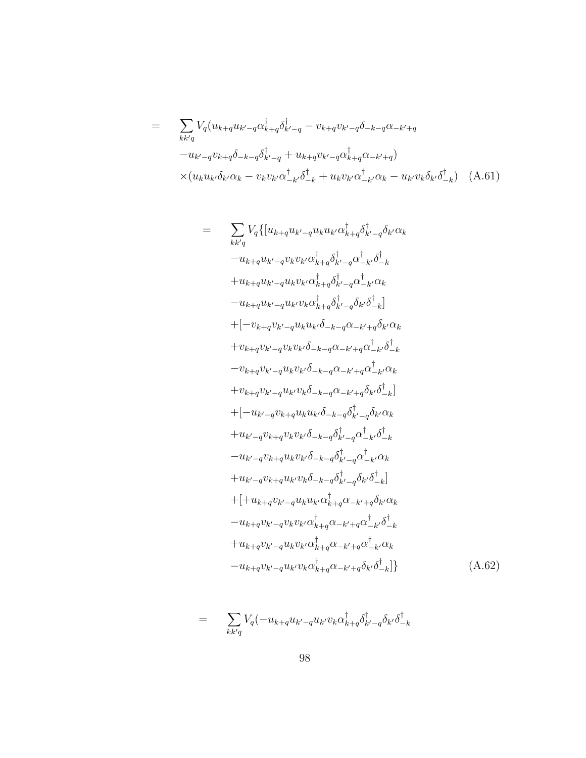$$
\begin{aligned}
= \quad & \sum_{kk'q} V_q (u_{k+q} u_{k'-q} \alpha^\dagger_{k+q} \delta^\dagger_{k'-q} - v_{k+q} v_{k'-q} \delta_{-k-q} \alpha_{-k'+q} \\
& - u_{k'-q} v_{k+q} \delta_{-k-q} \delta^\dagger_{k'-q} + u_{k+q} v_{k'-q} \alpha^\dagger_{k+q} \alpha_{-k'+q}) \\
& \times (u_k u_{k'} \delta_{k'} \alpha_k - v_k v_{k'} \alpha^\dagger_{-k'} \delta^\dagger_{-k} + u_k v_{k'} \alpha^\dagger_{-k'} \alpha_k - u_{k'} v_k \delta_{k'} \delta^\dagger_{-k}) \quad \text{(A.61)}
\end{aligned}
$$

$$
\begin{aligned}
= \quad & \sum_{kk'q} V_q \{ [u_{k+q} u_{k'-q} u_k u_{k'} \alpha^\dagger_{k+q} \delta^\dagger_{k'-q} \delta_{k'} \alpha_k \\
& - u_{k+q} u_{k'-q} v_k v_{k'} \alpha^\dagger_{k+q} \delta^\dagger_{k'-q} \alpha^\dagger_{-k'} \delta^\dagger_{-k} \\
& + u_{k+q} u_{k'-q} u_k v_{k'} \alpha^\dagger_{k+q} \delta^\dagger_{k'-q} \alpha^\dagger_{-k'} \alpha_k \\
& - u_{k+q} u_{k'-q} u_{k'} v_k \alpha^\dagger_{k+q} \delta^\dagger_{k'-q} \delta_{k'} \delta^\dagger_{-k}] \\
& + [-v_{k+q} v_{k'-q} u_k u_{k'} \delta_{-k-q} \alpha_{-k'+q} \delta_{k'} \alpha_k \\
& + v_{k+q} v_{k'-q} v_k v_{k'} \delta_{-k-q} \alpha_{-k'+q} \alpha^\dagger_{-k'} \delta^\dagger_{-k} \\
& - v_{k+q} v_{k'-q} u_k v_{k'} \delta_{-k-q} \alpha_{-k'+q} \alpha^\dagger_{-k'} \alpha_k \\
& + v_{k+q} v_{k'-q} u_{k'} v_k \delta_{-k-q} \alpha_{-k'+q} \delta_{k'} \delta^\dagger_{-k}] \\
& + [-u_{k'-q} v_{k+q} u_k u_{k'} \delta_{-k-q} \delta^\dagger_{k'-q} \delta_{k'} \alpha_k \\
& + u_{k'-q} v_{k+q} v_k v_{k'} \delta_{-k-q} \delta^\dagger_{k'-q} \alpha^\dagger_{-k'} \delta^\dagger_{-k} \\
& - u_{k'-q} v_{k+q} u_k v_{k'} \delta_{-k-q} \delta^\dagger_{k'-q} \alpha^\dagger_{-k'} \alpha_k \\
& + u_{k'-q} v_{k+q} u_{k'} v_k \delta_{-k-q} \delta^\dagger_{k'-q} \delta_{k'} \delta^\dagger_{-k}] \\
& + [+u_{k+q} v_{k'-q} u_k u_{k'} \alpha^\dagger_{k+q} \alpha_{-k'+q} \delta_{k'} \alpha_k \\
& - u_{k+q} v_{k'-q} v_k v_{k'} \alpha^\dagger_{k+q} \alpha_{-k'+q} \alpha^\dagger_{-k'} \delta^\dagger_{-k} \\
& + u_{k+q} v_{k'-q} u_k v_{k'} \alpha^\dagger_{k+q} \alpha_{-k'+q} \alpha^\dagger_{-k'} \alpha_k \\
& - u_{k+q} v_{k'-q} u_{k'} v_k \alpha^\dagger_{k+q} \alpha_{-k'+q} \delta_{k'} \delta^\dagger_{-k}] \} \quad \text{(A.62)}
\end{aligned}
$$

$$
= \quad \sum_{kk'q} V_q (-u_{k+q} u_{k'-q} u_{k'} v_k \alpha^\dagger_{k+q} \delta^\dagger_{k'-q} \delta_{k'} \delta^\dagger_{-k}
$$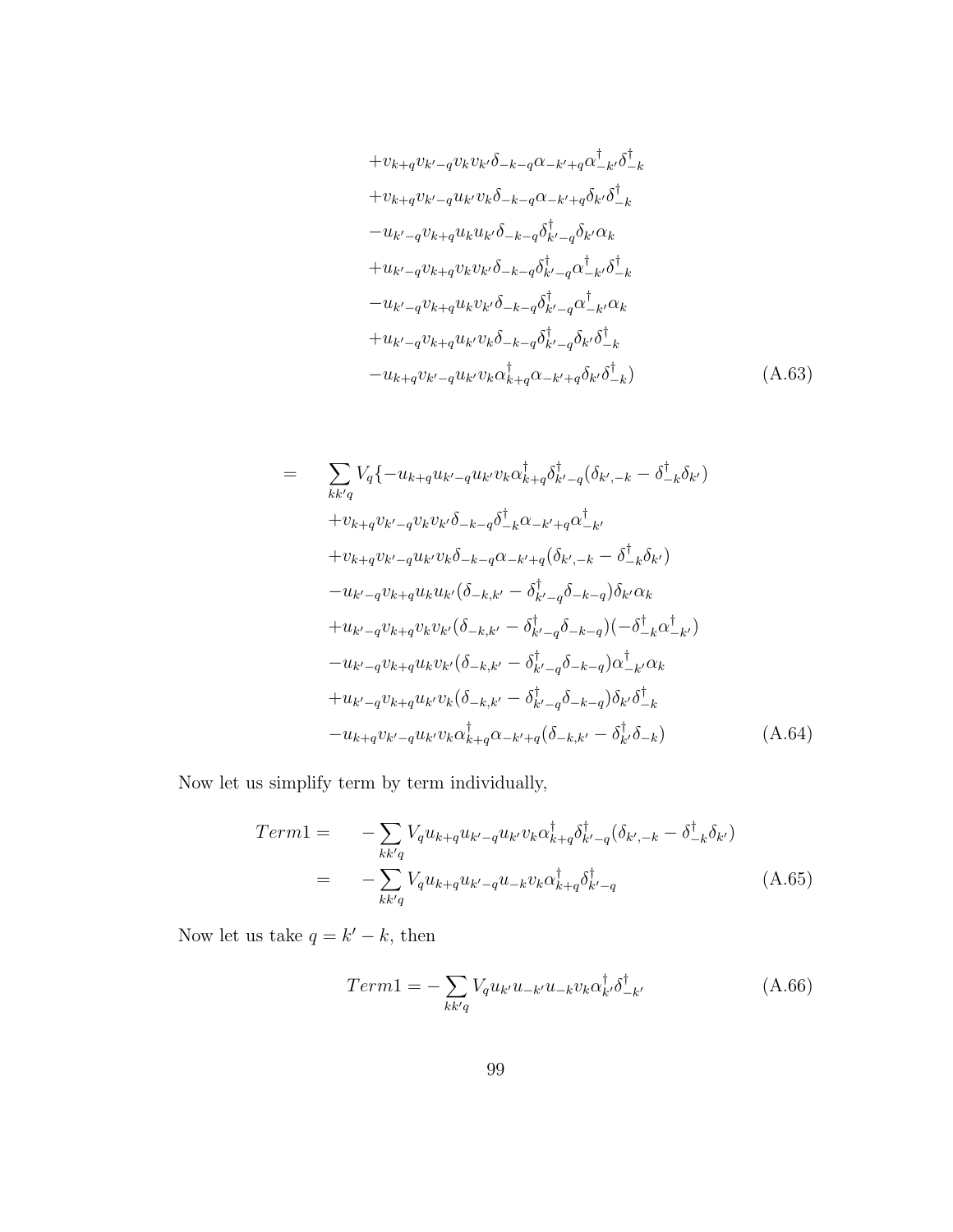$$
\begin{aligned}
&+v_{k+q}v_{k'-q}v_kv_{k'}\delta_{-k-q}\alpha_{-k'+q}\alpha^\dagger_{-k'}\delta^\dagger_{-k} \\
&+v_{k+q}v_{k'-q}u_{k'}v_k\delta_{-k-q}\alpha_{-k'+q}\delta_{k'}\delta^\dagger_{-k} \\
&-u_{k'-q}v_{k+q}u_ku_{k'}\delta_{-k-q}\delta^\dagger_{k'-q}\delta_{k'}\alpha_k \\
&+u_{k'-q}v_{k+q}v_kv_{k'}\delta_{-k-q}\delta^\dagger_{k'-q}\alpha^\dagger_{-k'}\delta^\dagger_{-k} \\
&-u_{k'-q}v_{k+q}u_kv_{k'}\delta_{-k-q}\delta^\dagger_{k'-q}\alpha^\dagger_{-k'}\alpha_k \\
&+u_{k'-q}v_{k+q}u_{k'}v_k\delta_{-k-q}\delta^\dagger_{k'-q}\delta_{k'}\delta^\dagger_{-k} \\
&-u_{k+q}v_{k'-q}u_{k'}v_k\alpha^\dagger_{k+q}\alpha_{-k'+q}\delta_{k'}\delta^\dagger_{-k}) \qquad \text{(A.63)}
\end{aligned}
$$

$$
\begin{aligned}
= \quad & \sum_{kk'q} V_q\{-u_{k+q}u_{k'-q}u_{k'}v_k\alpha^\dagger_{k+q}\delta^\dagger_{k'-q}(\delta_{k',-k}-\delta^\dagger_{-k}\delta_{k'}) \\
&+v_{k+q}v_{k'-q}v_kv_{k'}\delta_{-k-q}\delta^\dagger_{-k}\alpha_{-k'+q}\alpha^\dagger_{-k'} \\
&+v_{k+q}v_{k'-q}u_{k'}v_k\delta_{-k-q}\alpha_{-k'+q}(\delta_{k',-k}-\delta^\dagger_{-k}\delta_{k'}) \\
&-u_{k'-q}v_{k+q}u_ku_{k'}(\delta_{-k,k'}-\delta^\dagger_{k'-q}\delta_{-k-q})\delta_{k'}\alpha_k \\
&+u_{k'-q}v_{k+q}v_kv_{k'}(\delta_{-k,k'}-\delta^\dagger_{k'-q}\delta_{-k-q})(-\delta^\dagger_{-k}\alpha^\dagger_{-k'}) \\
&-u_{k'-q}v_{k+q}u_kv_{k'}(\delta_{-k,k'}-\delta^\dagger_{k'-q}\delta_{-k-q})\alpha^\dagger_{-k'}\alpha_k \\
&+u_{k'-q}v_{k+q}u_{k'}v_k(\delta_{-k,k'}-\delta^\dagger_{k'-q}\delta_{-k-q})\delta_{k'}\delta^\dagger_{-k} \\
&-u_{k+q}v_{k'-q}u_{k'}v_k\alpha^\dagger_{k+q}\alpha_{-k'+q}(\delta_{-k,k'}-\delta^\dagger_{k'}\delta_{-k}) \qquad \text{(A.64)}
\end{aligned}
$$

Now let us simplify term by term individually,

$$
\begin{aligned}
Term1 = \quad & -\sum_{kk'q} V_qu_{k+q}u_{k'-q}u_{k'}v_k\alpha^\dagger_{k+q}\delta^\dagger_{k'-q}(\delta_{k',-k}-\delta^\dagger_{-k}\delta_{k'}) \\
= \quad & -\sum_{kk'q} V_qu_{k+q}u_{k'-q}u_{-k}v_k\alpha^\dagger_{k+q}\delta^\dagger_{k'-q} \qquad \text{(A.65)}
\end{aligned}
$$

Now let us take $q = k' - k$, then

$$
Term1 = -\sum_{kk'q} V_qu_{k'}u_{-k'}u_{-k}v_k\alpha^\dagger_{k'}\delta^\dagger_{-k'} \qquad \text{(A.66)}
$$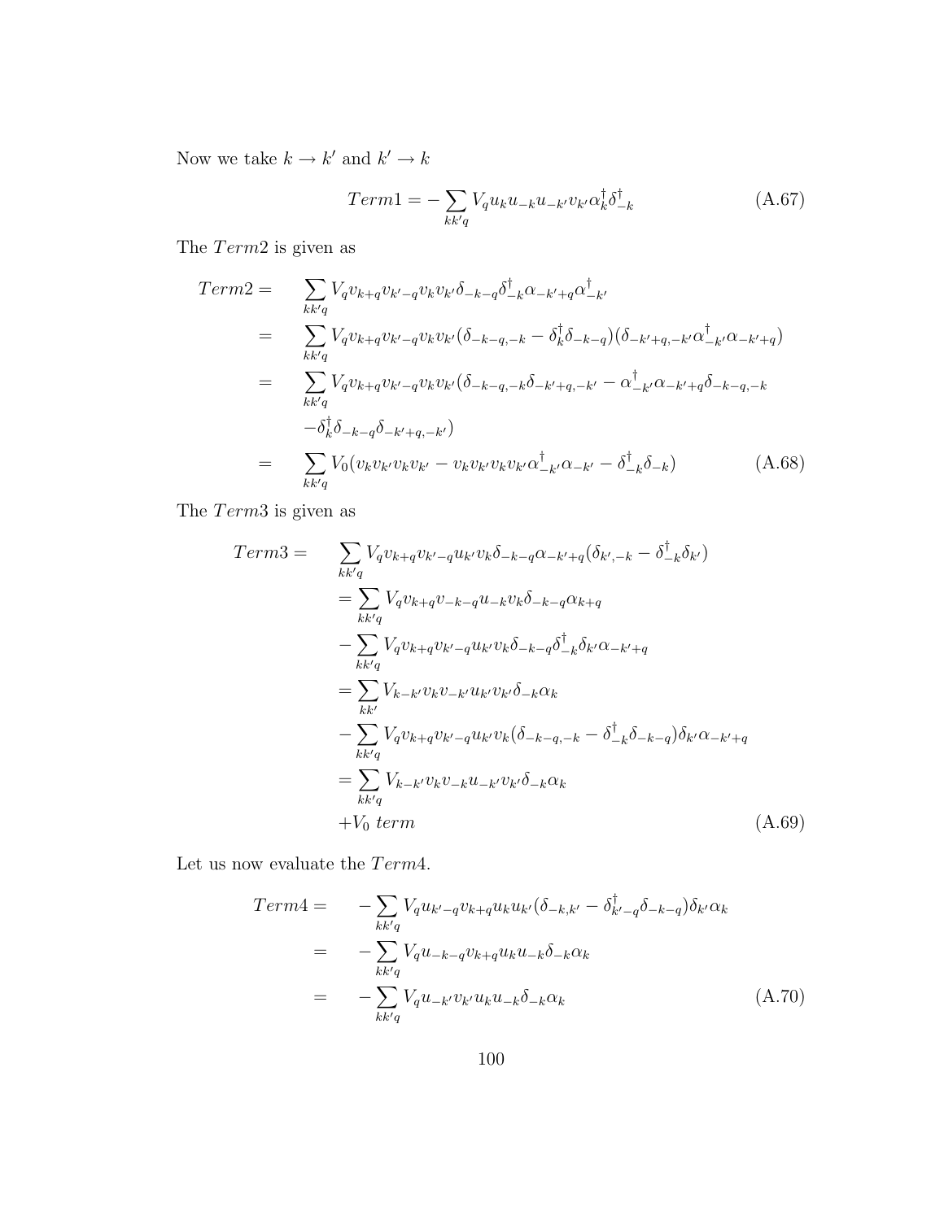Now we take $k \to k'$ and $k' \to k$

$$Term1 = -\sum_{kk'q} V_q u_k u_{-k} u_{-k'} v_{k'} \alpha_k^\dagger \delta_{-k}^\dagger \tag{A.67}$$

The $Term2$ is given as

$$\begin{aligned}
Term2 = \quad & \sum_{kk'q} V_q v_{k+q} v_{k'-q} v_k v_{k'} \delta_{-k-q} \delta_{-k}^\dagger \alpha_{-k'+q} \alpha_{-k'}^\dagger \\
= \quad & \sum_{kk'q} V_q v_{k+q} v_{k'-q} v_k v_{k'} (\delta_{-k-q,-k} - \delta_k^\dagger \delta_{-k-q})(\delta_{-k'+q,-k'} \alpha_{-k'}^\dagger \alpha_{-k'+q}) \\
= \quad & \sum_{kk'q} V_q v_{k+q} v_{k'-q} v_k v_{k'} (\delta_{-k-q,-k} \delta_{-k'+q,-k'} - \alpha_{-k'}^\dagger \alpha_{-k'+q} \delta_{-k-q,-k} \\
& -\delta_k^\dagger \delta_{-k-q} \delta_{-k'+q,-k'}) \\
= \quad & \sum_{kk'q} V_0 (v_k v_{k'} v_k v_{k'} - v_k v_{k'} v_k v_{k'} \alpha_{-k'}^\dagger \alpha_{-k'} - \delta_{-k}^\dagger \delta_{-k})
\end{aligned} \tag{A.68}$$

The $Term3$ is given as

$$\begin{aligned}
Term3 = \quad & \sum_{kk'q} V_q v_{k+q} v_{k'-q} u_{k'} v_k \delta_{-k-q} \alpha_{-k'+q} (\delta_{k',-k} - \delta_{-k}^\dagger \delta_{k'}) \\
& = \sum_{kk'q} V_q v_{k+q} v_{-k-q} u_{-k} v_k \delta_{-k-q} \alpha_{k+q} \\
& - \sum_{kk'q} V_q v_{k+q} v_{k'-q} u_{k'} v_k \delta_{-k-q} \delta_{-k}^\dagger \delta_{k'} \alpha_{-k'+q} \\
& = \sum_{kk'} V_{k-k'} v_k v_{-k'} u_{k'} v_{k'} \delta_{-k} \alpha_k \\
& - \sum_{kk'q} V_q v_{k+q} v_{k'-q} u_{k'} v_k (\delta_{-k-q,-k} - \delta_{-k}^\dagger \delta_{-k-q}) \delta_{k'} \alpha_{-k'+q} \\
& = \sum_{kk'q} V_{k-k'} v_k v_{-k} u_{-k'} v_{k'} \delta_{-k} \alpha_k \\
& + V_0 \ term
\end{aligned} \tag{A.69}$$

Let us now evaluate the $Term4$.

$$\begin{aligned}
Term4 = \quad & -\sum_{kk'q} V_q u_{k'-q} v_{k+q} u_k u_{k'} (\delta_{-k,k'} - \delta_{k'-q}^\dagger \delta_{-k-q}) \delta_{k'} \alpha_k \\
= \quad & -\sum_{kk'q} V_q u_{-k-q} v_{k+q} u_k u_{-k} \delta_{-k} \alpha_k \\
= \quad & -\sum_{kk'q} V_q u_{-k'} v_{k'} u_k u_{-k} \delta_{-k} \alpha_k
\end{aligned} \tag{A.70}$$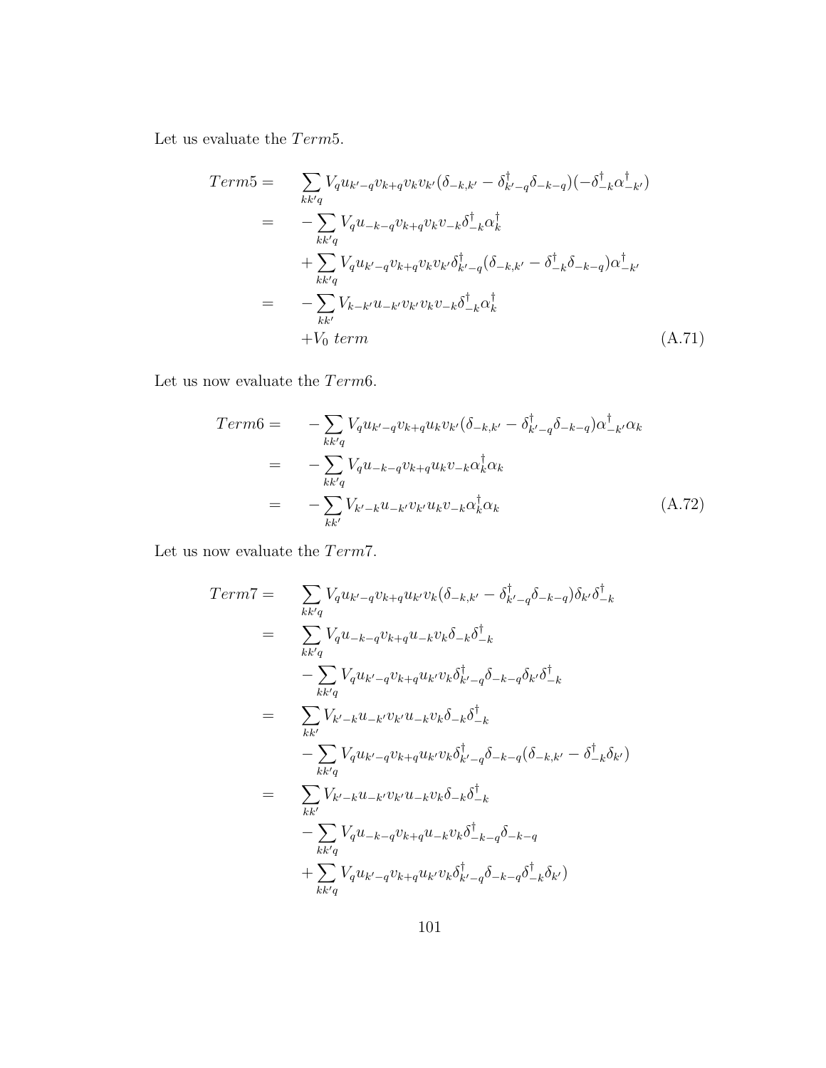Let us evaluate the $Term5$.

$$
\begin{aligned}
Term5 = \quad & \sum_{kk'q} V_q u_{k'-q} v_{k+q} v_k v_{k'} (\delta_{-k,k'} - \delta^{\dagger}_{k'-q}\delta_{-k-q})(-\delta^{\dagger}_{-k}\alpha^{\dagger}_{-k'}) \\
= \quad & -\sum_{kk'q} V_q u_{-k-q} v_{k+q} v_k v_{-k} \delta^{\dagger}_{-k}\alpha^{\dagger}_{k} \\
& + \sum_{kk'q} V_q u_{k'-q} v_{k+q} v_k v_{k'} \delta^{\dagger}_{k'-q} (\delta_{-k,k'} - \delta^{\dagger}_{-k}\delta_{-k-q})\alpha^{\dagger}_{-k'} \\
= \quad & -\sum_{kk'} V_{k-k'} u_{-k'} v_{k'} v_k v_{-k} \delta^{\dagger}_{-k}\alpha^{\dagger}_{k} \\
& + V_0 \ term
\end{aligned}
\tag{A.71}
$$

Let us now evaluate the $Term6$.

$$
\begin{aligned}
Term6 = \quad & -\sum_{kk'q} V_q u_{k'-q} v_{k+q} u_k v_{k'} (\delta_{-k,k'} - \delta^{\dagger}_{k'-q}\delta_{-k-q})\alpha^{\dagger}_{-k'}\alpha_k \\
= \quad & -\sum_{kk'q} V_q u_{-k-q} v_{k+q} u_k v_{-k} \alpha^{\dagger}_{k}\alpha_k \\
= \quad & -\sum_{kk'} V_{k'-k} u_{-k'} v_{k'} u_k v_{-k} \alpha^{\dagger}_{k}\alpha_k
\end{aligned}
\tag{A.72}
$$

Let us now evaluate the $Term7$.

$$
\begin{aligned}
Term7 = \quad & \sum_{kk'q} V_q u_{k'-q} v_{k+q} u_{k'} v_k (\delta_{-k,k'} - \delta^{\dagger}_{k'-q}\delta_{-k-q})\delta_{k'}\delta^{\dagger}_{-k} \\
= \quad & \sum_{kk'q} V_q u_{-k-q} v_{k+q} u_{-k} v_k \delta_{-k}\delta^{\dagger}_{-k} \\
& - \sum_{kk'q} V_q u_{k'-q} v_{k+q} u_{k'} v_k \delta^{\dagger}_{k'-q}\delta_{-k-q}\delta_{k'}\delta^{\dagger}_{-k} \\
= \quad & \sum_{kk'} V_{k'-k} u_{-k'} v_{k'} u_{-k} v_k \delta_{-k}\delta^{\dagger}_{-k} \\
& - \sum_{kk'q} V_q u_{k'-q} v_{k+q} u_{k'} v_k \delta^{\dagger}_{k'-q}\delta_{-k-q}(\delta_{-k,k'} - \delta^{\dagger}_{-k}\delta_{k'}) \\
= \quad & \sum_{kk'} V_{k'-k} u_{-k'} v_{k'} u_{-k} v_k \delta_{-k}\delta^{\dagger}_{-k} \\
& - \sum_{kk'q} V_q u_{-k-q} v_{k+q} u_{-k} v_k \delta^{\dagger}_{-k-q}\delta_{-k-q} \\
& + \sum_{kk'q} V_q u_{k'-q} v_{k+q} u_{k'} v_k \delta^{\dagger}_{k'-q}\delta_{-k-q}\delta^{\dagger}_{-k}\delta_{k'})
\end{aligned}
$$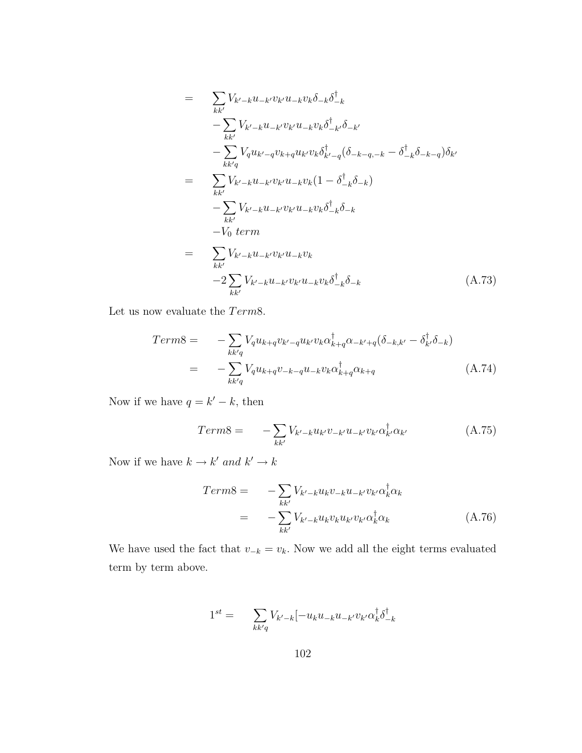$$
\begin{aligned}
= \quad & \sum_{kk'} V_{k'-k} u_{-k'} v_{k'} u_{-k} v_k \delta_{-k} \delta^{\dagger}_{-k} \\
& - \sum_{kk'} V_{k'-k} u_{-k'} v_{k'} u_{-k} v_k \delta^{\dagger}_{-k'} \delta_{-k'} \\
& - \sum_{kk'q} V_q u_{k'-q} v_{k+q} u_{k'} v_k \delta^{\dagger}_{k'-q} (\delta_{-k-q,-k} - \delta^{\dagger}_{-k} \delta_{-k-q}) \delta_{k'} \\
= \quad & \sum_{kk'} V_{k'-k} u_{-k'} v_{k'} u_{-k} v_k (1 - \delta^{\dagger}_{-k} \delta_{-k}) \\
& - \sum_{kk'} V_{k'-k} u_{-k'} v_{k'} u_{-k} v_k \delta^{\dagger}_{-k} \delta_{-k} \\
& - V_0 \; term \\
= \quad & \sum_{kk'} V_{k'-k} u_{-k'} v_{k'} u_{-k} v_k \\
& - 2 \sum_{kk'} V_{k'-k} u_{-k'} v_{k'} u_{-k} v_k \delta^{\dagger}_{-k} \delta_{-k}
\end{aligned}
\tag{A.73}
$$

Let us now evaluate the $Term8$.

$$
\begin{aligned}
Term8 = \quad & - \sum_{kk'q} V_q u_{k+q} v_{k'-q} u_{k'} v_k \alpha^{\dagger}_{k+q} \alpha_{-k'+q} (\delta_{-k,k'} - \delta^{\dagger}_{k'} \delta_{-k}) \\
= \quad & - \sum_{kk'q} V_q u_{k+q} v_{-k-q} u_{-k} v_k \alpha^{\dagger}_{k+q} \alpha_{k+q}
\end{aligned}
\tag{A.74}
$$

Now if we have $q = k' - k$, then

$$
Term8 = \quad - \sum_{kk'} V_{k'-k} u_{k'} v_{-k'} u_{-k} v_{k'} \alpha^{\dagger}_{k'} \alpha_{k'} \tag{A.75}
$$

Now if we have $k \to k'$ *and* $k' \to k$

$$
\begin{aligned}
Term8 = \quad & - \sum_{kk'} V_{k'-k} u_k v_{-k} u_{-k'} v_{k'} \alpha^{\dagger}_k \alpha_k \\
= \quad & - \sum_{kk'} V_{k'-k} u_k v_k u_{k'} v_{k'} \alpha^{\dagger}_k \alpha_k
\end{aligned}
\tag{A.76}
$$

We have used the fact that $v_{-k} = v_k$. Now we add all the eight terms evaluated term by term above.

$$
1^{st} = \quad \sum_{kk'q} V_{k'-k} [-u_k u_{-k} u_{-k'} v_{k'} \alpha^{\dagger}_k \delta^{\dagger}_{-k}
$$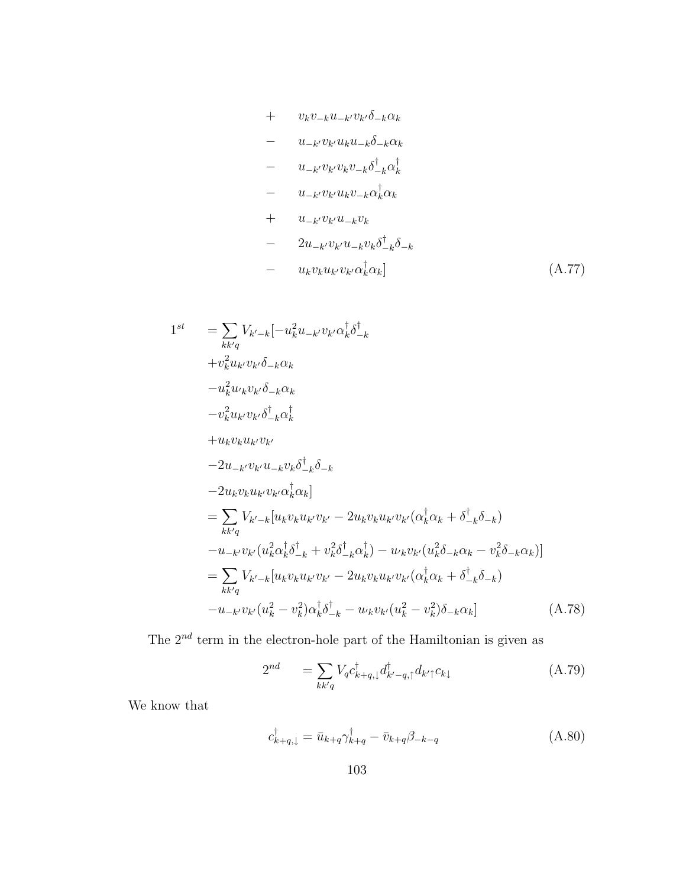$$
\begin{aligned}
&+ \quad v_k v_{-k} u_{-k'} v_{k'} \delta_{-k} \alpha_k \\
&- \quad u_{-k'} v_{k'} u_k u_{-k} \delta_{-k} \alpha_k \\
&- \quad u_{-k'} v_{k'} v_k v_{-k} \delta^\dagger_{-k} \alpha^\dagger_k \\
&- \quad u_{-k'} v_{k'} u_k v_{-k} \alpha^\dagger_k \alpha_k \\
&+ \quad u_{-k'} v_{k'} u_{-k} v_k \\
&- \quad 2u_{-k'} v_{k'} u_{-k} v_k \delta^\dagger_{-k} \delta_{-k} \\
&- \quad u_k v_k u_{k'} v_{k'} \alpha^\dagger_k \alpha_k]
\end{aligned} \tag{A.77}
$$

$$
\begin{aligned}
1^{st} \quad &= \sum_{kk'q} V_{k'-k}[-u_k^2 u_{-k'} v_{k'} \alpha^\dagger_k \delta^\dagger_{-k} \\
&+ v_k^2 u_{k'} v_{k'} \delta_{-k} \alpha_k \\
&- u_k^2 u'_k v_{k'} \delta_{-k} \alpha_k \\
&- v_k^2 u_{k'} v_{k'} \delta^\dagger_{-k} \alpha^\dagger_k \\
&+ u_k v_k u_{k'} v_{k'} \\
&- 2u_{-k'} v_{k'} u_{-k} v_k \delta^\dagger_{-k} \delta_{-k} \\
&- 2u_k v_k u_{k'} v_{k'} \alpha^\dagger_k \alpha_k] \\
&= \sum_{kk'q} V_{k'-k}[u_k v_k u_{k'} v_{k'} - 2u_k v_k u_{k'} v_{k'} (\alpha^\dagger_k \alpha_k + \delta^\dagger_{-k} \delta_{-k}) \\
&- u_{-k'} v_{k'} (u_k^2 \alpha^\dagger_k \delta^\dagger_{-k} + v_k^2 \delta^\dagger_{-k} \alpha^\dagger_k) - u'_k v_{k'} (u_k^2 \delta_{-k} \alpha_k - v_k^2 \delta_{-k} \alpha_k)] \\
&= \sum_{kk'q} V_{k'-k}[u_k v_k u_{k'} v_{k'} - 2u_k v_k u_{k'} v_{k'} (\alpha^\dagger_k \alpha_k + \delta^\dagger_{-k} \delta_{-k}) \\
&- u_{-k'} v_{k'} (u_k^2 - v_k^2) \alpha^\dagger_k \delta^\dagger_{-k} - u'_k v_{k'} (u_k^2 - v_k^2) \delta_{-k} \alpha_k]
\end{aligned} \tag{A.78}
$$

The $2^{nd}$ term in the electron-hole part of the Hamiltonian is given as

$$
2^{nd} \quad = \sum_{kk'q} V_q c^\dagger_{k+q,\downarrow} d^\dagger_{k'-q,\uparrow} d_{k'\uparrow} c_{k\downarrow} \tag{A.79}
$$

We know that

$$
c^\dagger_{k+q,\downarrow} = \bar{u}_{k+q} \gamma^\dagger_{k+q} - \bar{v}_{k+q} \beta_{-k-q} \tag{A.80}
$$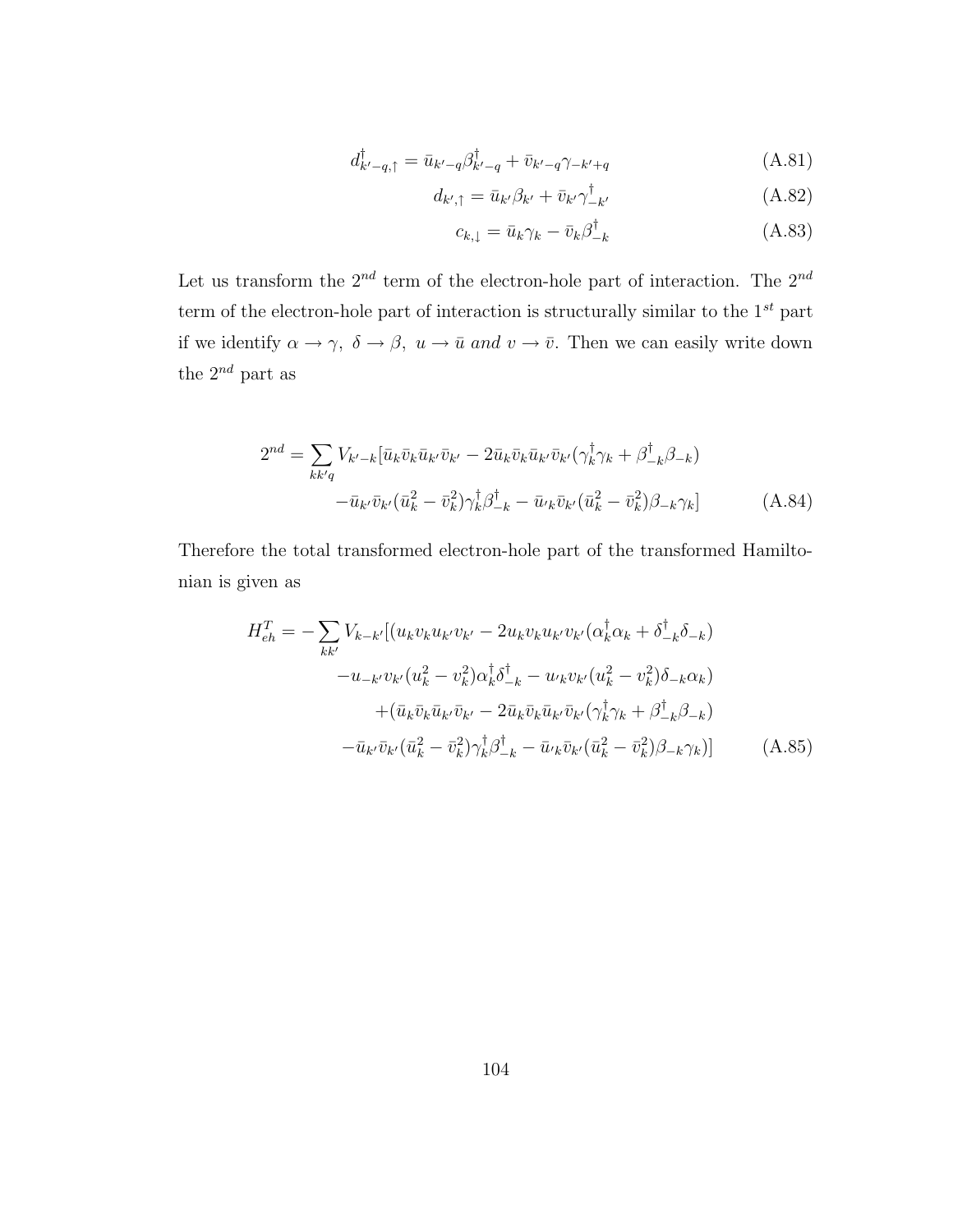$$d^{\dagger}_{k'-q,\uparrow} = \bar{u}_{k'-q}\beta^{\dagger}_{k'-q} + \bar{v}_{k'-q}\gamma_{-k'+q} \tag{A.81}$$

$$d_{k',\uparrow} = \bar{u}_{k'}\beta_{k'} + \bar{v}_{k'}\gamma^{\dagger}_{-k'} \tag{A.82}$$

$$c_{k,\downarrow} = \bar{u}_{k}\gamma_{k} - \bar{v}_{k}\beta^{\dagger}_{-k} \tag{A.83}$$

Let us transform the $2^{nd}$ term of the electron-hole part of interaction. The $2^{nd}$ term of the electron-hole part of interaction is structurally similar to the $1^{st}$ part if we identify $\alpha \to \gamma,\ \delta \to \beta,\ u \to \bar{u}\ and\ v \to \bar{v}$. Then we can easily write down the $2^{nd}$ part as

$$\begin{aligned} 2^{nd} = \sum_{kk'q} V_{k'-k}[&\bar{u}_k\bar{v}_k\bar{u}_{k'}\bar{v}_{k'} - 2\bar{u}_k\bar{v}_k\bar{u}_{k'}\bar{v}_{k'}(\gamma^{\dagger}_k\gamma_k + \beta^{\dagger}_{-k}\beta_{-k}) \\ &-\bar{u}_{k'}\bar{v}_{k'}(\bar{u}^2_k - \bar{v}^2_k)\gamma^{\dagger}_k\beta^{\dagger}_{-k} - \bar{u}_{'k}\bar{v}_{k'}(\bar{u}^2_k - \bar{v}^2_k)\beta_{-k}\gamma_k] \end{aligned} \tag{A.84}$$

Therefore the total transformed electron-hole part of the transformed Hamiltonian is given as

$$\begin{aligned} H^T_{eh} = -\sum_{kk'} V_{k-k'}[&(u_kv_ku_{k'}v_{k'} - 2u_kv_ku_{k'}v_{k'}(\alpha^{\dagger}_k\alpha_k + \delta^{\dagger}_{-k}\delta_{-k}) \\ &-u_{-k'}v_{k'}(u^2_k - v^2_k)\alpha^{\dagger}_k\delta^{\dagger}_{-k} - u_{'k}v_{k'}(u^2_k - v^2_k)\delta_{-k}\alpha_k) \\ &+(\bar{u}_k\bar{v}_k\bar{u}_{k'}\bar{v}_{k'} - 2\bar{u}_k\bar{v}_k\bar{u}_{k'}\bar{v}_{k'}(\gamma^{\dagger}_k\gamma_k + \beta^{\dagger}_{-k}\beta_{-k}) \\ &-\bar{u}_{k'}\bar{v}_{k'}(\bar{u}^2_k - \bar{v}^2_k)\gamma^{\dagger}_k\beta^{\dagger}_{-k} - \bar{u}_{'k}\bar{v}_{k'}(\bar{u}^2_k - \bar{v}^2_k)\beta_{-k}\gamma_k)] \end{aligned} \tag{A.85}$$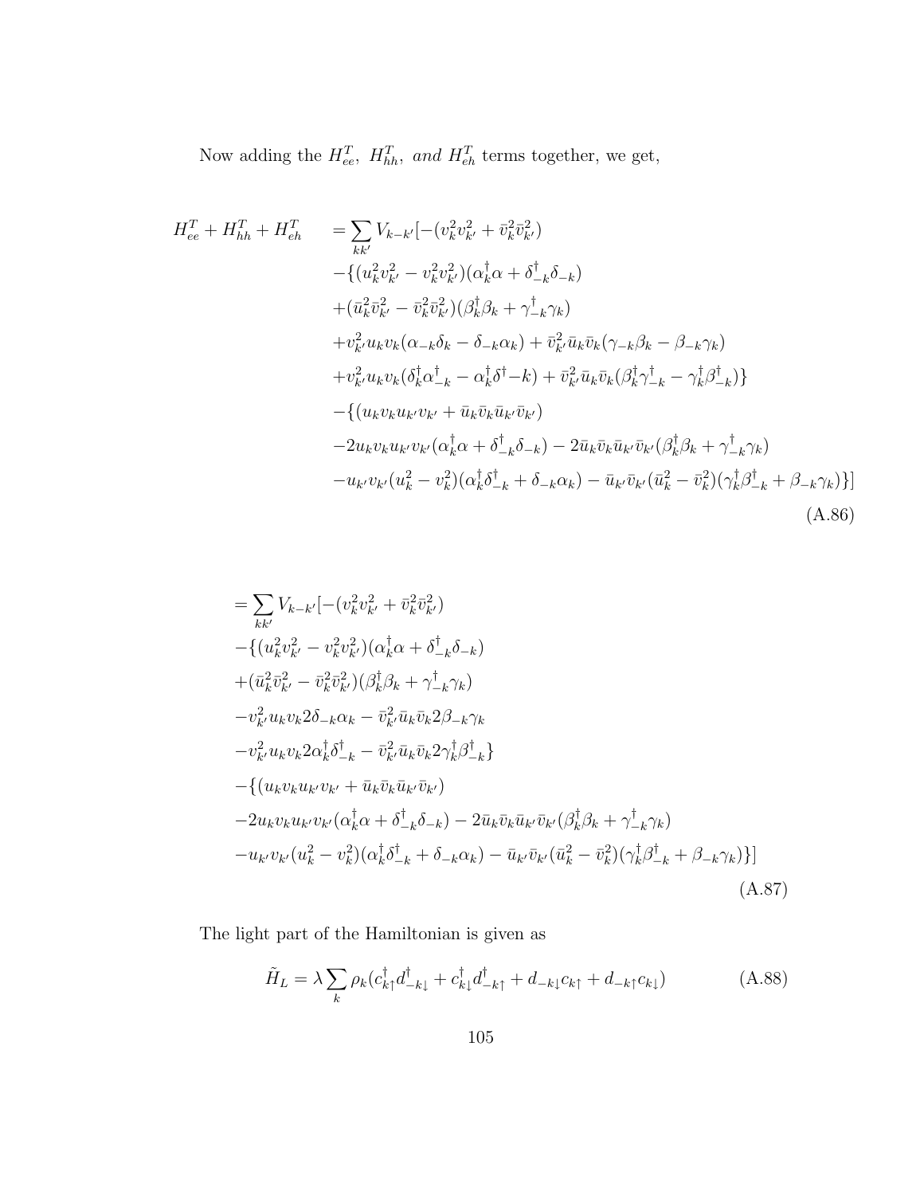Now adding the $H_{ee}^T,\ H_{hh}^T,\ and\ H_{eh}^T$ terms together, we get,

$$
\begin{aligned}
H_{ee}^T + H_{hh}^T + H_{eh}^T \qquad &= \sum_{kk'} V_{k-k'}[-(v_k^2 v_{k'}^2 + \bar{v}_k^2 \bar{v}_{k'}^2) \\
&-\{(u_k^2 v_{k'}^2 - v_k^2 v_{k'}^2)(\alpha_k^\dagger \alpha + \delta_{-k}^\dagger \delta_{-k}) \\
&+(\bar{u}_k^2 \bar{v}_{k'}^2 - \bar{v}_k^2 \bar{v}_{k'}^2)(\beta_k^\dagger \beta_k + \gamma_{-k}^\dagger \gamma_k) \\
&+v_{k'}^2 u_k v_k(\alpha_{-k}\delta_k - \delta_{-k}\alpha_k) + \bar{v}_{k'}^2 \bar{u}_k \bar{v}_k(\gamma_{-k}\beta_k - \beta_{-k}\gamma_k) \\
&+v_{k'}^2 u_k v_k(\delta_k^\dagger \alpha_{-k}^\dagger - \alpha_k^\dagger \delta^\dagger - k) + \bar{v}_{k'}^2 \bar{u}_k \bar{v}_k(\beta_k^\dagger \gamma_{-k}^\dagger - \gamma_k^\dagger \beta_{-k}^\dagger)\} \\
&-\{(u_k v_k u_{k'} v_{k'} + \bar{u}_k \bar{v}_k \bar{u}_{k'} \bar{v}_{k'}) \\
&-2u_k v_k u_{k'} v_{k'}(\alpha_k^\dagger \alpha + \delta_{-k}^\dagger \delta_{-k}) - 2\bar{u}_k \bar{v}_k \bar{u}_{k'} \bar{v}_{k'}(\beta_k^\dagger \beta_k + \gamma_{-k}^\dagger \gamma_k) \\
&-u_{k'} v_{k'}(u_k^2 - v_k^2)(\alpha_k^\dagger \delta_{-k}^\dagger + \delta_{-k}\alpha_k) - \bar{u}_{k'} \bar{v}_{k'}(\bar{u}_k^2 - \bar{v}_k^2)(\gamma_k^\dagger \beta_{-k}^\dagger + \beta_{-k}\gamma_k)\}]
\end{aligned}
\tag{A.86}
$$

$$
\begin{aligned}
&= \sum_{kk'} V_{k-k'}[-(v_k^2 v_{k'}^2 + \bar{v}_k^2 \bar{v}_{k'}^2) \\
&-\{(u_k^2 v_{k'}^2 - v_k^2 v_{k'}^2)(\alpha_k^\dagger \alpha + \delta_{-k}^\dagger \delta_{-k}) \\
&+(\bar{u}_k^2 \bar{v}_{k'}^2 - \bar{v}_k^2 \bar{v}_{k'}^2)(\beta_k^\dagger \beta_k + \gamma_{-k}^\dagger \gamma_k) \\
&-v_{k'}^2 u_k v_k 2\delta_{-k}\alpha_k - \bar{v}_{k'}^2 \bar{u}_k \bar{v}_k 2\beta_{-k}\gamma_k \\
&-v_{k'}^2 u_k v_k 2\alpha_k^\dagger \delta_{-k}^\dagger - \bar{v}_{k'}^2 \bar{u}_k \bar{v}_k 2\gamma_k^\dagger \beta_{-k}^\dagger\} \\
&-\{(u_k v_k u_{k'} v_{k'} + \bar{u}_k \bar{v}_k \bar{u}_{k'} \bar{v}_{k'}) \\
&-2u_k v_k u_{k'} v_{k'}(\alpha_k^\dagger \alpha + \delta_{-k}^\dagger \delta_{-k}) - 2\bar{u}_k \bar{v}_k \bar{u}_{k'} \bar{v}_{k'}(\beta_k^\dagger \beta_k + \gamma_{-k}^\dagger \gamma_k) \\
&-u_{k'} v_{k'}(u_k^2 - v_k^2)(\alpha_k^\dagger \delta_{-k}^\dagger + \delta_{-k}\alpha_k) - \bar{u}_{k'} \bar{v}_{k'}(\bar{u}_k^2 - \bar{v}_k^2)(\gamma_k^\dagger \beta_{-k}^\dagger + \beta_{-k}\gamma_k)\}]
\end{aligned}
\tag{A.87}
$$

The light part of the Hamiltonian is given as

$$
\tilde{H}_L = \lambda \sum_k \rho_k (c_{k\uparrow}^\dagger d_{-k\downarrow}^\dagger + c_{k\downarrow}^\dagger d_{-k\uparrow}^\dagger + d_{-k\downarrow} c_{k\uparrow} + d_{-k\uparrow} c_{k\downarrow}) \tag{A.88}
$$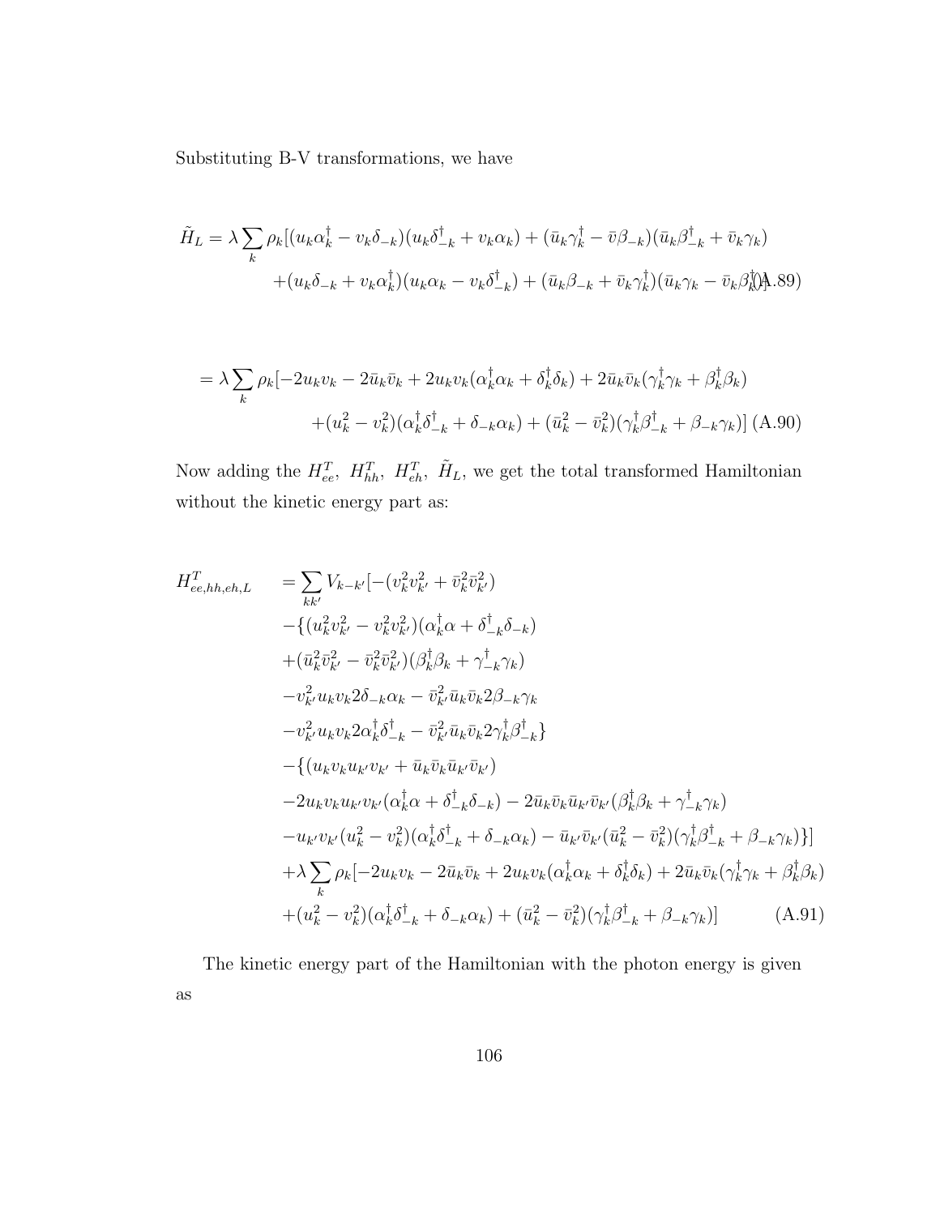Substituting B-V transformations, we have

$$\tilde{H}_L = \lambda \sum_k \rho_k [(u_k\alpha_k^\dagger - v_k\delta_{-k})(u_k\delta_{-k}^\dagger + v_k\alpha_k) + (\bar{u}_k\gamma_k^\dagger - \bar{v}\beta_{-k})(\bar{u}_k\beta_{-k}^\dagger + \bar{v}_k\gamma_k)$$
$$+(u_k\delta_{-k} + v_k\alpha_k^\dagger)(u_k\alpha_k - v_k\delta_{-k}^\dagger) + (\bar{u}_k\beta_{-k} + \bar{v}_k\gamma_k^\dagger)(\bar{u}_k\gamma_k - \bar{v}_k\beta_k^\dagger)] \quad (A.89)$$

$$= \lambda \sum_k \rho_k [-2u_kv_k - 2\bar{u}_k\bar{v}_k + 2u_kv_k(\alpha_k^\dagger\alpha_k + \delta_k^\dagger\delta_k) + 2\bar{u}_k\bar{v}_k(\gamma_k^\dagger\gamma_k + \beta_k^\dagger\beta_k)$$
$$+(u_k^2 - v_k^2)(\alpha_k^\dagger\delta_{-k}^\dagger + \delta_{-k}\alpha_k) + (\bar{u}_k^2 - \bar{v}_k^2)(\gamma_k^\dagger\beta_{-k}^\dagger + \beta_{-k}\gamma_k)] \quad (A.90)$$

Now adding the $H_{ee}^T,\ H_{hh}^T,\ H_{eh}^T,\ \tilde{H}_L$, we get the total transformed Hamiltonian without the kinetic energy part as:

$$
\begin{aligned}
H_{ee,hh,eh,L}^T \quad &= \sum_{kk'} V_{k-k'}[-(v_k^2v_{k'}^2 + \bar{v}_k^2\bar{v}_{k'}^2) \\
&-\{(u_k^2v_{k'}^2 - v_k^2v_{k'}^2)(\alpha_k^\dagger\alpha + \delta_{-k}^\dagger\delta_{-k}) \\
&+(\bar{u}_k^2\bar{v}_{k'}^2 - \bar{v}_k^2\bar{v}_{k'}^2)(\beta_k^\dagger\beta_k + \gamma_{-k}^\dagger\gamma_k) \\
&-v_{k'}^2u_kv_k2\delta_{-k}\alpha_k - \bar{v}_{k'}^2\bar{u}_k\bar{v}_k2\beta_{-k}\gamma_k \\
&-v_{k'}^2u_kv_k2\alpha_k^\dagger\delta_{-k}^\dagger - \bar{v}_{k'}^2\bar{u}_k\bar{v}_k2\gamma_k^\dagger\beta_{-k}^\dagger\} \\
&-\{(u_kv_ku_{k'}v_{k'} + \bar{u}_k\bar{v}_k\bar{u}_{k'}\bar{v}_{k'}) \\
&-2u_kv_ku_{k'}v_{k'}(\alpha_k^\dagger\alpha + \delta_{-k}^\dagger\delta_{-k}) - 2\bar{u}_k\bar{v}_k\bar{u}_{k'}\bar{v}_{k'}(\beta_k^\dagger\beta_k + \gamma_{-k}^\dagger\gamma_k) \\
&-u_{k'}v_{k'}(u_k^2 - v_k^2)(\alpha_k^\dagger\delta_{-k}^\dagger + \delta_{-k}\alpha_k) - \bar{u}_{k'}\bar{v}_{k'}(\bar{u}_k^2 - \bar{v}_k^2)(\gamma_k^\dagger\beta_{-k}^\dagger + \beta_{-k}\gamma_k)\}] \\
&+\lambda \sum_k \rho_k[-2u_kv_k - 2\bar{u}_k\bar{v}_k + 2u_kv_k(\alpha_k^\dagger\alpha_k + \delta_k^\dagger\delta_k) + 2\bar{u}_k\bar{v}_k(\gamma_k^\dagger\gamma_k + \beta_k^\dagger\beta_k) \\
&+(u_k^2 - v_k^2)(\alpha_k^\dagger\delta_{-k}^\dagger + \delta_{-k}\alpha_k) + (\bar{u}_k^2 - \bar{v}_k^2)(\gamma_k^\dagger\beta_{-k}^\dagger + \beta_{-k}\gamma_k)] \qquad (A.91)
\end{aligned}
$$

The kinetic energy part of the Hamiltonian with the photon energy is given as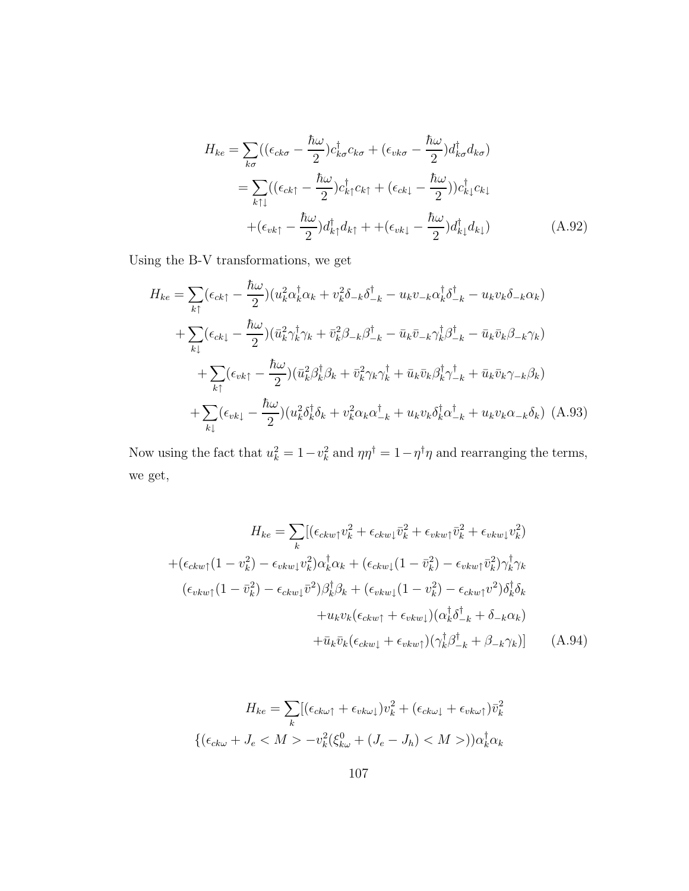$$
\begin{aligned}
H_{ke} &= \sum_{k\sigma}((\epsilon_{ck\sigma} - \frac{\hbar\omega}{2})c^{\dagger}_{k\sigma}c_{k\sigma} + (\epsilon_{vk\sigma} - \frac{\hbar\omega}{2})d^{\dagger}_{k\sigma}d_{k\sigma}) \\
&= \sum_{k\uparrow\downarrow}((\epsilon_{ck\uparrow} - \frac{\hbar\omega}{2})c^{\dagger}_{k\uparrow}c_{k\uparrow} + (\epsilon_{ck\downarrow} - \frac{\hbar\omega}{2}))c^{\dagger}_{k\downarrow}c_{k\downarrow} \\
&\quad + (\epsilon_{vk\uparrow} - \frac{\hbar\omega}{2})d^{\dagger}_{k\uparrow}d_{k\uparrow} + + (\epsilon_{vk\downarrow} - \frac{\hbar\omega}{2})d^{\dagger}_{k\downarrow}d_{k\downarrow}) \qquad \text{(A.92)}
\end{aligned}
$$

Using the B-V transformations, we get

$$
\begin{aligned}
H_{ke} &= \sum_{k\uparrow}(\epsilon_{ck\uparrow} - \frac{\hbar\omega}{2})(u_k^2\alpha^{\dagger}_k\alpha_k + v_k^2\delta_{-k}\delta^{\dagger}_{-k} - u_k v_{-k}\alpha^{\dagger}_k\delta^{\dagger}_{-k} - u_k v_k\delta_{-k}\alpha_k) \\
&+ \sum_{k\downarrow}(\epsilon_{ck\downarrow} - \frac{\hbar\omega}{2})(\bar{u}_k^2\gamma^{\dagger}_k\gamma_k + \bar{v}_k^2\beta_{-k}\beta^{\dagger}_{-k} - \bar{u}_k\bar{v}_{-k}\gamma^{\dagger}_k\beta^{\dagger}_{-k} - \bar{u}_k\bar{v}_k\beta_{-k}\gamma_k) \\
&+ \sum_{k\uparrow}(\epsilon_{vk\uparrow} - \frac{\hbar\omega}{2})(\bar{u}_k^2\beta^{\dagger}_k\beta_k + \bar{v}_k^2\gamma_k\gamma^{\dagger}_k + \bar{u}_k\bar{v}_k\beta^{\dagger}_k\gamma^{\dagger}_{-k} + \bar{u}_k\bar{v}_k\gamma_{-k}\beta_k) \\
&+ \sum_{k\downarrow}(\epsilon_{vk\downarrow} - \frac{\hbar\omega}{2})(u_k^2\delta^{\dagger}_k\delta_k + v_k^2\alpha_k\alpha^{\dagger}_{-k} + u_k v_k\delta^{\dagger}_k\alpha^{\dagger}_{-k} + u_k v_k\alpha_{-k}\delta_k) \quad \text{(A.93)}
\end{aligned}
$$

Now using the fact that $u_k^2 = 1 - v_k^2$ and $\eta\eta^{\dagger} = 1 - \eta^{\dagger}\eta$ and rearranging the terms, we get,

$$
\begin{aligned}
H_{ke} &= \sum_k[(\epsilon_{ckw\uparrow}v_k^2 + \epsilon_{ckw\downarrow}\bar{v}_k^2 + \epsilon_{vkw\uparrow}\bar{v}_k^2 + \epsilon_{vkw\downarrow}v_k^2) \\
&+ (\epsilon_{ckw\uparrow}(1 - v_k^2) - \epsilon_{vkw\downarrow}v_k^2)\alpha^{\dagger}_k\alpha_k + (\epsilon_{ckw\downarrow}(1 - \bar{v}_k^2) - \epsilon_{vkw\uparrow}\bar{v}_k^2)\gamma^{\dagger}_k\gamma_k \\
&(\epsilon_{vkw\uparrow}(1 - \bar{v}_k^2) - \epsilon_{ckw\downarrow}\bar{v}^2)\beta^{\dagger}_k\beta_k + (\epsilon_{vkw\downarrow}(1 - v_k^2) - \epsilon_{ckw\uparrow}v^2)\delta^{\dagger}_k\delta_k \\
&+ u_k v_k(\epsilon_{ckw\uparrow} + \epsilon_{vkw\downarrow})(\alpha^{\dagger}_k\delta^{\dagger}_{-k} + \delta_{-k}\alpha_k) \\
&+ \bar{u}_k\bar{v}_k(\epsilon_{ckw\downarrow} + \epsilon_{vkw\uparrow})(\gamma^{\dagger}_k\beta^{\dagger}_{-k} + \beta_{-k}\gamma_k)] \qquad \text{(A.94)}
\end{aligned}
$$

$$
\begin{aligned}
H_{ke} &= \sum_k[(\epsilon_{ck\omega\uparrow} + \epsilon_{vk\omega\downarrow})v_k^2 + (\epsilon_{ck\omega\downarrow} + \epsilon_{vk\omega\uparrow})\bar{v}_k^2 \\
&\{(\epsilon_{ck\omega} + J_e < M > - v_k^2(\xi^0_{k\omega} + (J_e - J_h) < M >))\alpha^{\dagger}_k\alpha_k
\end{aligned}
$$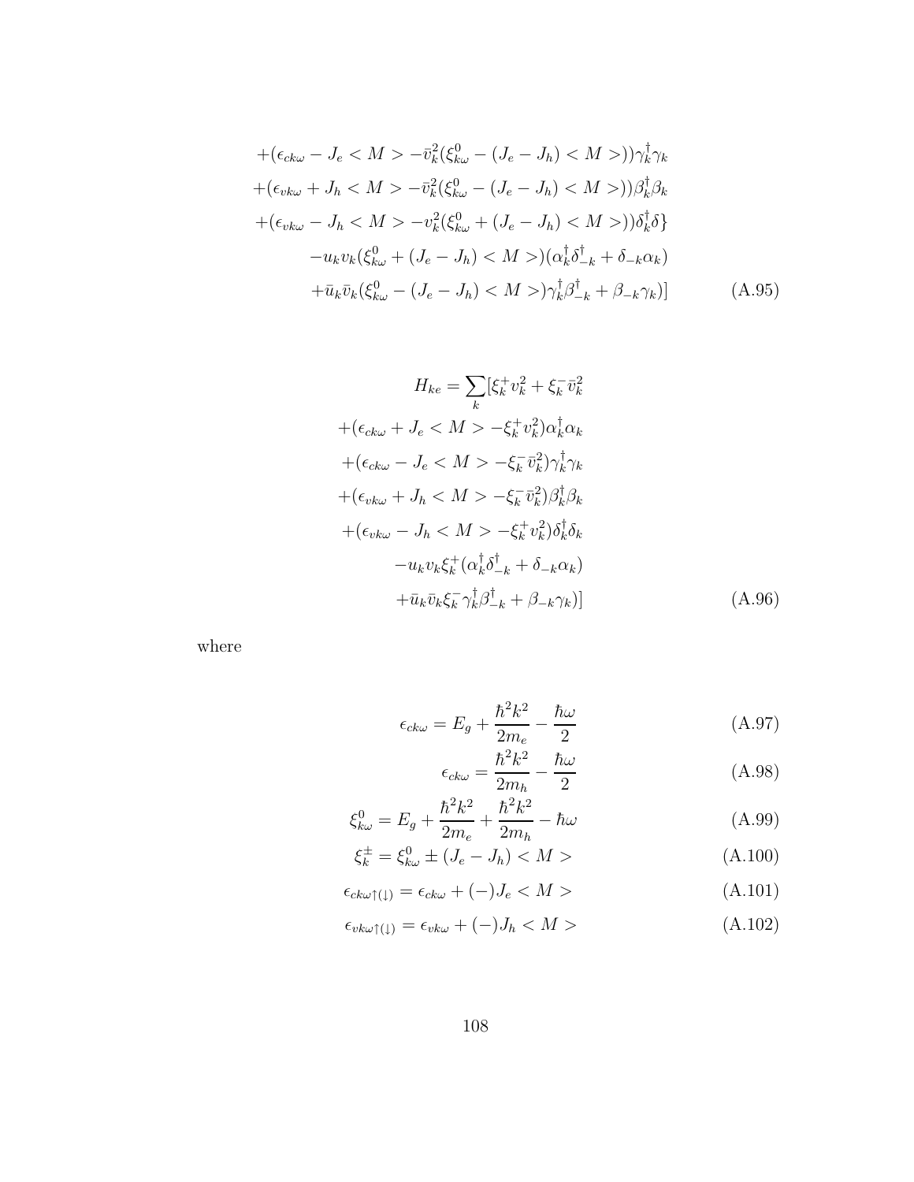$$
\begin{aligned}
&+(\epsilon_{ck\omega} - J_e < M > -\bar{v}_k^2(\xi_{k\omega}^0 - (J_e - J_h) < M >))\gamma_k^\dagger \gamma_k \\
&+(\epsilon_{vk\omega} + J_h < M > -\bar{v}_k^2(\xi_{k\omega}^0 - (J_e - J_h) < M >))\beta_k^\dagger \beta_k \\
&+(\epsilon_{vk\omega} - J_h < M > -v_k^2(\xi_{k\omega}^0 + (J_e - J_h) < M >))\delta_k^\dagger \delta\} \\
&-u_k v_k(\xi_{k\omega}^0 + (J_e - J_h) < M >)(\alpha_k^\dagger \delta_{-k}^\dagger + \delta_{-k}\alpha_k) \\
&+\bar{u}_k \bar{v}_k(\xi_{k\omega}^0 - (J_e - J_h) < M >)\gamma_k^\dagger \beta_{-k}^\dagger + \beta_{-k}\gamma_k)]
\end{aligned} \tag{A.95}
$$

$$
\begin{aligned}
H_{ke} &= \sum_k [\xi_k^+ v_k^2 + \xi_k^- \bar{v}_k^2 \\
&+(\epsilon_{ck\omega} + J_e < M > -\xi_k^+ v_k^2)\alpha_k^\dagger \alpha_k \\
&+(\epsilon_{ck\omega} - J_e < M > -\xi_k^- \bar{v}_k^2)\gamma_k^\dagger \gamma_k \\
&+(\epsilon_{vk\omega} + J_h < M > -\xi_k^- \bar{v}_k^2)\beta_k^\dagger \beta_k \\
&+(\epsilon_{vk\omega} - J_h < M > -\xi_k^+ v_k^2)\delta_k^\dagger \delta_k \\
&-u_k v_k \xi_k^+ (\alpha_k^\dagger \delta_{-k}^\dagger + \delta_{-k}\alpha_k) \\
&+\bar{u}_k \bar{v}_k \xi_k^- \gamma_k^\dagger \beta_{-k}^\dagger + \beta_{-k}\gamma_k)]
\end{aligned} \tag{A.96}
$$

where

$$
\epsilon_{ck\omega} = E_g + \frac{\hbar^2 k^2}{2m_e} - \frac{\hbar\omega}{2} \tag{A.97}
$$

$$
\epsilon_{ck\omega} = \frac{\hbar^2 k^2}{2m_h} - \frac{\hbar\omega}{2} \tag{A.98}
$$

$$
\xi_{k\omega}^0 = E_g + \frac{\hbar^2 k^2}{2m_e} + \frac{\hbar^2 k^2}{2m_h} - \hbar\omega \tag{A.99}
$$

$$
\xi_k^\pm = \xi_{k\omega}^0 \pm (J_e - J_h) < M > \tag{A.100}
$$

$$
\epsilon_{ck\omega\uparrow(\downarrow)} = \epsilon_{ck\omega} + (-)J_e < M > \tag{A.101}
$$

$$
\epsilon_{vk\omega\uparrow(\downarrow)} = \epsilon_{vk\omega} + (-)J_h < M > \tag{A.102}
$$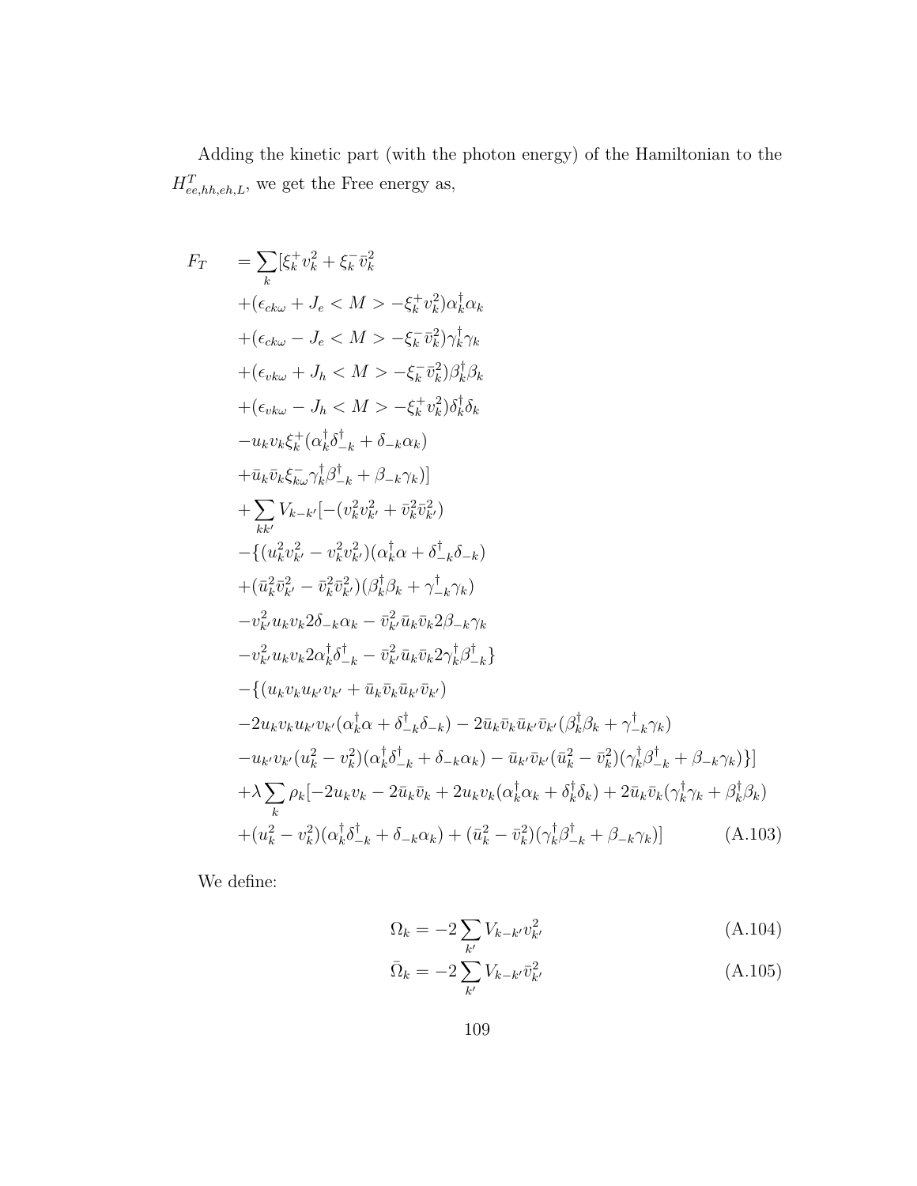Adding the kinetic part (with the photon energy) of the Hamiltonian to the $H^T_{ee,hh,eh,L}$, we get the Free energy as,

$$
\begin{aligned}
F_T \quad &= \sum_k [\xi^+_k v^2_k + \xi^-_k \bar{v}^2_k \\
&+ (\epsilon_{ck\omega} + J_e < M > -\xi^+_k v^2_k)\alpha^\dagger_k \alpha_k \\
&+ (\epsilon_{ck\omega} - J_e < M > -\xi^-_k \bar{v}^2_k)\gamma^\dagger_k \gamma_k \\
&+ (\epsilon_{vk\omega} + J_h < M > -\xi^-_k \bar{v}^2_k)\beta^\dagger_k \beta_k \\
&+ (\epsilon_{vk\omega} - J_h < M > -\xi^+_k v^2_k)\delta^\dagger_k \delta_k \\
&- u_k v_k \xi^+_k (\alpha^\dagger_k \delta^\dagger_{-k} + \delta_{-k}\alpha_k) \\
&+ \bar{u}_k \bar{v}_k \xi^-_{k\omega} \gamma^\dagger_k \beta^\dagger_{-k} + \beta_{-k}\gamma_k)] \\
&+ \sum_{kk'} V_{k-k'}[-(v^2_k v^2_{k'} + \bar{v}^2_k \bar{v}^2_{k'}) \\
&- \{(u^2_k v^2_{k'} - v^2_k v^2_{k'})(\alpha^\dagger_k \alpha + \delta^\dagger_{-k}\delta_{-k}) \\
&+ (\bar{u}^2_k \bar{v}^2_{k'} - \bar{v}^2_k \bar{v}^2_{k'})(\beta^\dagger_k \beta_k + \gamma^\dagger_{-k}\gamma_k) \\
&- v^2_{k'} u_k v_k 2\delta_{-k}\alpha_k - \bar{v}^2_{k'} \bar{u}_k \bar{v}_k 2\beta_{-k}\gamma_k \\
&- v^2_{k'} u_k v_k 2\alpha^\dagger_k \delta^\dagger_{-k} - \bar{v}^2_{k'} \bar{u}_k \bar{v}_k 2\gamma^\dagger_k \beta^\dagger_{-k}\} \\
&- \{(u_k v_k u_{k'} v_{k'} + \bar{u}_k \bar{v}_k \bar{u}_{k'} \bar{v}_{k'}) \\
&- 2u_k v_k u_{k'} v_{k'}(\alpha^\dagger_k \alpha + \delta^\dagger_{-k}\delta_{-k}) - 2\bar{u}_k \bar{v}_k \bar{u}_{k'} \bar{v}_{k'}(\beta^\dagger_k \beta_k + \gamma^\dagger_{-k}\gamma_k) \\
&- u_{k'} v_{k'}(u^2_k - v^2_k)(\alpha^\dagger_k \delta^\dagger_{-k} + \delta_{-k}\alpha_k) - \bar{u}_{k'} \bar{v}_{k'}(\bar{u}^2_k - \bar{v}^2_k)(\gamma^\dagger_k \beta^\dagger_{-k} + \beta_{-k}\gamma_k)\}] \\
&+ \lambda \sum_k \rho_k[-2u_k v_k - 2\bar{u}_k \bar{v}_k + 2u_k v_k(\alpha^\dagger_k \alpha_k + \delta^\dagger_k \delta_k) + 2\bar{u}_k \bar{v}_k(\gamma^\dagger_k \gamma_k + \beta^\dagger_k \beta_k) \\
&+ (u^2_k - v^2_k)(\alpha^\dagger_k \delta^\dagger_{-k} + \delta_{-k}\alpha_k) + (\bar{u}^2_k - \bar{v}^2_k)(\gamma^\dagger_k \beta^\dagger_{-k} + \beta_{-k}\gamma_k)] \qquad \text{(A.103)}
\end{aligned}
$$

We define:

$$\Omega_k = -2\sum_{k'} V_{k-k'} v^2_{k'} \qquad \text{(A.104)}$$

$$\bar{\Omega}_k = -2\sum_{k'} V_{k-k'} \bar{v}^2_{k'} \qquad \text{(A.105)}$$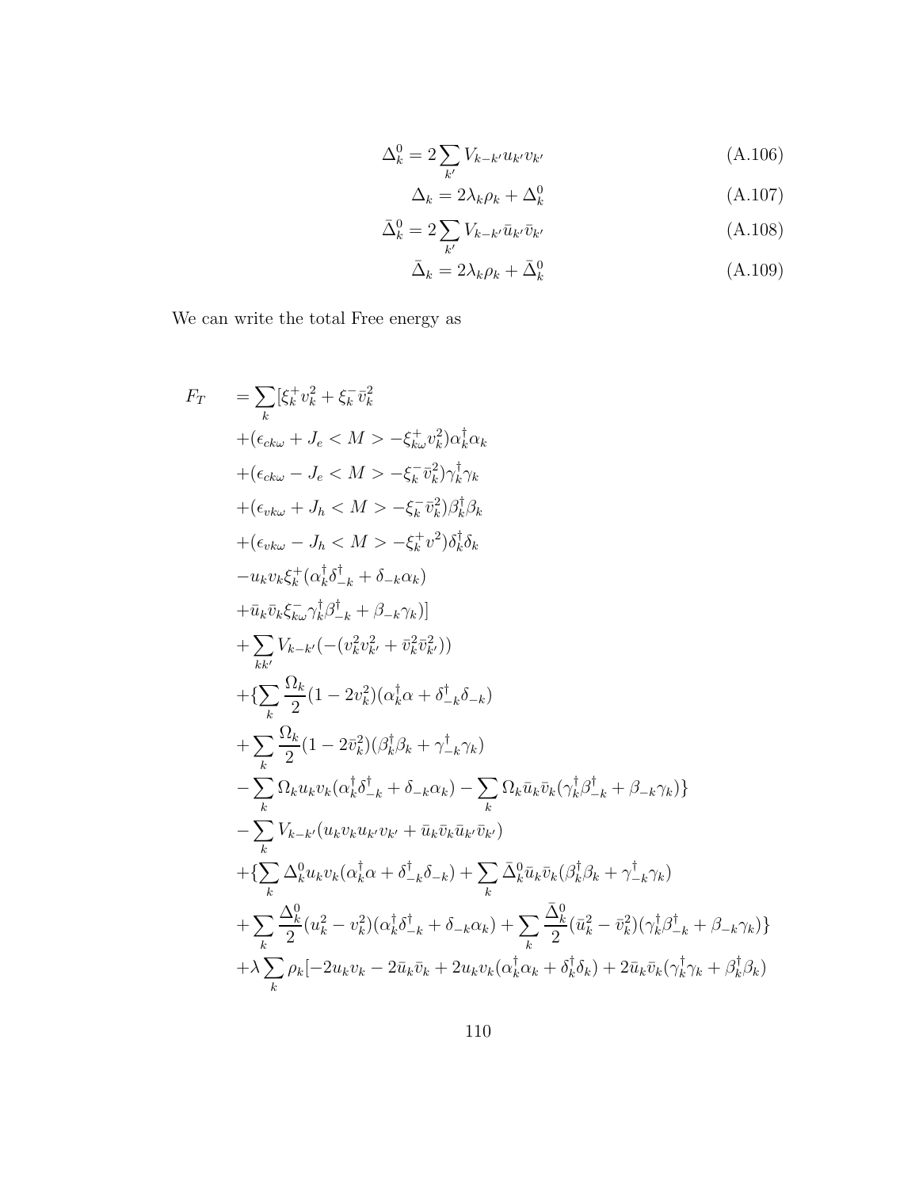$$\Delta_k^0 = 2\sum_{k'} V_{k-k'} u_{k'} v_{k'} \tag{A.106}$$

$$\Delta_k = 2\lambda_k \rho_k + \Delta_k^0 \tag{A.107}$$

$$\bar{\Delta}_k^0 = 2\sum_{k'} V_{k-k'} \bar{u}_{k'} \bar{v}_{k'} \tag{A.108}$$

$$\bar{\Delta}_k = 2\lambda_k \rho_k + \bar{\Delta}_k^0 \tag{A.109}$$

We can write the total Free energy as

$$
\begin{aligned}
F_T \quad &= \sum_k [\xi_k^+ v_k^2 + \xi_k^- \bar{v}_k^2 \\
&+ (\epsilon_{ck\omega} + J_e < M > -\xi_{k\omega}^+ v_k^2) \alpha_k^\dagger \alpha_k \\
&+ (\epsilon_{ck\omega} - J_e < M > -\xi_k^- \bar{v}_k^2) \gamma_k^\dagger \gamma_k \\
&+ (\epsilon_{vk\omega} + J_h < M > -\xi_k^- \bar{v}_k^2) \beta_k^\dagger \beta_k \\
&+ (\epsilon_{vk\omega} - J_h < M > -\xi_k^+ v^2) \delta_k^\dagger \delta_k \\
&- u_k v_k \xi_k^+ (\alpha_k^\dagger \delta_{-k}^\dagger + \delta_{-k} \alpha_k) \\
&+ \bar{u}_k \bar{v}_k \xi_{k\omega}^- \gamma_k^\dagger \beta_{-k}^\dagger + \beta_{-k} \gamma_k)] \\
&+ \sum_{kk'} V_{k-k'} (-(v_k^2 v_{k'}^2 + \bar{v}_k^2 \bar{v}_{k'}^2)) \\
&+ \{ \sum_k \frac{\Omega_k}{2} (1 - 2v_k^2)(\alpha_k^\dagger \alpha + \delta_{-k}^\dagger \delta_{-k}) \\
&+ \sum_k \frac{\Omega_k}{2} (1 - 2\bar{v}_k^2)(\beta_k^\dagger \beta_k + \gamma_{-k}^\dagger \gamma_k) \\
&- \sum_k \Omega_k u_k v_k (\alpha_k^\dagger \delta_{-k}^\dagger + \delta_{-k} \alpha_k) - \sum_k \Omega_k \bar{u}_k \bar{v}_k (\gamma_k^\dagger \beta_{-k}^\dagger + \beta_{-k} \gamma_k) \} \\
&- \sum_k V_{k-k'} (u_k v_k u_{k'} v_{k'} + \bar{u}_k \bar{v}_k \bar{u}_{k'} \bar{v}_{k'}) \\
&+ \{ \sum_k \Delta_k^0 u_k v_k (\alpha_k^\dagger \alpha + \delta_{-k}^\dagger \delta_{-k}) + \sum_k \bar{\Delta}_k^0 \bar{u}_k \bar{v}_k (\beta_k^\dagger \beta_k + \gamma_{-k}^\dagger \gamma_k) \\
&+ \sum_k \frac{\Delta_k^0}{2} (u_k^2 - v_k^2)(\alpha_k^\dagger \delta_{-k}^\dagger + \delta_{-k} \alpha_k) + \sum_k \frac{\bar{\Delta}_k^0}{2} (\bar{u}_k^2 - \bar{v}_k^2)(\gamma_k^\dagger \beta_{-k}^\dagger + \beta_{-k} \gamma_k) \} \\
&+ \lambda \sum_k \rho_k [-2u_k v_k - 2\bar{u}_k \bar{v}_k + 2u_k v_k (\alpha_k^\dagger \alpha_k + \delta_k^\dagger \delta_k) + 2\bar{u}_k \bar{v}_k (\gamma_k^\dagger \gamma_k + \beta_k^\dagger \beta_k)
\end{aligned}
$$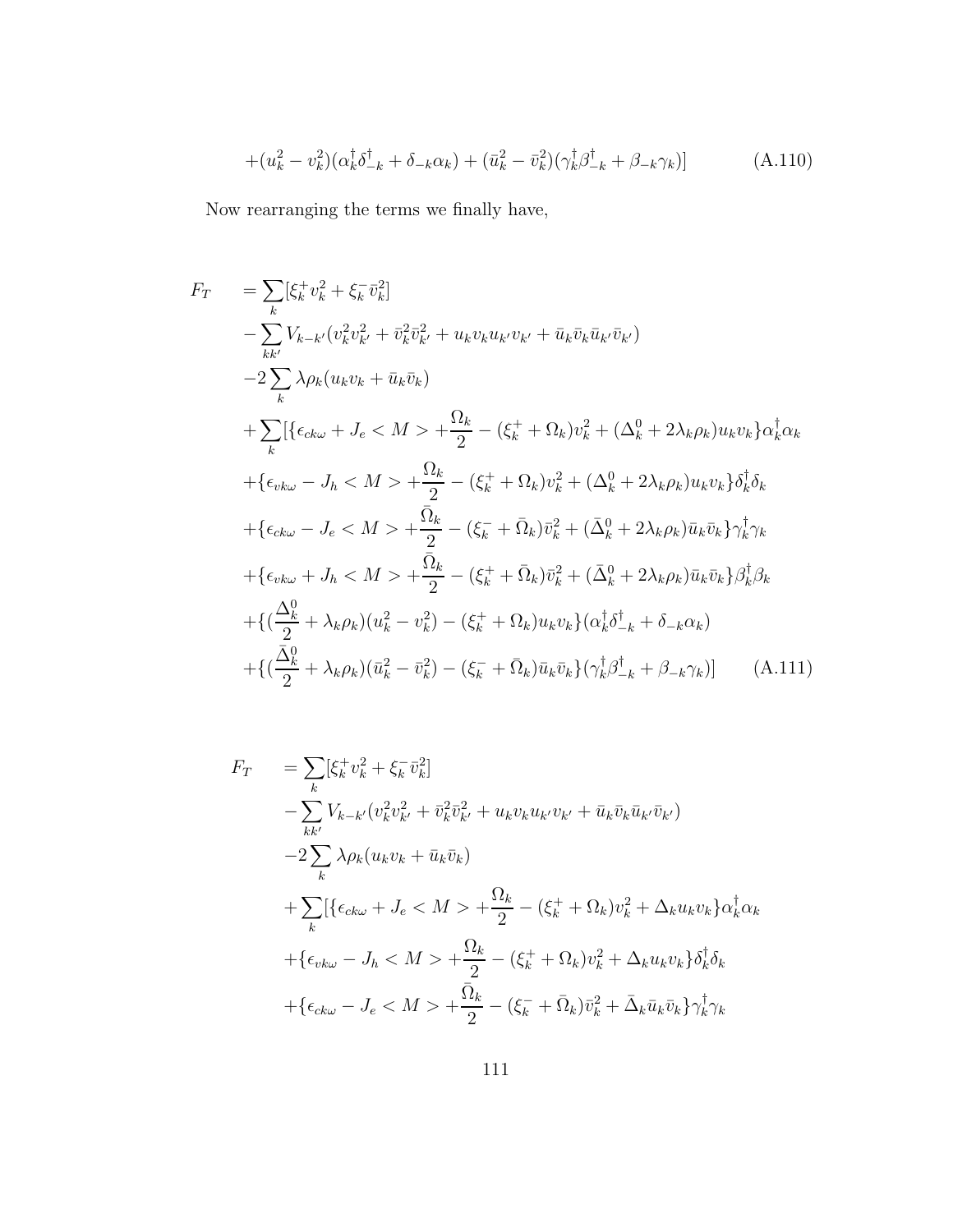$$+(u_k^2 - v_k^2)(\alpha_k^\dagger \delta_{-k}^\dagger + \delta_{-k}\alpha_k) + (\bar{u}_k^2 - \bar{v}_k^2)(\gamma_k^\dagger \beta_{-k}^\dagger + \beta_{-k}\gamma_k)] \qquad \text{(A.110)}$$

Now rearranging the terms we finally have,

$$
\begin{aligned}
F_T \quad &= \sum_k [\xi_k^+ v_k^2 + \xi_k^- \bar{v}_k^2] \\
&- \sum_{kk'} V_{k-k'}(v_k^2 v_{k'}^2 + \bar{v}_k^2 \bar{v}_{k'}^2 + u_k v_k u_{k'} v_{k'} + \bar{u}_k \bar{v}_k \bar{u}_{k'} \bar{v}_{k'}) \\
&- 2\sum_k \lambda \rho_k (u_k v_k + \bar{u}_k \bar{v}_k) \\
&+ \sum_k [\{\epsilon_{ck\omega} + J_e < M > + \frac{\Omega_k}{2} - (\xi_k^+ + \Omega_k) v_k^2 + (\Delta_k^0 + 2\lambda_k \rho_k) u_k v_k\} \alpha_k^\dagger \alpha_k \\
&+ \{\epsilon_{vk\omega} - J_h < M > + \frac{\Omega_k}{2} - (\xi_k^+ + \Omega_k) v_k^2 + (\Delta_k^0 + 2\lambda_k \rho_k) u_k v_k\} \delta_k^\dagger \delta_k \\
&+ \{\epsilon_{ck\omega} - J_e < M > + \frac{\bar{\Omega}_k}{2} - (\xi_k^- + \bar{\Omega}_k) \bar{v}_k^2 + (\bar{\Delta}_k^0 + 2\lambda_k \rho_k) \bar{u}_k \bar{v}_k\} \gamma_k^\dagger \gamma_k \\
&+ \{\epsilon_{vk\omega} + J_h < M > + \frac{\bar{\Omega}_k}{2} - (\xi_k^+ + \bar{\Omega}_k) \bar{v}_k^2 + (\bar{\Delta}_k^0 + 2\lambda_k \rho_k) \bar{u}_k \bar{v}_k\} \beta_k^\dagger \beta_k \\
&+ \{(\frac{\Delta_k^0}{2} + \lambda_k \rho_k)(u_k^2 - v_k^2) - (\xi_k^+ + \Omega_k) u_k v_k\} (\alpha_k^\dagger \delta_{-k}^\dagger + \delta_{-k} \alpha_k) \\
&+ \{(\frac{\bar{\Delta}_k^0}{2} + \lambda_k \rho_k)(\bar{u}_k^2 - \bar{v}_k^2) - (\xi_k^- + \bar{\Omega}_k) \bar{u}_k \bar{v}_k\} (\gamma_k^\dagger \beta_{-k}^\dagger + \beta_{-k} \gamma_k)] \qquad \text{(A.111)}
\end{aligned}
$$

$$
\begin{aligned}
F_T \quad &= \sum_k [\xi_k^+ v_k^2 + \xi_k^- \bar{v}_k^2] \\
&- \sum_{kk'} V_{k-k'}(v_k^2 v_{k'}^2 + \bar{v}_k^2 \bar{v}_{k'}^2 + u_k v_k u_{k'} v_{k'} + \bar{u}_k \bar{v}_k \bar{u}_{k'} \bar{v}_{k'}) \\
&- 2\sum_k \lambda \rho_k (u_k v_k + \bar{u}_k \bar{v}_k) \\
&+ \sum_k [\{\epsilon_{ck\omega} + J_e < M > + \frac{\Omega_k}{2} - (\xi_k^+ + \Omega_k) v_k^2 + \Delta_k u_k v_k\} \alpha_k^\dagger \alpha_k \\
&+ \{\epsilon_{vk\omega} - J_h < M > + \frac{\Omega_k}{2} - (\xi_k^+ + \Omega_k) v_k^2 + \Delta_k u_k v_k\} \delta_k^\dagger \delta_k \\
&+ \{\epsilon_{ck\omega} - J_e < M > + \frac{\bar{\Omega}_k}{2} - (\xi_k^- + \bar{\Omega}_k) \bar{v}_k^2 + \bar{\Delta}_k \bar{u}_k \bar{v}_k\} \gamma_k^\dagger \gamma_k
\end{aligned}
$$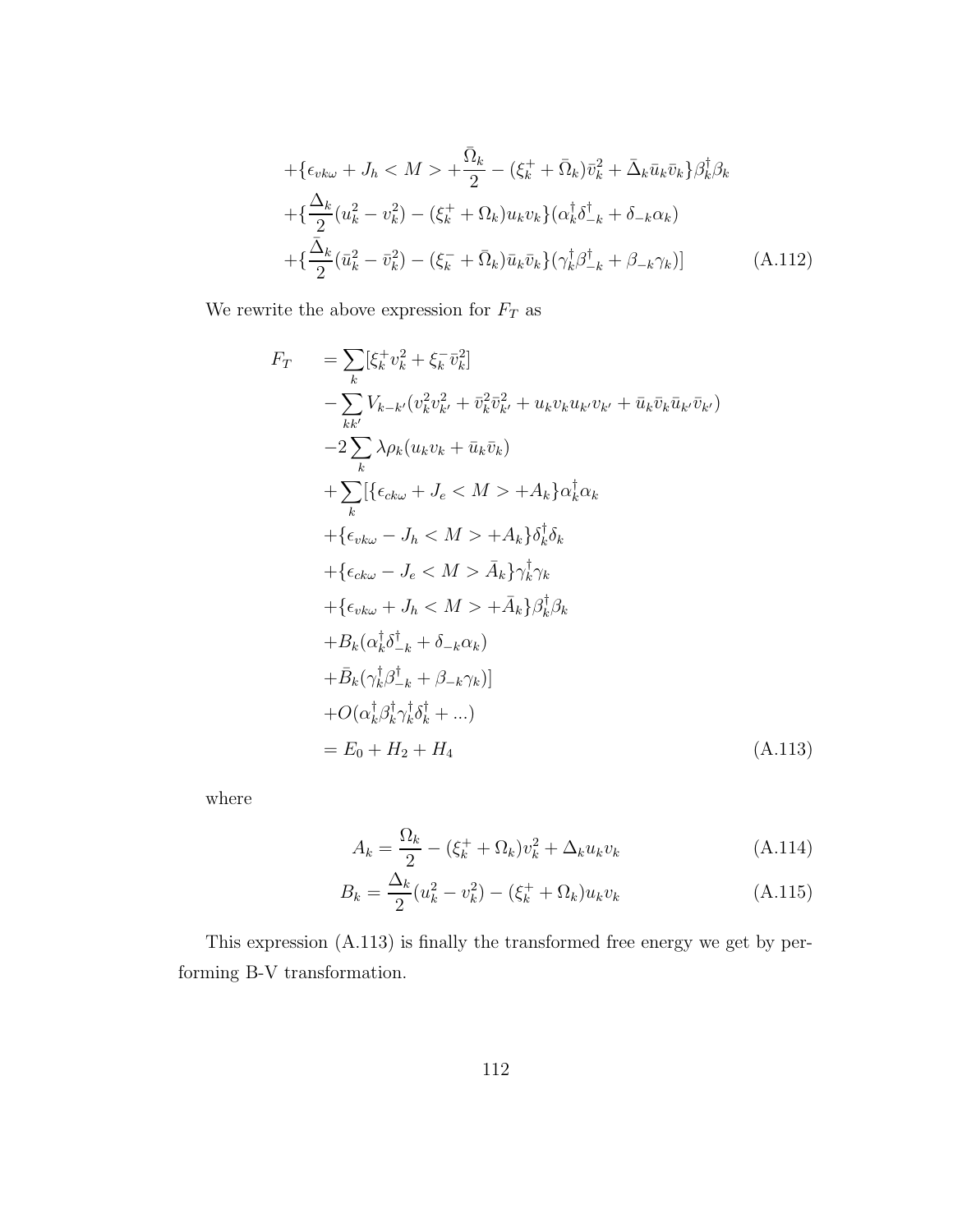$$
\begin{aligned}
&+\{\epsilon_{vk\omega} + J_h < M > +\frac{\bar{\Omega}_k}{2} - (\xi_k^+ + \bar{\Omega}_k)\bar{v}_k^2 + \bar{\Delta}_k \bar{u}_k \bar{v}_k\}\beta_k^\dagger \beta_k \\
&+\{\frac{\Delta_k}{2}(u_k^2 - v_k^2) - (\xi_k^+ + \Omega_k)u_k v_k\}(\alpha_k^\dagger \delta_{-k}^\dagger + \delta_{-k}\alpha_k) \\
&+\{\frac{\bar{\Delta}_k}{2}(\bar{u}_k^2 - \bar{v}_k^2) - (\xi_k^- + \bar{\Omega}_k)\bar{u}_k \bar{v}_k\}(\gamma_k^\dagger \beta_{-k}^\dagger + \beta_{-k}\gamma_k)] \qquad \text{(A.112)}
\end{aligned}
$$

We rewrite the above expression for $F_T$ as

$$
\begin{aligned}
F_T \quad &= \sum_k [\xi_k^+ v_k^2 + \xi_k^- \bar{v}_k^2] \\
&- \sum_{kk'} V_{k-k'}(v_k^2 v_{k'}^2 + \bar{v}_k^2 \bar{v}_{k'}^2 + u_k v_k u_{k'} v_{k'} + \bar{u}_k \bar{v}_k \bar{u}_{k'} \bar{v}_{k'}) \\
&-2\sum_k \lambda \rho_k (u_k v_k + \bar{u}_k \bar{v}_k) \\
&+\sum_k [\{\epsilon_{ck\omega} + J_e < M > +A_k\}\alpha_k^\dagger \alpha_k \\
&+\{\epsilon_{vk\omega} - J_h < M > +A_k\}\delta_k^\dagger \delta_k \\
&+\{\epsilon_{ck\omega} - J_e < M > \bar{A}_k\}\gamma_k^\dagger \gamma_k \\
&+\{\epsilon_{vk\omega} + J_h < M > +\bar{A}_k\}\beta_k^\dagger \beta_k \\
&+B_k(\alpha_k^\dagger \delta_{-k}^\dagger + \delta_{-k}\alpha_k) \\
&+\bar{B}_k(\gamma_k^\dagger \beta_{-k}^\dagger + \beta_{-k}\gamma_k)] \\
&+O(\alpha_k^\dagger \beta_k^\dagger \gamma_k^\dagger \delta_k^\dagger + ...) \\
&= E_0 + H_2 + H_4 \qquad \text{(A.113)}
\end{aligned}
$$

where

$$
A_k = \frac{\Omega_k}{2} - (\xi_k^+ + \Omega_k)v_k^2 + \Delta_k u_k v_k \qquad \text{(A.114)}
$$

$$
B_k = \frac{\Delta_k}{2}(u_k^2 - v_k^2) - (\xi_k^+ + \Omega_k)u_k v_k \qquad \text{(A.115)}
$$

This expression (A.113) is finally the transformed free energy we get by performing B-V transformation.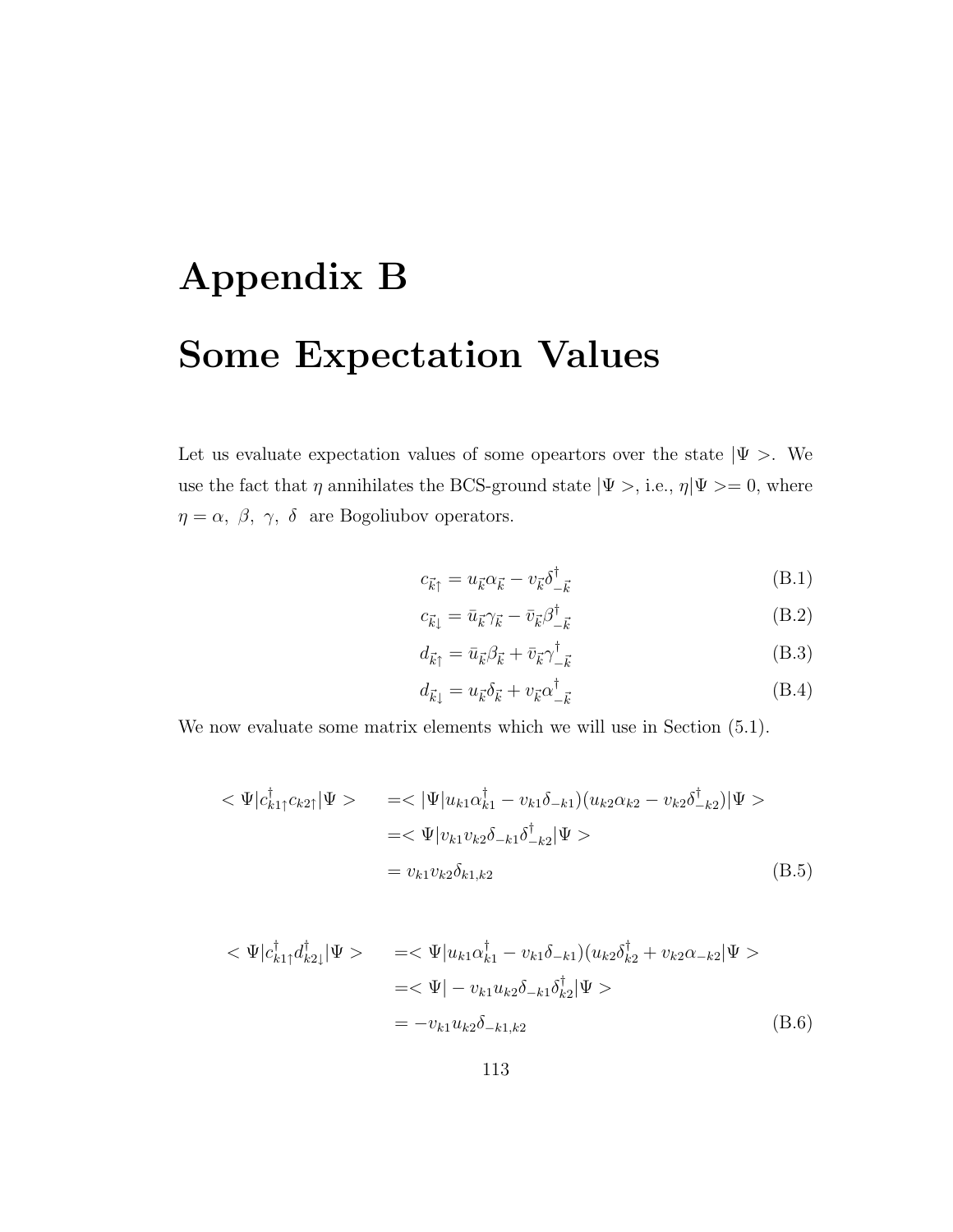# Appendix B

# Some Expectation Values

Let us evaluate expectation values of some opeartors over the state $|\Psi>$. We use the fact that $\eta$ annihilates the BCS-ground state $|\Psi>$, i.e., $\eta|\Psi>=0$, where $\eta = \alpha,\ \beta,\ \gamma,\ \delta$ are Bogoliubov operators.

$$c_{\vec{k}\uparrow} = u_{\vec{k}}\alpha_{\vec{k}} - v_{\vec{k}}\delta^{\dagger}_{-\vec{k}} \tag{B.1}$$

$$c_{\vec{k}\downarrow} = \bar{u}_{\vec{k}}\gamma_{\vec{k}} - \bar{v}_{\vec{k}}\beta^{\dagger}_{-\vec{k}} \tag{B.2}$$

$$d_{\vec{k}\uparrow} = \bar{u}_{\vec{k}}\beta_{\vec{k}} + \bar{v}_{\vec{k}}\gamma^{\dagger}_{-\vec{k}} \tag{B.3}$$

$$d_{\vec{k}\downarrow} = u_{\vec{k}}\delta_{\vec{k}} + v_{\vec{k}}\alpha^{\dagger}_{-\vec{k}} \tag{B.4}$$

We now evaluate some matrix elements which we will use in Section (5.1).

$$\begin{aligned}
<\Psi|c^{\dagger}_{k1\uparrow}c_{k2\uparrow}|\Psi> &= <|\Psi|u_{k1}\alpha^{\dagger}_{k1} - v_{k1}\delta_{-k1})(u_{k2}\alpha_{k2} - v_{k2}\delta^{\dagger}_{-k2})|\Psi> \\
&= <\Psi|v_{k1}v_{k2}\delta_{-k1}\delta^{\dagger}_{-k2}|\Psi> \\
&= v_{k1}v_{k2}\delta_{k1,k2}
\end{aligned} \tag{B.5}$$

$$\begin{aligned}
<\Psi|c^{\dagger}_{k1\uparrow}d^{\dagger}_{k2\downarrow}|\Psi> &= <\Psi|u_{k1}\alpha^{\dagger}_{k1} - v_{k1}\delta_{-k1})(u_{k2}\delta^{\dagger}_{k2} + v_{k2}\alpha_{-k2}|\Psi> \\
&= <\Psi| - v_{k1}u_{k2}\delta_{-k1}\delta^{\dagger}_{k2}|\Psi> \\
&= -v_{k1}u_{k2}\delta_{-k1,k2}
\end{aligned} \tag{B.6}$$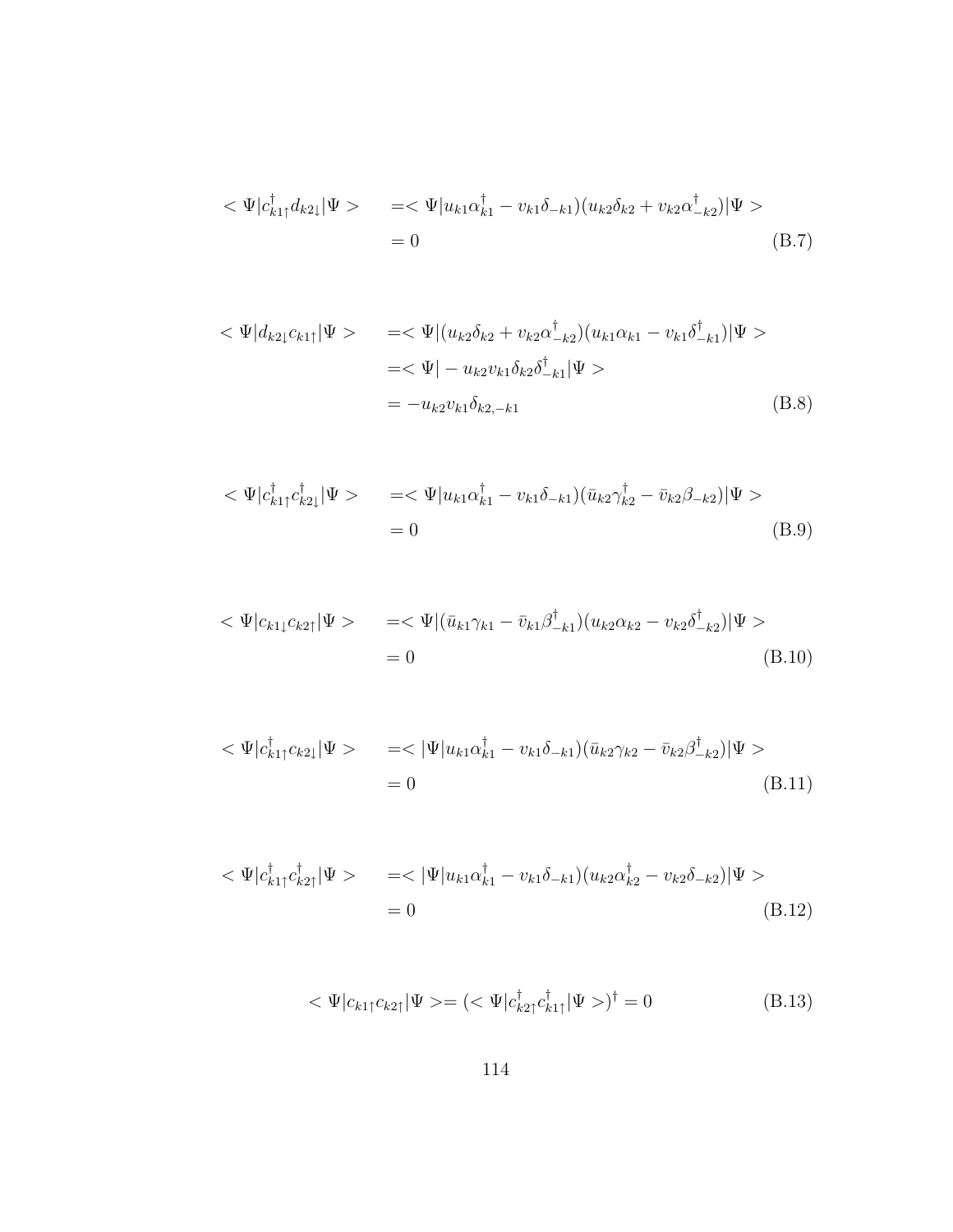$$
\begin{aligned}
<\Psi|c^{\dagger}_{k1\uparrow}d_{k2\downarrow}|\Psi> \quad &=<\Psi|u_{k1}\alpha^{\dagger}_{k1}-v_{k1}\delta_{-k1})(u_{k2}\delta_{k2}+v_{k2}\alpha^{\dagger}_{-k2})|\Psi> \\
&=0
\end{aligned}
\tag{B.7}
$$

$$
\begin{aligned}
<\Psi|d_{k2\downarrow}c_{k1\uparrow}|\Psi> \quad &=<\Psi|(u_{k2}\delta_{k2}+v_{k2}\alpha^{\dagger}_{-k2})(u_{k1}\alpha_{k1}-v_{k1}\delta^{\dagger}_{-k1})|\Psi> \\
&=<\Psi|-u_{k2}v_{k1}\delta_{k2}\delta^{\dagger}_{-k1}|\Psi> \\
&=-u_{k2}v_{k1}\delta_{k2,-k1}
\end{aligned}
\tag{B.8}
$$

$$
\begin{aligned}
<\Psi|c^{\dagger}_{k1\uparrow}c^{\dagger}_{k2\downarrow}|\Psi> \quad &=<\Psi|u_{k1}\alpha^{\dagger}_{k1}-v_{k1}\delta_{-k1})(\bar{u}_{k2}\gamma^{\dagger}_{k2}-\bar{v}_{k2}\beta_{-k2})|\Psi> \\
&=0
\end{aligned}
\tag{B.9}
$$

$$
\begin{aligned}
<\Psi|c_{k1\downarrow}c_{k2\uparrow}|\Psi> \quad &=<\Psi|(\bar{u}_{k1}\gamma_{k1}-\bar{v}_{k1}\beta^{\dagger}_{-k1})(u_{k2}\alpha_{k2}-v_{k2}\delta^{\dagger}_{-k2})|\Psi> \\
&=0
\end{aligned}
\tag{B.10}
$$

$$
\begin{aligned}
<\Psi|c^{\dagger}_{k1\uparrow}c_{k2\downarrow}|\Psi> \quad &=<|\Psi|u_{k1}\alpha^{\dagger}_{k1}-v_{k1}\delta_{-k1})(\bar{u}_{k2}\gamma_{k2}-\bar{v}_{k2}\beta^{\dagger}_{-k2})|\Psi> \\
&=0
\end{aligned}
\tag{B.11}
$$

$$
\begin{aligned}
<\Psi|c^{\dagger}_{k1\uparrow}c^{\dagger}_{k2\uparrow}|\Psi> \quad &=<|\Psi|u_{k1}\alpha^{\dagger}_{k1}-v_{k1}\delta_{-k1})(u_{k2}\alpha^{\dagger}_{k2}-v_{k2}\delta_{-k2})|\Psi> \\
&=0
\end{aligned}
\tag{B.12}
$$

$$
<\Psi|c_{k1\uparrow}c_{k2\uparrow}|\Psi>=(<\Psi|c^{\dagger}_{k2\uparrow}c^{\dagger}_{k1\uparrow}|\Psi>)^{\dagger}=0 \tag{B.13}
$$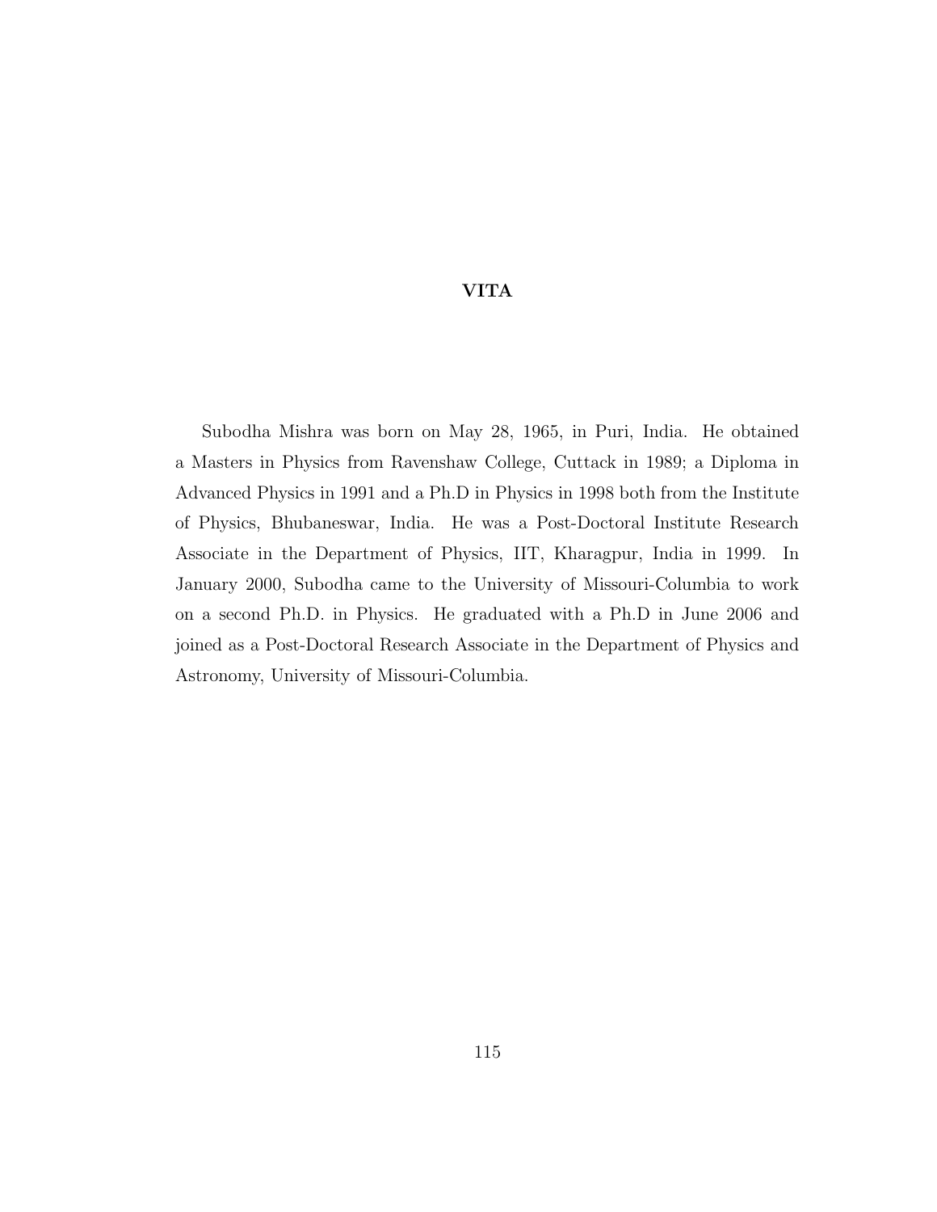# VITA

Subodha Mishra was born on May 28, 1965, in Puri, India. He obtained a Masters in Physics from Ravenshaw College, Cuttack in 1989; a Diploma in Advanced Physics in 1991 and a Ph.D in Physics in 1998 both from the Institute of Physics, Bhubaneswar, India. He was a Post-Doctoral Institute Research Associate in the Department of Physics, IIT, Kharagpur, India in 1999. In January 2000, Subodha came to the University of Missouri-Columbia to work on a second Ph.D. in Physics. He graduated with a Ph.D in June 2006 and joined as a Post-Doctoral Research Associate in the Department of Physics and Astronomy, University of Missouri-Columbia.